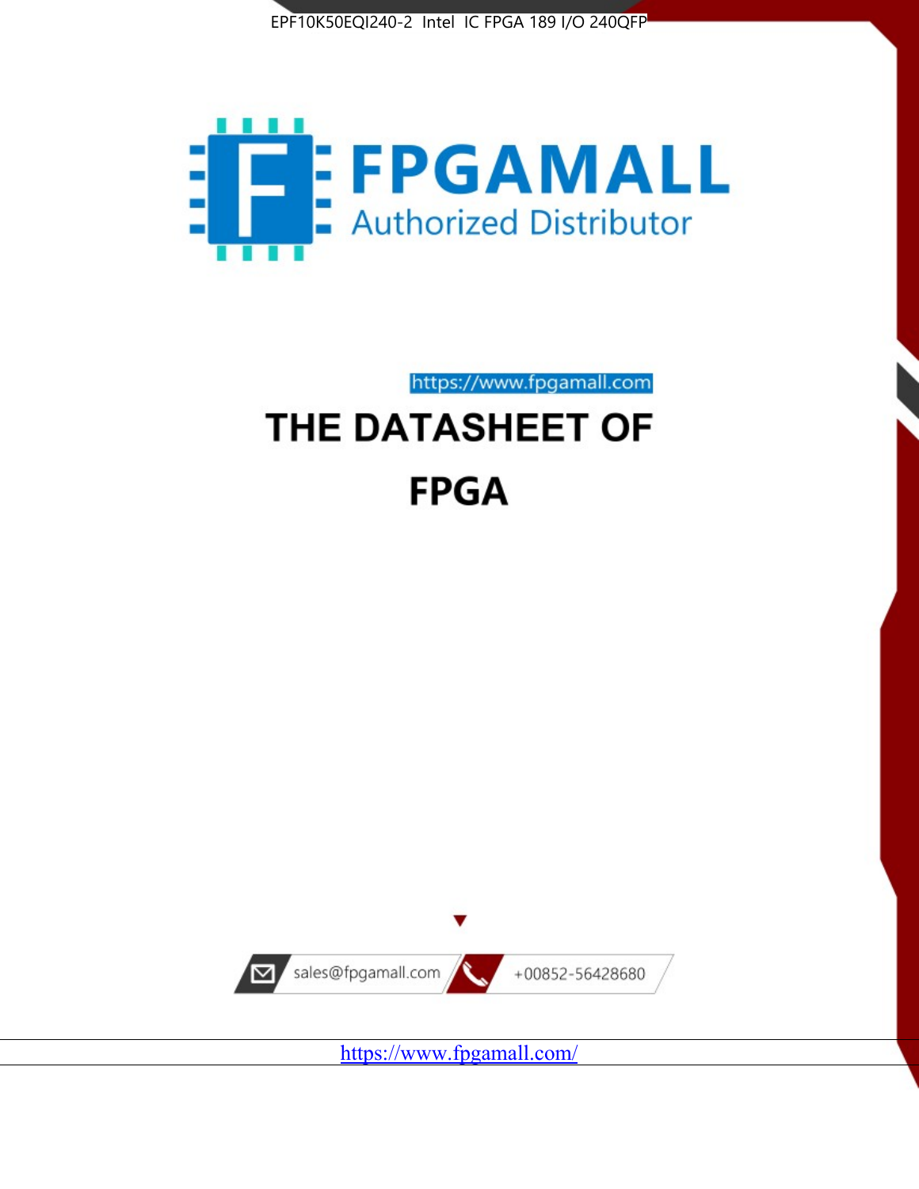EPF10K50EQI240-2 Intel IC FPGA 189 I/O 240QFP

FPGAMALL

Authorized Distributor

https://www.fpgamall.com

# THE DATASHEET OF

# FPGA

sales@fpgamall.com

+00852-56428680

https://www.fpgamall.com/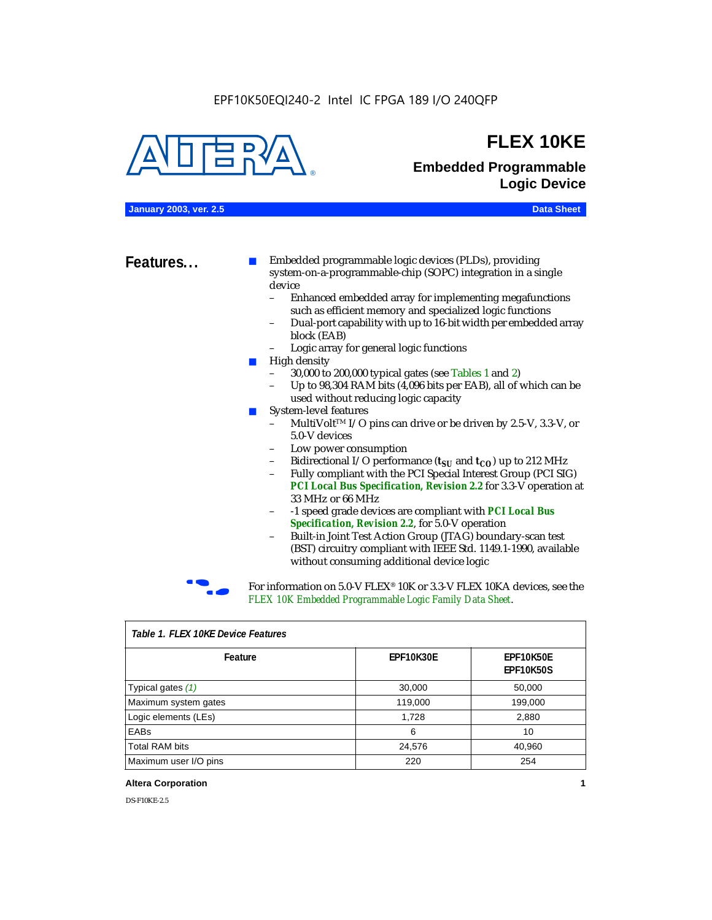EPF10K50EQI240-2 Intel IC FPGA 189 I/O 240QFP

# FLEX 10KE

## Embedded Programmable Logic Device

**January 2003, ver. 2.5** **Data Sheet**

## Features...

- Embedded programmable logic devices (PLDs), providing system-on-a-programmable-chip (SOPC) integration in a single device
  - Enhanced embedded array for implementing megafunctions such as efficient memory and specialized logic functions
  - Dual-port capability with up to 16-bit width per embedded array block (EAB)
  - Logic array for general logic functions
- High density
  - 30,000 to 200,000 typical gates (see Tables 1 and 2)
  - Up to 98,304 RAM bits (4,096 bits per EAB), all of which can be used without reducing logic capacity
- System-level features
  - MultiVolt™ I/O pins can drive or be driven by 2.5-V, 3.3-V, or 5.0-V devices
  - Low power consumption
  - Bidirectional I/O performance ($t_{SU}$ and $t_{CO}$) up to 212 MHz
  - Fully compliant with the PCI Special Interest Group (PCI SIG) ***PCI Local Bus Specification, Revision 2.2*** for 3.3-V operation at 33 MHz or 66 MHz
  - -1 speed grade devices are compliant with ***PCI Local Bus Specification, Revision 2.2***, for 5.0-V operation
  - Built-in Joint Test Action Group (JTAG) boundary-scan test (BST) circuitry compliant with IEEE Std. 1149.1-1990, available without consuming additional device logic

For information on 5.0-V FLEX® 10K or 3.3-V FLEX 10KA devices, see the *FLEX 10K Embedded Programmable Logic Family Data Sheet*.

*Table 1. FLEX 10KE Device Features*

| Feature | EPF10K30E | EPF10K50E EPF10K50S |
|---|---|---|
| Typical gates *(1)* | 30,000 | 50,000 |
| Maximum system gates | 119,000 | 199,000 |
| Logic elements (LEs) | 1,728 | 2,880 |
| EABs | 6 | 10 |
| Total RAM bits | 24,576 | 40,960 |
| Maximum user I/O pins | 220 | 254 |

**Altera Corporation**

DS-F10KE-2.5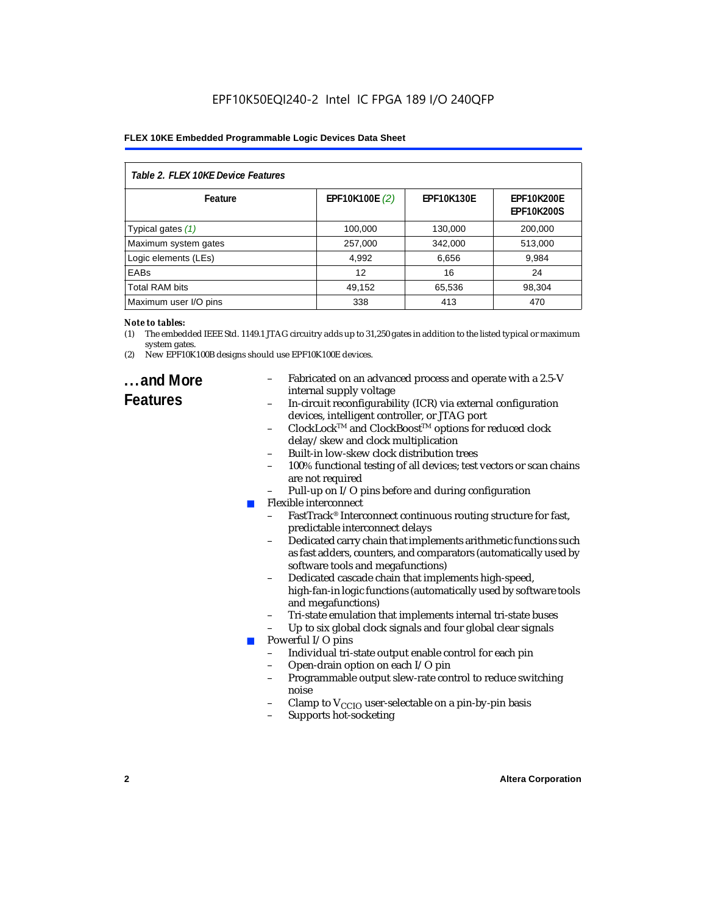*Table 2. FLEX 10KE Device Features*

| Feature | EPF10K100E *(2)* | EPF10K130E | EPF10K200E EPF10K200S |
|---|---|---|---|
| Typical gates *(1)* | 100,000 | 130,000 | 200,000 |
| Maximum system gates | 257,000 | 342,000 | 513,000 |
| Logic elements (LEs) | 4,992 | 6,656 | 9,984 |
| EABs | 12 | 16 | 24 |
| Total RAM bits | 49,152 | 65,536 | 98,304 |
| Maximum user I/O pins | 338 | 413 | 470 |

***Note to tables:***

(1) The embedded IEEE Std. 1149.1 JTAG circuitry adds up to 31,250 gates in addition to the listed typical or maximum system gates.

(2) New EPF10K100B designs should use EPF10K100E devices.

## ...and More Features

- Fabricated on an advanced process and operate with a 2.5-V internal supply voltage
- In-circuit reconfigurability (ICR) via external configuration devices, intelligent controller, or JTAG port
- ClockLock™ and ClockBoost™ options for reduced clock delay/skew and clock multiplication
- Built-in low-skew clock distribution trees
- 100% functional testing of all devices; test vectors or scan chains are not required
- Pull-up on I/O pins before and during configuration

- Flexible interconnect
  - FastTrack® Interconnect continuous routing structure for fast, predictable interconnect delays
  - Dedicated carry chain that implements arithmetic functions such as fast adders, counters, and comparators (automatically used by software tools and megafunctions)
  - Dedicated cascade chain that implements high-speed, high-fan-in logic functions (automatically used by software tools and megafunctions)
  - Tri-state emulation that implements internal tri-state buses
  - Up to six global clock signals and four global clear signals
- Powerful I/O pins
  - Individual tri-state output enable control for each pin
  - Open-drain option on each I/O pin
  - Programmable output slew-rate control to reduce switching noise
  - Clamp to $V_{CCIO}$ user-selectable on a pin-by-pin basis
  - Supports hot-socketing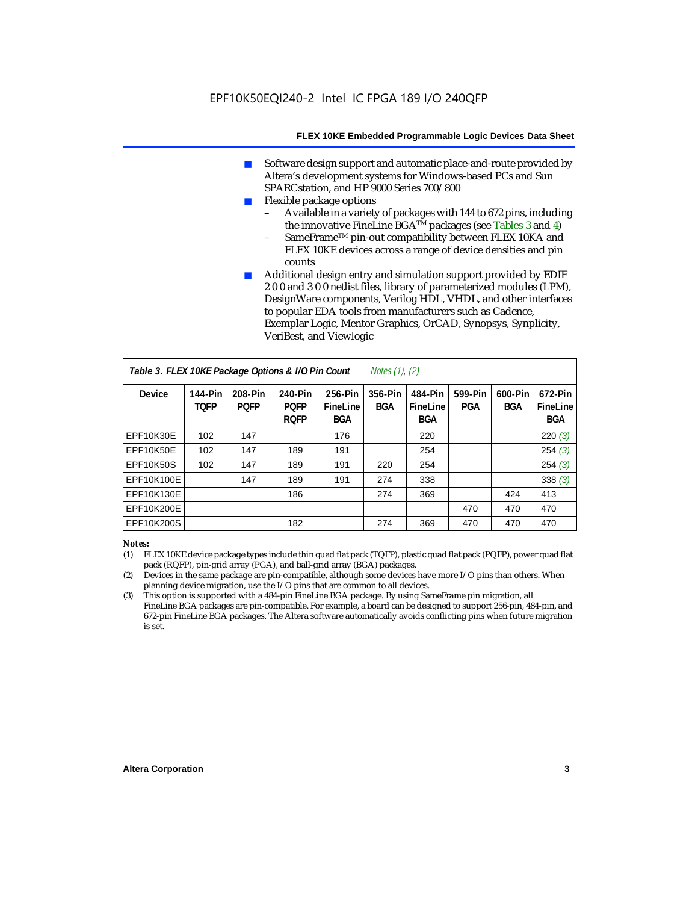- Software design support and automatic place-and-route provided by Altera's development systems for Windows-based PCs and Sun SPARCstation, and HP 9000 Series 700/800
- Flexible package options
  - Available in a variety of packages with 144 to 672 pins, including the innovative FineLine BGA™ packages (see Tables 3 and 4)
  - SameFrame™ pin-out compatibility between FLEX 10KA and FLEX 10KE devices across a range of device densities and pin counts
- Additional design entry and simulation support provided by EDIF 2 0 0 and 3 0 0 netlist files, library of parameterized modules (LPM), DesignWare components, Verilog HDL, VHDL, and other interfaces to popular EDA tools from manufacturers such as Cadence, Exemplar Logic, Mentor Graphics, OrCAD, Synopsys, Synplicity, VeriBest, and Viewlogic

**Table 3. FLEX 10KE Package Options & I/O Pin Count** *Notes (1), (2)*

| Device | 144-Pin TQFP | 208-Pin PQFP | 240-Pin PQFP RQFP | 256-Pin FineLine BGA | 356-Pin BGA | 484-Pin FineLine BGA | 599-Pin PGA | 600-Pin BGA | 672-Pin FineLine BGA |
|---|---|---|---|---|---|---|---|---|---|
| EPF10K30E | 102 | 147 | | 176 | | 220 | | | 220 *(3)* |
| EPF10K50E | 102 | 147 | 189 | 191 | | 254 | | | 254 *(3)* |
| EPF10K50S | 102 | 147 | 189 | 191 | 220 | 254 | | | 254 *(3)* |
| EPF10K100E | | 147 | 189 | 191 | 274 | 338 | | | 338 *(3)* |
| EPF10K130E | | | 186 | | 274 | 369 | | 424 | 413 |
| EPF10K200E | | | | | | | 470 | 470 | 470 |
| EPF10K200S | | | 182 | | 274 | 369 | 470 | 470 | 470 |

*Notes:*

(1) FLEX 10KE device package types include thin quad flat pack (TQFP), plastic quad flat pack (PQFP), power quad flat pack (RQFP), pin-grid array (PGA), and ball-grid array (BGA) packages.

(2) Devices in the same package are pin-compatible, although some devices have more I/O pins than others. When planning device migration, use the I/O pins that are common to all devices.

(3) This option is supported with a 484-pin FineLine BGA package. By using SameFrame pin migration, all FineLine BGA packages are pin-compatible. For example, a board can be designed to support 256-pin, 484-pin, and 672-pin FineLine BGA packages. The Altera software automatically avoids conflicting pins when future migration is set.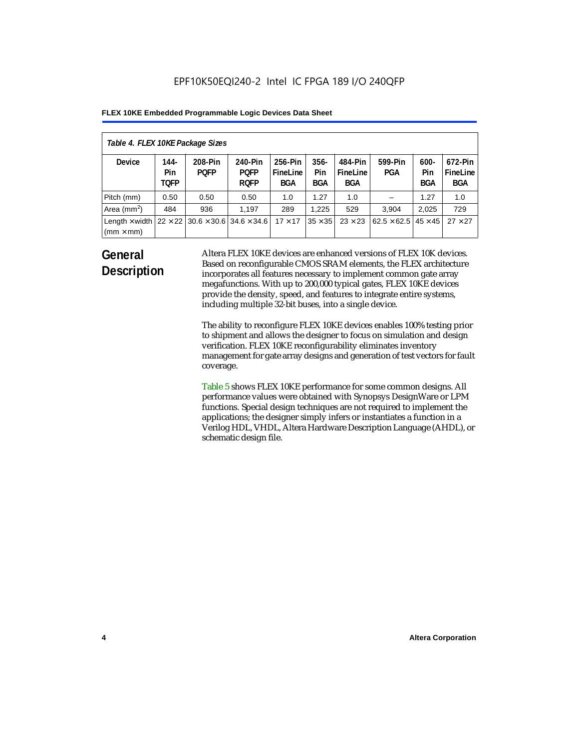**Table 4. FLEX 10KE Package Sizes**

| Device | 144-Pin TQFP | 208-Pin PQFP | 240-Pin PQFP RQFP | 256-Pin FineLine BGA | 356-Pin BGA | 484-Pin FineLine BGA | 599-Pin PGA | 600-Pin BGA | 672-Pin FineLine BGA |
|---|---|---|---|---|---|---|---|---|---|
| Pitch (mm) | 0.50 | 0.50 | 0.50 | 1.0 | 1.27 | 1.0 | – | 1.27 | 1.0 |
| Area ($mm^2$) | 484 | 936 | 1,197 | 289 | 1,225 | 529 | 3,904 | 2,025 | 729 |
| Length × width (mm × mm) | 22 × 22 | 30.6 × 30.6 | 34.6 × 34.6 | 17 × 17 | 35 × 35 | 23 × 23 | 62.5 × 62.5 | 45 × 45 | 27 × 27 |

## General Description

Altera FLEX 10KE devices are enhanced versions of FLEX 10K devices. Based on reconfigurable CMOS SRAM elements, the FLEX architecture incorporates all features necessary to implement common gate array megafunctions. With up to 200,000 typical gates, FLEX 10KE devices provide the density, speed, and features to integrate entire systems, including multiple 32-bit buses, into a single device.

The ability to reconfigure FLEX 10KE devices enables 100% testing prior to shipment and allows the designer to focus on simulation and design verification. FLEX 10KE reconfigurability eliminates inventory management for gate array designs and generation of test vectors for fault coverage.

Table 5 shows FLEX 10KE performance for some common designs. All performance values were obtained with Synopsys DesignWare or LPM functions. Special design techniques are not required to implement the applications; the designer simply infers or instantiates a function in a Verilog HDL, VHDL, Altera Hardware Description Language (AHDL), or schematic design file.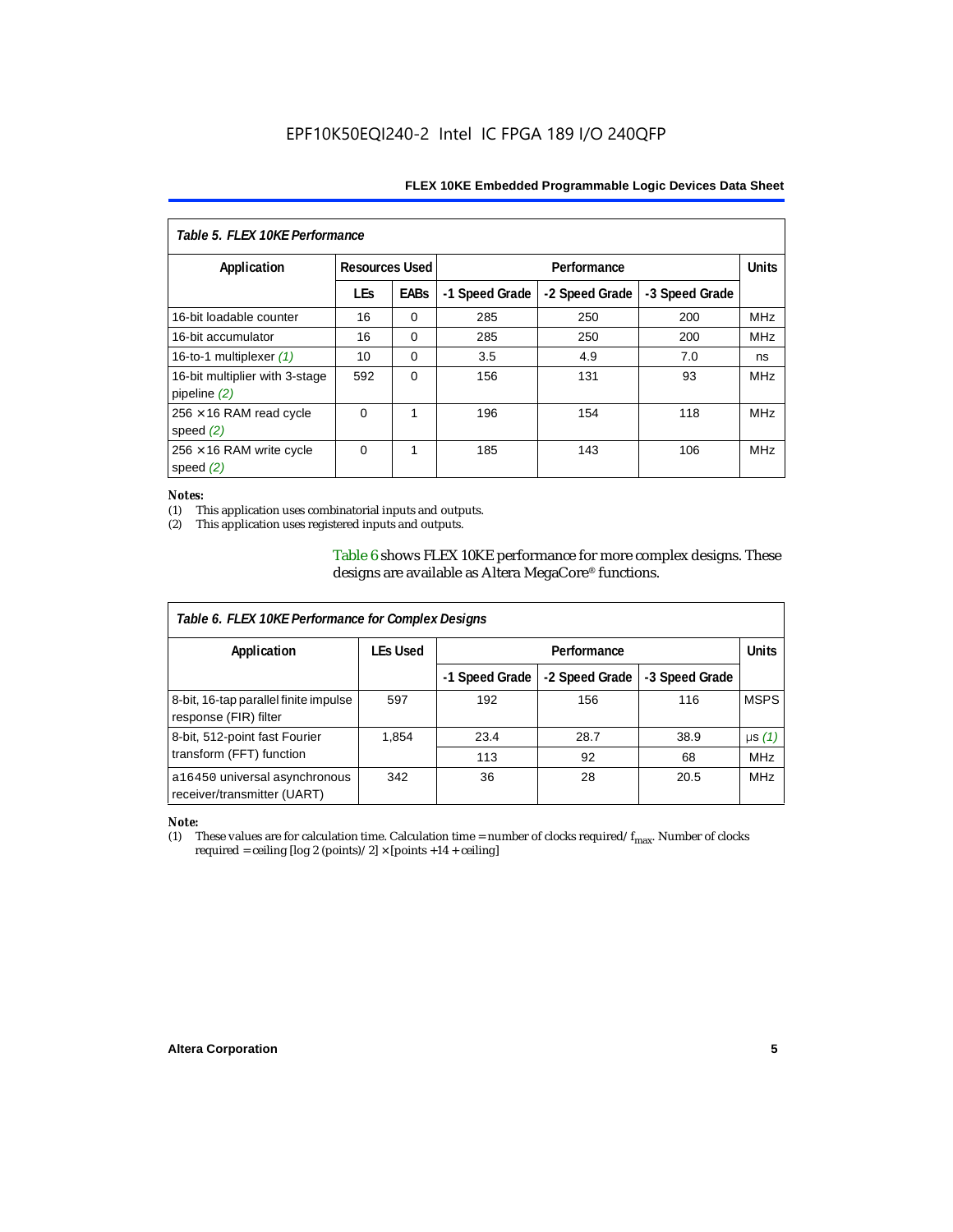*Table 5. FLEX 10KE Performance*

| Application | Resources Used | | Performance | | | Units |
|---|---|---|---|---|---|---|
| | LEs | EABs | -1 Speed Grade | -2 Speed Grade | -3 Speed Grade | |
| 16-bit loadable counter | 16 | 0 | 285 | 250 | 200 | MHz |
| 16-bit accumulator | 16 | 0 | 285 | 250 | 200 | MHz |
| 16-to-1 multiplexer *(1)* | 10 | 0 | 3.5 | 4.9 | 7.0 | ns |
| 16-bit multiplier with 3-stage pipeline *(2)* | 592 | 0 | 156 | 131 | 93 | MHz |
| 256 × 16 RAM read cycle speed *(2)* | 0 | 1 | 196 | 154 | 118 | MHz |
| 256 × 16 RAM write cycle speed *(2)* | 0 | 1 | 185 | 143 | 106 | MHz |

***Notes:***

(1) This application uses combinatorial inputs and outputs.

(2) This application uses registered inputs and outputs.

Table 6 shows FLEX 10KE performance for more complex designs. These designs are available as Altera MegaCore® functions.

*Table 6. FLEX 10KE Performance for Complex Designs*

| Application | LEs Used | Performance | | | Units |
|---|---|---|---|---|---|
| | | -1 Speed Grade | -2 Speed Grade | -3 Speed Grade | |
| 8-bit, 16-tap parallel finite impulse response (FIR) filter | 597 | 192 | 156 | 116 | MSPS |
| 8-bit, 512-point fast Fourier transform (FFT) function | 1,854 | 23.4 | 28.7 | 38.9 | µs *(1)* |
| | | 113 | 92 | 68 | MHz |
| a16450 universal asynchronous receiver/transmitter (UART) | 342 | 36 | 28 | 20.5 | MHz |

***Note:***

(1) These values are for calculation time. Calculation time = number of clocks required/ $f_{max}$. Number of clocks required = ceiling [log 2 (points)/ 2] × [points +14 + ceiling]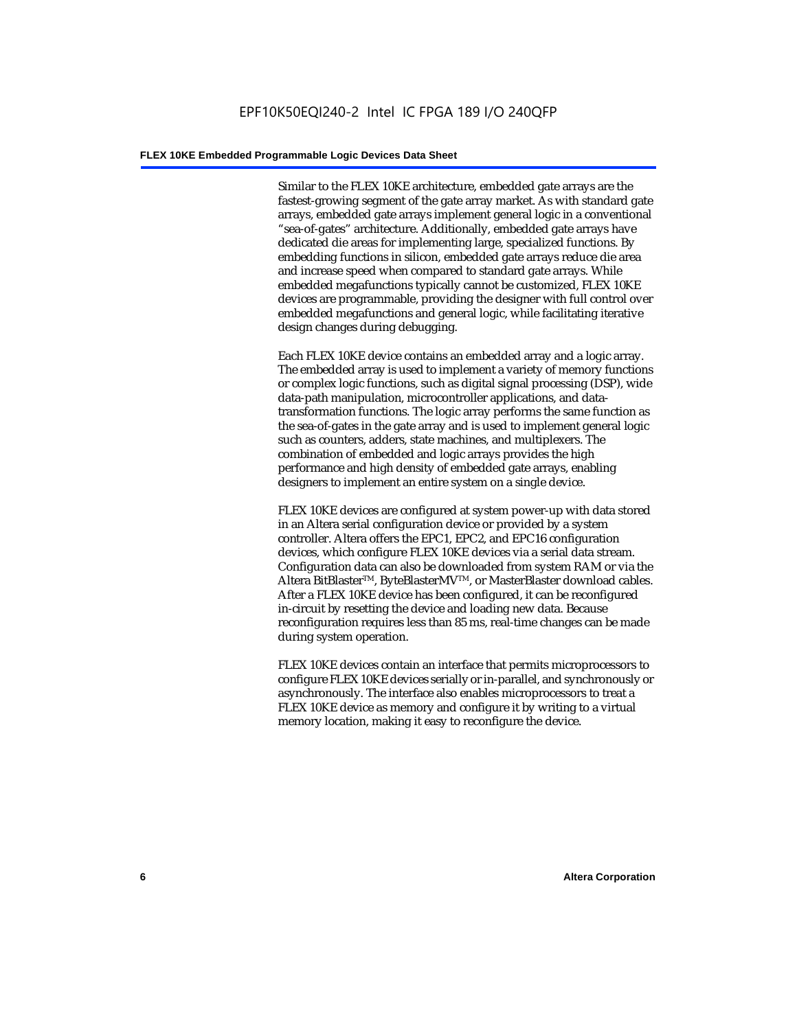Similar to the FLEX 10KE architecture, embedded gate arrays are the fastest-growing segment of the gate array market. As with standard gate arrays, embedded gate arrays implement general logic in a conventional "sea-of-gates" architecture. Additionally, embedded gate arrays have dedicated die areas for implementing large, specialized functions. By embedding functions in silicon, embedded gate arrays reduce die area and increase speed when compared to standard gate arrays. While embedded megafunctions typically cannot be customized, FLEX 10KE devices are programmable, providing the designer with full control over embedded megafunctions and general logic, while facilitating iterative design changes during debugging.

Each FLEX 10KE device contains an embedded array and a logic array. The embedded array is used to implement a variety of memory functions or complex logic functions, such as digital signal processing (DSP), wide data-path manipulation, microcontroller applications, and data-transformation functions. The logic array performs the same function as the sea-of-gates in the gate array and is used to implement general logic such as counters, adders, state machines, and multiplexers. The combination of embedded and logic arrays provides the high performance and high density of embedded gate arrays, enabling designers to implement an entire system on a single device.

FLEX 10KE devices are configured at system power-up with data stored in an Altera serial configuration device or provided by a system controller. Altera offers the EPC1, EPC2, and EPC16 configuration devices, which configure FLEX 10KE devices via a serial data stream. Configuration data can also be downloaded from system RAM or via the Altera BitBlaster™, ByteBlasterMV™, or MasterBlaster download cables. After a FLEX 10KE device has been configured, it can be reconfigured in-circuit by resetting the device and loading new data. Because reconfiguration requires less than 85 ms, real-time changes can be made during system operation.

FLEX 10KE devices contain an interface that permits microprocessors to configure FLEX 10KE devices serially or in-parallel, and synchronously or asynchronously. The interface also enables microprocessors to treat a FLEX 10KE device as memory and configure it by writing to a virtual memory location, making it easy to reconfigure the device.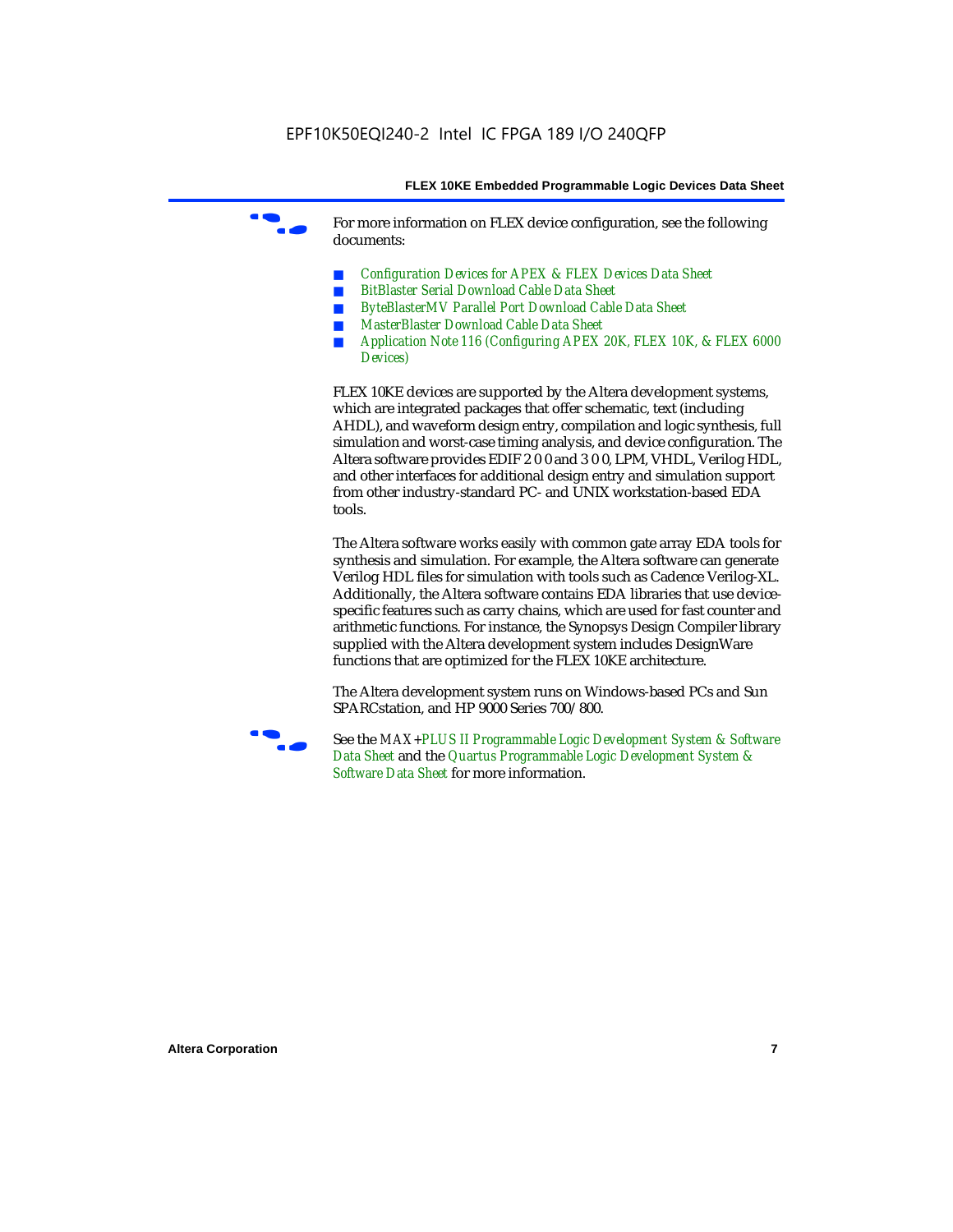For more information on FLEX device configuration, see the following documents:

- *Configuration Devices for APEX & FLEX Devices Data Sheet*
- *BitBlaster Serial Download Cable Data Sheet*
- *ByteBlasterMV Parallel Port Download Cable Data Sheet*
- *MasterBlaster Download Cable Data Sheet*
- *Application Note 116 (Configuring APEX 20K, FLEX 10K, & FLEX 6000 Devices)*

FLEX 10KE devices are supported by the Altera development systems, which are integrated packages that offer schematic, text (including AHDL), and waveform design entry, compilation and logic synthesis, full simulation and worst-case timing analysis, and device configuration. The Altera software provides EDIF 2 0 0 and 3 0 0, LPM, VHDL, Verilog HDL, and other interfaces for additional design entry and simulation support from other industry-standard PC- and UNIX workstation-based EDA tools.

The Altera software works easily with common gate array EDA tools for synthesis and simulation. For example, the Altera software can generate Verilog HDL files for simulation with tools such as Cadence Verilog-XL. Additionally, the Altera software contains EDA libraries that use device-specific features such as carry chains, which are used for fast counter and arithmetic functions. For instance, the Synopsys Design Compiler library supplied with the Altera development system includes DesignWare functions that are optimized for the FLEX 10KE architecture.

The Altera development system runs on Windows-based PCs and Sun SPARCstation, and HP 9000 Series 700/800.

See the *MAX+PLUS II Programmable Logic Development System & Software Data Sheet* and the *Quartus Programmable Logic Development System & Software Data Sheet* for more information.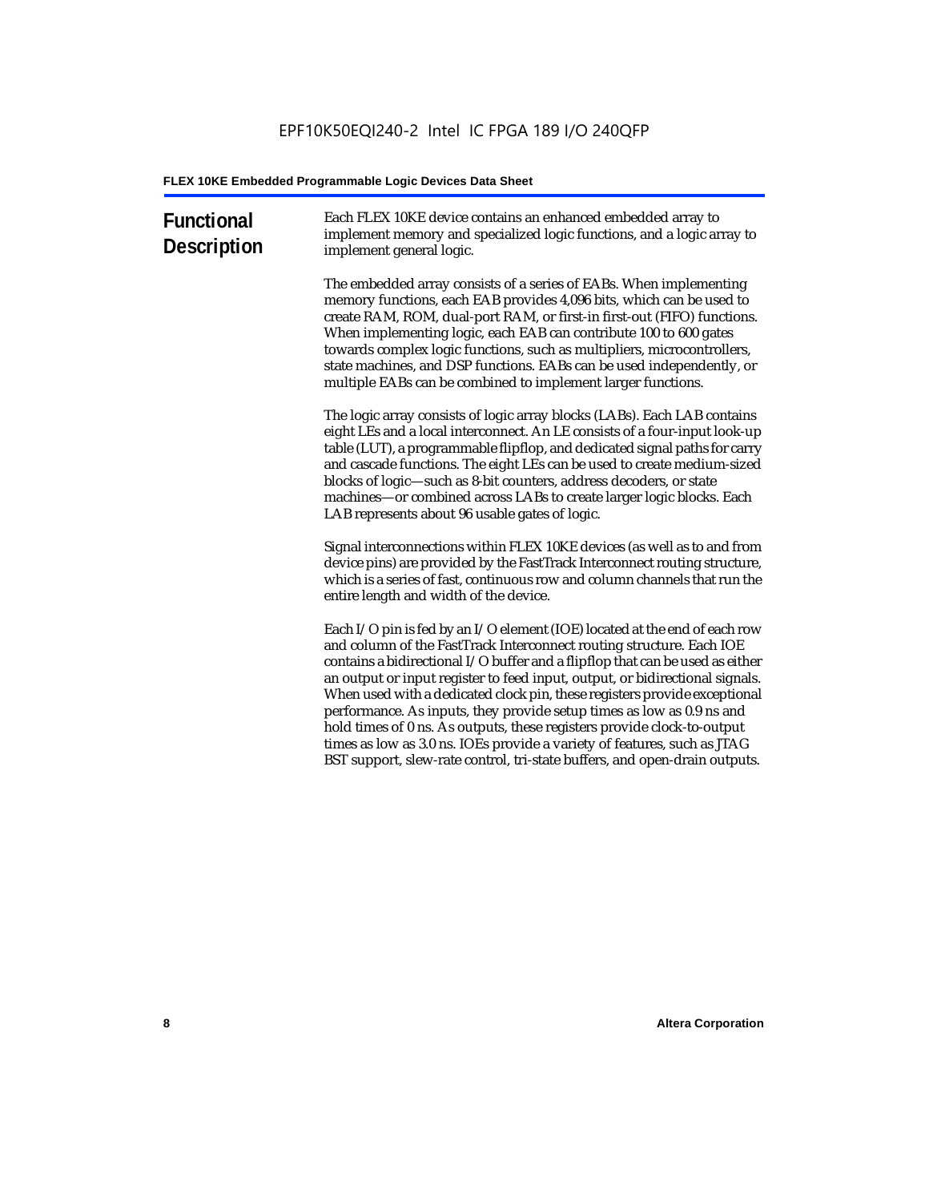## Functional Description

Each FLEX 10KE device contains an enhanced embedded array to implement memory and specialized logic functions, and a logic array to implement general logic.

The embedded array consists of a series of EABs. When implementing memory functions, each EAB provides 4,096 bits, which can be used to create RAM, ROM, dual-port RAM, or first-in first-out (FIFO) functions. When implementing logic, each EAB can contribute 100 to 600 gates towards complex logic functions, such as multipliers, microcontrollers, state machines, and DSP functions. EABs can be used independently, or multiple EABs can be combined to implement larger functions.

The logic array consists of logic array blocks (LABs). Each LAB contains eight LEs and a local interconnect. An LE consists of a four-input look-up table (LUT), a programmable flipflop, and dedicated signal paths for carry and cascade functions. The eight LEs can be used to create medium-sized blocks of logic—such as 8-bit counters, address decoders, or state machines—or combined across LABs to create larger logic blocks. Each LAB represents about 96 usable gates of logic.

Signal interconnections within FLEX 10KE devices (as well as to and from device pins) are provided by the FastTrack Interconnect routing structure, which is a series of fast, continuous row and column channels that run the entire length and width of the device.

Each I/O pin is fed by an I/O element (IOE) located at the end of each row and column of the FastTrack Interconnect routing structure. Each IOE contains a bidirectional I/O buffer and a flipflop that can be used as either an output or input register to feed input, output, or bidirectional signals. When used with a dedicated clock pin, these registers provide exceptional performance. As inputs, they provide setup times as low as 0.9 ns and hold times of 0 ns. As outputs, these registers provide clock-to-output times as low as 3.0 ns. IOEs provide a variety of features, such as JTAG BST support, slew-rate control, tri-state buffers, and open-drain outputs.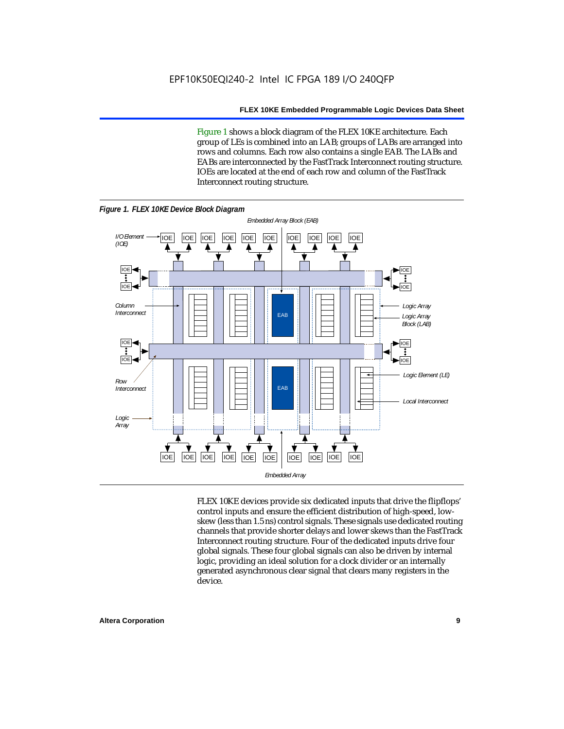Figure 1 shows a block diagram of the FLEX 10KE architecture. Each group of LEs is combined into an LAB; groups of LABs are arranged into rows and columns. Each row also contains a single EAB. The LABs and EABs are interconnected by the FastTrack Interconnect routing structure. IOEs are located at the end of each row and column of the FastTrack Interconnect routing structure.

***Figure 1. FLEX 10KE Device Block Diagram***

FLEX 10KE devices provide six dedicated inputs that drive the flipflops' control inputs and ensure the efficient distribution of high-speed, low-skew (less than 1.5 ns) control signals. These signals use dedicated routing channels that provide shorter delays and lower skews than the FastTrack Interconnect routing structure. Four of the dedicated inputs drive four global signals. These four global signals can also be driven by internal logic, providing an ideal solution for a clock divider or an internally generated asynchronous clear signal that clears many registers in the device.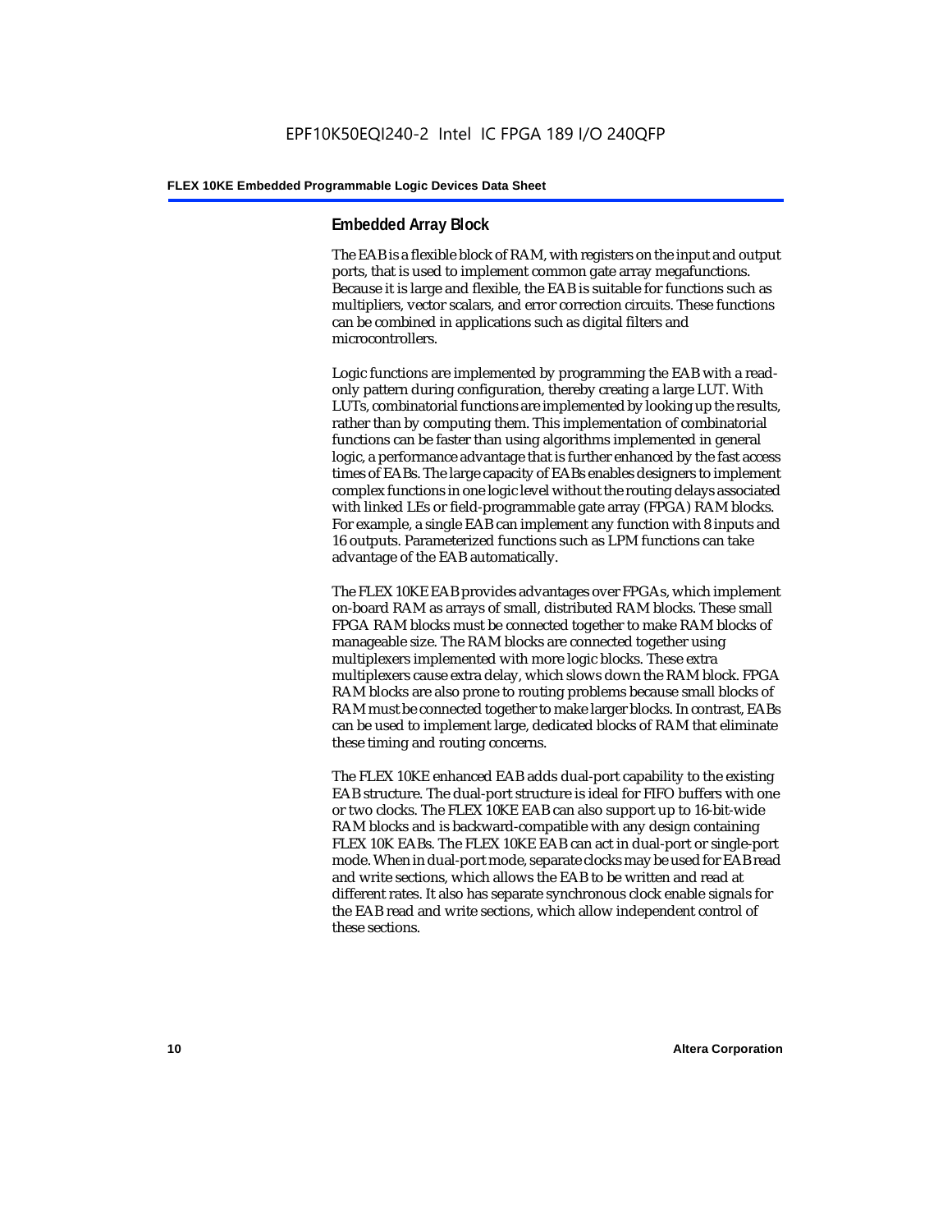## Embedded Array Block

The EAB is a flexible block of RAM, with registers on the input and output ports, that is used to implement common gate array megafunctions. Because it is large and flexible, the EAB is suitable for functions such as multipliers, vector scalars, and error correction circuits. These functions can be combined in applications such as digital filters and microcontrollers.

Logic functions are implemented by programming the EAB with a read-only pattern during configuration, thereby creating a large LUT. With LUTs, combinatorial functions are implemented by looking up the results, rather than by computing them. This implementation of combinatorial functions can be faster than using algorithms implemented in general logic, a performance advantage that is further enhanced by the fast access times of EABs. The large capacity of EABs enables designers to implement complex functions in one logic level without the routing delays associated with linked LEs or field-programmable gate array (FPGA) RAM blocks. For example, a single EAB can implement any function with 8 inputs and 16 outputs. Parameterized functions such as LPM functions can take advantage of the EAB automatically.

The FLEX 10KE EAB provides advantages over FPGAs, which implement on-board RAM as arrays of small, distributed RAM blocks. These small FPGA RAM blocks must be connected together to make RAM blocks of manageable size. The RAM blocks are connected together using multiplexers implemented with more logic blocks. These extra multiplexers cause extra delay, which slows down the RAM block. FPGA RAM blocks are also prone to routing problems because small blocks of RAM must be connected together to make larger blocks. In contrast, EABs can be used to implement large, dedicated blocks of RAM that eliminate these timing and routing concerns.

The FLEX 10KE enhanced EAB adds dual-port capability to the existing EAB structure. The dual-port structure is ideal for FIFO buffers with one or two clocks. The FLEX 10KE EAB can also support up to 16-bit-wide RAM blocks and is backward-compatible with any design containing FLEX 10K EABs. The FLEX 10KE EAB can act in dual-port or single-port mode. When in dual-port mode, separate clocks may be used for EAB read and write sections, which allows the EAB to be written and read at different rates. It also has separate synchronous clock enable signals for the EAB read and write sections, which allow independent control of these sections.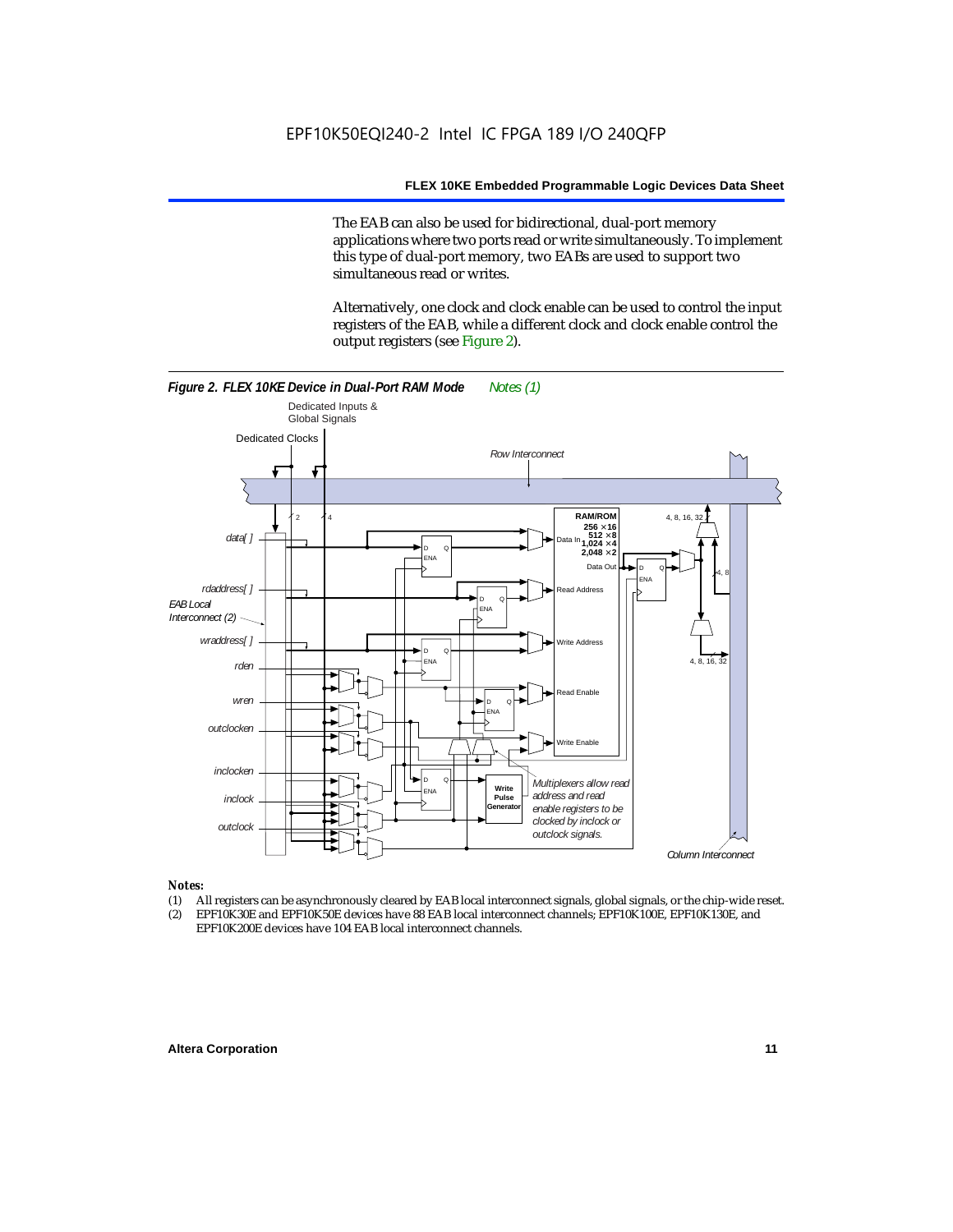The EAB can also be used for bidirectional, dual-port memory applications where two ports read or write simultaneously. To implement this type of dual-port memory, two EABs are used to support two simultaneous read or writes.

Alternatively, one clock and clock enable can be used to control the input registers of the EAB, while a different clock and clock enable control the output registers (see Figure 2).

***Figure 2. FLEX 10KE Device in Dual-Port RAM Mode*** *Notes (1)*

*Notes:*

(1) All registers can be asynchronously cleared by EAB local interconnect signals, global signals, or the chip-wide reset.

(2) EPF10K30E and EPF10K50E devices have 88 EAB local interconnect channels; EPF10K100E, EPF10K130E, and EPF10K200E devices have 104 EAB local interconnect channels.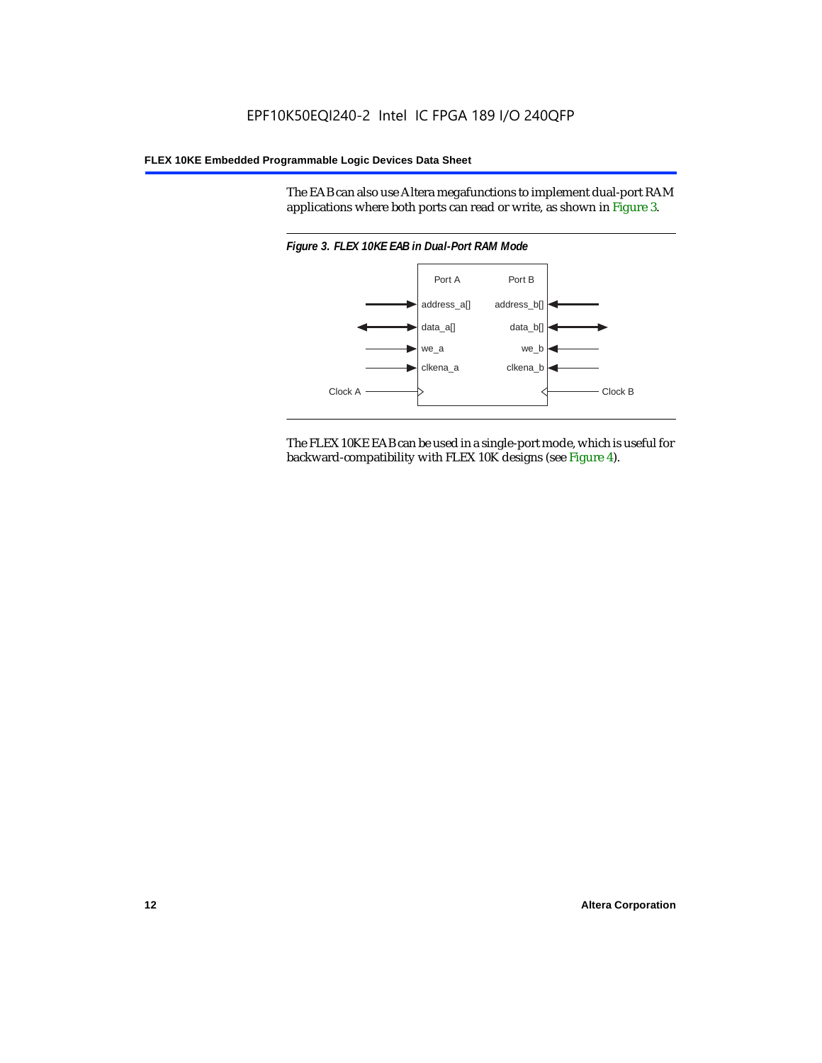The EAB can also use Altera megafunctions to implement dual-port RAM applications where both ports can read or write, as shown in Figure 3.

*Figure 3. FLEX 10KE EAB in Dual-Port RAM Mode*

The FLEX 10KE EAB can be used in a single-port mode, which is useful for backward-compatibility with FLEX 10K designs (see Figure 4).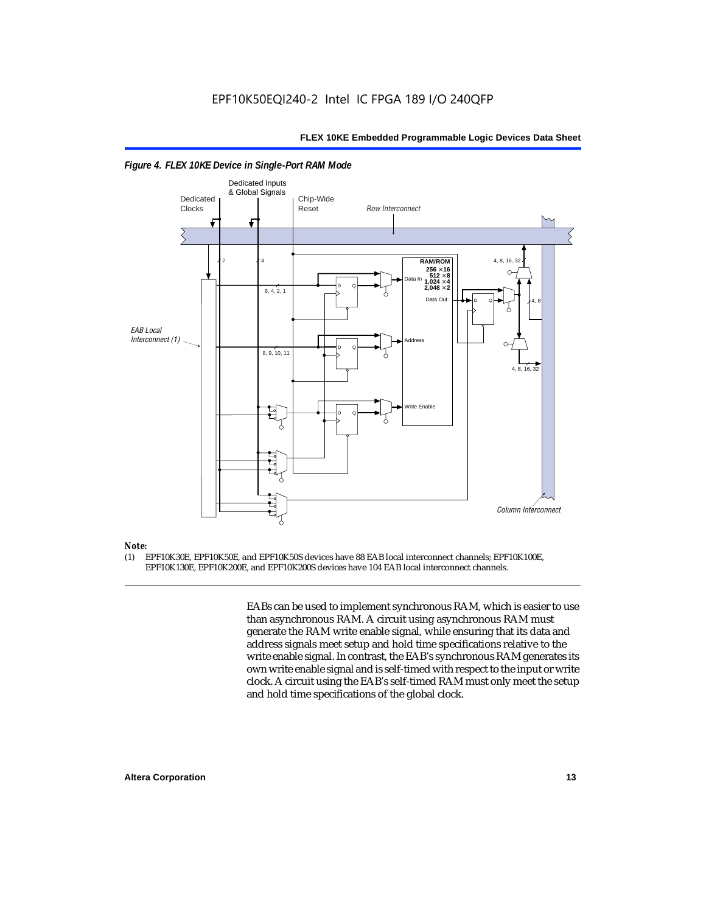*Figure 4. FLEX 10KE Device in Single-Port RAM Mode*

**Note:**

(1) EPF10K30E, EPF10K50E, and EPF10K50S devices have 88 EAB local interconnect channels; EPF10K100E, EPF10K130E, EPF10K200E, and EPF10K200S devices have 104 EAB local interconnect channels.

EABs can be used to implement synchronous RAM, which is easier to use than asynchronous RAM. A circuit using asynchronous RAM must generate the RAM write enable signal, while ensuring that its data and address signals meet setup and hold time specifications relative to the write enable signal. In contrast, the EAB's synchronous RAM generates its own write enable signal and is self-timed with respect to the input or write clock. A circuit using the EAB's self-timed RAM must only meet the setup and hold time specifications of the global clock.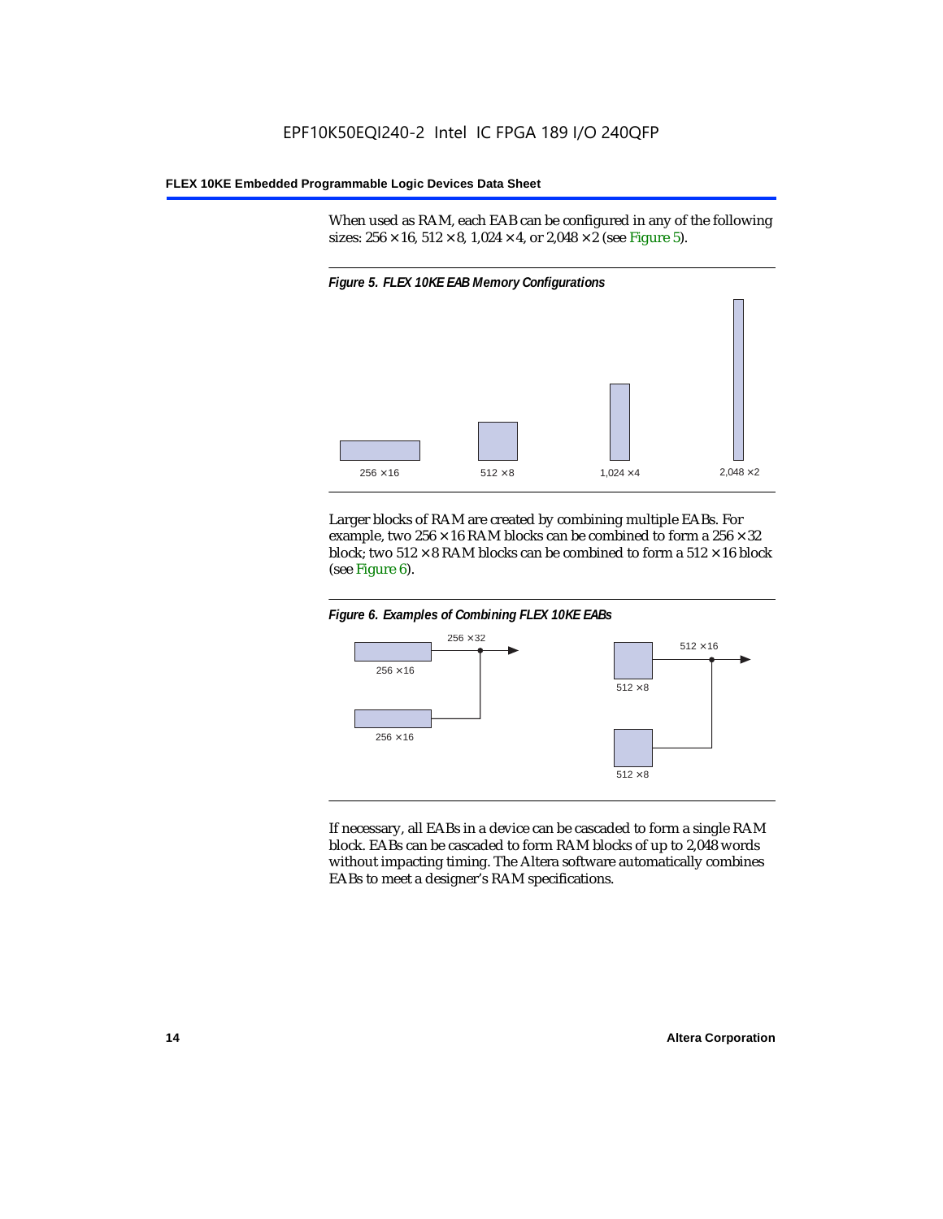When used as RAM, each EAB can be configured in any of the following sizes: 256 × 16, 512 × 8, 1,024 × 4, or 2,048 × 2 (see Figure 5).

*Figure 5. FLEX 10KE EAB Memory Configurations*

256 × 16    512 × 8    1,024 × 4    2,048 × 2

Larger blocks of RAM are created by combining multiple EABs. For example, two 256 × 16 RAM blocks can be combined to form a 256 × 32 block; two 512 × 8 RAM blocks can be combined to form a 512 × 16 block (see Figure 6).

*Figure 6. Examples of Combining FLEX 10KE EABs*

256 × 32    256 × 16    256 × 16    512 × 16    512 × 8    512 × 8

If necessary, all EABs in a device can be cascaded to form a single RAM block. EABs can be cascaded to form RAM blocks of up to 2,048 words without impacting timing. The Altera software automatically combines EABs to meet a designer's RAM specifications.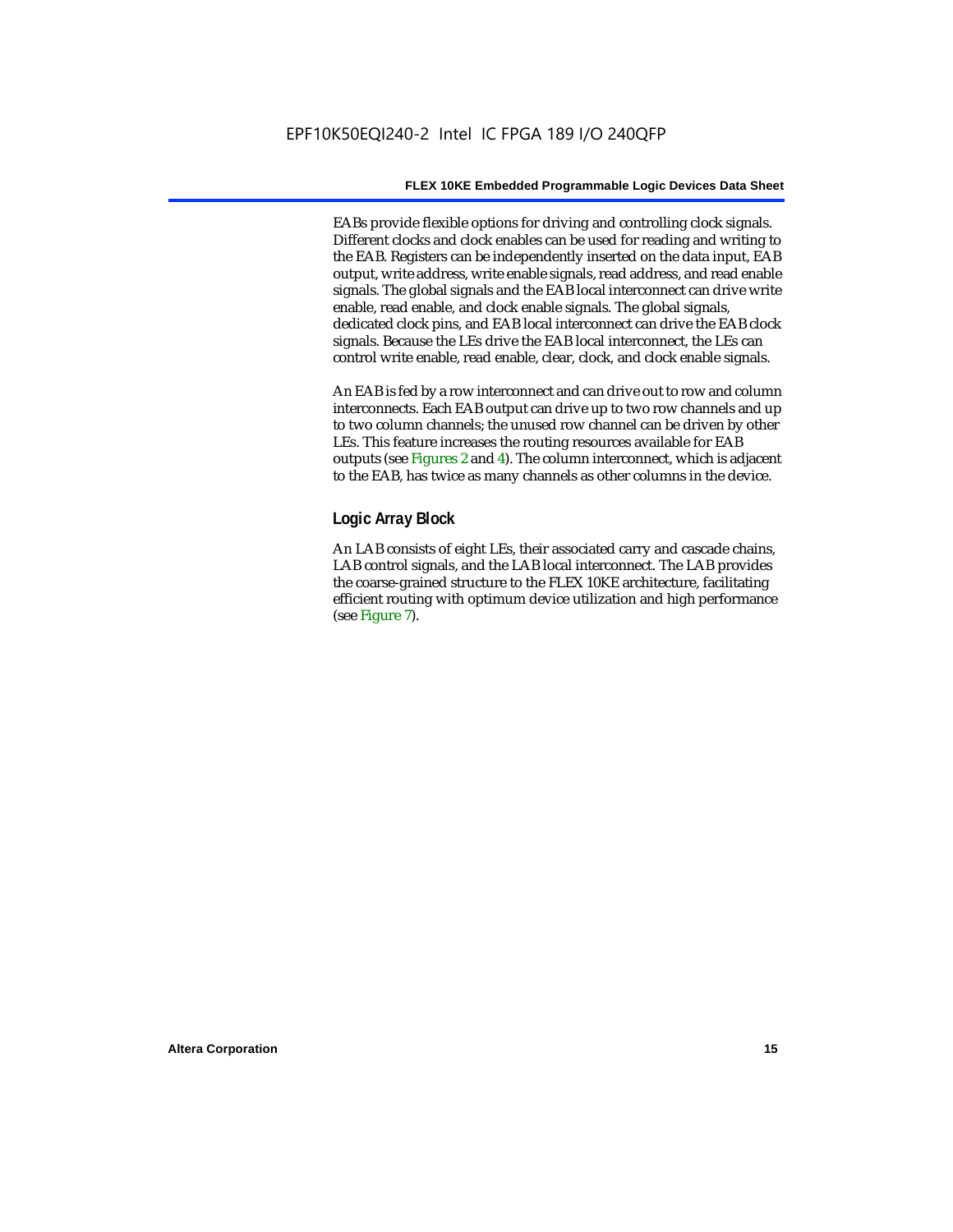EABs provide flexible options for driving and controlling clock signals. Different clocks and clock enables can be used for reading and writing to the EAB. Registers can be independently inserted on the data input, EAB output, write address, write enable signals, read address, and read enable signals. The global signals and the EAB local interconnect can drive write enable, read enable, and clock enable signals. The global signals, dedicated clock pins, and EAB local interconnect can drive the EAB clock signals. Because the LEs drive the EAB local interconnect, the LEs can control write enable, read enable, clear, clock, and clock enable signals.

An EAB is fed by a row interconnect and can drive out to row and column interconnects. Each EAB output can drive up to two row channels and up to two column channels; the unused row channel can be driven by other LEs. This feature increases the routing resources available for EAB outputs (see Figures 2 and 4). The column interconnect, which is adjacent to the EAB, has twice as many channels as other columns in the device.

### Logic Array Block

An LAB consists of eight LEs, their associated carry and cascade chains, LAB control signals, and the LAB local interconnect. The LAB provides the coarse-grained structure to the FLEX 10KE architecture, facilitating efficient routing with optimum device utilization and high performance (see Figure 7).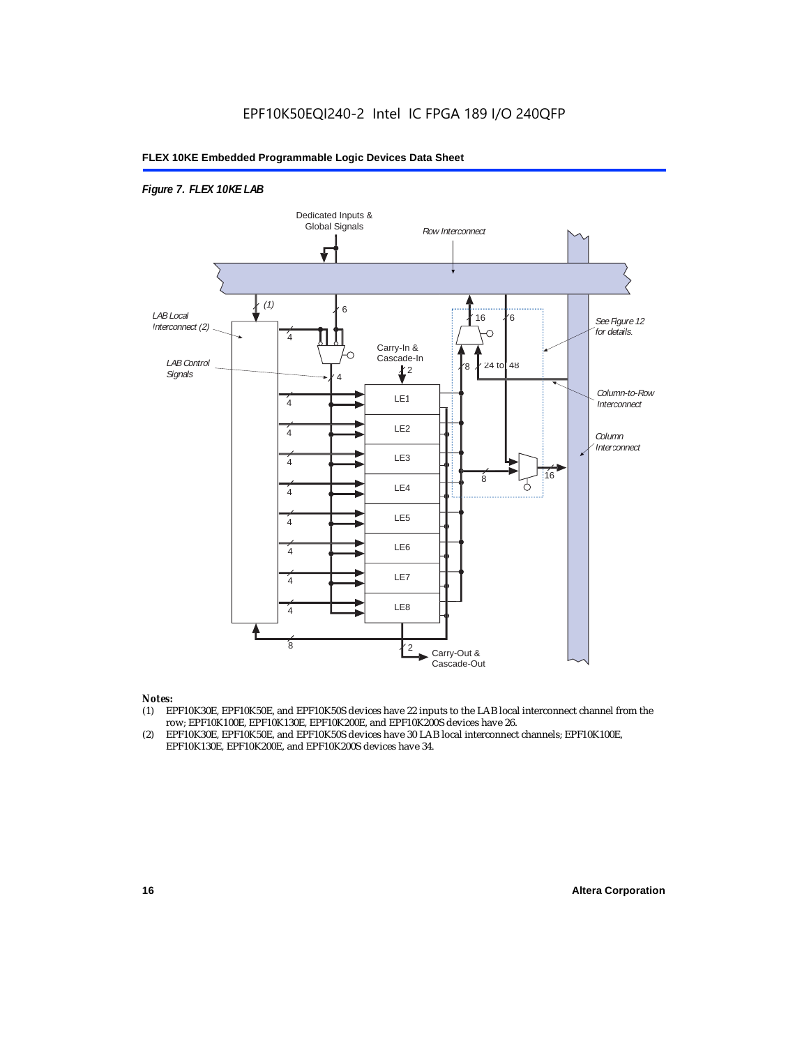*Figure 7. FLEX 10KE LAB*

Dedicated Inputs & Global Signals

Row Interconnect

LAB Local Interconnect (2)

LAB Control Signals

See Figure 12 for details.

Carry-In & Cascade-In

Column-to-Row Interconnect

Column Interconnect

LE1 LE2 LE3 LE4 LE5 LE6 LE7 LE8

Carry-Out & Cascade-Out

**Notes:**

(1) EPF10K30E, EPF10K50E, and EPF10K50S devices have 22 inputs to the LAB local interconnect channel from the row; EPF10K100E, EPF10K130E, EPF10K200E, and EPF10K200S devices have 26.

(2) EPF10K30E, EPF10K50E, and EPF10K50S devices have 30 LAB local interconnect channels; EPF10K100E, EPF10K130E, EPF10K200E, and EPF10K200S devices have 34.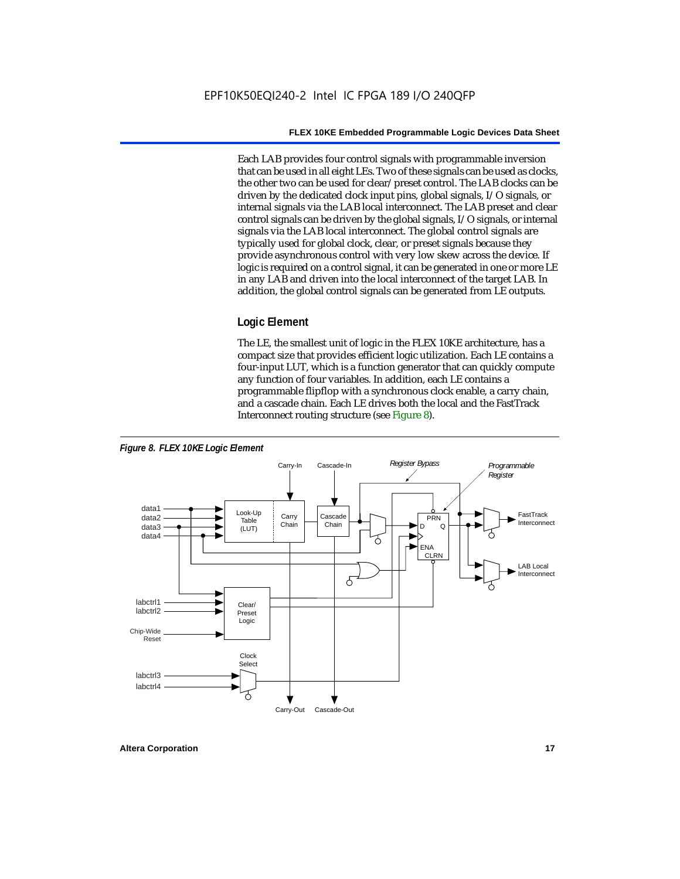Each LAB provides four control signals with programmable inversion that can be used in all eight LEs. Two of these signals can be used as clocks, the other two can be used for clear/preset control. The LAB clocks can be driven by the dedicated clock input pins, global signals, I/O signals, or internal signals via the LAB local interconnect. The LAB preset and clear control signals can be driven by the global signals, I/O signals, or internal signals via the LAB local interconnect. The global control signals are typically used for global clock, clear, or preset signals because they provide asynchronous control with very low skew across the device. If logic is required on a control signal, it can be generated in one or more LE in any LAB and driven into the local interconnect of the target LAB. In addition, the global control signals can be generated from LE outputs.

### Logic Element

The LE, the smallest unit of logic in the FLEX 10KE architecture, has a compact size that provides efficient logic utilization. Each LE contains a four-input LUT, which is a function generator that can quickly compute any function of four variables. In addition, each LE contains a programmable flipflop with a synchronous clock enable, a carry chain, and a cascade chain. Each LE drives both the local and the FastTrack Interconnect routing structure (see Figure 8).

*Figure 8. FLEX 10KE Logic Element*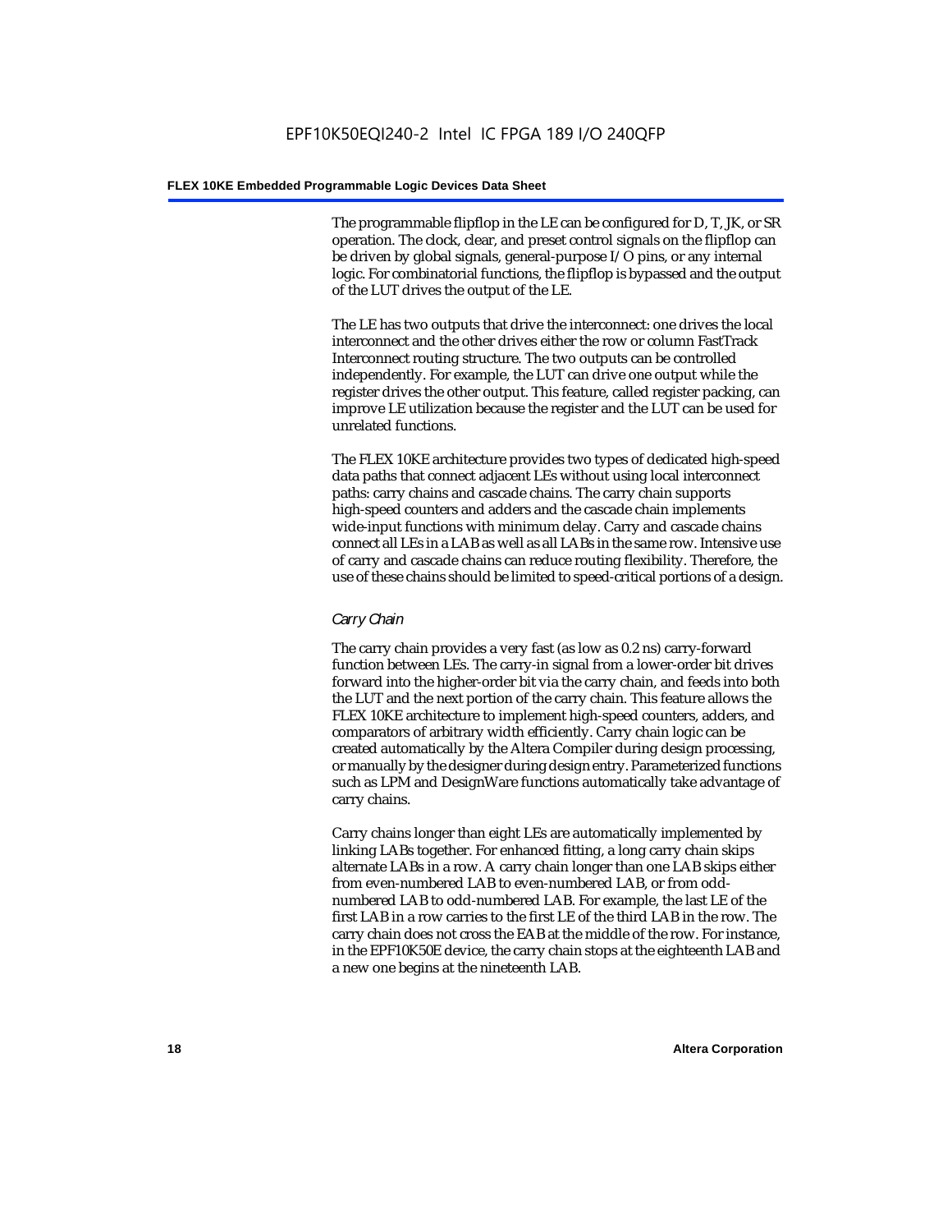The programmable flipflop in the LE can be configured for D, T, JK, or SR operation. The clock, clear, and preset control signals on the flipflop can be driven by global signals, general-purpose I/O pins, or any internal logic. For combinatorial functions, the flipflop is bypassed and the output of the LUT drives the output of the LE.

The LE has two outputs that drive the interconnect: one drives the local interconnect and the other drives either the row or column FastTrack Interconnect routing structure. The two outputs can be controlled independently. For example, the LUT can drive one output while the register drives the other output. This feature, called register packing, can improve LE utilization because the register and the LUT can be used for unrelated functions.

The FLEX 10KE architecture provides two types of dedicated high-speed data paths that connect adjacent LEs without using local interconnect paths: carry chains and cascade chains. The carry chain supports high-speed counters and adders and the cascade chain implements wide-input functions with minimum delay. Carry and cascade chains connect all LEs in a LAB as well as all LABs in the same row. Intensive use of carry and cascade chains can reduce routing flexibility. Therefore, the use of these chains should be limited to speed-critical portions of a design.

### *Carry Chain*

The carry chain provides a very fast (as low as 0.2 ns) carry-forward function between LEs. The carry-in signal from a lower-order bit drives forward into the higher-order bit via the carry chain, and feeds into both the LUT and the next portion of the carry chain. This feature allows the FLEX 10KE architecture to implement high-speed counters, adders, and comparators of arbitrary width efficiently. Carry chain logic can be created automatically by the Altera Compiler during design processing, or manually by the designer during design entry. Parameterized functions such as LPM and DesignWare functions automatically take advantage of carry chains.

Carry chains longer than eight LEs are automatically implemented by linking LABs together. For enhanced fitting, a long carry chain skips alternate LABs in a row. A carry chain longer than one LAB skips either from even-numbered LAB to even-numbered LAB, or from odd-numbered LAB to odd-numbered LAB. For example, the last LE of the first LAB in a row carries to the first LE of the third LAB in the row. The carry chain does not cross the EAB at the middle of the row. For instance, in the EPF10K50E device, the carry chain stops at the eighteenth LAB and a new one begins at the nineteenth LAB.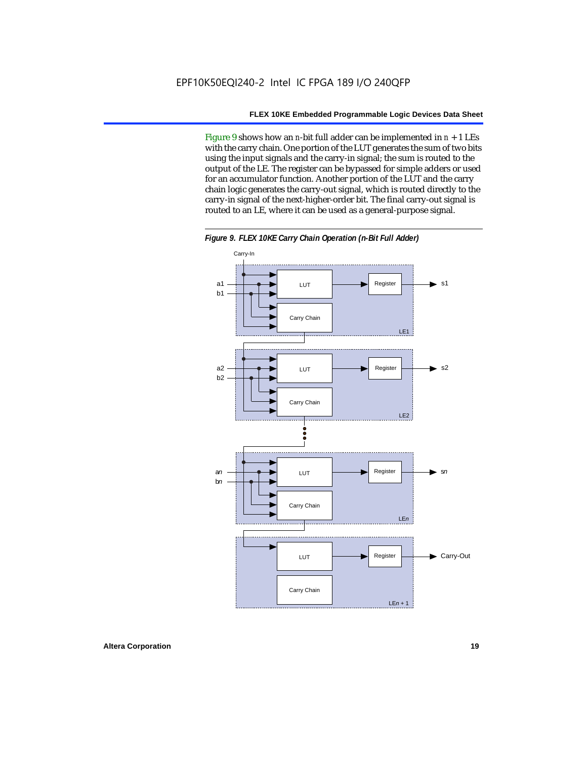Figure 9 shows how an *n*-bit full adder can be implemented in $n + 1$ LEs with the carry chain. One portion of the LUT generates the sum of two bits using the input signals and the carry-in signal; the sum is routed to the output of the LE. The register can be bypassed for simple adders or used for an accumulator function. Another portion of the LUT and the carry chain logic generates the carry-out signal, which is routed directly to the carry-in signal of the next-higher-order bit. The final carry-out signal is routed to an LE, where it can be used as a general-purpose signal.

***Figure 9. FLEX 10KE Carry Chain Operation (n-Bit Full Adder)***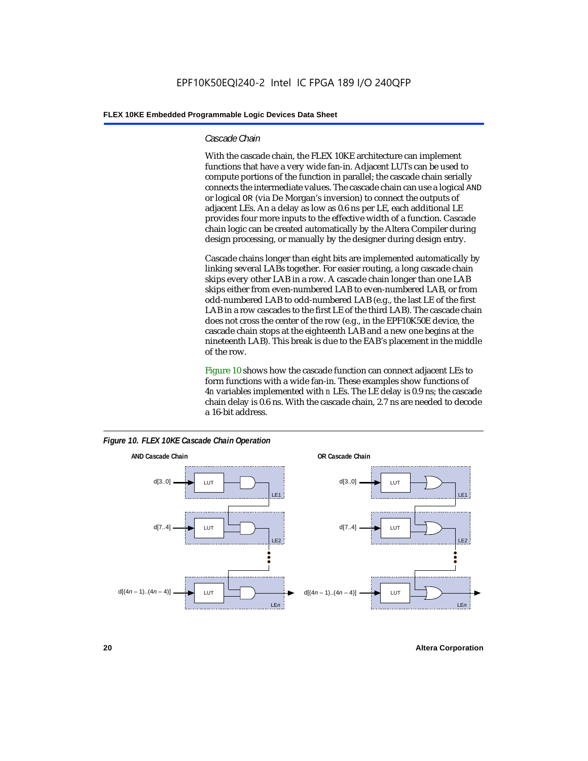### Cascade Chain

With the cascade chain, the FLEX 10KE architecture can implement functions that have a very wide fan-in. Adjacent LUTs can be used to compute portions of the function in parallel; the cascade chain serially connects the intermediate values. The cascade chain can use a logical AND or logical OR (via De Morgan's inversion) to connect the outputs of adjacent LEs. An a delay as low as 0.6 ns per LE, each additional LE provides four more inputs to the effective width of a function. Cascade chain logic can be created automatically by the Altera Compiler during design processing, or manually by the designer during design entry.

Cascade chains longer than eight bits are implemented automatically by linking several LABs together. For easier routing, a long cascade chain skips every other LAB in a row. A cascade chain longer than one LAB skips either from even-numbered LAB to even-numbered LAB, or from odd-numbered LAB to odd-numbered LAB (e.g., the last LE of the first LAB in a row cascades to the first LE of the third LAB). The cascade chain does not cross the center of the row (e.g., in the EPF10K50E device, the cascade chain stops at the eighteenth LAB and a new one begins at the nineteenth LAB). This break is due to the EAB's placement in the middle of the row.

Figure 10 shows how the cascade function can connect adjacent LEs to form functions with a wide fan-in. These examples show functions of 4*n* variables implemented with *n* LEs. The LE delay is 0.9 ns; the cascade chain delay is 0.6 ns. With the cascade chain, 2.7 ns are needed to decode a 16-bit address.

*Figure 10. FLEX 10KE Cascade Chain Operation*

**AND Cascade Chain**

d[3..0] → LUT → LE1
d[7..4] → LUT → LE2
d[(4*n* – 1)..(4*n* – 4)] → LUT → LE*n*

**OR Cascade Chain**

d[3..0] → LUT → LE1
d[7..4] → LUT → LE2
d[(4*n* – 1)..(4*n* – 4)] → LUT → LE*n*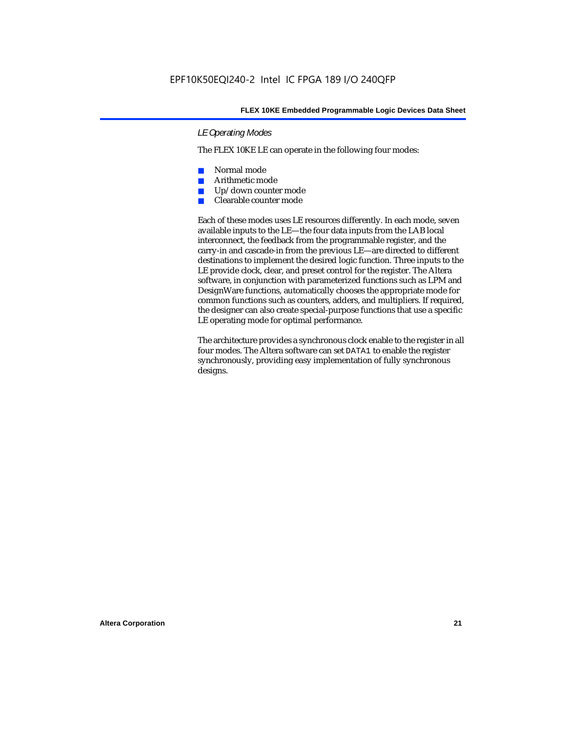### *LE Operating Modes*

The FLEX 10KE LE can operate in the following four modes:

- Normal mode
- Arithmetic mode
- Up/down counter mode
- Clearable counter mode

Each of these modes uses LE resources differently. In each mode, seven available inputs to the LE—the four data inputs from the LAB local interconnect, the feedback from the programmable register, and the carry-in and cascade-in from the previous LE—are directed to different destinations to implement the desired logic function. Three inputs to the LE provide clock, clear, and preset control for the register. The Altera software, in conjunction with parameterized functions such as LPM and DesignWare functions, automatically chooses the appropriate mode for common functions such as counters, adders, and multipliers. If required, the designer can also create special-purpose functions that use a specific LE operating mode for optimal performance.

The architecture provides a synchronous clock enable to the register in all four modes. The Altera software can set `DATA1` to enable the register synchronously, providing easy implementation of fully synchronous designs.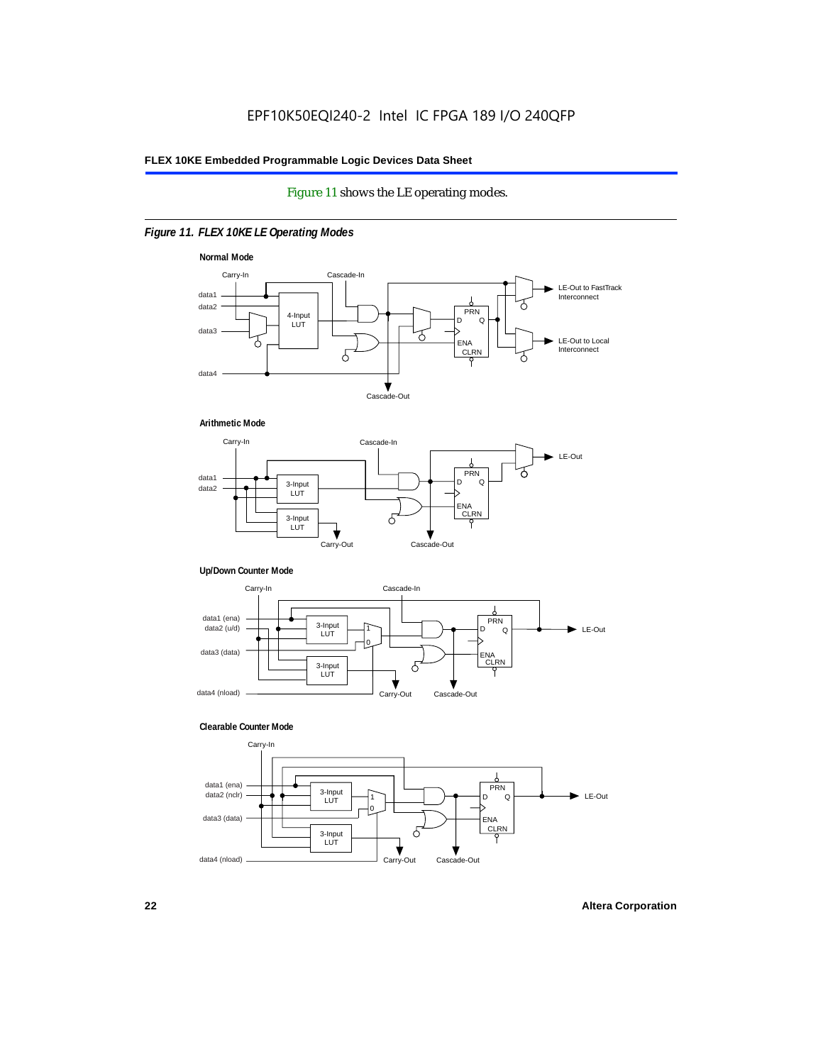Figure 11 shows the LE operating modes.

*Figure 11. FLEX 10KE LE Operating Modes*

**Normal Mode**

Carry-In, Cascade-In, data1, data2, data3, data4, 4-Input LUT, PRN, D, Q, ENA, CLRN, LE-Out to FastTrack Interconnect, LE-Out to Local Interconnect, Cascade-Out

**Arithmetic Mode**

Carry-In, Cascade-In, data1, data2, 3-Input LUT, 3-Input LUT, PRN, D, Q, ENA, CLRN, LE-Out, Carry-Out, Cascade-Out

**Up/Down Counter Mode**

Carry-In, Cascade-In, data1 (ena), data2 (u/d), data3 (data), data4 (nload), 3-Input LUT, 3-Input LUT, 1, 0, PRN, D, Q, ENA, CLRN, LE-Out, Carry-Out, Cascade-Out

**Clearable Counter Mode**

Carry-In, data1 (ena), data2 (nclr), data3 (data), data4 (nload), 3-Input LUT, 3-Input LUT, 1, 0, PRN, D, Q, ENA, CLRN, LE-Out, Carry-Out, Cascade-Out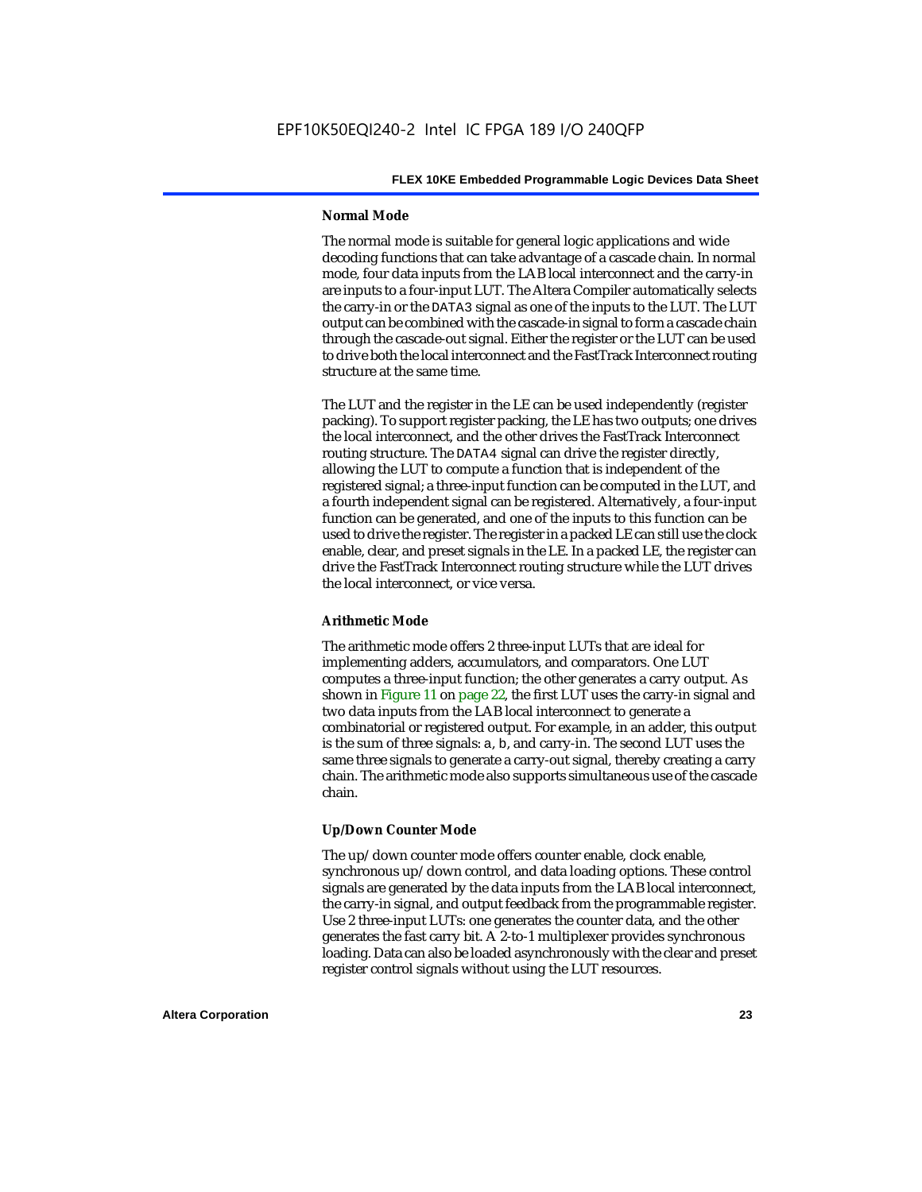### Normal Mode

The normal mode is suitable for general logic applications and wide decoding functions that can take advantage of a cascade chain. In normal mode, four data inputs from the LAB local interconnect and the carry-in are inputs to a four-input LUT. The Altera Compiler automatically selects the carry-in or the `DATA3` signal as one of the inputs to the LUT. The LUT output can be combined with the cascade-in signal to form a cascade chain through the cascade-out signal. Either the register or the LUT can be used to drive both the local interconnect and the FastTrack Interconnect routing structure at the same time.

The LUT and the register in the LE can be used independently (register packing). To support register packing, the LE has two outputs; one drives the local interconnect, and the other drives the FastTrack Interconnect routing structure. The `DATA4` signal can drive the register directly, allowing the LUT to compute a function that is independent of the registered signal; a three-input function can be computed in the LUT, and a fourth independent signal can be registered. Alternatively, a four-input function can be generated, and one of the inputs to this function can be used to drive the register. The register in a packed LE can still use the clock enable, clear, and preset signals in the LE. In a packed LE, the register can drive the FastTrack Interconnect routing structure while the LUT drives the local interconnect, or vice versa.

### Arithmetic Mode

The arithmetic mode offers 2 three-input LUTs that are ideal for implementing adders, accumulators, and comparators. One LUT computes a three-input function; the other generates a carry output. As shown in Figure 11 on page 22, the first LUT uses the carry-in signal and two data inputs from the LAB local interconnect to generate a combinatorial or registered output. For example, in an adder, this output is the sum of three signals: `a`, `b`, and carry-in. The second LUT uses the same three signals to generate a carry-out signal, thereby creating a carry chain. The arithmetic mode also supports simultaneous use of the cascade chain.

### Up/Down Counter Mode

The up/down counter mode offers counter enable, clock enable, synchronous up/down control, and data loading options. These control signals are generated by the data inputs from the LAB local interconnect, the carry-in signal, and output feedback from the programmable register. Use 2 three-input LUTs: one generates the counter data, and the other generates the fast carry bit. A 2-to-1 multiplexer provides synchronous loading. Data can also be loaded asynchronously with the clear and preset register control signals without using the LUT resources.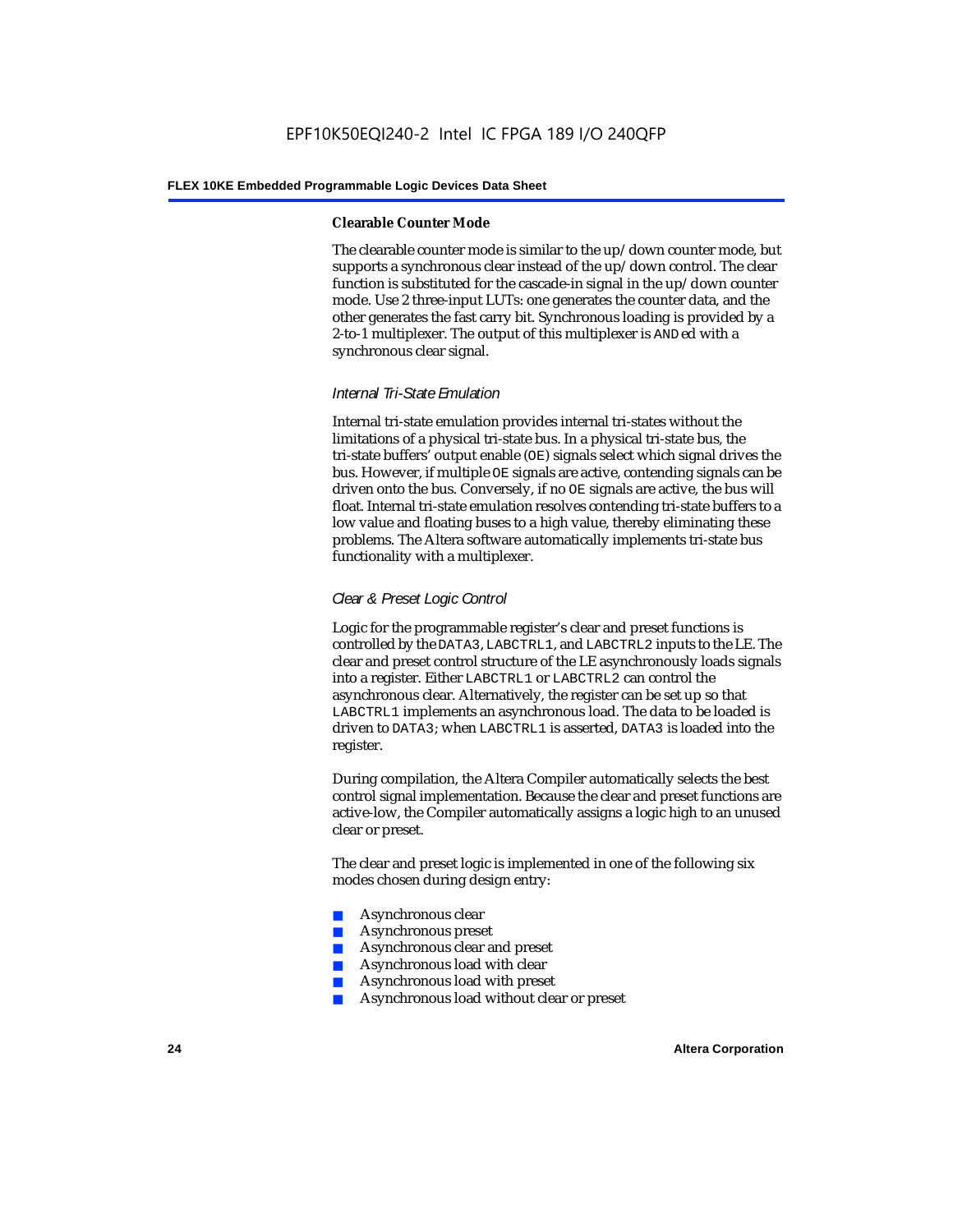#### Clearable Counter Mode

The clearable counter mode is similar to the up/down counter mode, but supports a synchronous clear instead of the up/down control. The clear function is substituted for the cascade-in signal in the up/down counter mode. Use 2 three-input LUTs: one generates the counter data, and the other generates the fast carry bit. Synchronous loading is provided by a 2-to-1 multiplexer. The output of this multiplexer is `AND`ed with a synchronous clear signal.

### *Internal Tri-State Emulation*

Internal tri-state emulation provides internal tri-states without the limitations of a physical tri-state bus. In a physical tri-state bus, the tri-state buffers' output enable (`OE`) signals select which signal drives the bus. However, if multiple `OE` signals are active, contending signals can be driven onto the bus. Conversely, if no `OE` signals are active, the bus will float. Internal tri-state emulation resolves contending tri-state buffers to a low value and floating buses to a high value, thereby eliminating these problems. The Altera software automatically implements tri-state bus functionality with a multiplexer.

### *Clear & Preset Logic Control*

Logic for the programmable register's clear and preset functions is controlled by the `DATA3`, `LABCTRL1`, and `LABCTRL2` inputs to the LE. The clear and preset control structure of the LE asynchronously loads signals into a register. Either `LABCTRL1` or `LABCTRL2` can control the asynchronous clear. Alternatively, the register can be set up so that `LABCTRL1` implements an asynchronous load. The data to be loaded is driven to `DATA3`; when `LABCTRL1` is asserted, `DATA3` is loaded into the register.

During compilation, the Altera Compiler automatically selects the best control signal implementation. Because the clear and preset functions are active-low, the Compiler automatically assigns a logic high to an unused clear or preset.

The clear and preset logic is implemented in one of the following six modes chosen during design entry:

- Asynchronous clear
- Asynchronous preset
- Asynchronous clear and preset
- Asynchronous load with clear
- Asynchronous load with preset
- Asynchronous load without clear or preset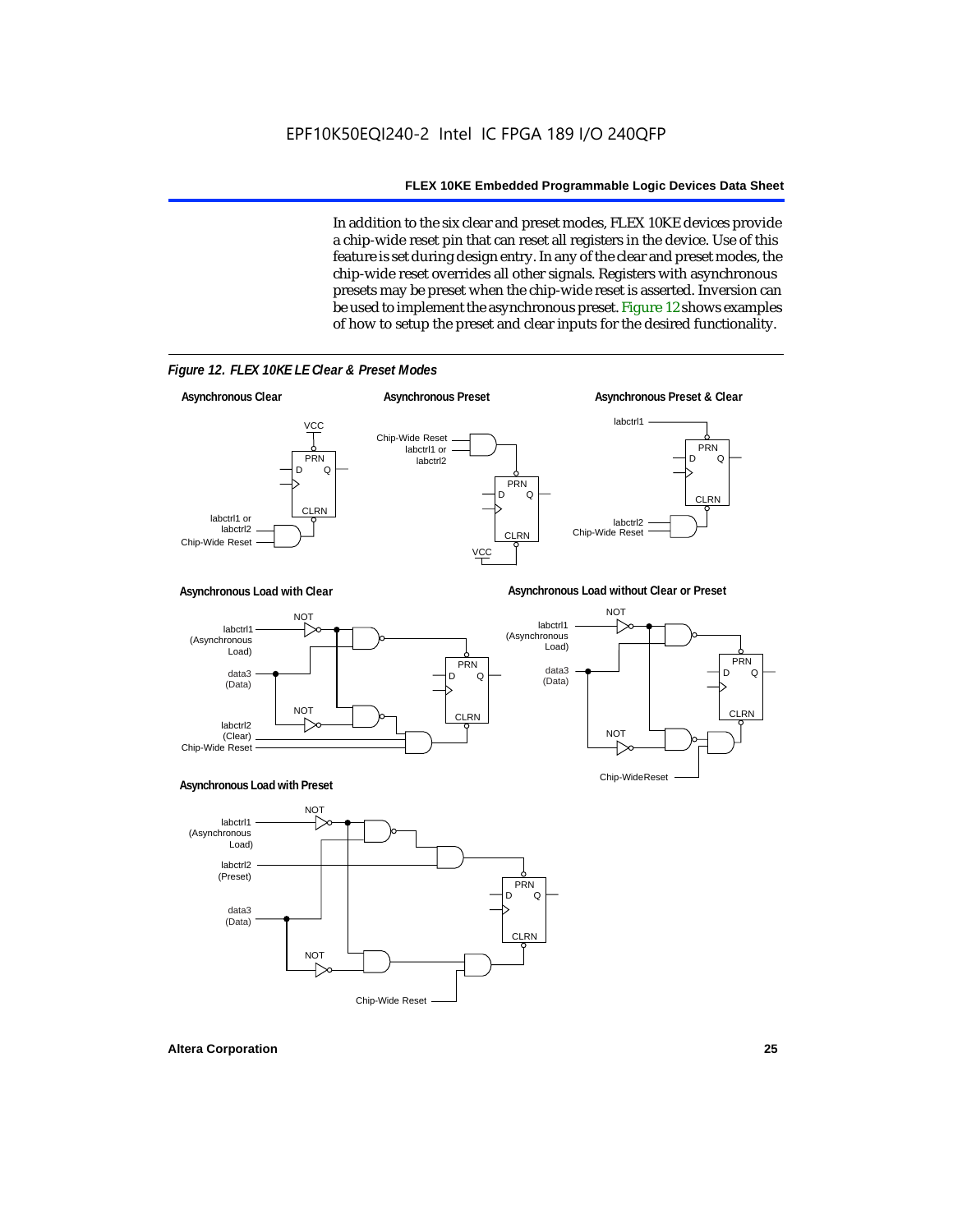In addition to the six clear and preset modes, FLEX 10KE devices provide a chip-wide reset pin that can reset all registers in the device. Use of this feature is set during design entry. In any of the clear and preset modes, the chip-wide reset overrides all other signals. Registers with asynchronous presets may be preset when the chip-wide reset is asserted. Inversion can be used to implement the asynchronous preset. Figure 12 shows examples of how to setup the preset and clear inputs for the desired functionality.

*Figure 12. FLEX 10KE LE Clear & Preset Modes*

**Asynchronous Clear**

**Asynchronous Preset**

**Asynchronous Preset & Clear**

**Asynchronous Load with Clear**

**Asynchronous Load without Clear or Preset**

**Asynchronous Load with Preset**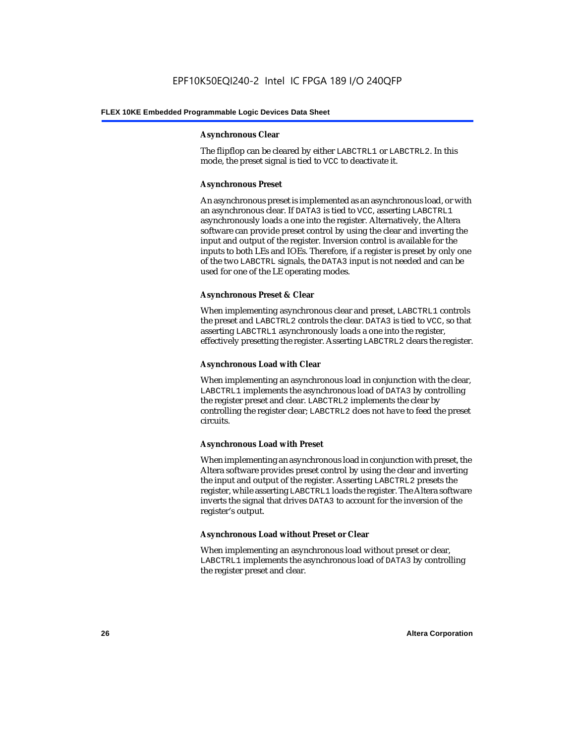#### Asynchronous Clear

The flipflop can be cleared by either LABCTRL1 or LABCTRL2. In this mode, the preset signal is tied to VCC to deactivate it.

#### Asynchronous Preset

An asynchronous preset is implemented as an asynchronous load, or with an asynchronous clear. If DATA3 is tied to VCC, asserting LABCTRL1 asynchronously loads a one into the register. Alternatively, the Altera software can provide preset control by using the clear and inverting the input and output of the register. Inversion control is available for the inputs to both LEs and IOEs. Therefore, if a register is preset by only one of the two LABCTRL signals, the DATA3 input is not needed and can be used for one of the LE operating modes.

#### Asynchronous Preset & Clear

When implementing asynchronous clear and preset, LABCTRL1 controls the preset and LABCTRL2 controls the clear. DATA3 is tied to VCC, so that asserting LABCTRL1 asynchronously loads a one into the register, effectively presetting the register. Asserting LABCTRL2 clears the register.

#### Asynchronous Load with Clear

When implementing an asynchronous load in conjunction with the clear, LABCTRL1 implements the asynchronous load of DATA3 by controlling the register preset and clear. LABCTRL2 implements the clear by controlling the register clear; LABCTRL2 does not have to feed the preset circuits.

#### Asynchronous Load with Preset

When implementing an asynchronous load in conjunction with preset, the Altera software provides preset control by using the clear and inverting the input and output of the register. Asserting LABCTRL2 presets the register, while asserting LABCTRL1 loads the register. The Altera software inverts the signal that drives DATA3 to account for the inversion of the register's output.

#### Asynchronous Load without Preset or Clear

When implementing an asynchronous load without preset or clear, LABCTRL1 implements the asynchronous load of DATA3 by controlling the register preset and clear.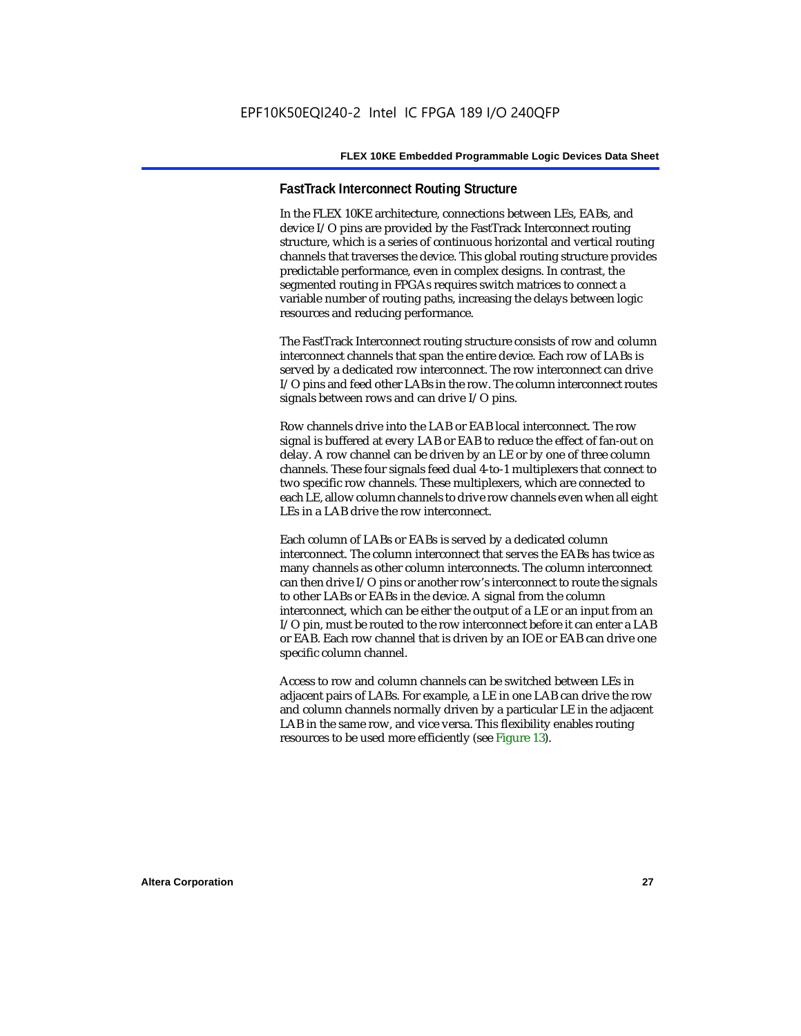### FastTrack Interconnect Routing Structure

In the FLEX 10KE architecture, connections between LEs, EABs, and device I/O pins are provided by the FastTrack Interconnect routing structure, which is a series of continuous horizontal and vertical routing channels that traverses the device. This global routing structure provides predictable performance, even in complex designs. In contrast, the segmented routing in FPGAs requires switch matrices to connect a variable number of routing paths, increasing the delays between logic resources and reducing performance.

The FastTrack Interconnect routing structure consists of row and column interconnect channels that span the entire device. Each row of LABs is served by a dedicated row interconnect. The row interconnect can drive I/O pins and feed other LABs in the row. The column interconnect routes signals between rows and can drive I/O pins.

Row channels drive into the LAB or EAB local interconnect. The row signal is buffered at every LAB or EAB to reduce the effect of fan-out on delay. A row channel can be driven by an LE or by one of three column channels. These four signals feed dual 4-to-1 multiplexers that connect to two specific row channels. These multiplexers, which are connected to each LE, allow column channels to drive row channels even when all eight LEs in a LAB drive the row interconnect.

Each column of LABs or EABs is served by a dedicated column interconnect. The column interconnect that serves the EABs has twice as many channels as other column interconnects. The column interconnect can then drive I/O pins or another row's interconnect to route the signals to other LABs or EABs in the device. A signal from the column interconnect, which can be either the output of a LE or an input from an I/O pin, must be routed to the row interconnect before it can enter a LAB or EAB. Each row channel that is driven by an IOE or EAB can drive one specific column channel.

Access to row and column channels can be switched between LEs in adjacent pairs of LABs. For example, a LE in one LAB can drive the row and column channels normally driven by a particular LE in the adjacent LAB in the same row, and vice versa. This flexibility enables routing resources to be used more efficiently (see Figure 13).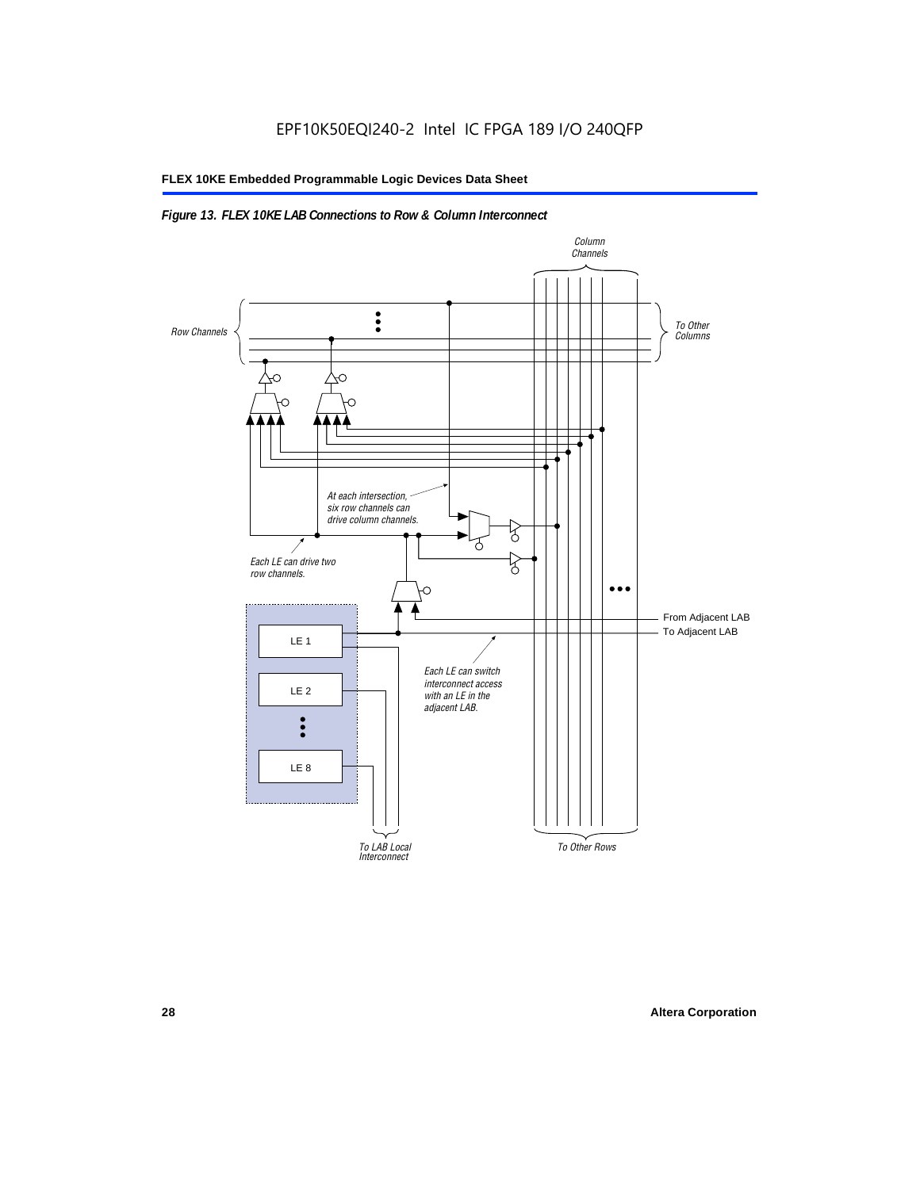*Figure 13. FLEX 10KE LAB Connections to Row & Column Interconnect*

Column Channels

Row Channels

To Other Columns

At each intersection, six row channels can drive column channels.

Each LE can drive two row channels.

From Adjacent LAB

To Adjacent LAB

LE 1

LE 2

LE 8

Each LE can switch interconnect access with an LE in the adjacent LAB.

To LAB Local Interconnect

To Other Rows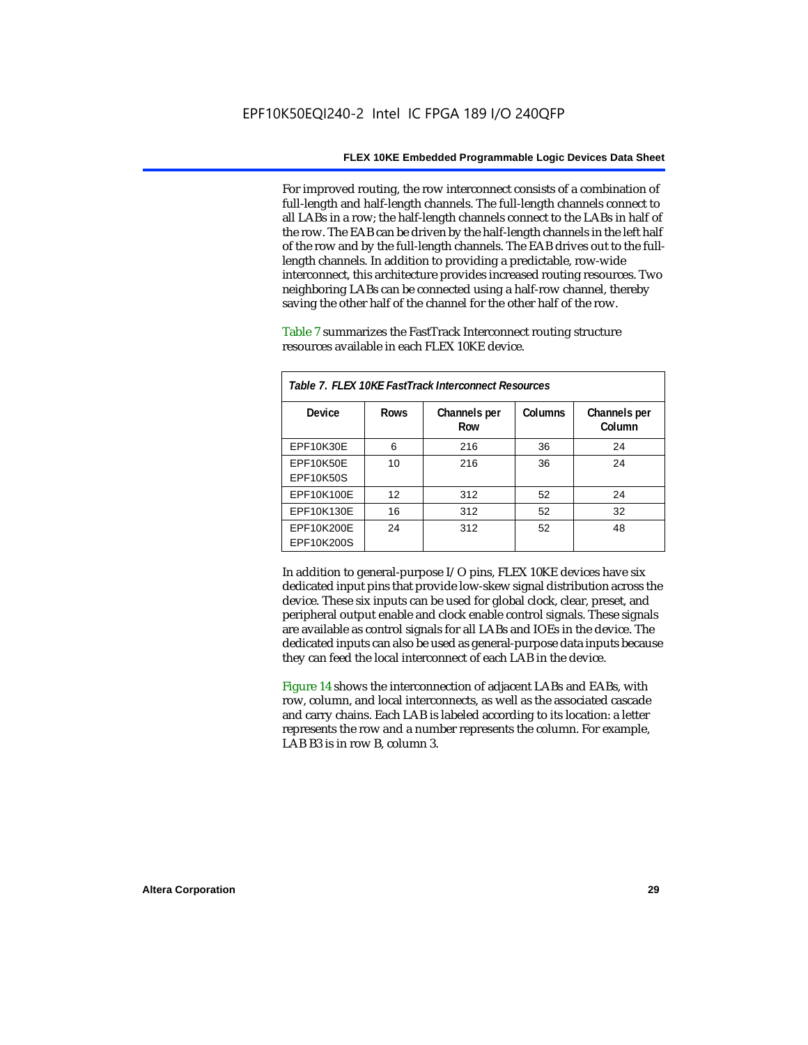For improved routing, the row interconnect consists of a combination of full-length and half-length channels. The full-length channels connect to all LABs in a row; the half-length channels connect to the LABs in half of the row. The EAB can be driven by the half-length channels in the left half of the row and by the full-length channels. The EAB drives out to the full-length channels. In addition to providing a predictable, row-wide interconnect, this architecture provides increased routing resources. Two neighboring LABs can be connected using a half-row channel, thereby saving the other half of the channel for the other half of the row.

Table 7 summarizes the FastTrack Interconnect routing structure resources available in each FLEX 10KE device.

*Table 7. FLEX 10KE FastTrack Interconnect Resources*

| Device | Rows | Channels per Row | Columns | Channels per Column |
|---|---|---|---|---|
| EPF10K30E | 6 | 216 | 36 | 24 |
| EPF10K50E<br>EPF10K50S | 10 | 216 | 36 | 24 |
| EPF10K100E | 12 | 312 | 52 | 24 |
| EPF10K130E | 16 | 312 | 52 | 32 |
| EPF10K200E<br>EPF10K200S | 24 | 312 | 52 | 48 |

In addition to general-purpose I/O pins, FLEX 10KE devices have six dedicated input pins that provide low-skew signal distribution across the device. These six inputs can be used for global clock, clear, preset, and peripheral output enable and clock enable control signals. These signals are available as control signals for all LABs and IOEs in the device. The dedicated inputs can also be used as general-purpose data inputs because they can feed the local interconnect of each LAB in the device.

Figure 14 shows the interconnection of adjacent LABs and EABs, with row, column, and local interconnects, as well as the associated cascade and carry chains. Each LAB is labeled according to its location: a letter represents the row and a number represents the column. For example, LAB B3 is in row B, column 3.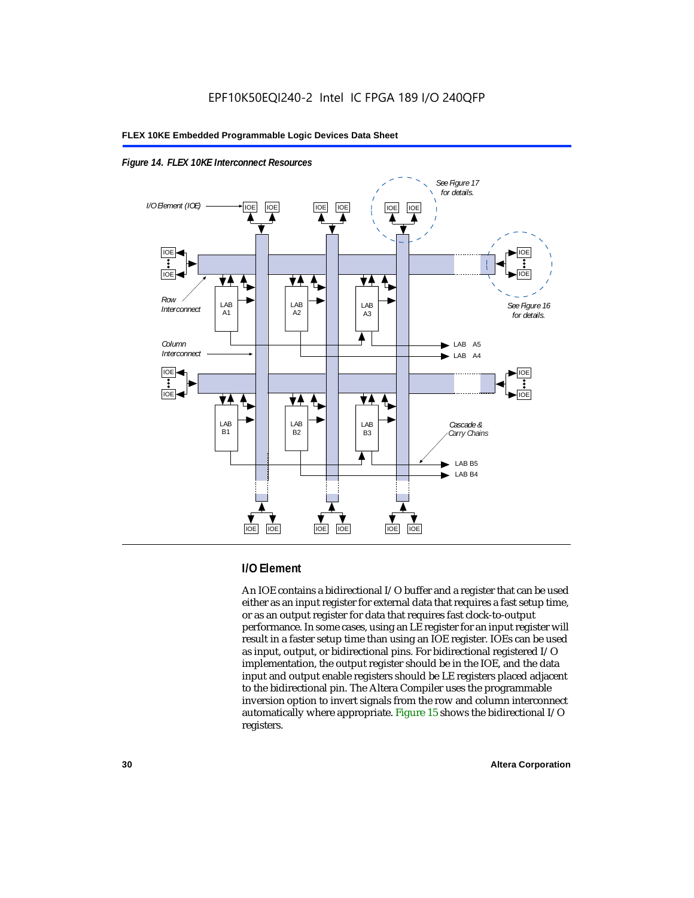*Figure 14. FLEX 10KE Interconnect Resources*

## I/O Element

An IOE contains a bidirectional I/O buffer and a register that can be used either as an input register for external data that requires a fast setup time, or as an output register for data that requires fast clock-to-output performance. In some cases, using an LE register for an input register will result in a faster setup time than using an IOE register. IOEs can be used as input, output, or bidirectional pins. For bidirectional registered I/O implementation, the output register should be in the IOE, and the data input and output enable registers should be LE registers placed adjacent to the bidirectional pin. The Altera Compiler uses the programmable inversion option to invert signals from the row and column interconnect automatically where appropriate. Figure 15 shows the bidirectional I/O registers.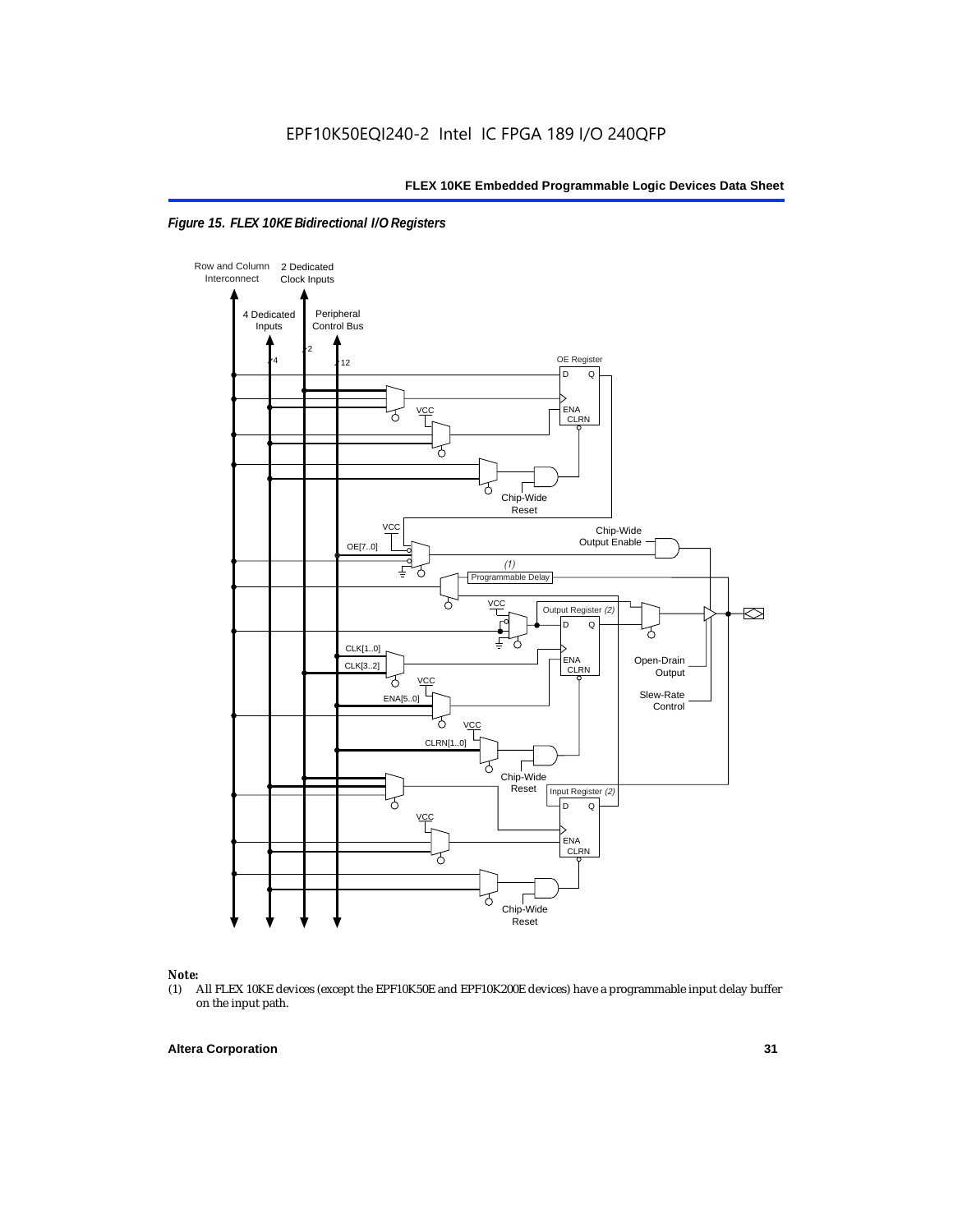*Figure 15. FLEX 10KE Bidirectional I/O Registers*

Row and Column Interconnect

2 Dedicated Clock Inputs

4 Dedicated Inputs

Peripheral Control Bus

OE Register

Chip-Wide Reset

Chip-Wide Output Enable

OE[7..0]

(1) Programmable Delay

Output Register (2)

CLK[1..0]

CLK[3..2]

ENA[5..0]

CLRN[1..0]

Open-Drain Output

Slew-Rate Control

Input Register (2)

**Note:**

(1) All FLEX 10KE devices (except the EPF10K50E and EPF10K200E devices) have a programmable input delay buffer on the input path.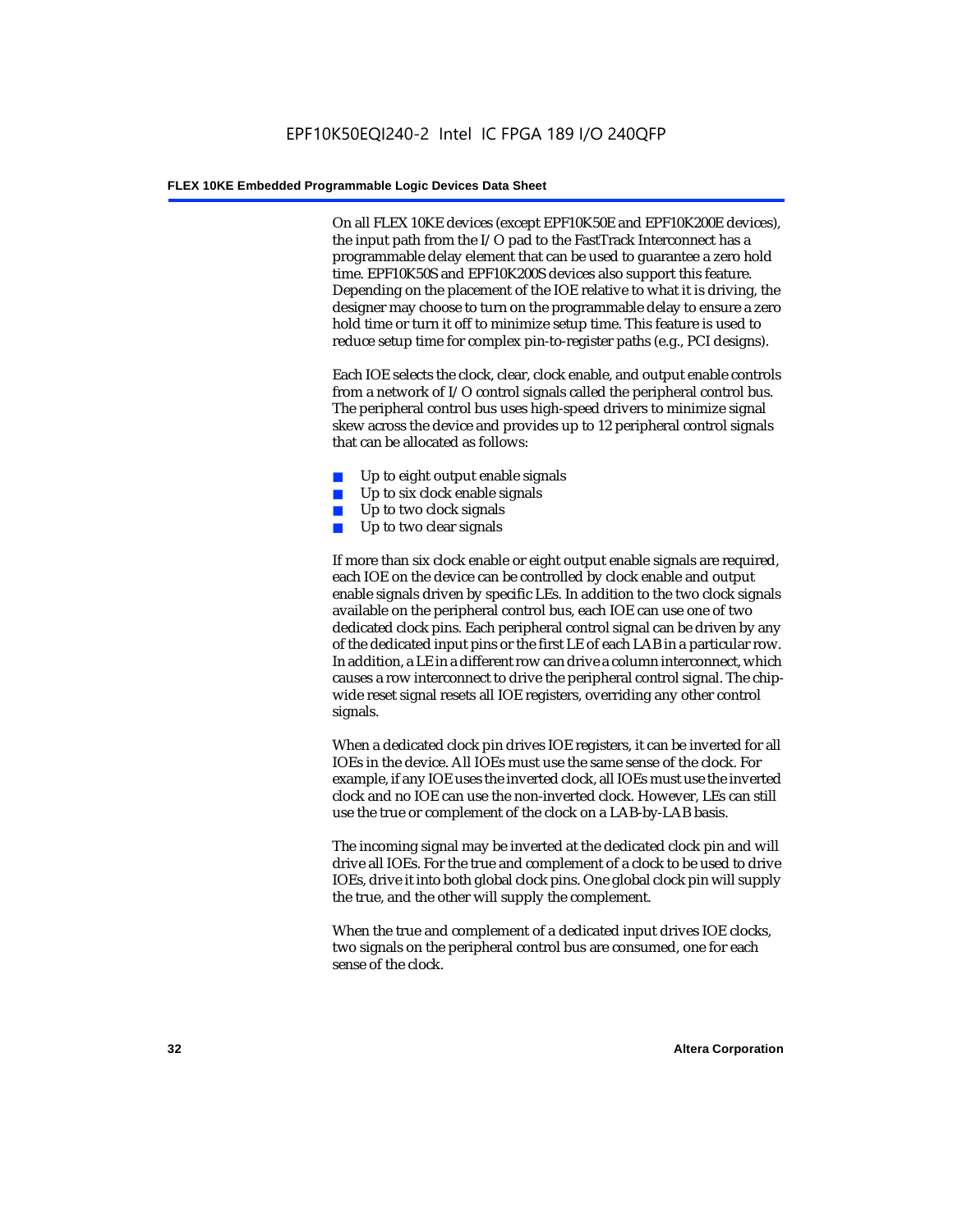On all FLEX 10KE devices (except EPF10K50E and EPF10K200E devices), the input path from the I/O pad to the FastTrack Interconnect has a programmable delay element that can be used to guarantee a zero hold time. EPF10K50S and EPF10K200S devices also support this feature. Depending on the placement of the IOE relative to what it is driving, the designer may choose to turn on the programmable delay to ensure a zero hold time or turn it off to minimize setup time. This feature is used to reduce setup time for complex pin-to-register paths (e.g., PCI designs).

Each IOE selects the clock, clear, clock enable, and output enable controls from a network of I/O control signals called the peripheral control bus. The peripheral control bus uses high-speed drivers to minimize signal skew across the device and provides up to 12 peripheral control signals that can be allocated as follows:

- Up to eight output enable signals
- Up to six clock enable signals
- Up to two clock signals
- Up to two clear signals

If more than six clock enable or eight output enable signals are required, each IOE on the device can be controlled by clock enable and output enable signals driven by specific LEs. In addition to the two clock signals available on the peripheral control bus, each IOE can use one of two dedicated clock pins. Each peripheral control signal can be driven by any of the dedicated input pins or the first LE of each LAB in a particular row. In addition, a LE in a different row can drive a column interconnect, which causes a row interconnect to drive the peripheral control signal. The chip-wide reset signal resets all IOE registers, overriding any other control signals.

When a dedicated clock pin drives IOE registers, it can be inverted for all IOEs in the device. All IOEs must use the same sense of the clock. For example, if any IOE uses the inverted clock, all IOEs must use the inverted clock and no IOE can use the non-inverted clock. However, LEs can still use the true or complement of the clock on a LAB-by-LAB basis.

The incoming signal may be inverted at the dedicated clock pin and will drive all IOEs. For the true and complement of a clock to be used to drive IOEs, drive it into both global clock pins. One global clock pin will supply the true, and the other will supply the complement.

When the true and complement of a dedicated input drives IOE clocks, two signals on the peripheral control bus are consumed, one for each sense of the clock.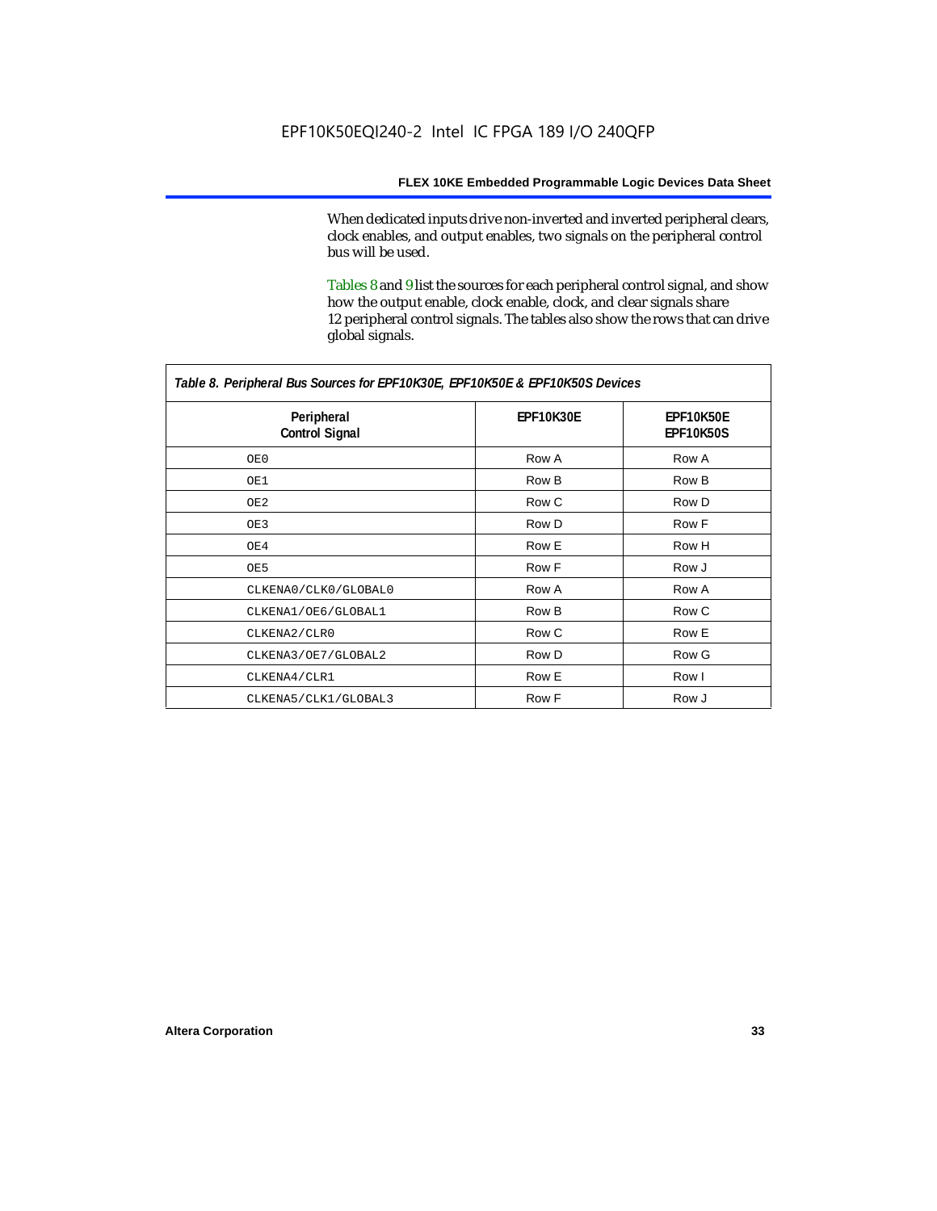When dedicated inputs drive non-inverted and inverted peripheral clears, clock enables, and output enables, two signals on the peripheral control bus will be used.

Tables 8 and 9 list the sources for each peripheral control signal, and show how the output enable, clock enable, clock, and clear signals share 12 peripheral control signals. The tables also show the rows that can drive global signals.

*Table 8. Peripheral Bus Sources for EPF10K30E, EPF10K50E & EPF10K50S Devices*

| Peripheral Control Signal | EPF10K30E | EPF10K50E EPF10K50S |
|---|---|---|
| OE0 | Row A | Row A |
| OE1 | Row B | Row B |
| OE2 | Row C | Row D |
| OE3 | Row D | Row F |
| OE4 | Row E | Row H |
| OE5 | Row F | Row J |
| CLKENA0/CLK0/GLOBAL0 | Row A | Row A |
| CLKENA1/OE6/GLOBAL1 | Row B | Row C |
| CLKENA2/CLR0 | Row C | Row E |
| CLKENA3/OE7/GLOBAL2 | Row D | Row G |
| CLKENA4/CLR1 | Row E | Row I |
| CLKENA5/CLK1/GLOBAL3 | Row F | Row J |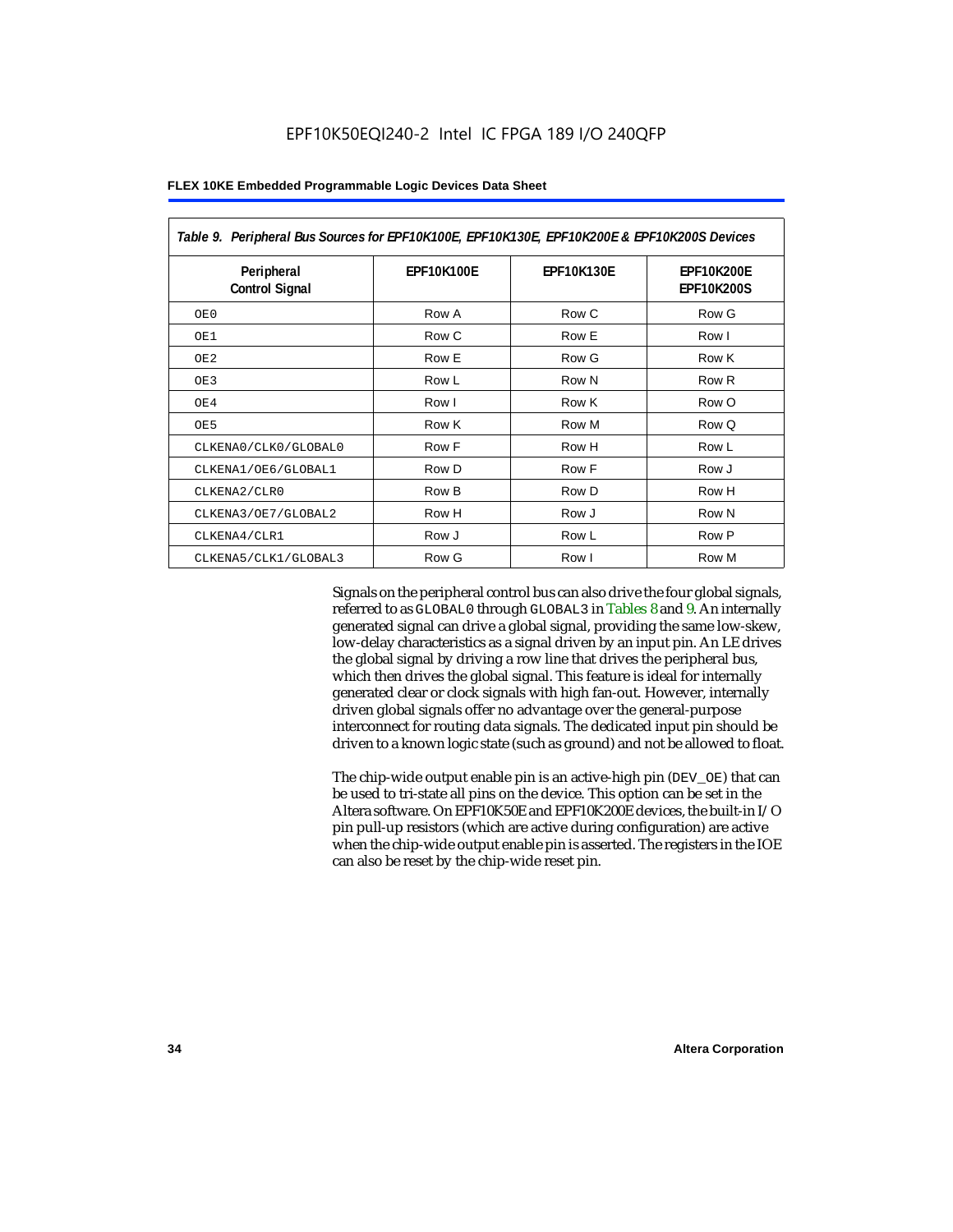*Table 9. Peripheral Bus Sources for EPF10K100E, EPF10K130E, EPF10K200E & EPF10K200S Devices*

| Peripheral Control Signal | EPF10K100E | EPF10K130E | EPF10K200E EPF10K200S |
|---|---|---|---|
| OE0 | Row A | Row C | Row G |
| OE1 | Row C | Row E | Row I |
| OE2 | Row E | Row G | Row K |
| OE3 | Row L | Row N | Row R |
| OE4 | Row I | Row K | Row O |
| OE5 | Row K | Row M | Row Q |
| CLKENA0/CLK0/GLOBAL0 | Row F | Row H | Row L |
| CLKENA1/OE6/GLOBAL1 | Row D | Row F | Row J |
| CLKENA2/CLR0 | Row B | Row D | Row H |
| CLKENA3/OE7/GLOBAL2 | Row H | Row J | Row N |
| CLKENA4/CLR1 | Row J | Row L | Row P |
| CLKENA5/CLK1/GLOBAL3 | Row G | Row I | Row M |

Signals on the peripheral control bus can also drive the four global signals, referred to as GLOBAL0 through GLOBAL3 in Tables 8 and 9. An internally generated signal can drive a global signal, providing the same low-skew, low-delay characteristics as a signal driven by an input pin. An LE drives the global signal by driving a row line that drives the peripheral bus, which then drives the global signal. This feature is ideal for internally generated clear or clock signals with high fan-out. However, internally driven global signals offer no advantage over the general-purpose interconnect for routing data signals. The dedicated input pin should be driven to a known logic state (such as ground) and not be allowed to float.

The chip-wide output enable pin is an active-high pin (DEV_OE) that can be used to tri-state all pins on the device. This option can be set in the Altera software. On EPF10K50E and EPF10K200E devices, the built-in I/O pin pull-up resistors (which are active during configuration) are active when the chip-wide output enable pin is asserted. The registers in the IOE can also be reset by the chip-wide reset pin.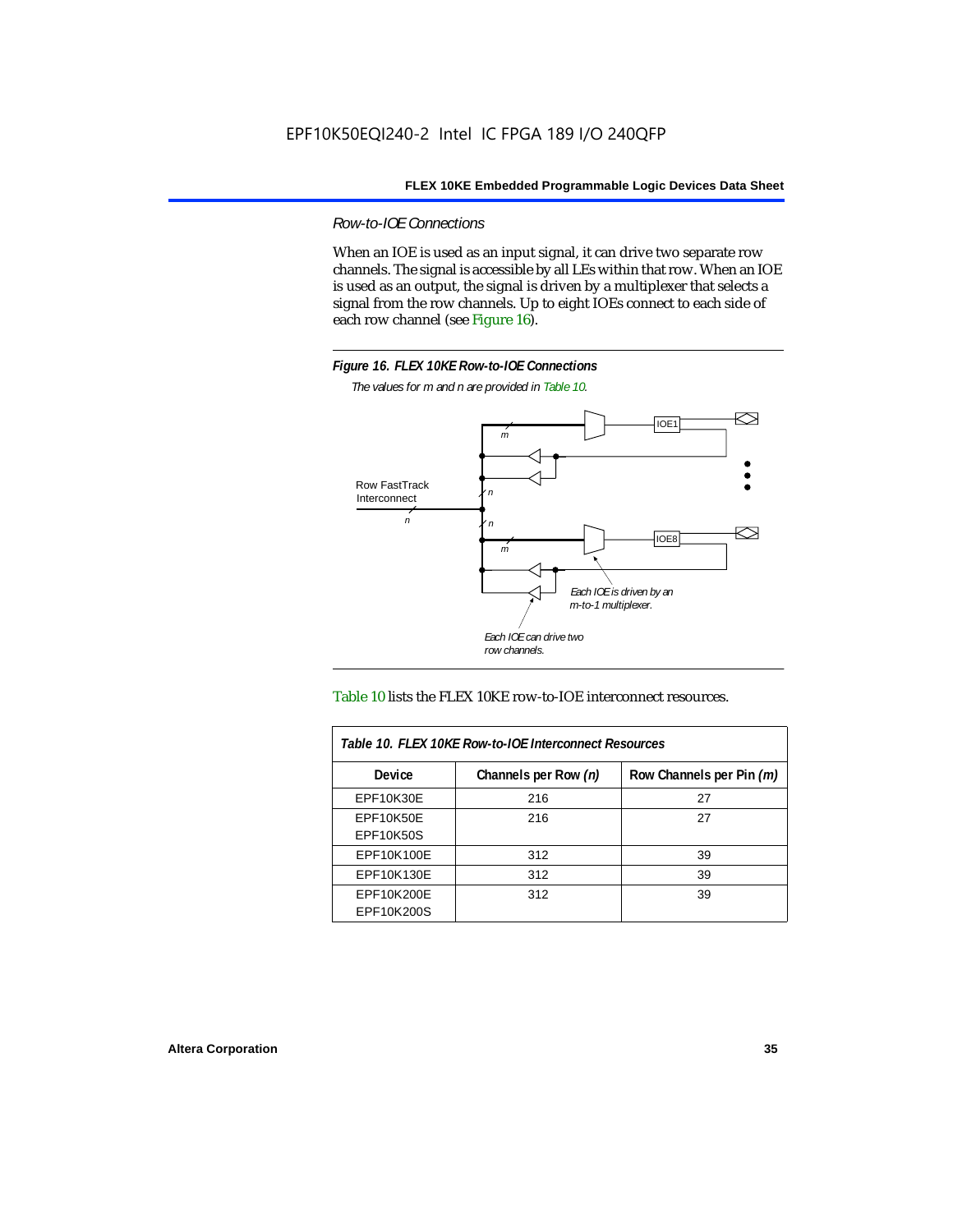### *Row-to-IOE Connections*

When an IOE is used as an input signal, it can drive two separate row channels. The signal is accessible by all LEs within that row. When an IOE is used as an output, the signal is driven by a multiplexer that selects a signal from the row channels. Up to eight IOEs connect to each side of each row channel (see Figure 16).

***Figure 16. FLEX 10KE Row-to-IOE Connections***

*The values for m and n are provided in Table 10.*

Table 10 lists the FLEX 10KE row-to-IOE interconnect resources.

| *Table 10. FLEX 10KE Row-to-IOE Interconnect Resources* | | |
|---|---|---|
| **Device** | **Channels per Row *(n)*** | **Row Channels per Pin *(m)*** |
| EPF10K30E | 216 | 27 |
| EPF10K50E<br>EPF10K50S | 216 | 27 |
| EPF10K100E | 312 | 39 |
| EPF10K130E | 312 | 39 |
| EPF10K200E<br>EPF10K200S | 312 | 39 |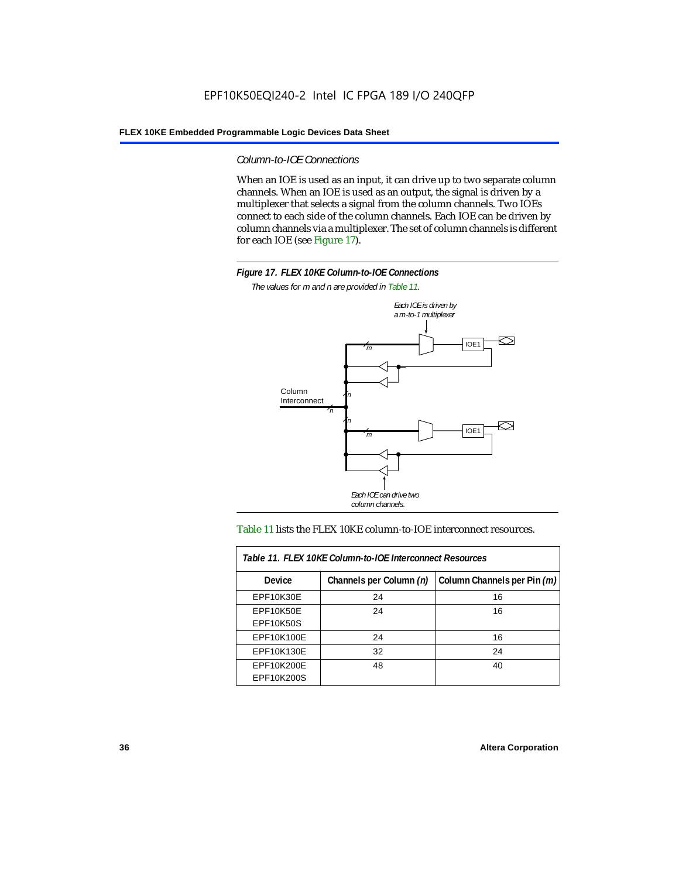### *Column-to-IOE Connections*

When an IOE is used as an input, it can drive up to two separate column channels. When an IOE is used as an output, the signal is driven by a multiplexer that selects a signal from the column channels. Two IOEs connect to each side of the column channels. Each IOE can be driven by column channels via a multiplexer. The set of column channels is different for each IOE (see Figure 17).

**Figure 17. FLEX 10KE Column-to-IOE Connections**

*The values for m and n are provided in Table 11.*

Table 11 lists the FLEX 10KE column-to-IOE interconnect resources.

| Table 11. FLEX 10KE Column-to-IOE Interconnect Resources | | |
|---|---|---|
| **Device** | **Channels per Column (*n*)** | **Column Channels per Pin (*m*)** |
| EPF10K30E | 24 | 16 |
| EPF10K50E<br>EPF10K50S | 24 | 16 |
| EPF10K100E | 24 | 16 |
| EPF10K130E | 32 | 24 |
| EPF10K200E<br>EPF10K200S | 48 | 40 |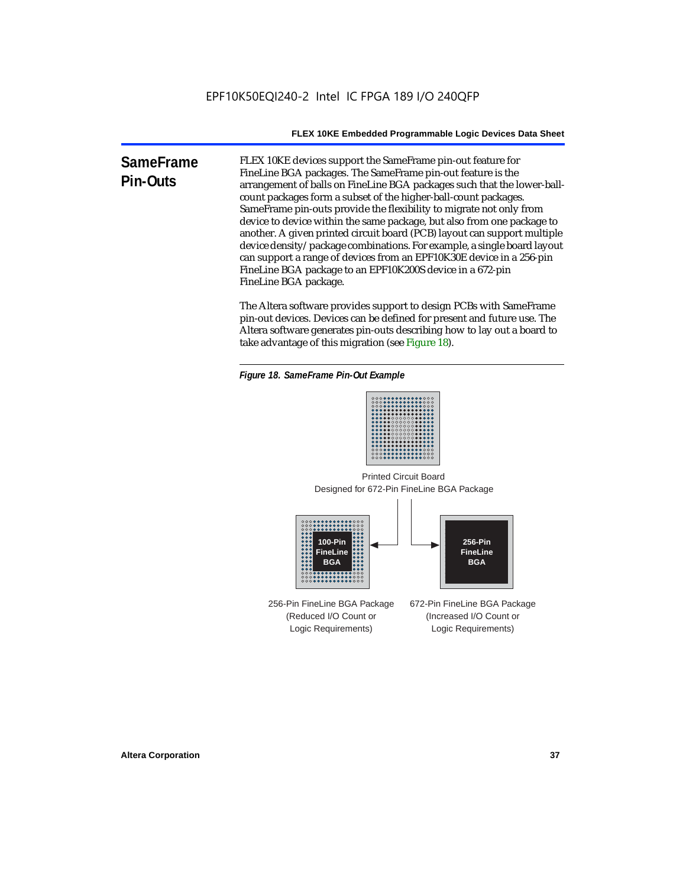## SameFrame Pin-Outs

FLEX 10KE devices support the SameFrame pin-out feature for FineLine BGA packages. The SameFrame pin-out feature is the arrangement of balls on FineLine BGA packages such that the lower-ball-count packages form a subset of the higher-ball-count packages. SameFrame pin-outs provide the flexibility to migrate not only from device to device within the same package, but also from one package to another. A given printed circuit board (PCB) layout can support multiple device density/package combinations. For example, a single board layout can support a range of devices from an EPF10K30E device in a 256-pin FineLine BGA package to an EPF10K200S device in a 672-pin FineLine BGA package.

The Altera software provides support to design PCBs with SameFrame pin-out devices. Devices can be defined for present and future use. The Altera software generates pin-outs describing how to lay out a board to take advantage of this migration (see Figure 18).

*Figure 18. SameFrame Pin-Out Example*

Printed Circuit Board Designed for 672-Pin FineLine BGA Package

100-Pin FineLine BGA

256-Pin FineLine BGA

256-Pin FineLine BGA Package (Reduced I/O Count or Logic Requirements)

672-Pin FineLine BGA Package (Increased I/O Count or Logic Requirements)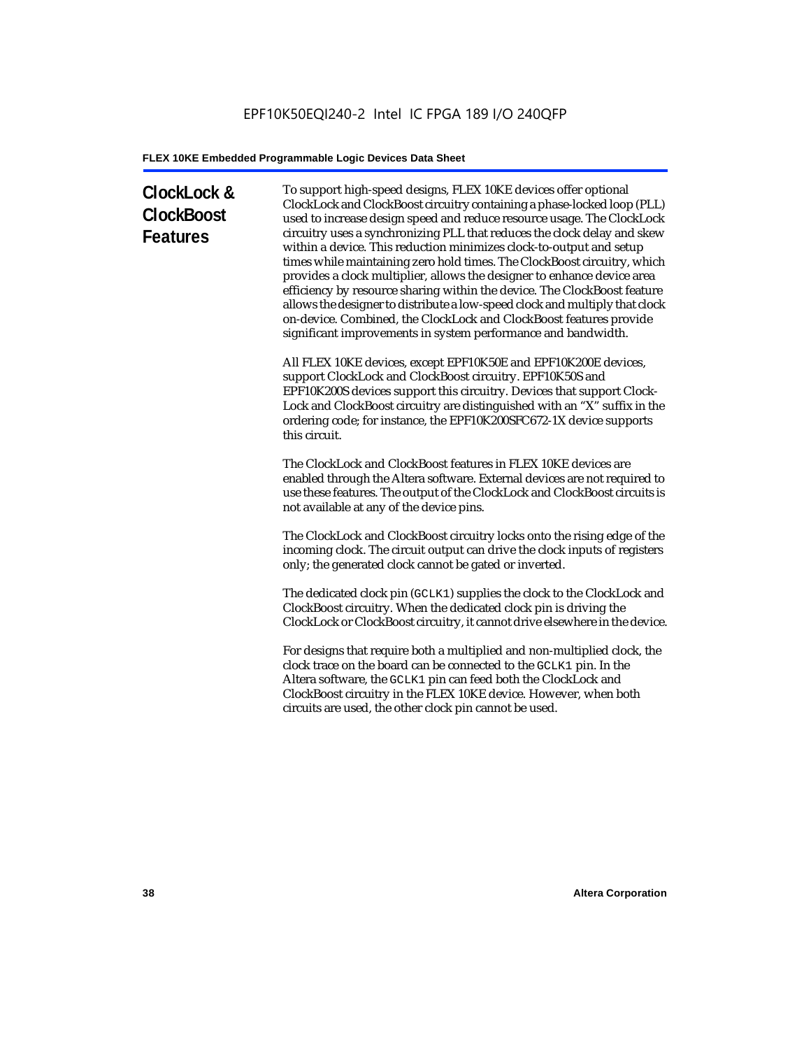## ClockLock & ClockBoost Features

To support high-speed designs, FLEX 10KE devices offer optional ClockLock and ClockBoost circuitry containing a phase-locked loop (PLL) used to increase design speed and reduce resource usage. The ClockLock circuitry uses a synchronizing PLL that reduces the clock delay and skew within a device. This reduction minimizes clock-to-output and setup times while maintaining zero hold times. The ClockBoost circuitry, which provides a clock multiplier, allows the designer to enhance device area efficiency by resource sharing within the device. The ClockBoost feature allows the designer to distribute a low-speed clock and multiply that clock on-device. Combined, the ClockLock and ClockBoost features provide significant improvements in system performance and bandwidth.

All FLEX 10KE devices, except EPF10K50E and EPF10K200E devices, support ClockLock and ClockBoost circuitry. EPF10K50S and EPF10K200S devices support this circuitry. Devices that support Clock-Lock and ClockBoost circuitry are distinguished with an "X" suffix in the ordering code; for instance, the EPF10K200SFC672-1X device supports this circuit.

The ClockLock and ClockBoost features in FLEX 10KE devices are enabled through the Altera software. External devices are not required to use these features. The output of the ClockLock and ClockBoost circuits is not available at any of the device pins.

The ClockLock and ClockBoost circuitry locks onto the rising edge of the incoming clock. The circuit output can drive the clock inputs of registers only; the generated clock cannot be gated or inverted.

The dedicated clock pin (`GCLK1`) supplies the clock to the ClockLock and ClockBoost circuitry. When the dedicated clock pin is driving the ClockLock or ClockBoost circuitry, it cannot drive elsewhere in the device.

For designs that require both a multiplied and non-multiplied clock, the clock trace on the board can be connected to the `GCLK1` pin. In the Altera software, the `GCLK1` pin can feed both the ClockLock and ClockBoost circuitry in the FLEX 10KE device. However, when both circuits are used, the other clock pin cannot be used.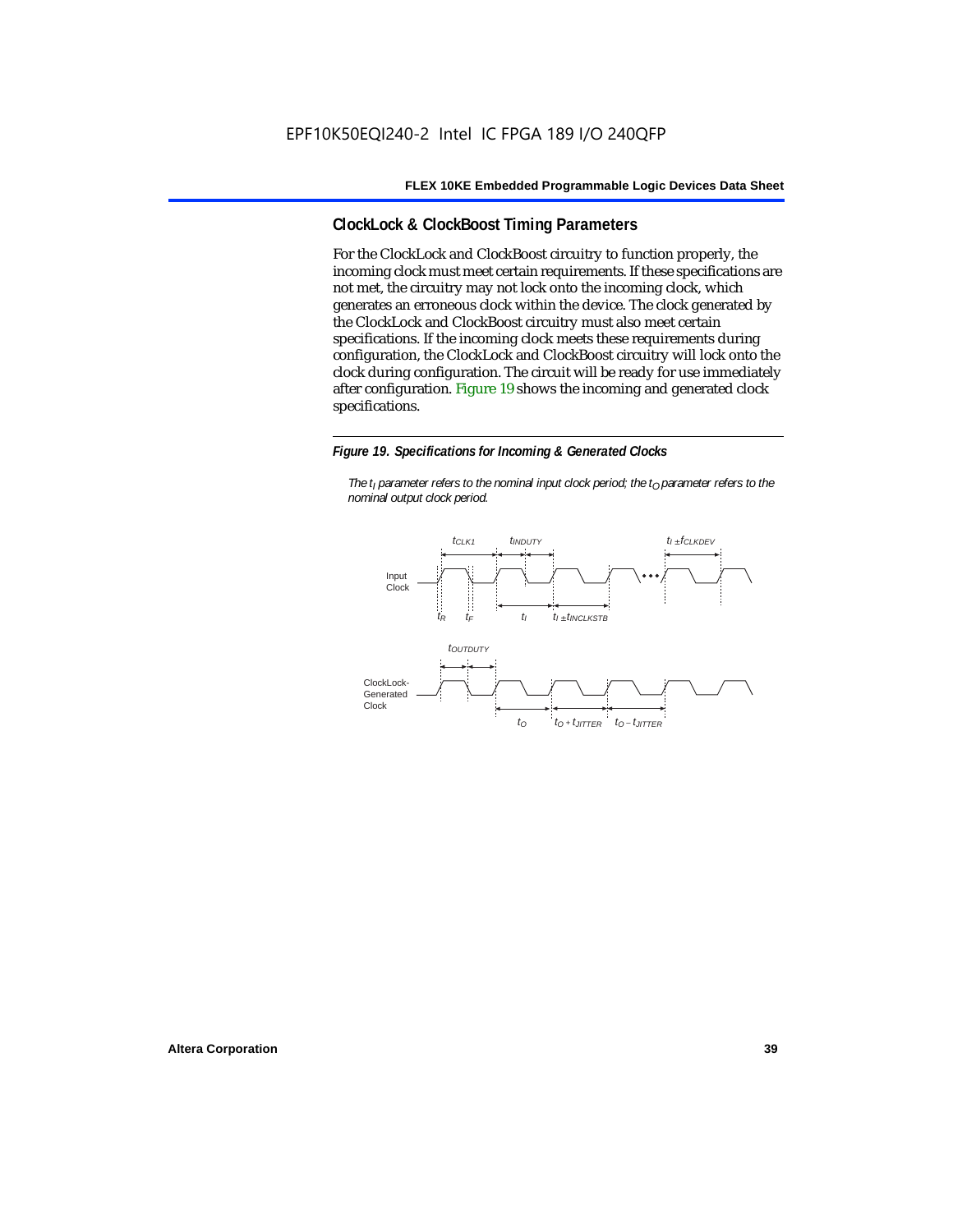## ClockLock & ClockBoost Timing Parameters

For the ClockLock and ClockBoost circuitry to function properly, the incoming clock must meet certain requirements. If these specifications are not met, the circuitry may not lock onto the incoming clock, which generates an erroneous clock within the device. The clock generated by the ClockLock and ClockBoost circuitry must also meet certain specifications. If the incoming clock meets these requirements during configuration, the ClockLock and ClockBoost circuitry will lock onto the clock during configuration. The circuit will be ready for use immediately after configuration. Figure 19 shows the incoming and generated clock specifications.

***Figure 19. Specifications for Incoming & Generated Clocks***

*The $t_I$ parameter refers to the nominal input clock period; the $t_O$ parameter refers to the nominal output clock period.*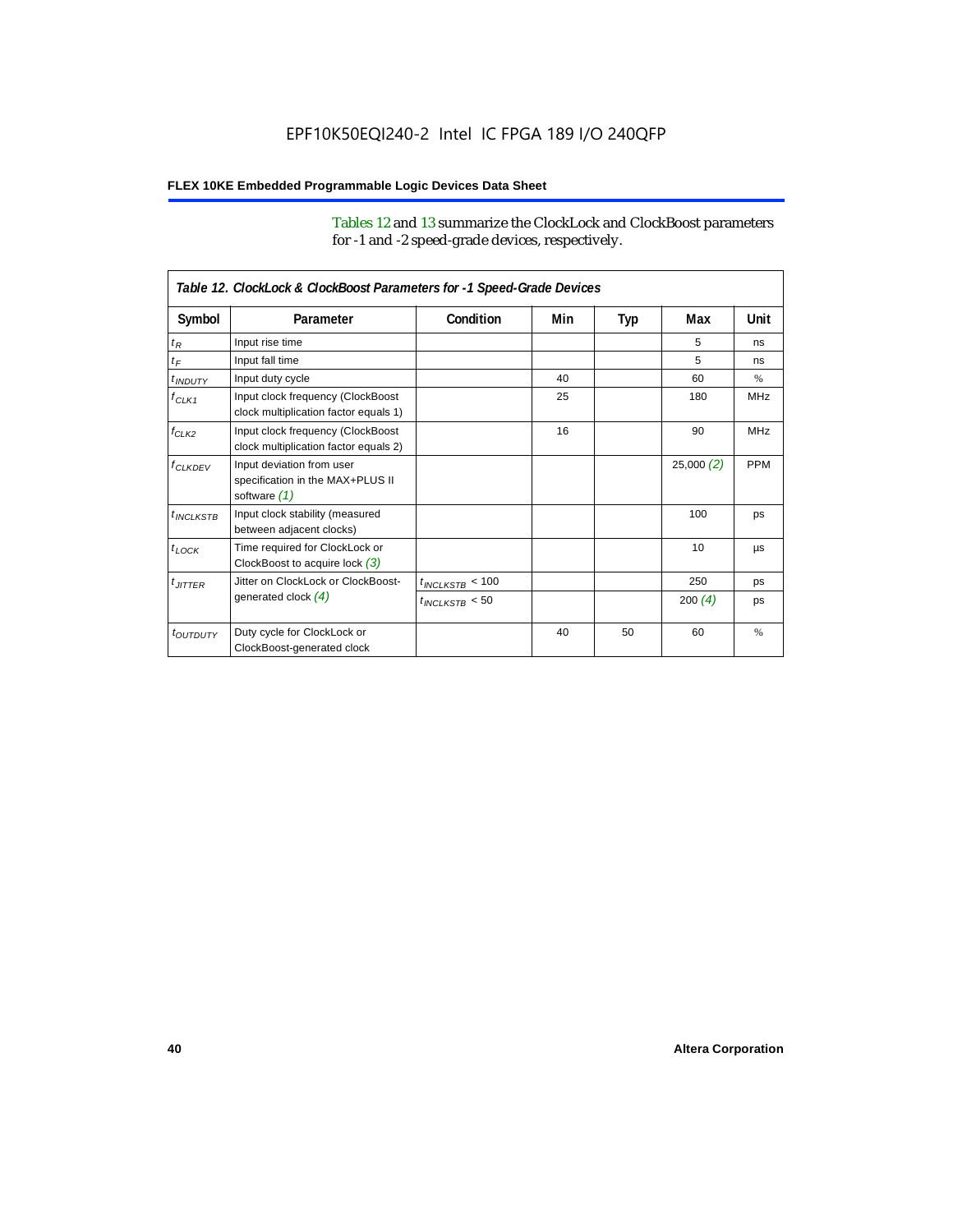Tables 12 and 13 summarize the ClockLock and ClockBoost parameters for -1 and -2 speed-grade devices, respectively.

*Table 12. ClockLock & ClockBoost Parameters for -1 Speed-Grade Devices*

| Symbol | Parameter | Condition | Min | Typ | Max | Unit |
|---|---|---|---|---|---|---|
| $t_R$ | Input rise time | | | | 5 | ns |
| $t_F$ | Input fall time | | | | 5 | ns |
| $t_{INDUTY}$ | Input duty cycle | | 40 | | 60 | % |
| $f_{CLK1}$ | Input clock frequency (ClockBoost clock multiplication factor equals 1) | | 25 | | 180 | MHz |
| $f_{CLK2}$ | Input clock frequency (ClockBoost clock multiplication factor equals 2) | | 16 | | 90 | MHz |
| $f_{CLKDEV}$ | Input deviation from user specification in the MAX+PLUS II software *(1)* | | | | 25,000 *(2)* | PPM |
| $t_{INCLKSTB}$ | Input clock stability (measured between adjacent clocks) | | | | 100 | ps |
| $t_{LOCK}$ | Time required for ClockLock or ClockBoost to acquire lock *(3)* | | | | 10 | µs |
| $t_{JITTER}$ | Jitter on ClockLock or ClockBoost-generated clock *(4)* | $t_{INCLKSTB} < 100$ | | | 250 | ps |
| | | $t_{INCLKSTB} < 50$ | | | 200 *(4)* | ps |
| $t_{OUTDUTY}$ | Duty cycle for ClockLock or ClockBoost-generated clock | | 40 | 50 | 60 | % |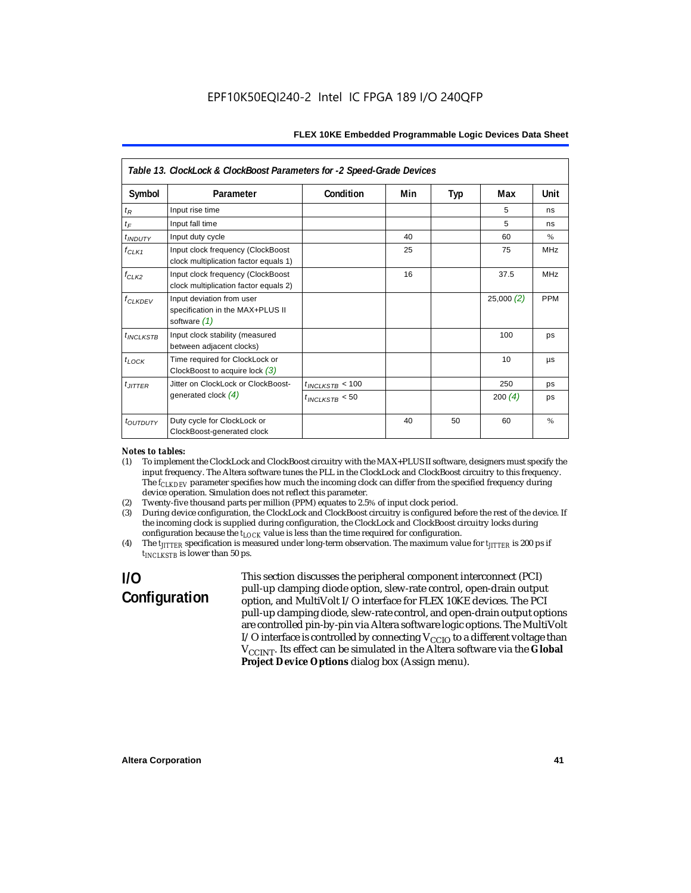**Table 13. ClockLock & ClockBoost Parameters for -2 Speed-Grade Devices**

| Symbol | Parameter | Condition | Min | Typ | Max | Unit |
|---|---|---|---|---|---|---|
| $t_R$ | Input rise time | | | | 5 | ns |
| $t_F$ | Input fall time | | | | 5 | ns |
| $t_{INDUTY}$ | Input duty cycle | | 40 | | 60 | % |
| $f_{CLK1}$ | Input clock frequency (ClockBoost clock multiplication factor equals 1) | | 25 | | 75 | MHz |
| $f_{CLK2}$ | Input clock frequency (ClockBoost clock multiplication factor equals 2) | | 16 | | 37.5 | MHz |
| $f_{CLKDEV}$ | Input deviation from user specification in the MAX+PLUS II software *(1)* | | | | 25,000 *(2)* | PPM |
| $t_{INCLKSTB}$ | Input clock stability (measured between adjacent clocks) | | | | 100 | ps |
| $t_{LOCK}$ | Time required for ClockLock or ClockBoost to acquire lock *(3)* | | | | 10 | µs |
| $t_{JITTER}$ | Jitter on ClockLock or ClockBoost-generated clock *(4)* | $t_{INCLKSTB}$ < 100 | | | 250 | ps |
| | | $t_{INCLKSTB}$ < 50 | | | 200 *(4)* | ps |
| $t_{OUTDUTY}$ | Duty cycle for ClockLock or ClockBoost-generated clock | | 40 | 50 | 60 | % |

*Notes to tables:*

(1) To implement the ClockLock and ClockBoost circuitry with the MAX+PLUS II software, designers must specify the input frequency. The Altera software tunes the PLL in the ClockLock and ClockBoost circuitry to this frequency. The $f_{CLKDEV}$ parameter specifies how much the incoming clock can differ from the specified frequency during device operation. Simulation does not reflect this parameter.

(2) Twenty-five thousand parts per million (PPM) equates to 2.5% of input clock period.

(3) During device configuration, the ClockLock and ClockBoost circuitry is configured before the rest of the device. If the incoming clock is supplied during configuration, the ClockLock and ClockBoost circuitry locks during configuration because the $t_{LOCK}$ value is less than the time required for configuration.

(4) The $t_{JITTER}$ specification is measured under long-term observation. The maximum value for $t_{JITTER}$ is 200 ps if $t_{INCLKSTB}$ is lower than 50 ps.

## I/O Configuration

This section discusses the peripheral component interconnect (PCI) pull-up clamping diode option, slew-rate control, open-drain output option, and MultiVolt I/O interface for FLEX 10KE devices. The PCI pull-up clamping diode, slew-rate control, and open-drain output options are controlled pin-by-pin via Altera software logic options. The MultiVolt I/O interface is controlled by connecting $V_{CCIO}$ to a different voltage than $V_{CCINT}$. Its effect can be simulated in the Altera software via the **Global Project Device Options** dialog box (Assign menu).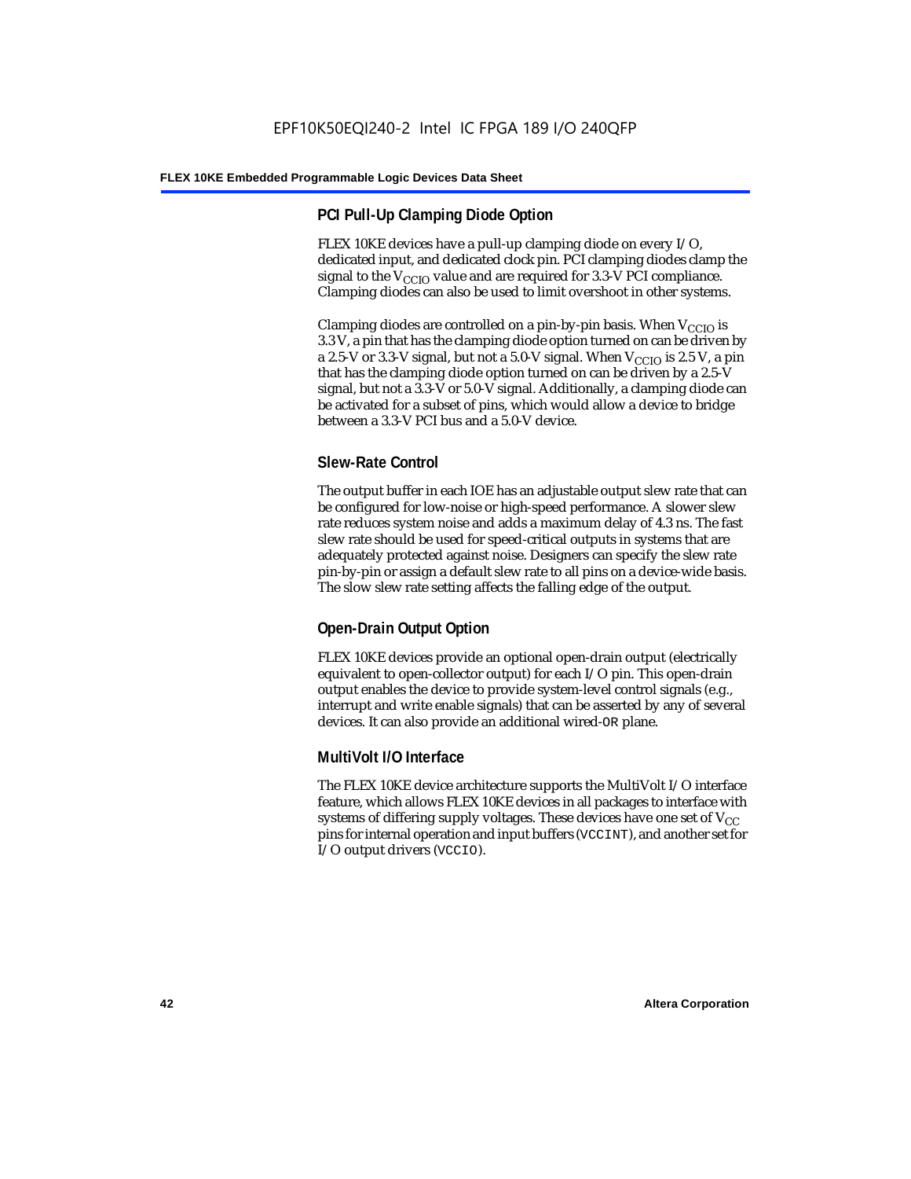### PCI Pull-Up Clamping Diode Option

FLEX 10KE devices have a pull-up clamping diode on every I/O, dedicated input, and dedicated clock pin. PCI clamping diodes clamp the signal to the $V_{CCIO}$ value and are required for 3.3-V PCI compliance. Clamping diodes can also be used to limit overshoot in other systems.

Clamping diodes are controlled on a pin-by-pin basis. When $V_{CCIO}$ is 3.3 V, a pin that has the clamping diode option turned on can be driven by a 2.5-V or 3.3-V signal, but not a 5.0-V signal. When $V_{CCIO}$ is 2.5 V, a pin that has the clamping diode option turned on can be driven by a 2.5-V signal, but not a 3.3-V or 5.0-V signal. Additionally, a clamping diode can be activated for a subset of pins, which would allow a device to bridge between a 3.3-V PCI bus and a 5.0-V device.

### Slew-Rate Control

The output buffer in each IOE has an adjustable output slew rate that can be configured for low-noise or high-speed performance. A slower slew rate reduces system noise and adds a maximum delay of 4.3 ns. The fast slew rate should be used for speed-critical outputs in systems that are adequately protected against noise. Designers can specify the slew rate pin-by-pin or assign a default slew rate to all pins on a device-wide basis. The slow slew rate setting affects the falling edge of the output.

### Open-Drain Output Option

FLEX 10KE devices provide an optional open-drain output (electrically equivalent to open-collector output) for each I/O pin. This open-drain output enables the device to provide system-level control signals (e.g., interrupt and write enable signals) that can be asserted by any of several devices. It can also provide an additional wired-OR plane.

### MultiVolt I/O Interface

The FLEX 10KE device architecture supports the MultiVolt I/O interface feature, which allows FLEX 10KE devices in all packages to interface with systems of differing supply voltages. These devices have one set of $V_{CC}$ pins for internal operation and input buffers (VCCINT), and another set for I/O output drivers (VCCIO).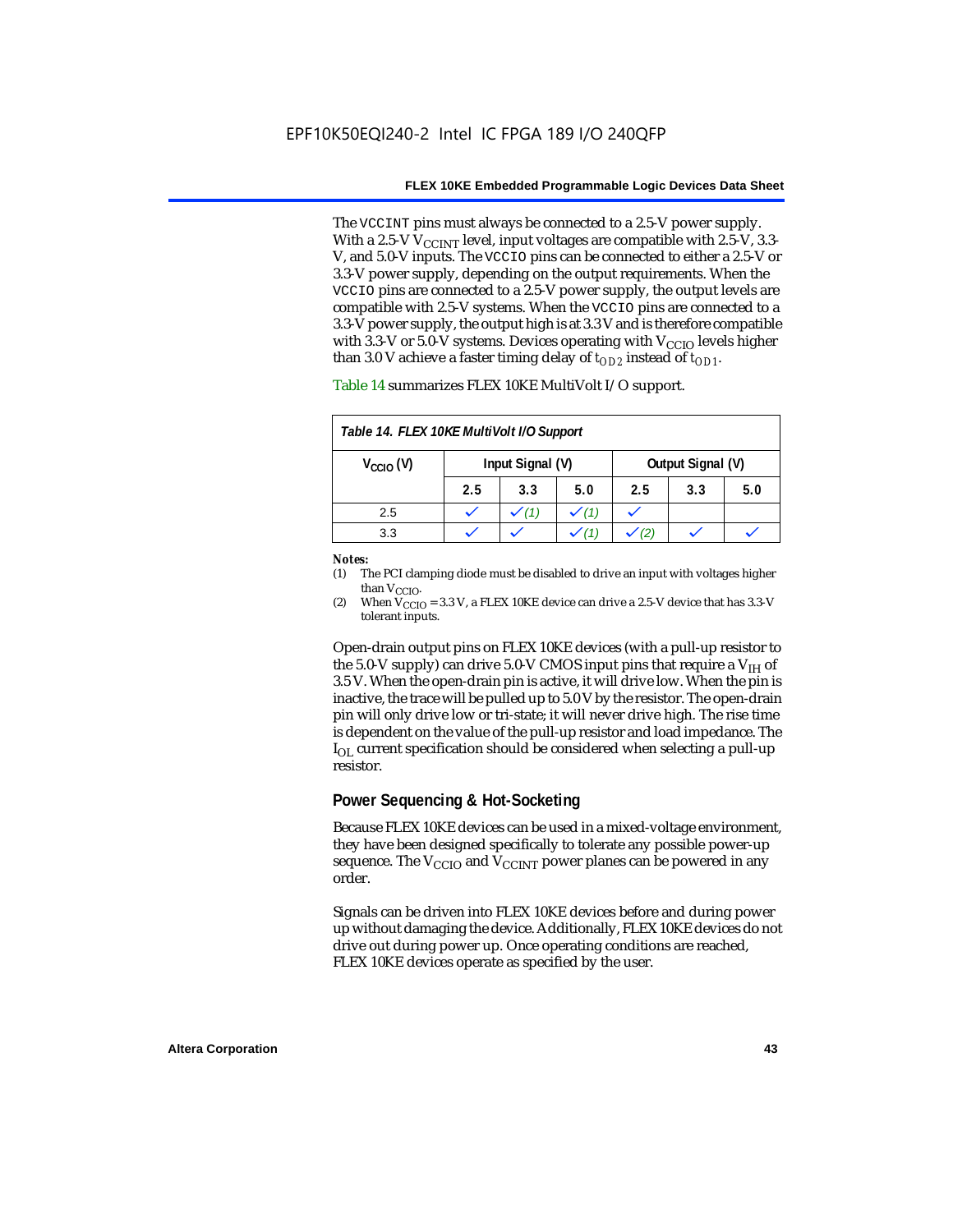The VCCINT pins must always be connected to a 2.5-V power supply. With a 2.5-V $V_{CCINT}$ level, input voltages are compatible with 2.5-V, 3.3-V, and 5.0-V inputs. The VCCIO pins can be connected to either a 2.5-V or 3.3-V power supply, depending on the output requirements. When the VCCIO pins are connected to a 2.5-V power supply, the output levels are compatible with 2.5-V systems. When the VCCIO pins are connected to a 3.3-V power supply, the output high is at 3.3 V and is therefore compatible with 3.3-V or 5.0-V systems. Devices operating with $V_{CCIO}$ levels higher than 3.0 V achieve a faster timing delay of $t_{OD2}$ instead of $t_{OD1}$.

Table 14 summarizes FLEX 10KE MultiVolt I/O support.

*Table 14. FLEX 10KE MultiVolt I/O Support*

| $V_{CCIO}$ (V) | Input Signal (V) | | | Output Signal (V) | | |
|---|---|---|---|---|---|---|
| | 2.5 | 3.3 | 5.0 | 2.5 | 3.3 | 5.0 |
| 2.5 | ✓ | ✓ (1) | ✓ (1) | ✓ | | |
| 3.3 | ✓ | ✓ | ✓ (1) | ✓ (2) | ✓ | ✓ |

**Notes:**
(1) The PCI clamping diode must be disabled to drive an input with voltages higher than $V_{CCIO}$.
(2) When $V_{CCIO}$ = 3.3 V, a FLEX 10KE device can drive a 2.5-V device that has 3.3-V tolerant inputs.

Open-drain output pins on FLEX 10KE devices (with a pull-up resistor to the 5.0-V supply) can drive 5.0-V CMOS input pins that require a $V_{IH}$ of 3.5 V. When the open-drain pin is active, it will drive low. When the pin is inactive, the trace will be pulled up to 5.0 V by the resistor. The open-drain pin will only drive low or tri-state; it will never drive high. The rise time is dependent on the value of the pull-up resistor and load impedance. The $I_{OL}$ current specification should be considered when selecting a pull-up resistor.

### Power Sequencing & Hot-Socketing

Because FLEX 10KE devices can be used in a mixed-voltage environment, they have been designed specifically to tolerate any possible power-up sequence. The $V_{CCIO}$ and $V_{CCINT}$ power planes can be powered in any order.

Signals can be driven into FLEX 10KE devices before and during power up without damaging the device. Additionally, FLEX 10KE devices do not drive out during power up. Once operating conditions are reached, FLEX 10KE devices operate as specified by the user.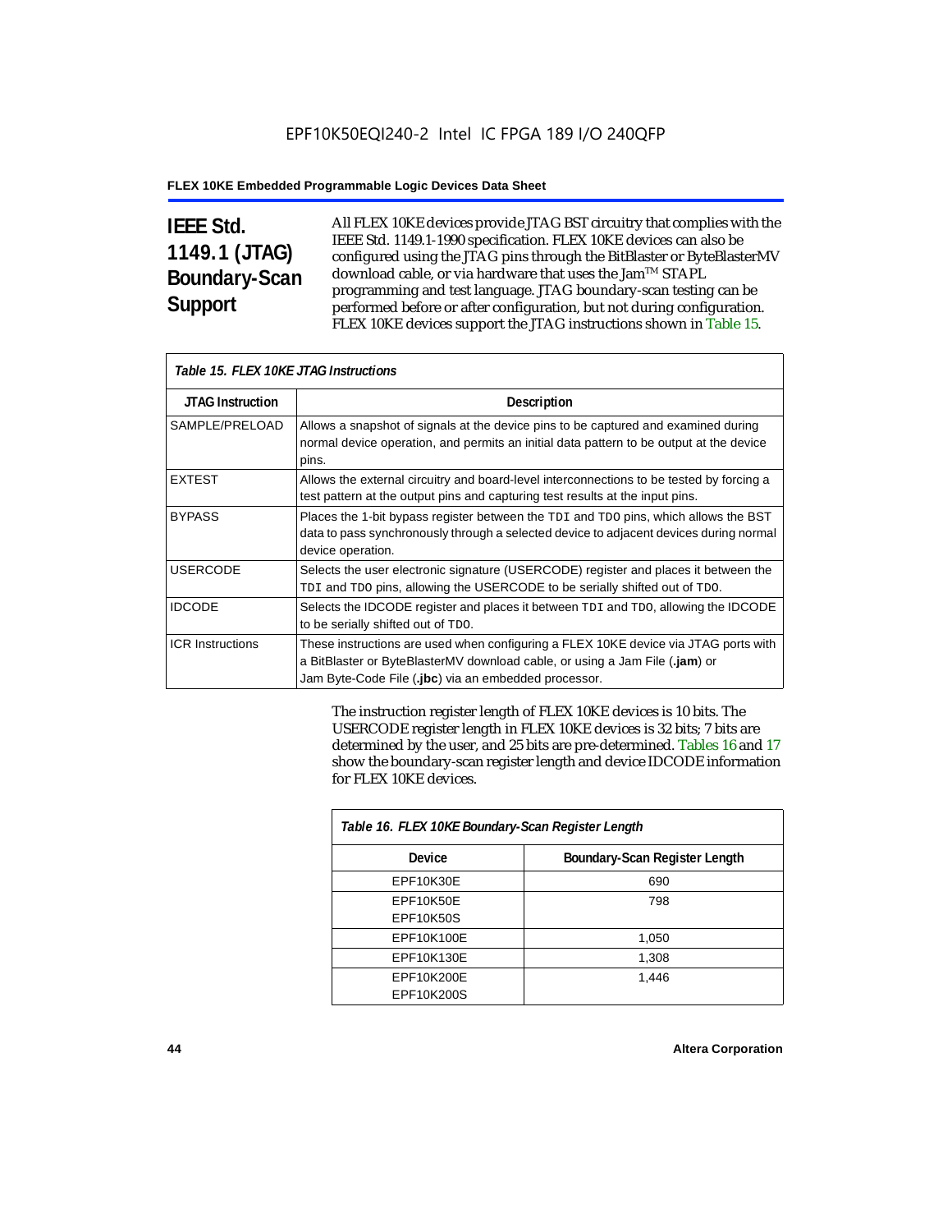## IEEE Std. 1149.1 (JTAG) Boundary-Scan Support

All FLEX 10KE devices provide JTAG BST circuitry that complies with the IEEE Std. 1149.1-1990 specification. FLEX 10KE devices can also be configured using the JTAG pins through the BitBlaster or ByteBlasterMV download cable, or via hardware that uses the Jam™ STAPL programming and test language. JTAG boundary-scan testing can be performed before or after configuration, but not during configuration. FLEX 10KE devices support the JTAG instructions shown in Table 15.

*Table 15. FLEX 10KE JTAG Instructions*

| JTAG Instruction | Description |
|---|---|
| SAMPLE/PRELOAD | Allows a snapshot of signals at the device pins to be captured and examined during normal device operation, and permits an initial data pattern to be output at the device pins. |
| EXTEST | Allows the external circuitry and board-level interconnections to be tested by forcing a test pattern at the output pins and capturing test results at the input pins. |
| BYPASS | Places the 1-bit bypass register between the TDI and TDO pins, which allows the BST data to pass synchronously through a selected device to adjacent devices during normal device operation. |
| USERCODE | Selects the user electronic signature (USERCODE) register and places it between the TDI and TDO pins, allowing the USERCODE to be serially shifted out of TDO. |
| IDCODE | Selects the IDCODE register and places it between TDI and TDO, allowing the IDCODE to be serially shifted out of TDO. |
| ICR Instructions | These instructions are used when configuring a FLEX 10KE device via JTAG ports with a BitBlaster or ByteBlasterMV download cable, or using a Jam File (**.jam**) or Jam Byte-Code File (**.jbc**) via an embedded processor. |

The instruction register length of FLEX 10KE devices is 10 bits. The USERCODE register length in FLEX 10KE devices is 32 bits; 7 bits are determined by the user, and 25 bits are pre-determined. Tables 16 and 17 show the boundary-scan register length and device IDCODE information for FLEX 10KE devices.

*Table 16. FLEX 10KE Boundary-Scan Register Length*

| Device | Boundary-Scan Register Length |
|---|---|
| EPF10K30E | 690 |
| EPF10K50E<br>EPF10K50S | 798 |
| EPF10K100E | 1,050 |
| EPF10K130E | 1,308 |
| EPF10K200E<br>EPF10K200S | 1,446 |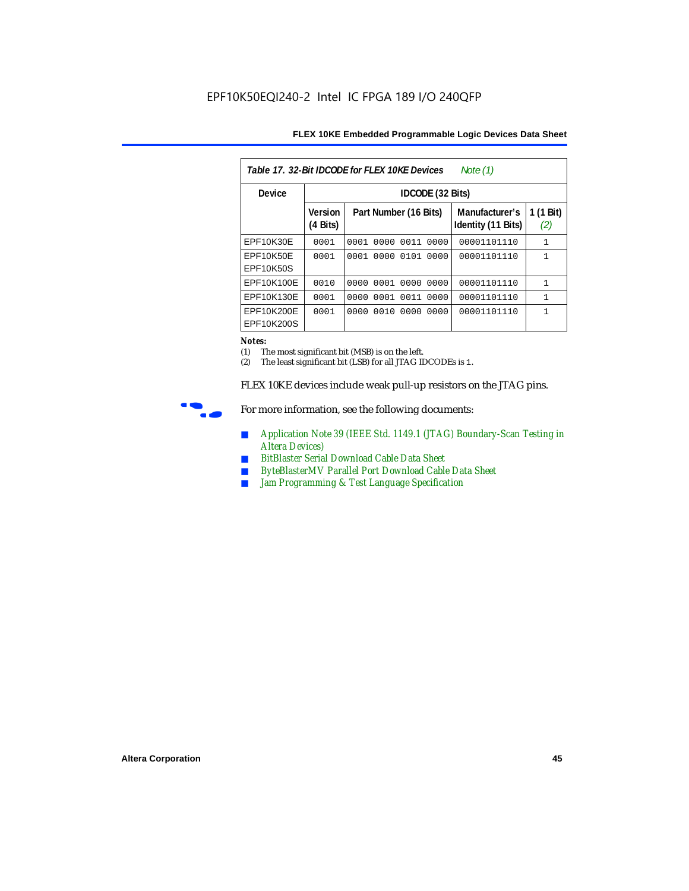*Table 17. 32-Bit IDCODE for FLEX 10KE Devices    Note (1)*

| Device | IDCODE (32 Bits) | | | |
|---|---|---|---|---|
| | Version (4 Bits) | Part Number (16 Bits) | Manufacturer's Identity (11 Bits) | 1 (1 Bit) *(2)* |
| EPF10K30E | 0001 | 0001 0000 0011 0000 | 00001101110 | 1 |
| EPF10K50E EPF10K50S | 0001 | 0001 0000 0101 0000 | 00001101110 | 1 |
| EPF10K100E | 0010 | 0000 0001 0000 0000 | 00001101110 | 1 |
| EPF10K130E | 0001 | 0000 0001 0011 0000 | 00001101110 | 1 |
| EPF10K200E EPF10K200S | 0001 | 0000 0010 0000 0000 | 00001101110 | 1 |

**Notes:**
(1) The most significant bit (MSB) is on the left.
(2) The least significant bit (LSB) for all JTAG IDCODEs is 1.

FLEX 10KE devices include weak pull-up resistors on the JTAG pins.

For more information, see the following documents:

- Application Note 39 (IEEE Std. 1149.1 (JTAG) Boundary-Scan Testing in Altera Devices)
- BitBlaster Serial Download Cable Data Sheet
- ByteBlasterMV Parallel Port Download Cable Data Sheet
- Jam Programming & Test Language Specification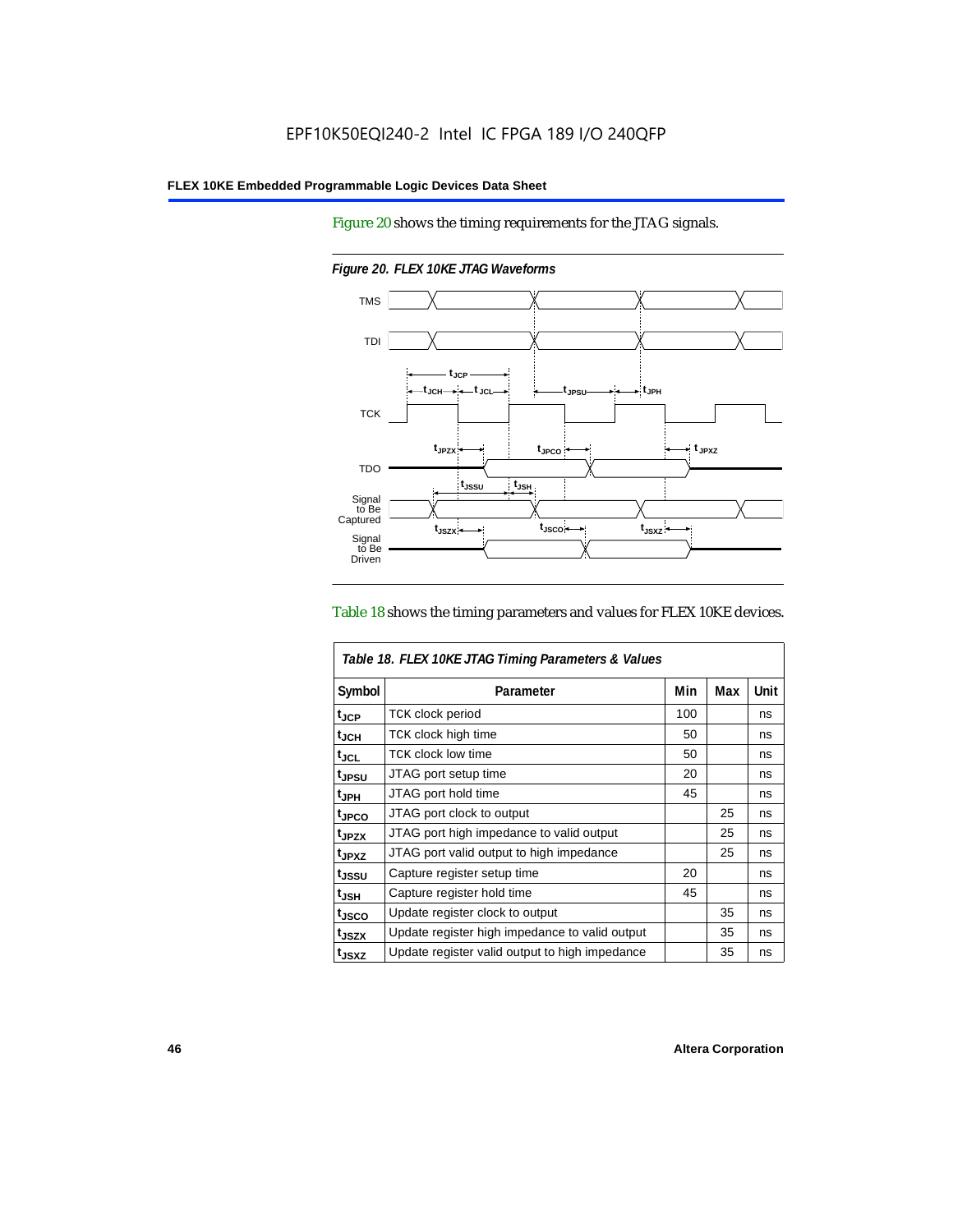Figure 20 shows the timing requirements for the JTAG signals.

*Figure 20. FLEX 10KE JTAG Waveforms*

Table 18 shows the timing parameters and values for FLEX 10KE devices.

| Symbol | Parameter | Min | Max | Unit |
|---|---|---|---|---|
| $t_{JCP}$ | TCK clock period | 100 | | ns |
| $t_{JCH}$ | TCK clock high time | 50 | | ns |
| $t_{JCL}$ | TCK clock low time | 50 | | ns |
| $t_{JPSU}$ | JTAG port setup time | 20 | | ns |
| $t_{JPH}$ | JTAG port hold time | 45 | | ns |
| $t_{JPCO}$ | JTAG port clock to output | | 25 | ns |
| $t_{JPZX}$ | JTAG port high impedance to valid output | | 25 | ns |
| $t_{JPXZ}$ | JTAG port valid output to high impedance | | 25 | ns |
| $t_{JSSU}$ | Capture register setup time | 20 | | ns |
| $t_{JSH}$ | Capture register hold time | 45 | | ns |
| $t_{JSCO}$ | Update register clock to output | | 35 | ns |
| $t_{JSZX}$ | Update register high impedance to valid output | | 35 | ns |
| $t_{JSXZ}$ | Update register valid output to high impedance | | 35 | ns |

*Table 18. FLEX 10KE JTAG Timing Parameters & Values*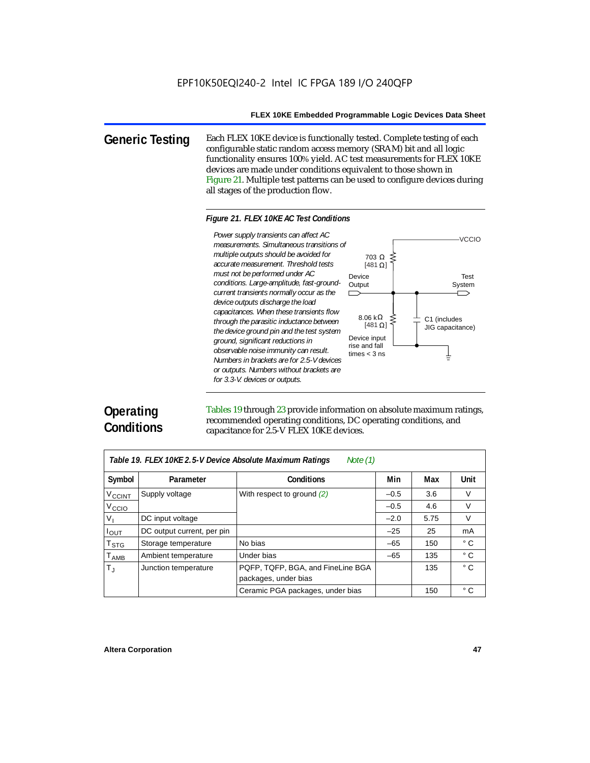## Generic Testing

Each FLEX 10KE device is functionally tested. Complete testing of each configurable static random access memory (SRAM) bit and all logic functionality ensures 100% yield. AC test measurements for FLEX 10KE devices are made under conditions equivalent to those shown in Figure 21. Multiple test patterns can be used to configure devices during all stages of the production flow.

*Figure 21. FLEX 10KE AC Test Conditions*

*Power supply transients can affect AC measurements. Simultaneous transitions of multiple outputs should be avoided for accurate measurement. Threshold tests must not be performed under AC conditions. Large-amplitude, fast-ground-current transients normally occur as the device outputs discharge the load capacitances. When these transients flow through the parasitic inductance between the device ground pin and the test system ground, significant reductions in observable noise immunity can result. Numbers in brackets are for 2.5-V devices or outputs. Numbers without brackets are for 3.3-V. devices or outputs.*

VCCIO

703 Ω [481 Ω]

Device Output

Test System

8.06 kΩ [481 Ω]

C1 (includes JIG capacitance)

Device input rise and fall times < 3 ns

## Operating Conditions

Tables 19 through 23 provide information on absolute maximum ratings, recommended operating conditions, DC operating conditions, and capacitance for 2.5-V FLEX 10KE devices.

*Table 19. FLEX 10KE 2.5-V Device Absolute Maximum Ratings* *Note (1)*

| Symbol | Parameter | Conditions | Min | Max | Unit |
|---|---|---|---|---|---|
| $V_{CCINT}$ | Supply voltage | With respect to ground *(2)* | –0.5 | 3.6 | V |
| $V_{CCIO}$ | | | –0.5 | 4.6 | V |
| $V_I$ | DC input voltage | | –2.0 | 5.75 | V |
| $I_{OUT}$ | DC output current, per pin | | –25 | 25 | mA |
| $T_{STG}$ | Storage temperature | No bias | –65 | 150 | ° C |
| $T_{AMB}$ | Ambient temperature | Under bias | –65 | 135 | ° C |
| $T_J$ | Junction temperature | PQFP, TQFP, BGA, and FineLine BGA packages, under bias | | 135 | ° C |
| | | Ceramic PGA packages, under bias | | 150 | ° C |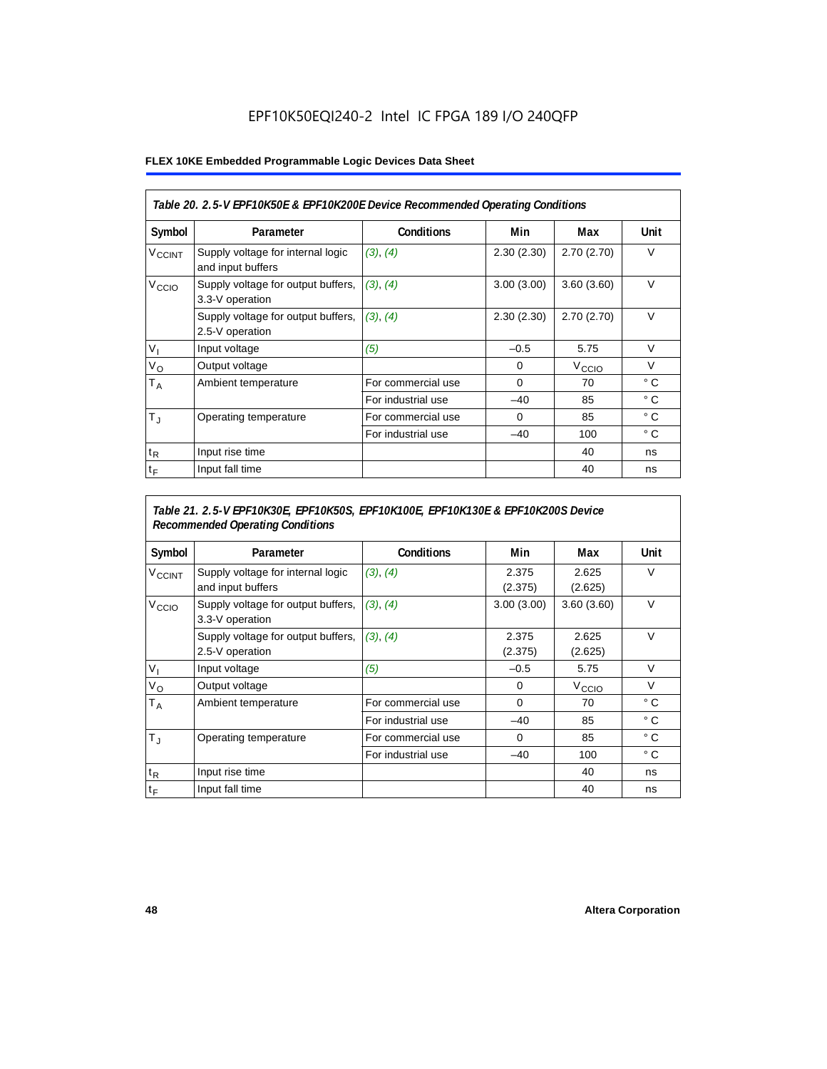EPF10K50EQI240-2 Intel IC FPGA 189 I/O 240QFP

| *Table 20. 2.5-V EPF10K50E & EPF10K200E Device Recommended Operating Conditions* | | | | | |
|---|---|---|---|---|---|
| **Symbol** | **Parameter** | **Conditions** | **Min** | **Max** | **Unit** |
| $V_{CCINT}$ | Supply voltage for internal logic and input buffers | *(3), (4)* | 2.30 (2.30) | 2.70 (2.70) | V |
| $V_{CCIO}$ | Supply voltage for output buffers, 3.3-V operation | *(3), (4)* | 3.00 (3.00) | 3.60 (3.60) | V |
| | Supply voltage for output buffers, 2.5-V operation | *(3), (4)* | 2.30 (2.30) | 2.70 (2.70) | V |
| $V_I$ | Input voltage | *(5)* | –0.5 | 5.75 | V |
| $V_O$ | Output voltage | | 0 | $V_{CCIO}$ | V |
| $T_A$ | Ambient temperature | For commercial use | 0 | 70 | ° C |
| | | For industrial use | –40 | 85 | ° C |
| $T_J$ | Operating temperature | For commercial use | 0 | 85 | ° C |
| | | For industrial use | –40 | 100 | ° C |
| $t_R$ | Input rise time | | | 40 | ns |
| $t_F$ | Input fall time | | | 40 | ns |

| *Table 21. 2.5-V EPF10K30E, EPF10K50S, EPF10K100E, EPF10K130E & EPF10K200S Device Recommended Operating Conditions* | | | | | |
|---|---|---|---|---|---|
| **Symbol** | **Parameter** | **Conditions** | **Min** | **Max** | **Unit** |
| $V_{CCINT}$ | Supply voltage for internal logic and input buffers | *(3), (4)* | 2.375 (2.375) | 2.625 (2.625) | V |
| $V_{CCIO}$ | Supply voltage for output buffers, 3.3-V operation | *(3), (4)* | 3.00 (3.00) | 3.60 (3.60) | V |
| | Supply voltage for output buffers, 2.5-V operation | *(3), (4)* | 2.375 (2.375) | 2.625 (2.625) | V |
| $V_I$ | Input voltage | *(5)* | –0.5 | 5.75 | V |
| $V_O$ | Output voltage | | 0 | $V_{CCIO}$ | V |
| $T_A$ | Ambient temperature | For commercial use | 0 | 70 | ° C |
| | | For industrial use | –40 | 85 | ° C |
| $T_J$ | Operating temperature | For commercial use | 0 | 85 | ° C |
| | | For industrial use | –40 | 100 | ° C |
| $t_R$ | Input rise time | | | 40 | ns |
| $t_F$ | Input fall time | | | 40 | ns |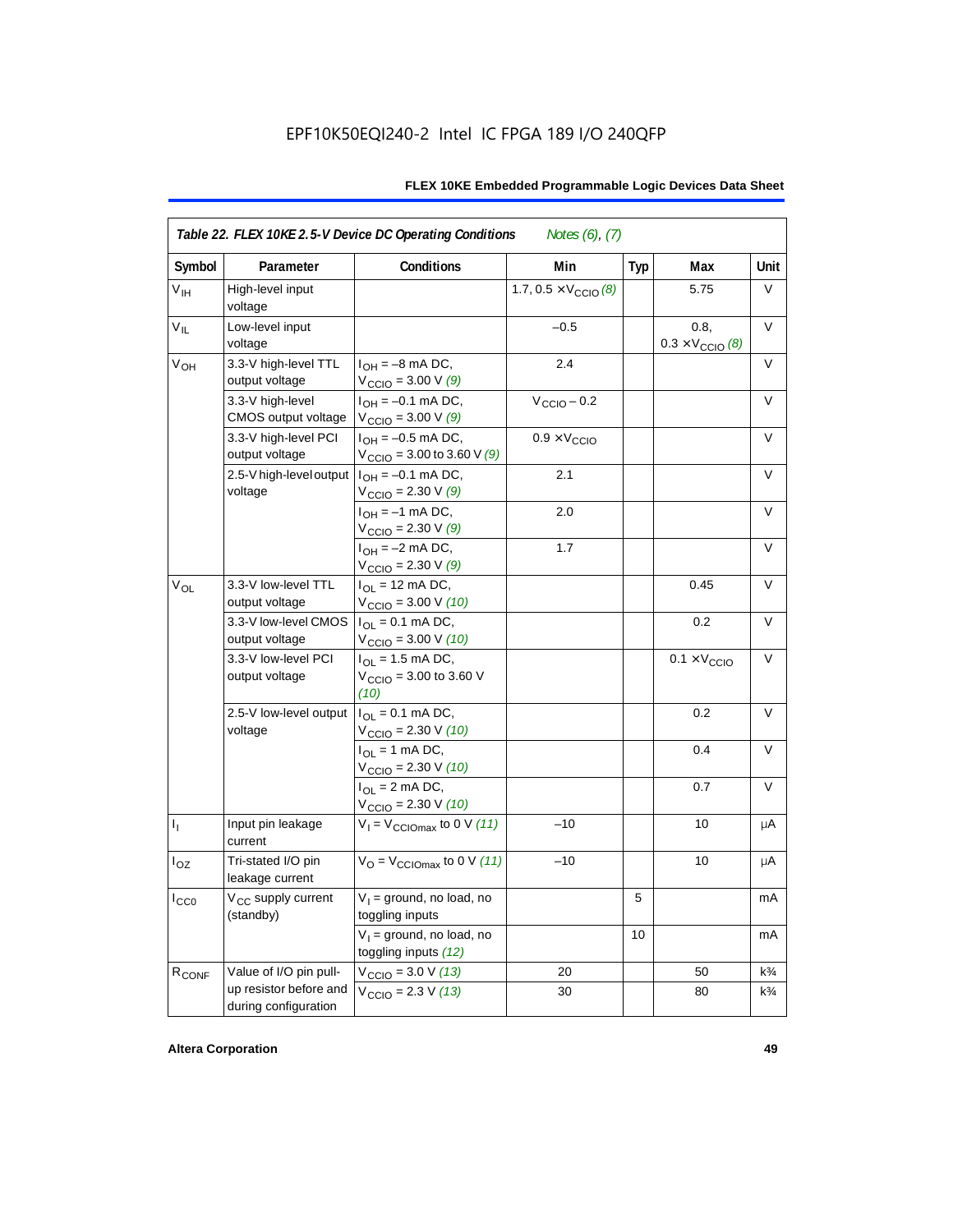EPF10K50EQI240-2 Intel IC FPGA 189 I/O 240QFP

**Table 22. FLEX 10KE 2.5-V Device DC Operating Conditions** *Notes (6), (7)*

| Symbol | Parameter | Conditions | Min | Typ | Max | Unit |
|---|---|---|---|---|---|---|
| $V_{IH}$ | High-level input voltage | | 1.7, 0.5 × $V_{CCIO}$ *(8)* | | 5.75 | V |
| $V_{IL}$ | Low-level input voltage | | –0.5 | | 0.8, 0.3 × $V_{CCIO}$ *(8)* | V |
| $V_{OH}$ | 3.3-V high-level TTL output voltage | $I_{OH}$ = –8 mA DC, $V_{CCIO}$ = 3.00 V *(9)* | 2.4 | | | V |
| | 3.3-V high-level CMOS output voltage | $I_{OH}$ = –0.1 mA DC, $V_{CCIO}$ = 3.00 V *(9)* | $V_{CCIO}$ – 0.2 | | | V |
| | 3.3-V high-level PCI output voltage | $I_{OH}$ = –0.5 mA DC, $V_{CCIO}$ = 3.00 to 3.60 V *(9)* | 0.9 × $V_{CCIO}$ | | | V |
| | 2.5-V high-level output voltage | $I_{OH}$ = –0.1 mA DC, $V_{CCIO}$ = 2.30 V *(9)* | 2.1 | | | V |
| | | $I_{OH}$ = –1 mA DC, $V_{CCIO}$ = 2.30 V *(9)* | 2.0 | | | V |
| | | $I_{OH}$ = –2 mA DC, $V_{CCIO}$ = 2.30 V *(9)* | 1.7 | | | V |
| $V_{OL}$ | 3.3-V low-level TTL output voltage | $I_{OL}$ = 12 mA DC, $V_{CCIO}$ = 3.00 V *(10)* | | | 0.45 | V |
| | 3.3-V low-level CMOS output voltage | $I_{OL}$ = 0.1 mA DC, $V_{CCIO}$ = 3.00 V *(10)* | | | 0.2 | V |
| | 3.3-V low-level PCI output voltage | $I_{OL}$ = 1.5 mA DC, $V_{CCIO}$ = 3.00 to 3.60 V *(10)* | | | 0.1 × $V_{CCIO}$ | V |
| | 2.5-V low-level output voltage | $I_{OL}$ = 0.1 mA DC, $V_{CCIO}$ = 2.30 V *(10)* | | | 0.2 | V |
| | | $I_{OL}$ = 1 mA DC, $V_{CCIO}$ = 2.30 V *(10)* | | | 0.4 | V |
| | | $I_{OL}$ = 2 mA DC, $V_{CCIO}$ = 2.30 V *(10)* | | | 0.7 | V |
| $I_I$ | Input pin leakage current | $V_I$ = $V_{CCIOmax}$ to 0 V *(11)* | –10 | | 10 | μA |
| $I_{OZ}$ | Tri-stated I/O pin leakage current | $V_O$ = $V_{CCIOmax}$ to 0 V *(11)* | –10 | | 10 | μA |
| $I_{CC0}$ | $V_{CC}$ supply current (standby) | $V_I$ = ground, no load, no toggling inputs | | 5 | | mA |
| | | $V_I$ = ground, no load, no toggling inputs *(12)* | | 10 | | mA |
| $R_{CONF}$ | Value of I/O pin pull-up resistor before and during configuration | $V_{CCIO}$ = 3.0 V *(13)* | 20 | | 50 | k¾ |
| | | $V_{CCIO}$ = 2.3 V *(13)* | 30 | | 80 | k¾ |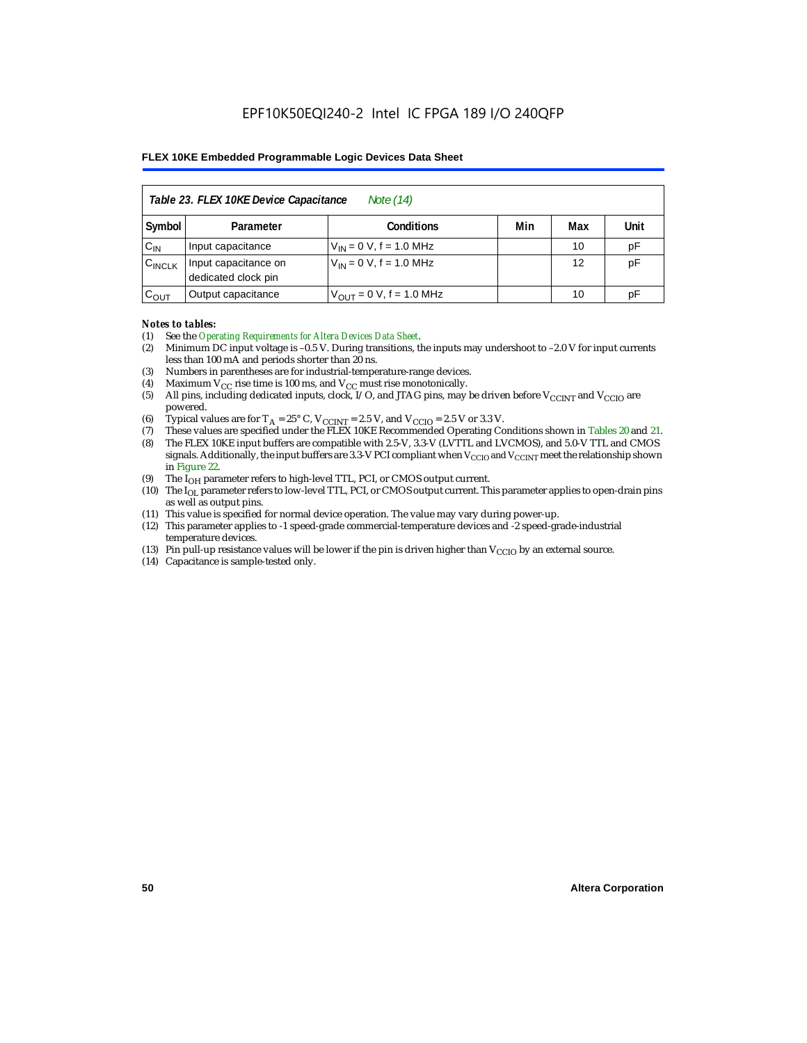| *Table 23. FLEX 10KE Device Capacitance* *Note (14)* | | | | | |
|---|---|---|---|---|---|
| **Symbol** | **Parameter** | **Conditions** | **Min** | **Max** | **Unit** |
| $C_{IN}$ | Input capacitance | $V_{IN}$ = 0 V, f = 1.0 MHz | | 10 | pF |
| $C_{INCLK}$ | Input capacitance on dedicated clock pin | $V_{IN}$ = 0 V, f = 1.0 MHz | | 12 | pF |
| $C_{OUT}$ | Output capacitance | $V_{OUT}$ = 0 V, f = 1.0 MHz | | 10 | pF |

***Notes to tables:***

(1) See the *Operating Requirements for Altera Devices Data Sheet*.
(2) Minimum DC input voltage is –0.5 V. During transitions, the inputs may undershoot to –2.0 V for input currents less than 100 mA and periods shorter than 20 ns.
(3) Numbers in parentheses are for industrial-temperature-range devices.
(4) Maximum $V_{CC}$ rise time is 100 ms, and $V_{CC}$ must rise monotonically.
(5) All pins, including dedicated inputs, clock, I/O, and JTAG pins, may be driven before $V_{CCINT}$ and $V_{CCIO}$ are powered.
(6) Typical values are for $T_A$ = 25° C, $V_{CCINT}$ = 2.5 V, and $V_{CCIO}$ = 2.5 V or 3.3 V.
(7) These values are specified under the FLEX 10KE Recommended Operating Conditions shown in Tables 20 and 21.
(8) The FLEX 10KE input buffers are compatible with 2.5-V, 3.3-V (LVTTL and LVCMOS), and 5.0-V TTL and CMOS signals. Additionally, the input buffers are 3.3-V PCI compliant when $V_{CCIO}$ and $V_{CCINT}$ meet the relationship shown in Figure 22.
(9) The $I_{OH}$ parameter refers to high-level TTL, PCI, or CMOS output current.
(10) The $I_{OL}$ parameter refers to low-level TTL, PCI, or CMOS output current. This parameter applies to open-drain pins as well as output pins.
(11) This value is specified for normal device operation. The value may vary during power-up.
(12) This parameter applies to -1 speed-grade commercial-temperature devices and -2 speed-grade-industrial temperature devices.
(13) Pin pull-up resistance values will be lower if the pin is driven higher than $V_{CCIO}$ by an external source.
(14) Capacitance is sample-tested only.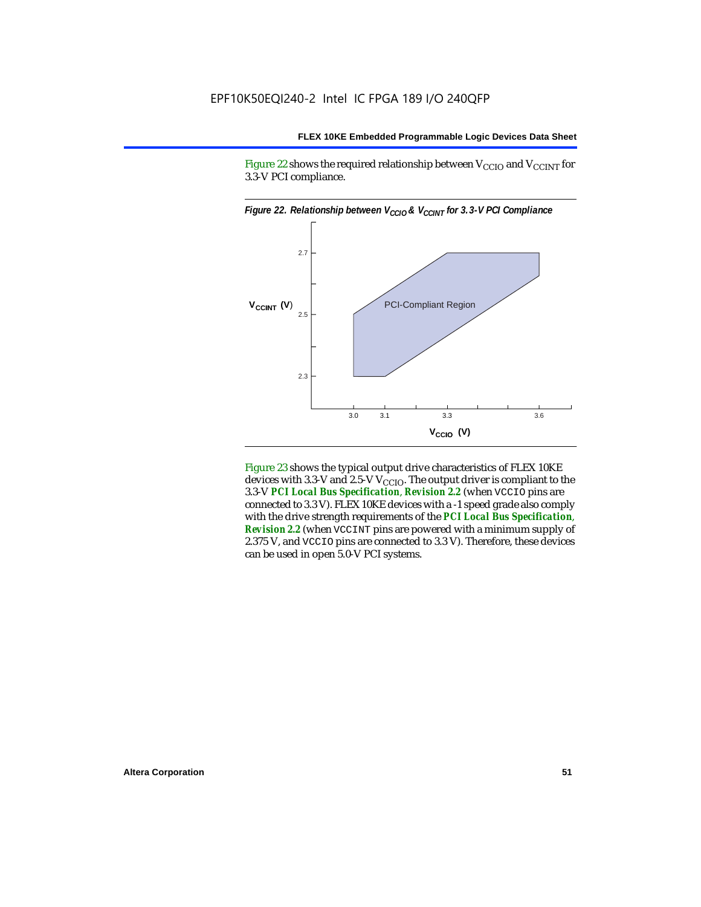Figure 22 shows the required relationship between $V_{CCIO}$ and $V_{CCINT}$ for 3.3-V PCI compliance.

*Figure 22. Relationship between $V_{CCIO}$ & $V_{CCINT}$ for 3.3-V PCI Compliance*

Figure 23 shows the typical output drive characteristics of FLEX 10KE devices with 3.3-V and 2.5-V $V_{CCIO}$. The output driver is compliant to the 3.3-V ***PCI Local Bus Specification*, *Revision 2.2*** (when VCCIO pins are connected to 3.3 V). FLEX 10KE devices with a -1 speed grade also comply with the drive strength requirements of the ***PCI Local Bus Specification*, *Revision 2.2*** (when VCCINT pins are powered with a minimum supply of 2.375 V, and VCCIO pins are connected to 3.3 V). Therefore, these devices can be used in open 5.0-V PCI systems.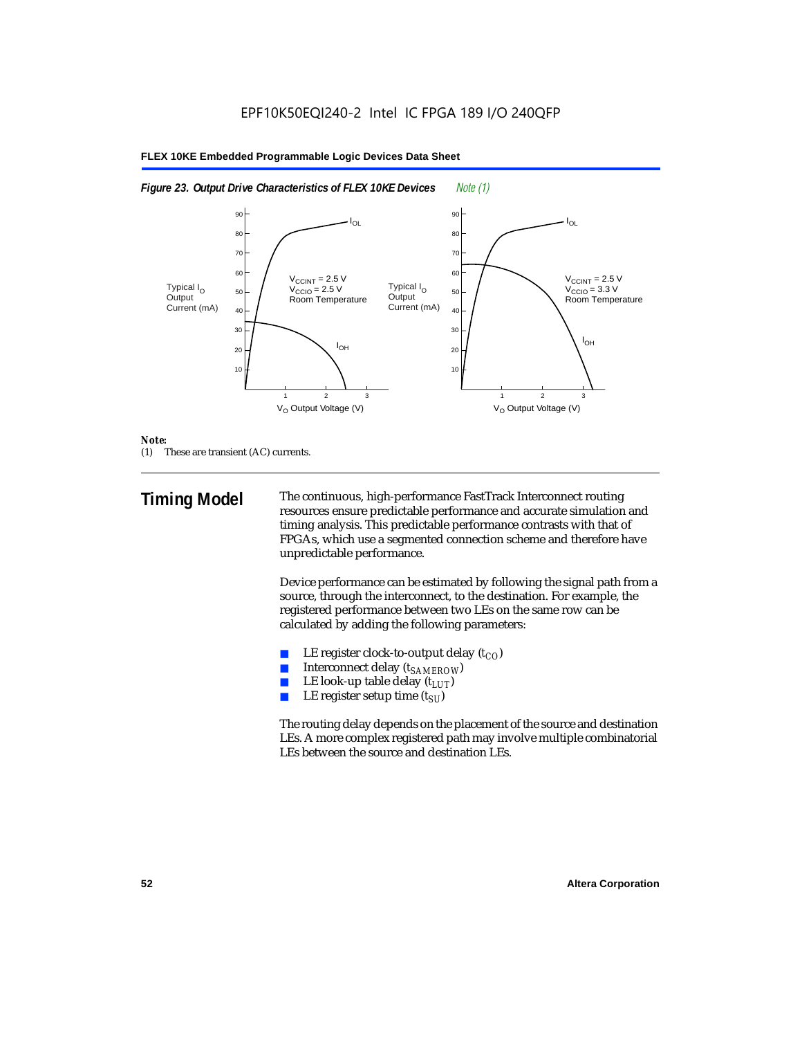**Figure 23. Output Drive Characteristics of FLEX 10KE Devices** *Note (1)*

*Note:*
(1) These are transient (AC) currents.

## Timing Model

The continuous, high-performance FastTrack Interconnect routing resources ensure predictable performance and accurate simulation and timing analysis. This predictable performance contrasts with that of FPGAs, which use a segmented connection scheme and therefore have unpredictable performance.

Device performance can be estimated by following the signal path from a source, through the interconnect, to the destination. For example, the registered performance between two LEs on the same row can be calculated by adding the following parameters:

- LE register clock-to-output delay ($t_{CO}$)
- Interconnect delay ($t_{SAMEROW}$)
- LE look-up table delay ($t_{LUT}$)
- LE register setup time ($t_{SU}$)

The routing delay depends on the placement of the source and destination LEs. A more complex registered path may involve multiple combinatorial LEs between the source and destination LEs.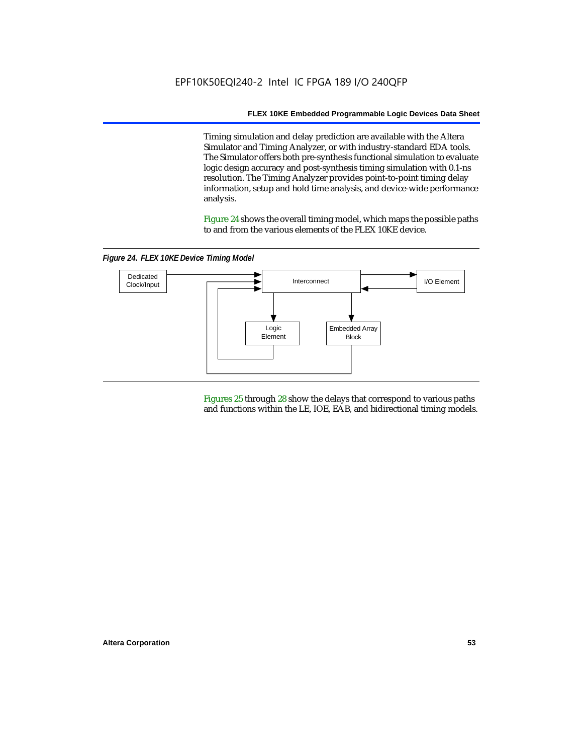Timing simulation and delay prediction are available with the Altera Simulator and Timing Analyzer, or with industry-standard EDA tools. The Simulator offers both pre-synthesis functional simulation to evaluate logic design accuracy and post-synthesis timing simulation with 0.1-ns resolution. The Timing Analyzer provides point-to-point timing delay information, setup and hold time analysis, and device-wide performance analysis.

Figure 24 shows the overall timing model, which maps the possible paths to and from the various elements of the FLEX 10KE device.

*Figure 24. FLEX 10KE Device Timing Model*

Figures 25 through 28 show the delays that correspond to various paths and functions within the LE, IOE, EAB, and bidirectional timing models.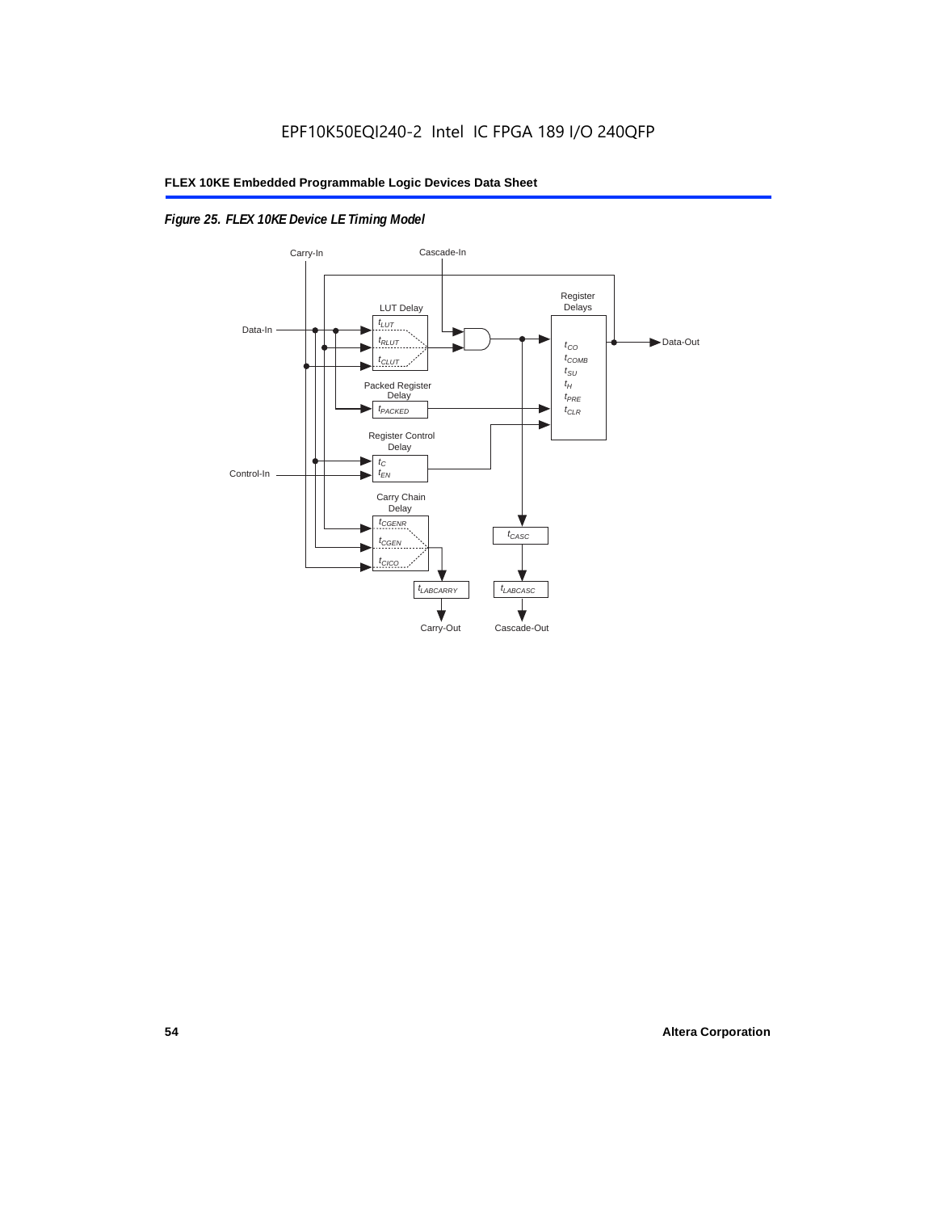EPF10K50EQI240-2 Intel IC FPGA 189 I/O 240QFP

*Figure 25. FLEX 10KE Device LE Timing Model*

Carry-In

Cascade-In

Data-In

LUT Delay

$t_{LUT}$

$t_{RLUT}$

$t_{CLUT}$

Register Delays

$t_{CO}$

$t_{COMB}$

$t_{SU}$

$t_{H}$

$t_{PRE}$

$t_{CLR}$

Data-Out

Packed Register Delay

$t_{PACKED}$

Register Control Delay

$t_{C}$

$t_{EN}$

Control-In

Carry Chain Delay

$t_{CGENR}$

$t_{CGEN}$

$t_{CICO}$

$t_{CASC}$

$t_{LABCARRY}$

$t_{LABCASC}$

Carry-Out

Cascade-Out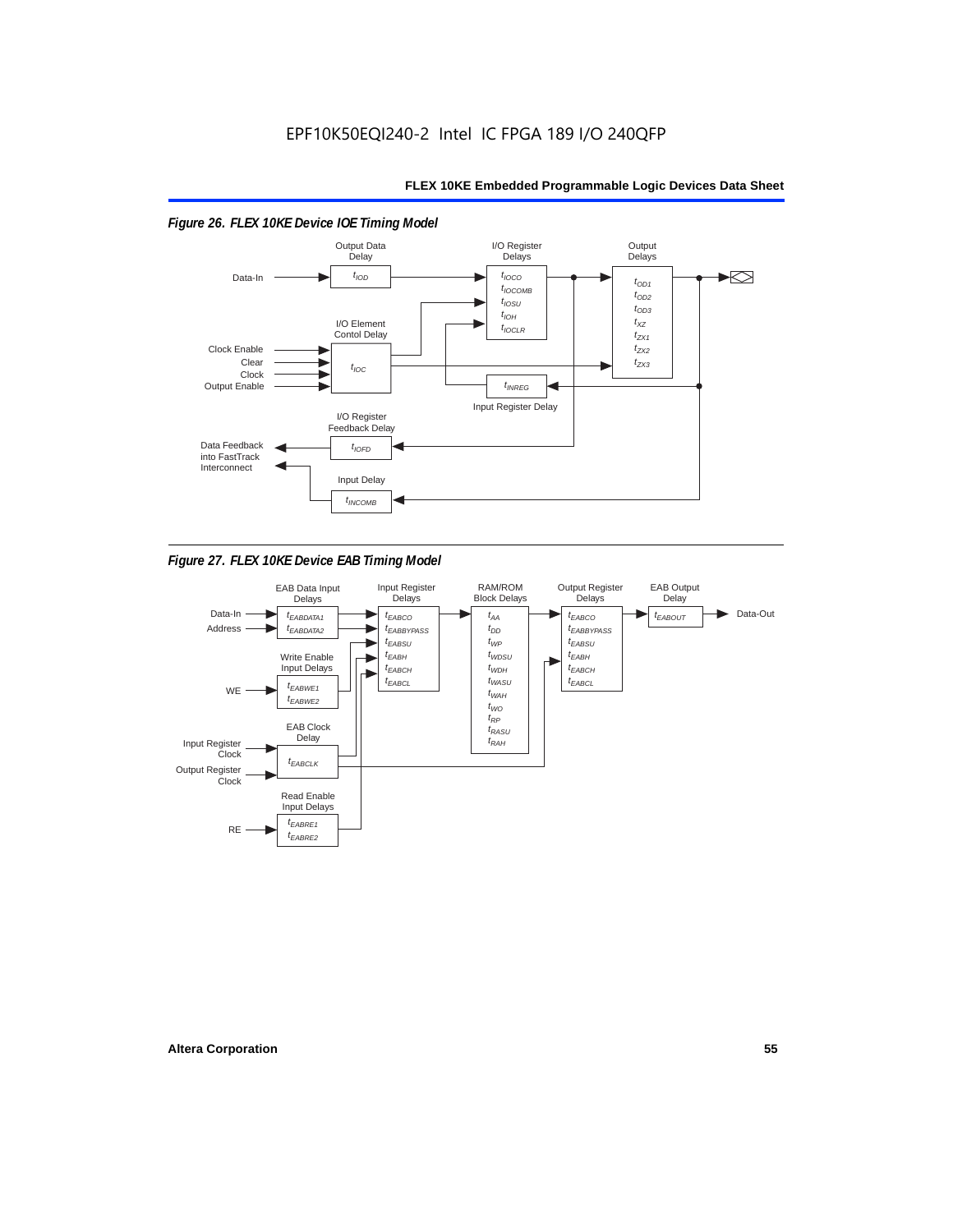EPF10K50EQI240-2 Intel IC FPGA 189 I/O 240QFP

*Figure 26. FLEX 10KE Device IOE Timing Model*

Output Data Delay

$t_{IOD}$

I/O Register Delays

$t_{IOCO}$
$t_{IOCOMB}$
$t_{IOSU}$
$t_{IOH}$
$t_{IOCLR}$

Output Delays

$t_{OD1}$
$t_{OD2}$
$t_{OD3}$
$t_{XZ}$
$t_{ZX1}$
$t_{ZX2}$
$t_{ZX3}$

Data-In

I/O Element Contol Delay

Clock Enable
Clear
Clock
Output Enable

$t_{IOC}$

$t_{INREG}$

Input Register Delay

I/O Register Feedback Delay

Data Feedback into FastTrack Interconnect

$t_{IOFD}$

Input Delay

$t_{INCOMB}$

*Figure 27. FLEX 10KE Device EAB Timing Model*

EAB Data Input Delays

$t_{EABDATA1}$
$t_{EABDATA2}$

Input Register Delays

$t_{EABCO}$
$t_{EABBYPASS}$
$t_{EABSU}$
$t_{EABH}$
$t_{EABCH}$
$t_{EABCL}$

RAM/ROM Block Delays

$t_{AA}$
$t_{DD}$
$t_{WP}$
$t_{WDSU}$
$t_{WDH}$
$t_{WASU}$
$t_{WAH}$
$t_{WO}$
$t_{RP}$
$t_{RASU}$
$t_{RAH}$

Output Register Delays

$t_{EABCO}$
$t_{EABBYPASS}$
$t_{EABSU}$
$t_{EABH}$
$t_{EABCH}$
$t_{EABCL}$

EAB Output Delay

$t_{EABOUT}$

Data-In
Address

Data-Out

Write Enable Input Delays

WE

$t_{EABWE1}$
$t_{EABWE2}$

EAB Clock Delay

Input Register Clock

Output Register Clock

$t_{EABCLK}$

Read Enable Input Delays

RE

$t_{EABRE1}$
$t_{EABRE2}$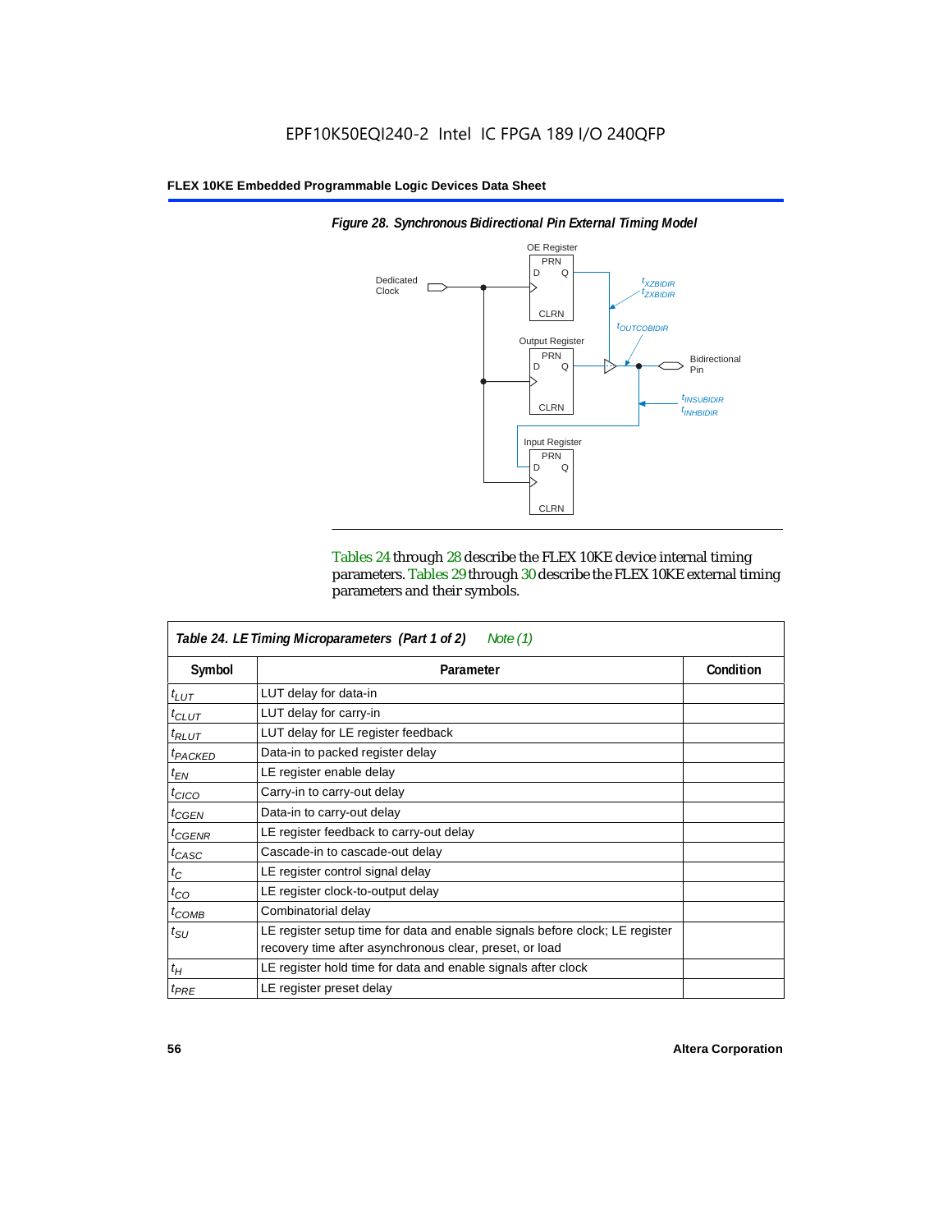**Figure 28. Synchronous Bidirectional Pin External Timing Model**

Tables 24 through 28 describe the FLEX 10KE device internal timing parameters. Tables 29 through 30 describe the FLEX 10KE external timing parameters and their symbols.

| Table 24. LE Timing Microparameters (Part 1 of 2) *Note (1)* | | |
|---|---|---|
| **Symbol** | **Parameter** | **Condition** |
| $t_{LUT}$ | LUT delay for data-in | |
| $t_{CLUT}$ | LUT delay for carry-in | |
| $t_{RLUT}$ | LUT delay for LE register feedback | |
| $t_{PACKED}$ | Data-in to packed register delay | |
| $t_{EN}$ | LE register enable delay | |
| $t_{CICO}$ | Carry-in to carry-out delay | |
| $t_{CGEN}$ | Data-in to carry-out delay | |
| $t_{CGENR}$ | LE register feedback to carry-out delay | |
| $t_{CASC}$ | Cascade-in to cascade-out delay | |
| $t_C$ | LE register control signal delay | |
| $t_{CO}$ | LE register clock-to-output delay | |
| $t_{COMB}$ | Combinatorial delay | |
| $t_{SU}$ | LE register setup time for data and enable signals before clock; LE register recovery time after asynchronous clear, preset, or load | |
| $t_H$ | LE register hold time for data and enable signals after clock | |
| $t_{PRE}$ | LE register preset delay | |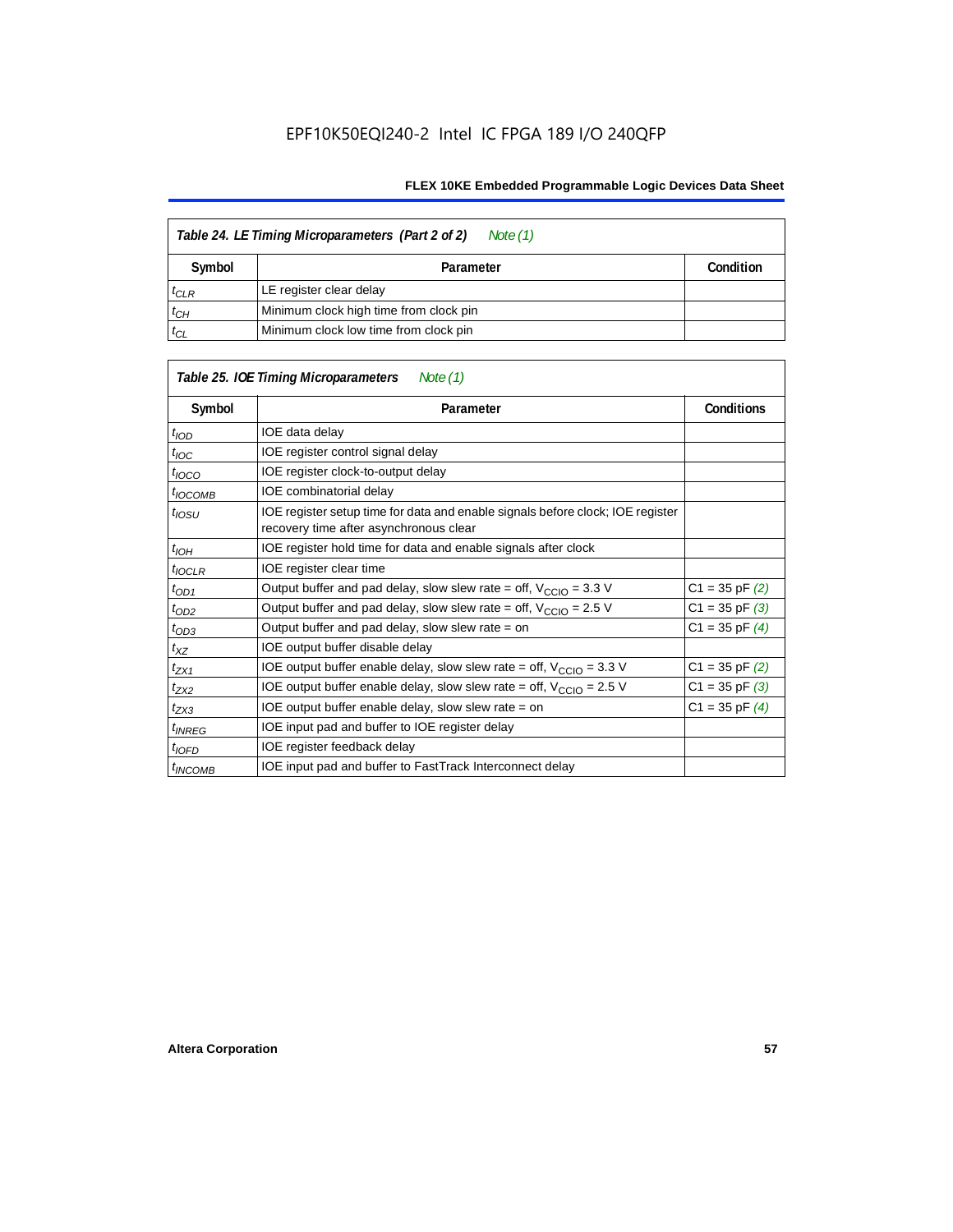| Table 24. LE Timing Microparameters (Part 2 of 2) *Note (1)* | | |
|---|---|---|
| **Symbol** | **Parameter** | **Condition** |
| $t_{CLR}$ | LE register clear delay | |
| $t_{CH}$ | Minimum clock high time from clock pin | |
| $t_{CL}$ | Minimum clock low time from clock pin | |

| Table 25. IOE Timing Microparameters *Note (1)* | | |
|---|---|---|
| **Symbol** | **Parameter** | **Conditions** |
| $t_{IOD}$ | IOE data delay | |
| $t_{IOC}$ | IOE register control signal delay | |
| $t_{IOCO}$ | IOE register clock-to-output delay | |
| $t_{IOCOMB}$ | IOE combinatorial delay | |
| $t_{IOSU}$ | IOE register setup time for data and enable signals before clock; IOE register recovery time after asynchronous clear | |
| $t_{IOH}$ | IOE register hold time for data and enable signals after clock | |
| $t_{IOCLR}$ | IOE register clear time | |
| $t_{OD1}$ | Output buffer and pad delay, slow slew rate = off, $V_{CCIO}$ = 3.3 V | C1 = 35 pF *(2)* |
| $t_{OD2}$ | Output buffer and pad delay, slow slew rate = off, $V_{CCIO}$ = 2.5 V | C1 = 35 pF *(3)* |
| $t_{OD3}$ | Output buffer and pad delay, slow slew rate = on | C1 = 35 pF *(4)* |
| $t_{XZ}$ | IOE output buffer disable delay | |
| $t_{ZX1}$ | IOE output buffer enable delay, slow slew rate = off, $V_{CCIO}$ = 3.3 V | C1 = 35 pF *(2)* |
| $t_{ZX2}$ | IOE output buffer enable delay, slow slew rate = off, $V_{CCIO}$ = 2.5 V | C1 = 35 pF *(3)* |
| $t_{ZX3}$ | IOE output buffer enable delay, slow slew rate = on | C1 = 35 pF *(4)* |
| $t_{INREG}$ | IOE input pad and buffer to IOE register delay | |
| $t_{IOFD}$ | IOE register feedback delay | |
| $t_{INCOMB}$ | IOE input pad and buffer to FastTrack Interconnect delay | |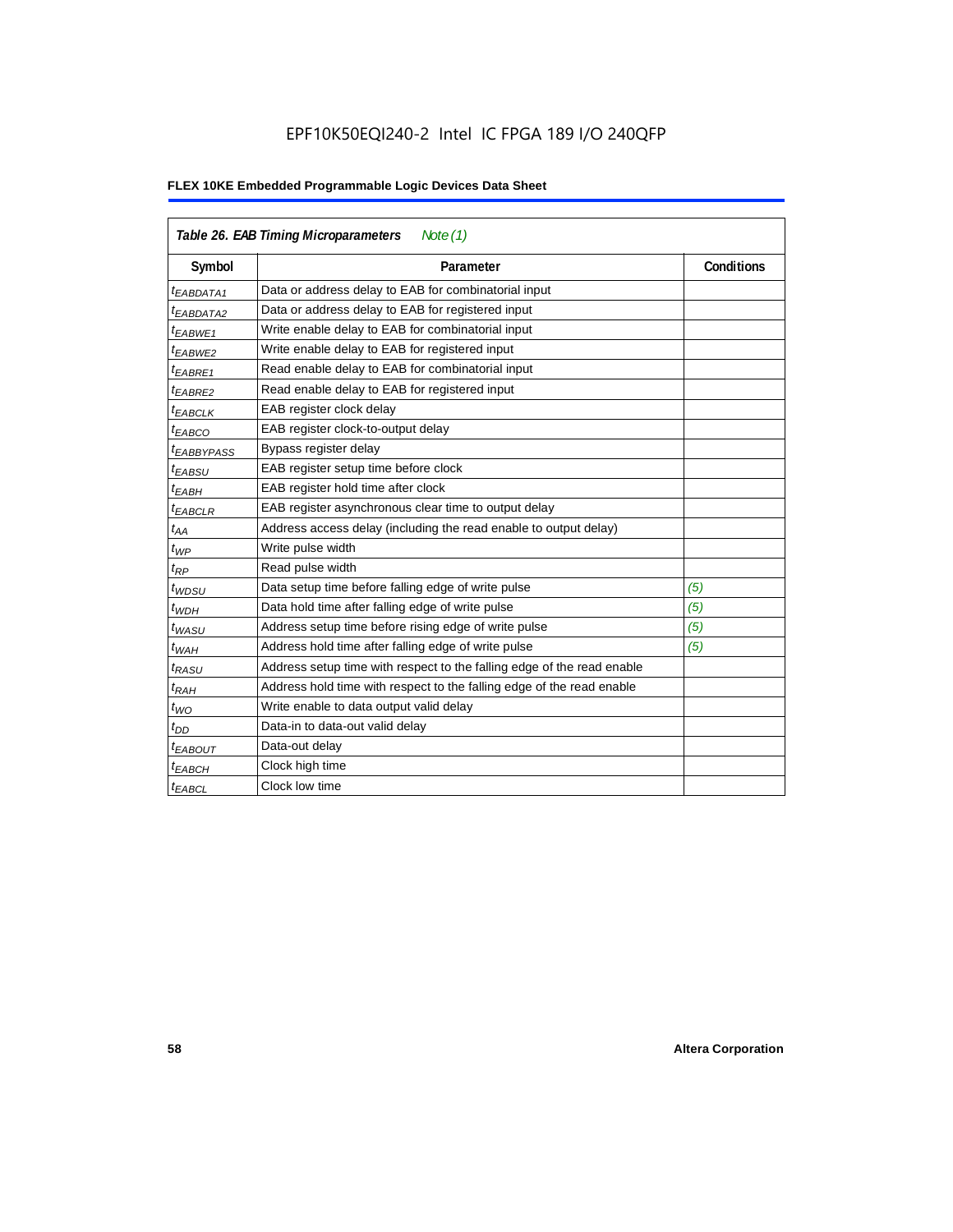EPF10K50EQI240-2 Intel IC FPGA 189 I/O 240QFP

**FLEX 10KE Embedded Programmable Logic Devices Data Sheet**

| *Table 26. EAB Timing Microparameters* *Note (1)* | | |
|---|---|---|
| **Symbol** | **Parameter** | **Conditions** |
| $t_{EABDATA1}$ | Data or address delay to EAB for combinatorial input | |
| $t_{EABDATA2}$ | Data or address delay to EAB for registered input | |
| $t_{EABWE1}$ | Write enable delay to EAB for combinatorial input | |
| $t_{EABWE2}$ | Write enable delay to EAB for registered input | |
| $t_{EABRE1}$ | Read enable delay to EAB for combinatorial input | |
| $t_{EABRE2}$ | Read enable delay to EAB for registered input | |
| $t_{EABCLK}$ | EAB register clock delay | |
| $t_{EABCO}$ | EAB register clock-to-output delay | |
| $t_{EABBYPASS}$ | Bypass register delay | |
| $t_{EABSU}$ | EAB register setup time before clock | |
| $t_{EABH}$ | EAB register hold time after clock | |
| $t_{EABCLR}$ | EAB register asynchronous clear time to output delay | |
| $t_{AA}$ | Address access delay (including the read enable to output delay) | |
| $t_{WP}$ | Write pulse width | |
| $t_{RP}$ | Read pulse width | |
| $t_{WDSU}$ | Data setup time before falling edge of write pulse | *(5)* |
| $t_{WDH}$ | Data hold time after falling edge of write pulse | *(5)* |
| $t_{WASU}$ | Address setup time before rising edge of write pulse | *(5)* |
| $t_{WAH}$ | Address hold time after falling edge of write pulse | *(5)* |
| $t_{RASU}$ | Address setup time with respect to the falling edge of the read enable | |
| $t_{RAH}$ | Address hold time with respect to the falling edge of the read enable | |
| $t_{WO}$ | Write enable to data output valid delay | |
| $t_{DD}$ | Data-in to data-out valid delay | |
| $t_{EABOUT}$ | Data-out delay | |
| $t_{EABCH}$ | Clock high time | |
| $t_{EABCL}$ | Clock low time | |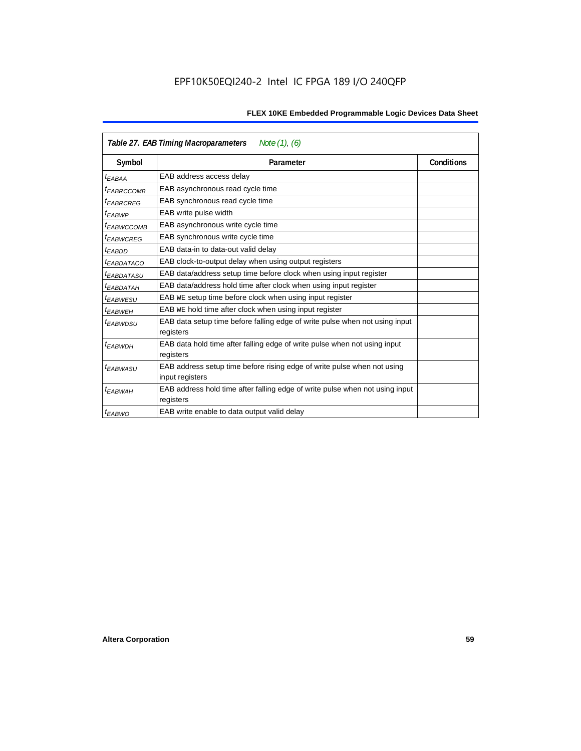**Table 27. EAB Timing Macroparameters** *Note (1), (6)*

| Symbol | Parameter | Conditions |
|---|---|---|
| $t_{EABAA}$ | EAB address access delay | |
| $t_{EABRCCOMB}$ | EAB asynchronous read cycle time | |
| $t_{EABRCREG}$ | EAB synchronous read cycle time | |
| $t_{EABWP}$ | EAB write pulse width | |
| $t_{EABWCCOMB}$ | EAB asynchronous write cycle time | |
| $t_{EABWCREG}$ | EAB synchronous write cycle time | |
| $t_{EABDD}$ | EAB data-in to data-out valid delay | |
| $t_{EABDATACO}$ | EAB clock-to-output delay when using output registers | |
| $t_{EABDATASU}$ | EAB data/address setup time before clock when using input register | |
| $t_{EABDATAH}$ | EAB data/address hold time after clock when using input register | |
| $t_{EABWESU}$ | EAB WE setup time before clock when using input register | |
| $t_{EABWEH}$ | EAB WE hold time after clock when using input register | |
| $t_{EABWDSU}$ | EAB data setup time before falling edge of write pulse when not using input registers | |
| $t_{EABWDH}$ | EAB data hold time after falling edge of write pulse when not using input registers | |
| $t_{EABWASU}$ | EAB address setup time before rising edge of write pulse when not using input registers | |
| $t_{EABWAH}$ | EAB address hold time after falling edge of write pulse when not using input registers | |
| $t_{EABWO}$ | EAB write enable to data output valid delay | |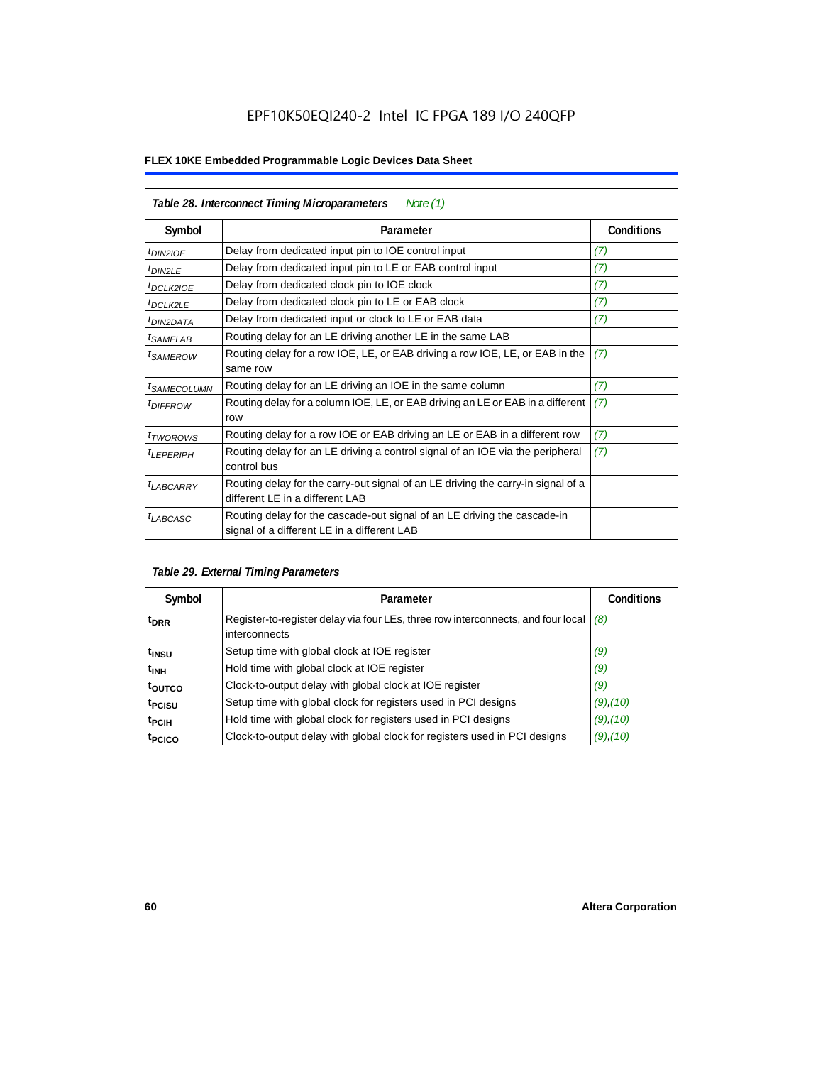*Table 28. Interconnect Timing Microparameters* *Note (1)*

| Symbol | Parameter | Conditions |
|---|---|---|
| $t_{DIN2IOE}$ | Delay from dedicated input pin to IOE control input | (7) |
| $t_{DIN2LE}$ | Delay from dedicated input pin to LE or EAB control input | (7) |
| $t_{DCLK2IOE}$ | Delay from dedicated clock pin to IOE clock | (7) |
| $t_{DCLK2LE}$ | Delay from dedicated clock pin to LE or EAB clock | (7) |
| $t_{DIN2DATA}$ | Delay from dedicated input or clock to LE or EAB data | (7) |
| $t_{SAMELAB}$ | Routing delay for an LE driving another LE in the same LAB | |
| $t_{SAMEROW}$ | Routing delay for a row IOE, LE, or EAB driving a row IOE, LE, or EAB in the same row | (7) |
| $t_{SAMECOLUMN}$ | Routing delay for an LE driving an IOE in the same column | (7) |
| $t_{DIFFROW}$ | Routing delay for a column IOE, LE, or EAB driving an LE or EAB in a different row | (7) |
| $t_{TWOROWS}$ | Routing delay for a row IOE or EAB driving an LE or EAB in a different row | (7) |
| $t_{LEPERIPH}$ | Routing delay for an LE driving a control signal of an IOE via the peripheral control bus | (7) |
| $t_{LABCARRY}$ | Routing delay for the carry-out signal of an LE driving the carry-in signal of a different LE in a different LAB | |
| $t_{LABCASC}$ | Routing delay for the cascade-out signal of an LE driving the cascade-in signal of a different LE in a different LAB | |

*Table 29. External Timing Parameters*

| Symbol | Parameter | Conditions |
|---|---|---|
| $t_{DRR}$ | Register-to-register delay via four LEs, three row interconnects, and four local interconnects | (8) |
| $t_{INSU}$ | Setup time with global clock at IOE register | (9) |
| $t_{INH}$ | Hold time with global clock at IOE register | (9) |
| $t_{OUTCO}$ | Clock-to-output delay with global clock at IOE register | (9) |
| $t_{PCISU}$ | Setup time with global clock for registers used in PCI designs | (9),(10) |
| $t_{PCIH}$ | Hold time with global clock for registers used in PCI designs | (9),(10) |
| $t_{PCICO}$ | Clock-to-output delay with global clock for registers used in PCI designs | (9),(10) |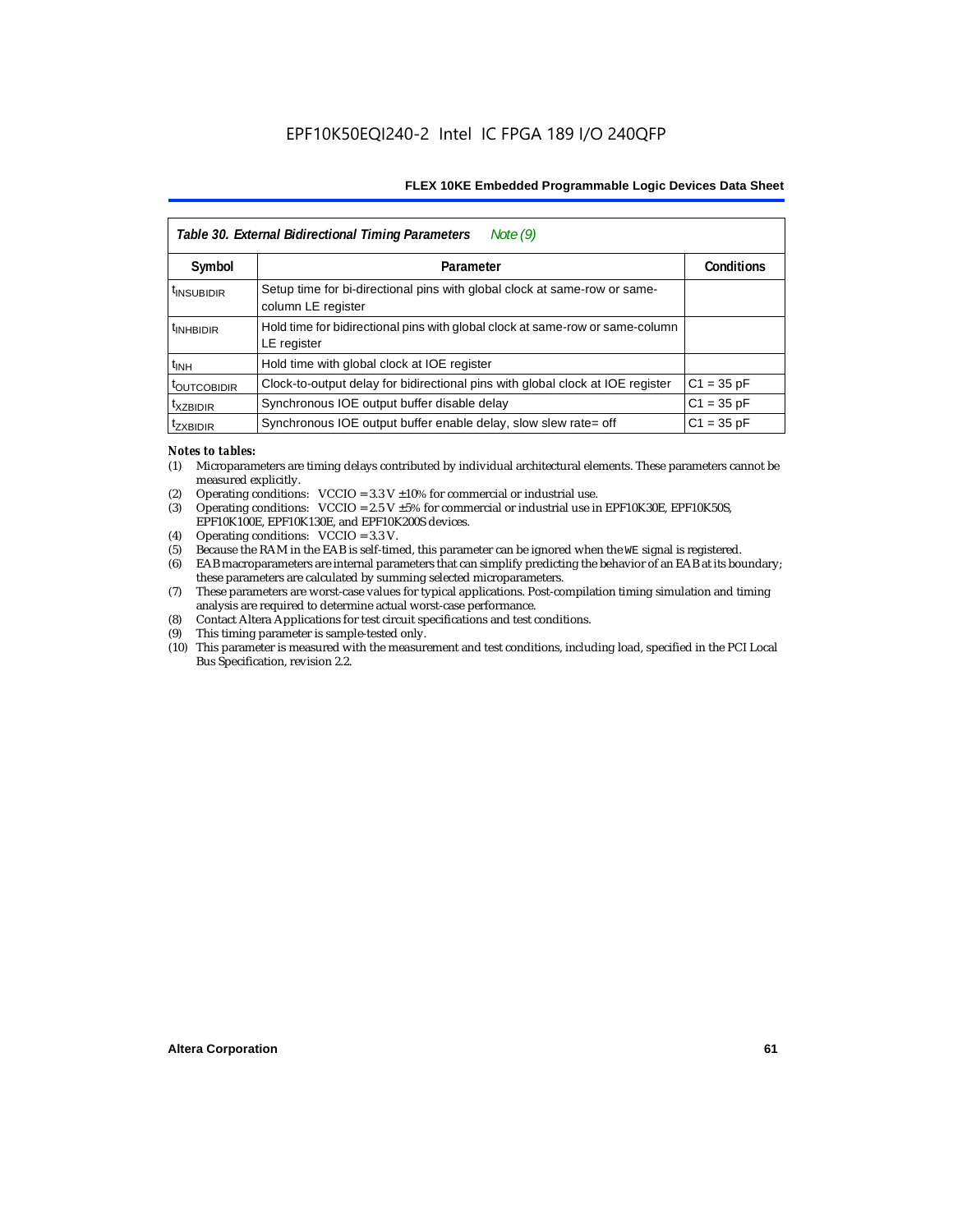| *Table 30. External Bidirectional Timing Parameters* *Note (9)* | | |
|---|---|---|
| Symbol | Parameter | Conditions |
| $t_{INSUBIDIR}$ | Setup time for bi-directional pins with global clock at same-row or same-column LE register | |
| $t_{INHBIDIR}$ | Hold time for bidirectional pins with global clock at same-row or same-column LE register | |
| $t_{INH}$ | Hold time with global clock at IOE register | |
| $t_{OUTCOBIDIR}$ | Clock-to-output delay for bidirectional pins with global clock at IOE register | C1 = 35 pF |
| $t_{XZBIDIR}$ | Synchronous IOE output buffer disable delay | C1 = 35 pF |
| $t_{ZXBIDIR}$ | Synchronous IOE output buffer enable delay, slow slew rate= off | C1 = 35 pF |

*Notes to tables:*

(1) Microparameters are timing delays contributed by individual architectural elements. These parameters cannot be measured explicitly.
(2) Operating conditions: VCCIO = 3.3 V ±10% for commercial or industrial use.
(3) Operating conditions: VCCIO = 2.5 V ±5% for commercial or industrial use in EPF10K30E, EPF10K50S, EPF10K100E, EPF10K130E, and EPF10K200S devices.
(4) Operating conditions: VCCIO = 3.3 V.
(5) Because the RAM in the EAB is self-timed, this parameter can be ignored when the WE signal is registered.
(6) EAB macroparameters are internal parameters that can simplify predicting the behavior of an EAB at its boundary; these parameters are calculated by summing selected microparameters.
(7) These parameters are worst-case values for typical applications. Post-compilation timing simulation and timing analysis are required to determine actual worst-case performance.
(8) Contact Altera Applications for test circuit specifications and test conditions.
(9) This timing parameter is sample-tested only.
(10) This parameter is measured with the measurement and test conditions, including load, specified in the PCI Local Bus Specification, revision 2.2.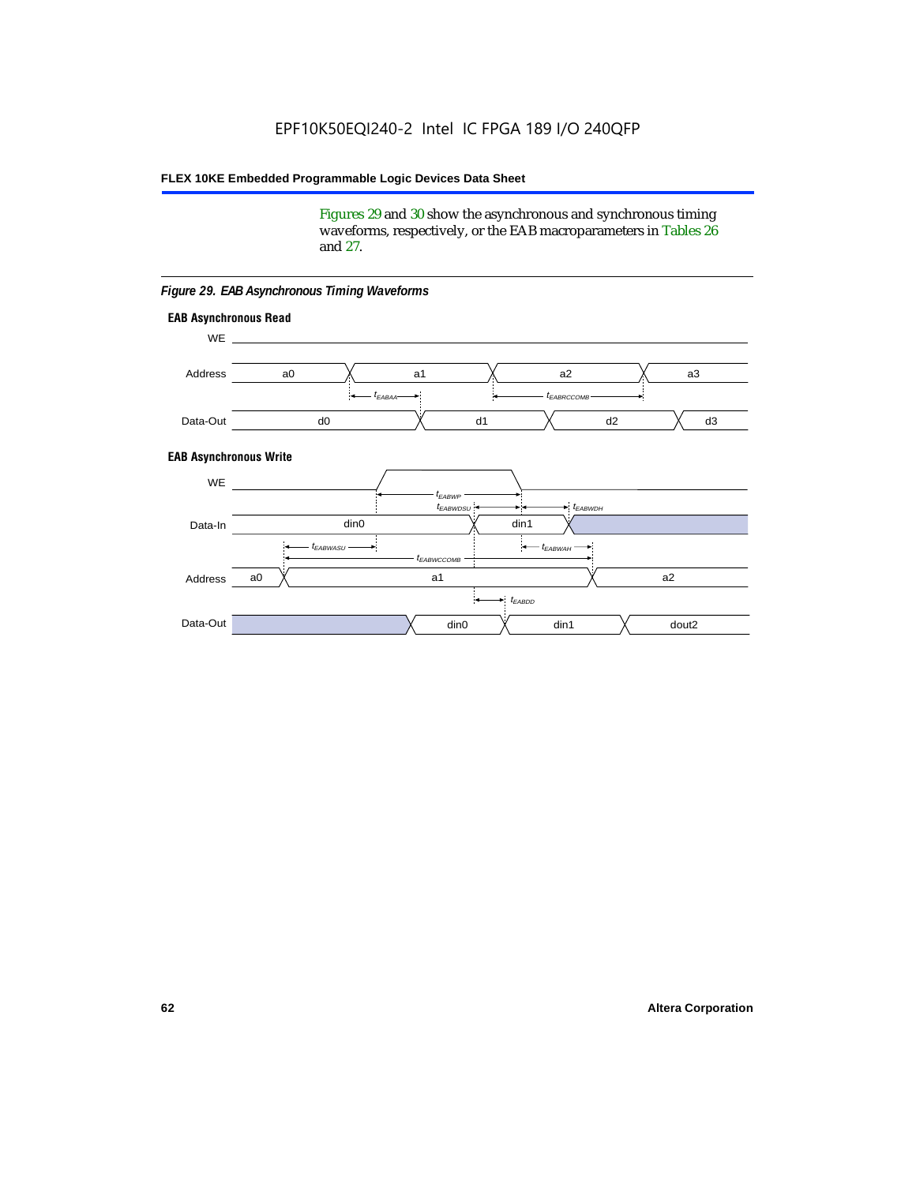Figures 29 and 30 show the asynchronous and synchronous timing waveforms, respectively, or the EAB macroparameters in Tables 26 and 27.

*Figure 29. EAB Asynchronous Timing Waveforms*

**EAB Asynchronous Read**

WE

Address: a0, a1, a2, a3

$t_{EABAA}$, $t_{EABRCCOMB}$

Data-Out: d0, d1, d2, d3

**EAB Asynchronous Write**

WE

$t_{EABWP}$, $t_{EABWDSU}$, $t_{EABWDH}$

Data-In: din0, din1

$t_{EABWASU}$, $t_{EABWAH}$, $t_{EABWCCOMB}$

Address: a0, a1, a2

$t_{EABDD}$

Data-Out: din0, din1, dout2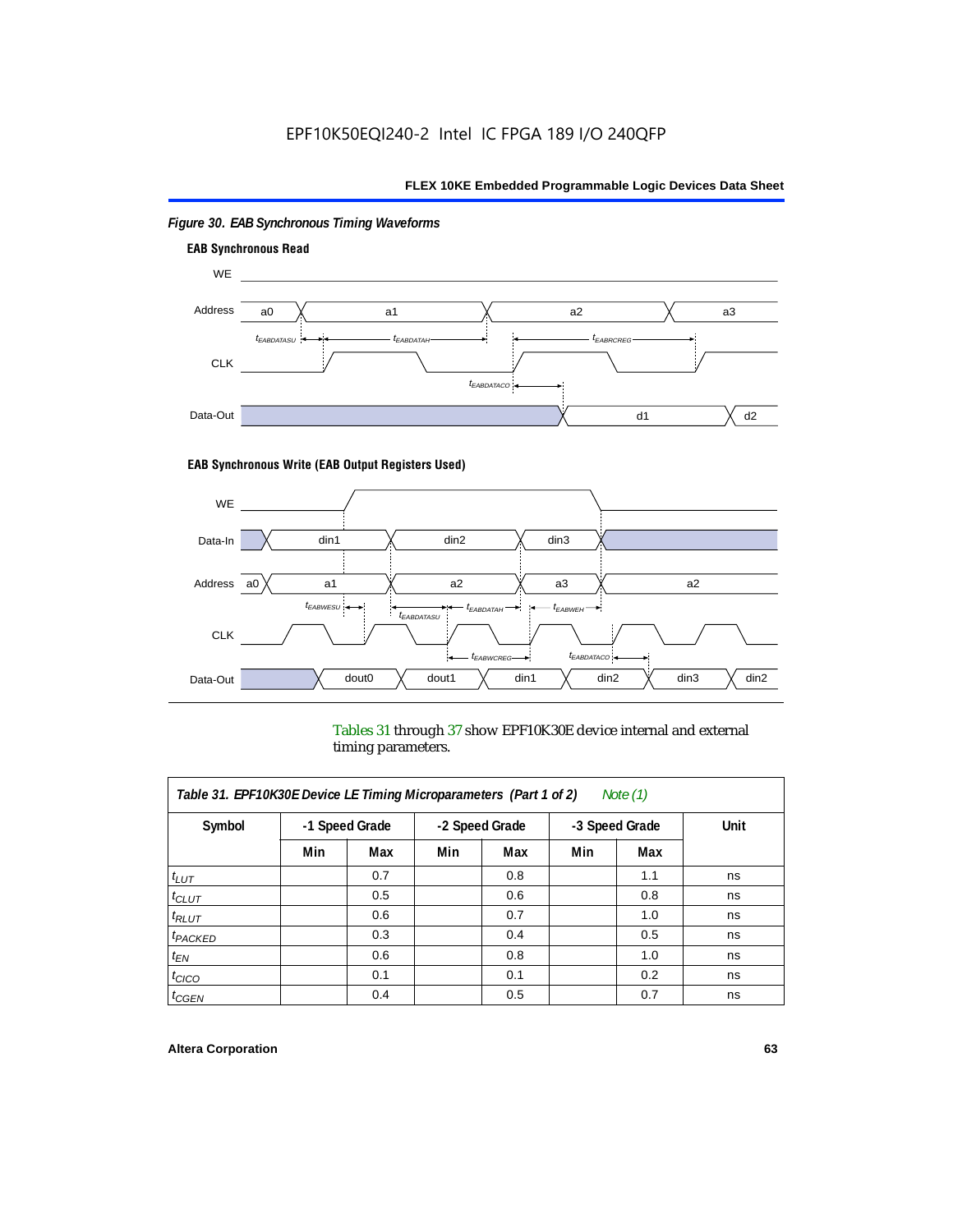*Figure 30. EAB Synchronous Timing Waveforms*

**EAB Synchronous Read**

WE

Address: a0, a1, a2, a3

$t_{EABDATASU}$ $t_{EABDATAH}$ $t_{EABRCREG}$

CLK

$t_{EABDATACO}$

Data-Out: d1, d2

**EAB Synchronous Write (EAB Output Registers Used)**

WE

Data-In: din1, din2, din3

Address: a0, a1, a2, a3, a2

$t_{EABWESU}$ $t_{EABDATASU}$ $t_{EABDATAH}$ $t_{EABWEH}$

CLK

$t_{EABWCREG}$ $t_{EABDATACO}$

Data-Out: dout0, dout1, din1, din2, din3, din2

Tables 31 through 37 show EPF10K30E device internal and external timing parameters.

| *Table 31. EPF10K30E Device LE Timing Microparameters (Part 1 of 2) Note (1)* | | | | | | | |
|---|---|---|---|---|---|---|---|
| **Symbol** | **-1 Speed Grade** | | **-2 Speed Grade** | | **-3 Speed Grade** | | **Unit** |
| | **Min** | **Max** | **Min** | **Max** | **Min** | **Max** | |
| $t_{LUT}$ | | 0.7 | | 0.8 | | 1.1 | ns |
| $t_{CLUT}$ | | 0.5 | | 0.6 | | 0.8 | ns |
| $t_{RLUT}$ | | 0.6 | | 0.7 | | 1.0 | ns |
| $t_{PACKED}$ | | 0.3 | | 0.4 | | 0.5 | ns |
| $t_{EN}$ | | 0.6 | | 0.8 | | 1.0 | ns |
| $t_{CICO}$ | | 0.1 | | 0.1 | | 0.2 | ns |
| $t_{CGEN}$ | | 0.4 | | 0.5 | | 0.7 | ns |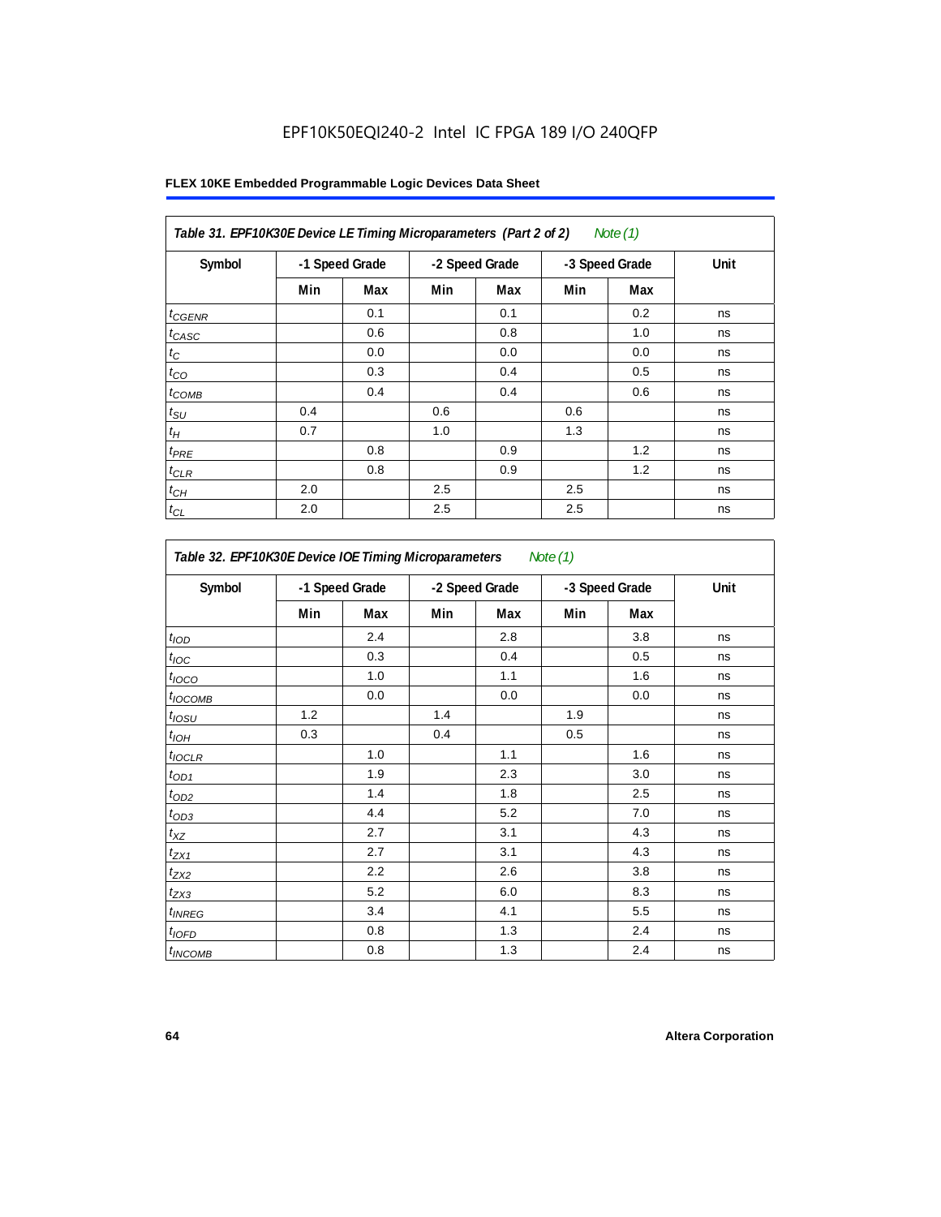EPF10K50EQI240-2 Intel IC FPGA 189 I/O 240QFP

**FLEX 10KE Embedded Programmable Logic Devices Data Sheet**

| *Table 31. EPF10K30E Device LE Timing Microparameters (Part 2 of 2) Note (1)* | | | | | | | |
|---|---|---|---|---|---|---|---|
| **Symbol** | **-1 Speed Grade** | | **-2 Speed Grade** | | **-3 Speed Grade** | | **Unit** |
| | **Min** | **Max** | **Min** | **Max** | **Min** | **Max** | |
| $t_{CGENR}$ | | 0.1 | | 0.1 | | 0.2 | ns |
| $t_{CASC}$ | | 0.6 | | 0.8 | | 1.0 | ns |
| $t_C$ | | 0.0 | | 0.0 | | 0.0 | ns |
| $t_{CO}$ | | 0.3 | | 0.4 | | 0.5 | ns |
| $t_{COMB}$ | | 0.4 | | 0.4 | | 0.6 | ns |
| $t_{SU}$ | 0.4 | | 0.6 | | 0.6 | | ns |
| $t_H$ | 0.7 | | 1.0 | | 1.3 | | ns |
| $t_{PRE}$ | | 0.8 | | 0.9 | | 1.2 | ns |
| $t_{CLR}$ | | 0.8 | | 0.9 | | 1.2 | ns |
| $t_{CH}$ | 2.0 | | 2.5 | | 2.5 | | ns |
| $t_{CL}$ | 2.0 | | 2.5 | | 2.5 | | ns |

| *Table 32. EPF10K30E Device IOE Timing Microparameters Note (1)* | | | | | | | |
|---|---|---|---|---|---|---|---|
| **Symbol** | **-1 Speed Grade** | | **-2 Speed Grade** | | **-3 Speed Grade** | | **Unit** |
| | **Min** | **Max** | **Min** | **Max** | **Min** | **Max** | |
| $t_{IOD}$ | | 2.4 | | 2.8 | | 3.8 | ns |
| $t_{IOC}$ | | 0.3 | | 0.4 | | 0.5 | ns |
| $t_{IOCO}$ | | 1.0 | | 1.1 | | 1.6 | ns |
| $t_{IOCOMB}$ | | 0.0 | | 0.0 | | 0.0 | ns |
| $t_{IOSU}$ | 1.2 | | 1.4 | | 1.9 | | ns |
| $t_{IOH}$ | 0.3 | | 0.4 | | 0.5 | | ns |
| $t_{IOCLR}$ | | 1.0 | | 1.1 | | 1.6 | ns |
| $t_{OD1}$ | | 1.9 | | 2.3 | | 3.0 | ns |
| $t_{OD2}$ | | 1.4 | | 1.8 | | 2.5 | ns |
| $t_{OD3}$ | | 4.4 | | 5.2 | | 7.0 | ns |
| $t_{XZ}$ | | 2.7 | | 3.1 | | 4.3 | ns |
| $t_{ZX1}$ | | 2.7 | | 3.1 | | 4.3 | ns |
| $t_{ZX2}$ | | 2.2 | | 2.6 | | 3.8 | ns |
| $t_{ZX3}$ | | 5.2 | | 6.0 | | 8.3 | ns |
| $t_{INREG}$ | | 3.4 | | 4.1 | | 5.5 | ns |
| $t_{IOFD}$ | | 0.8 | | 1.3 | | 2.4 | ns |
| $t_{INCOMB}$ | | 0.8 | | 1.3 | | 2.4 | ns |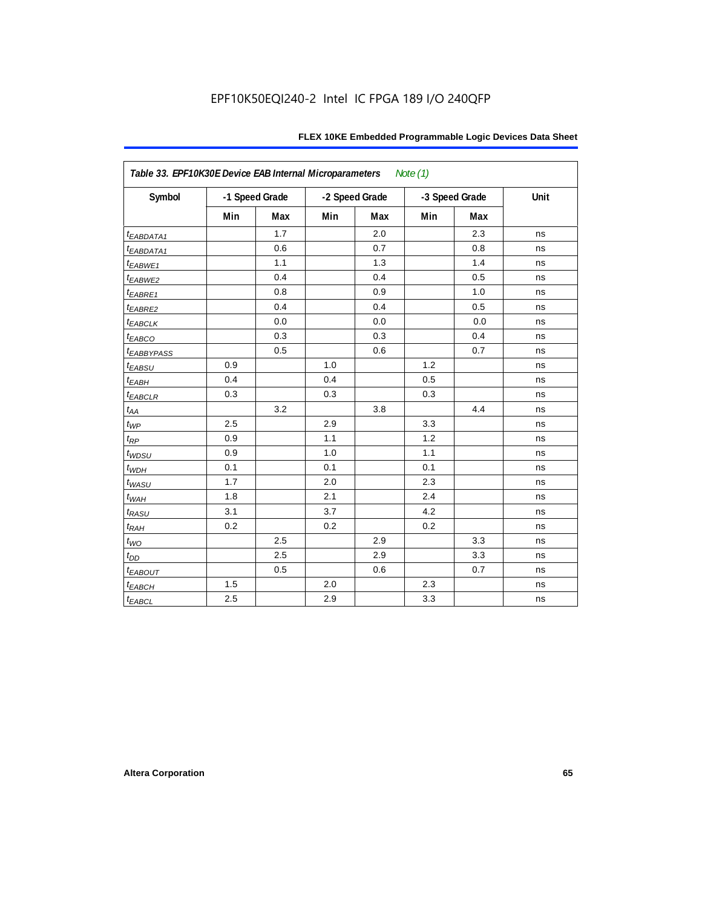EPF10K50EQI240-2 Intel IC FPGA 189 I/O 240QFP

| *Table 33. EPF10K30E Device EAB Internal Microparameters* *Note (1)* | | | | | | | |
|---|---|---|---|---|---|---|---|
| Symbol | -1 Speed Grade | | -2 Speed Grade | | -3 Speed Grade | | Unit |
| | Min | Max | Min | Max | Min | Max | |
| $t_{EABDATA1}$ | | 1.7 | | 2.0 | | 2.3 | ns |
| $t_{EABDATA1}$ | | 0.6 | | 0.7 | | 0.8 | ns |
| $t_{EABWE1}$ | | 1.1 | | 1.3 | | 1.4 | ns |
| $t_{EABWE2}$ | | 0.4 | | 0.4 | | 0.5 | ns |
| $t_{EABRE1}$ | | 0.8 | | 0.9 | | 1.0 | ns |
| $t_{EABRE2}$ | | 0.4 | | 0.4 | | 0.5 | ns |
| $t_{EABCLK}$ | | 0.0 | | 0.0 | | 0.0 | ns |
| $t_{EABCO}$ | | 0.3 | | 0.3 | | 0.4 | ns |
| $t_{EABBYPASS}$ | | 0.5 | | 0.6 | | 0.7 | ns |
| $t_{EABSU}$ | 0.9 | | 1.0 | | 1.2 | | ns |
| $t_{EABH}$ | 0.4 | | 0.4 | | 0.5 | | ns |
| $t_{EABCLR}$ | 0.3 | | 0.3 | | 0.3 | | ns |
| $t_{AA}$ | | 3.2 | | 3.8 | | 4.4 | ns |
| $t_{WP}$ | 2.5 | | 2.9 | | 3.3 | | ns |
| $t_{RP}$ | 0.9 | | 1.1 | | 1.2 | | ns |
| $t_{WDSU}$ | 0.9 | | 1.0 | | 1.1 | | ns |
| $t_{WDH}$ | 0.1 | | 0.1 | | 0.1 | | ns |
| $t_{WASU}$ | 1.7 | | 2.0 | | 2.3 | | ns |
| $t_{WAH}$ | 1.8 | | 2.1 | | 2.4 | | ns |
| $t_{RASU}$ | 3.1 | | 3.7 | | 4.2 | | ns |
| $t_{RAH}$ | 0.2 | | 0.2 | | 0.2 | | ns |
| $t_{WO}$ | | 2.5 | | 2.9 | | 3.3 | ns |
| $t_{DD}$ | | 2.5 | | 2.9 | | 3.3 | ns |
| $t_{EABOUT}$ | | 0.5 | | 0.6 | | 0.7 | ns |
| $t_{EABCH}$ | 1.5 | | 2.0 | | 2.3 | | ns |
| $t_{EABCL}$ | 2.5 | | 2.9 | | 3.3 | | ns |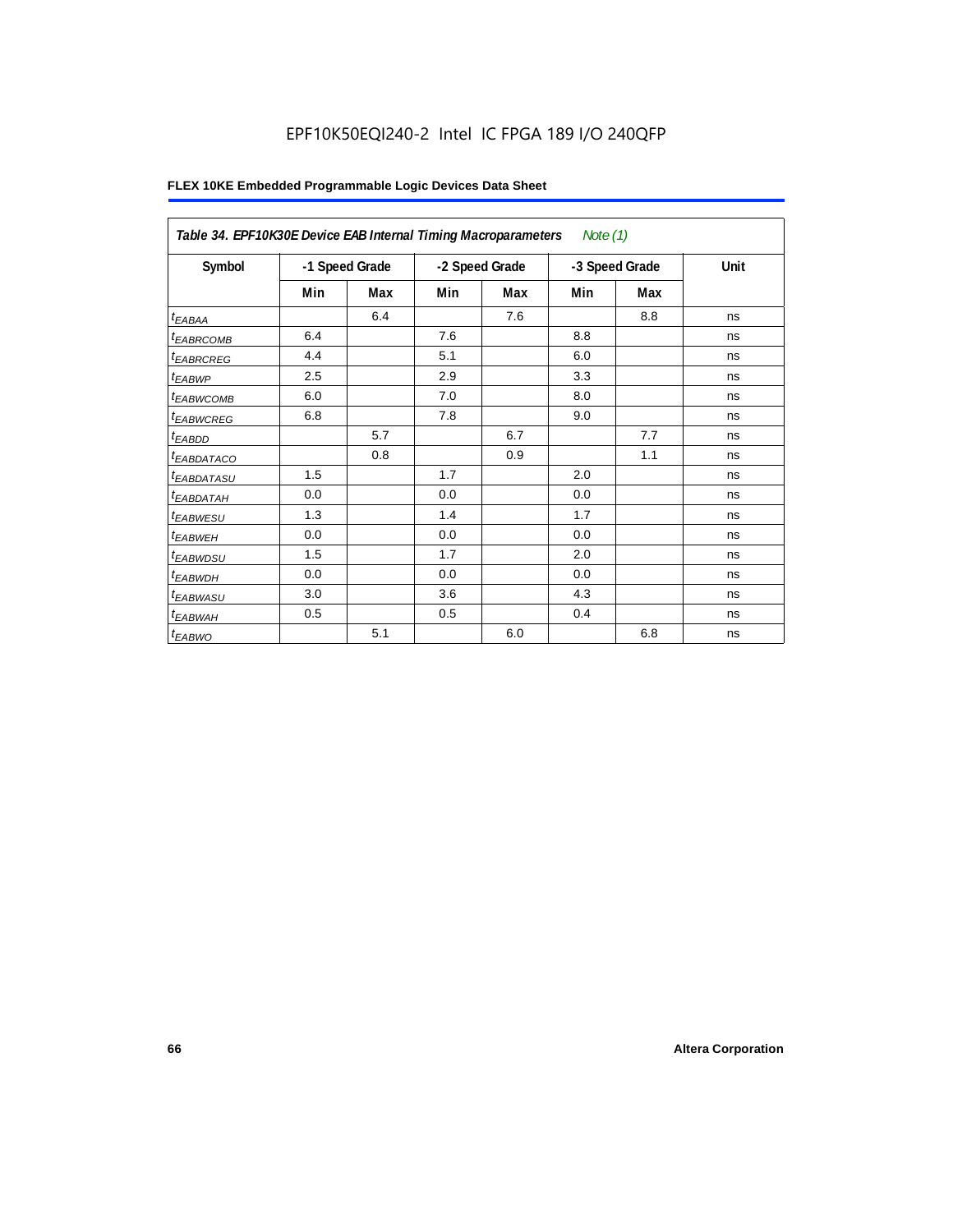| *Table 34. EPF10K30E Device EAB Internal Timing Macroparameters* *Note (1)* | | | | | | | |
|---|---|---|---|---|---|---|---|
| **Symbol** | **-1 Speed Grade** | | **-2 Speed Grade** | | **-3 Speed Grade** | | **Unit** |
| | **Min** | **Max** | **Min** | **Max** | **Min** | **Max** | |
| $t_{EABAA}$ | | 6.4 | | 7.6 | | 8.8 | ns |
| $t_{EABRCOMB}$ | 6.4 | | 7.6 | | 8.8 | | ns |
| $t_{EABRCREG}$ | 4.4 | | 5.1 | | 6.0 | | ns |
| $t_{EABWP}$ | 2.5 | | 2.9 | | 3.3 | | ns |
| $t_{EABWCOMB}$ | 6.0 | | 7.0 | | 8.0 | | ns |
| $t_{EABWCREG}$ | 6.8 | | 7.8 | | 9.0 | | ns |
| $t_{EABDD}$ | | 5.7 | | 6.7 | | 7.7 | ns |
| $t_{EABDATACO}$ | | 0.8 | | 0.9 | | 1.1 | ns |
| $t_{EABDATASU}$ | 1.5 | | 1.7 | | 2.0 | | ns |
| $t_{EABDATAH}$ | 0.0 | | 0.0 | | 0.0 | | ns |
| $t_{EABWESU}$ | 1.3 | | 1.4 | | 1.7 | | ns |
| $t_{EABWEH}$ | 0.0 | | 0.0 | | 0.0 | | ns |
| $t_{EABWDSU}$ | 1.5 | | 1.7 | | 2.0 | | ns |
| $t_{EABWDH}$ | 0.0 | | 0.0 | | 0.0 | | ns |
| $t_{EABWASU}$ | 3.0 | | 3.6 | | 4.3 | | ns |
| $t_{EABWAH}$ | 0.5 | | 0.5 | | 0.4 | | ns |
| $t_{EABWO}$ | | 5.1 | | 6.0 | | 6.8 | ns |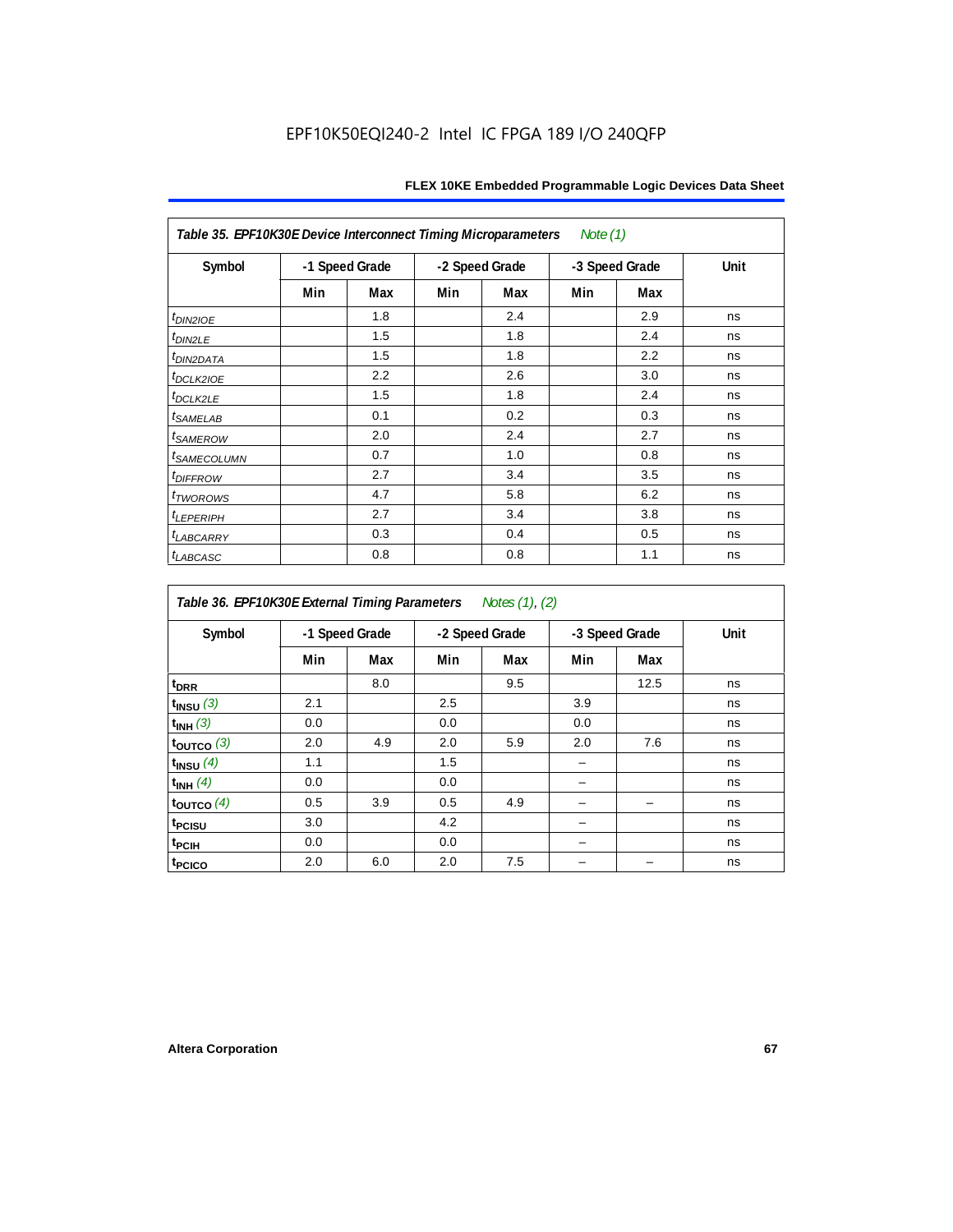EPF10K50EQI240-2 Intel IC FPGA 189 I/O 240QFP

| *Table 35. EPF10K30E Device Interconnect Timing Microparameters* *Note (1)* | | | | | | | |
|---|---|---|---|---|---|---|---|
| Symbol | -1 Speed Grade | | -2 Speed Grade | | -3 Speed Grade | | Unit |
| | Min | Max | Min | Max | Min | Max | |
| $t_{DIN2IOE}$ | | 1.8 | | 2.4 | | 2.9 | ns |
| $t_{DIN2LE}$ | | 1.5 | | 1.8 | | 2.4 | ns |
| $t_{DIN2DATA}$ | | 1.5 | | 1.8 | | 2.2 | ns |
| $t_{DCLK2IOE}$ | | 2.2 | | 2.6 | | 3.0 | ns |
| $t_{DCLK2LE}$ | | 1.5 | | 1.8 | | 2.4 | ns |
| $t_{SAMELAB}$ | | 0.1 | | 0.2 | | 0.3 | ns |
| $t_{SAMEROW}$ | | 2.0 | | 2.4 | | 2.7 | ns |
| $t_{SAMECOLUMN}$ | | 0.7 | | 1.0 | | 0.8 | ns |
| $t_{DIFFROW}$ | | 2.7 | | 3.4 | | 3.5 | ns |
| $t_{TWOROWS}$ | | 4.7 | | 5.8 | | 6.2 | ns |
| $t_{LEPERIPH}$ | | 2.7 | | 3.4 | | 3.8 | ns |
| $t_{LABCARRY}$ | | 0.3 | | 0.4 | | 0.5 | ns |
| $t_{LABCASC}$ | | 0.8 | | 0.8 | | 1.1 | ns |

| *Table 36. EPF10K30E External Timing Parameters* *Notes (1), (2)* | | | | | | | |
|---|---|---|---|---|---|---|---|
| Symbol | -1 Speed Grade | | -2 Speed Grade | | -3 Speed Grade | | Unit |
| | Min | Max | Min | Max | Min | Max | |
| $t_{DRR}$ | | 8.0 | | 9.5 | | 12.5 | ns |
| $t_{INSU}$ (3) | 2.1 | | 2.5 | | 3.9 | | ns |
| $t_{INH}$ (3) | 0.0 | | 0.0 | | 0.0 | | ns |
| $t_{OUTCO}$ (3) | 2.0 | 4.9 | 2.0 | 5.9 | 2.0 | 7.6 | ns |
| $t_{INSU}$ (4) | 1.1 | | 1.5 | | – | | ns |
| $t_{INH}$ (4) | 0.0 | | 0.0 | | – | | ns |
| $t_{OUTCO}$ (4) | 0.5 | 3.9 | 0.5 | 4.9 | – | – | ns |
| $t_{PCISU}$ | 3.0 | | 4.2 | | – | | ns |
| $t_{PCIH}$ | 0.0 | | 0.0 | | – | | ns |
| $t_{PCICO}$ | 2.0 | 6.0 | 2.0 | 7.5 | – | – | ns |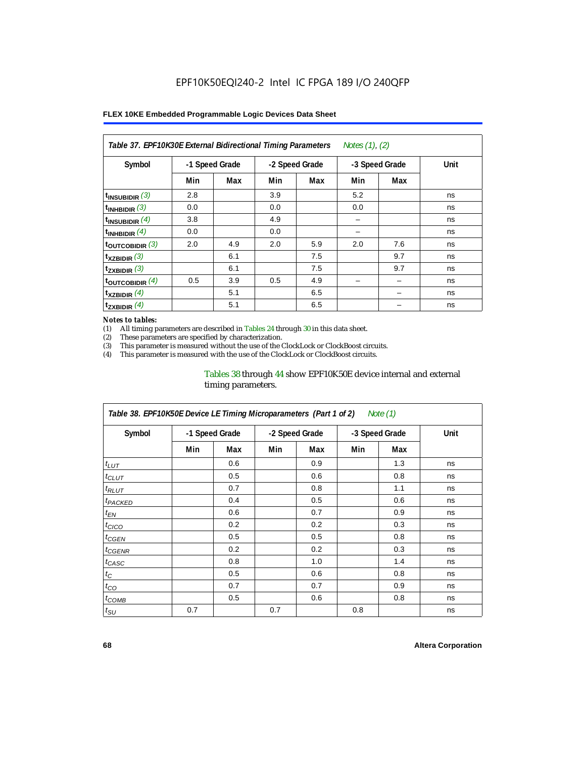EPF10K50EQI240-2 Intel IC FPGA 189 I/O 240QFP

**FLEX 10KE Embedded Programmable Logic Devices Data Sheet**

| *Table 37. EPF10K30E External Bidirectional Timing Parameters* *Notes (1), (2)* | | | | | | | |
|---|---|---|---|---|---|---|---|
| Symbol | -1 Speed Grade | | -2 Speed Grade | | -3 Speed Grade | | Unit |
| | Min | Max | Min | Max | Min | Max | |
| $t_{INSUBIDIR}$ *(3)* | 2.8 | | 3.9 | | 5.2 | | ns |
| $t_{INHBIDIR}$ *(3)* | 0.0 | | 0.0 | | 0.0 | | ns |
| $t_{INSUBIDIR}$ *(4)* | 3.8 | | 4.9 | | – | | ns |
| $t_{INHBIDIR}$ *(4)* | 0.0 | | 0.0 | | – | | ns |
| $t_{OUTCOBIDIR}$ *(3)* | 2.0 | 4.9 | 2.0 | 5.9 | 2.0 | 7.6 | ns |
| $t_{XZBIDIR}$ *(3)* | | 6.1 | | 7.5 | | 9.7 | ns |
| $t_{ZXBIDIR}$ *(3)* | | 6.1 | | 7.5 | | 9.7 | ns |
| $t_{OUTCOBIDIR}$ *(4)* | 0.5 | 3.9 | 0.5 | 4.9 | – | – | ns |
| $t_{XZBIDIR}$ *(4)* | | 5.1 | | 6.5 | | – | ns |
| $t_{ZXBIDIR}$ *(4)* | | 5.1 | | 6.5 | | – | ns |

*Notes to tables:*

(1) All timing parameters are described in Tables 24 through 30 in this data sheet.
(2) These parameters are specified by characterization.
(3) This parameter is measured without the use of the ClockLock or ClockBoost circuits.
(4) This parameter is measured with the use of the ClockLock or ClockBoost circuits.

Tables 38 through 44 show EPF10K50E device internal and external timing parameters.

| *Table 38. EPF10K50E Device LE Timing Microparameters (Part 1 of 2)* *Note (1)* | | | | | | | |
|---|---|---|---|---|---|---|---|
| Symbol | -1 Speed Grade | | -2 Speed Grade | | -3 Speed Grade | | Unit |
| | Min | Max | Min | Max | Min | Max | |
| $t_{LUT}$ | | 0.6 | | 0.9 | | 1.3 | ns |
| $t_{CLUT}$ | | 0.5 | | 0.6 | | 0.8 | ns |
| $t_{RLUT}$ | | 0.7 | | 0.8 | | 1.1 | ns |
| $t_{PACKED}$ | | 0.4 | | 0.5 | | 0.6 | ns |
| $t_{EN}$ | | 0.6 | | 0.7 | | 0.9 | ns |
| $t_{CICO}$ | | 0.2 | | 0.2 | | 0.3 | ns |
| $t_{CGEN}$ | | 0.5 | | 0.5 | | 0.8 | ns |
| $t_{CGENR}$ | | 0.2 | | 0.2 | | 0.3 | ns |
| $t_{CASC}$ | | 0.8 | | 1.0 | | 1.4 | ns |
| $t_{C}$ | | 0.5 | | 0.6 | | 0.8 | ns |
| $t_{CO}$ | | 0.7 | | 0.7 | | 0.9 | ns |
| $t_{COMB}$ | | 0.5 | | 0.6 | | 0.8 | ns |
| $t_{SU}$ | 0.7 | | 0.7 | | 0.8 | | ns |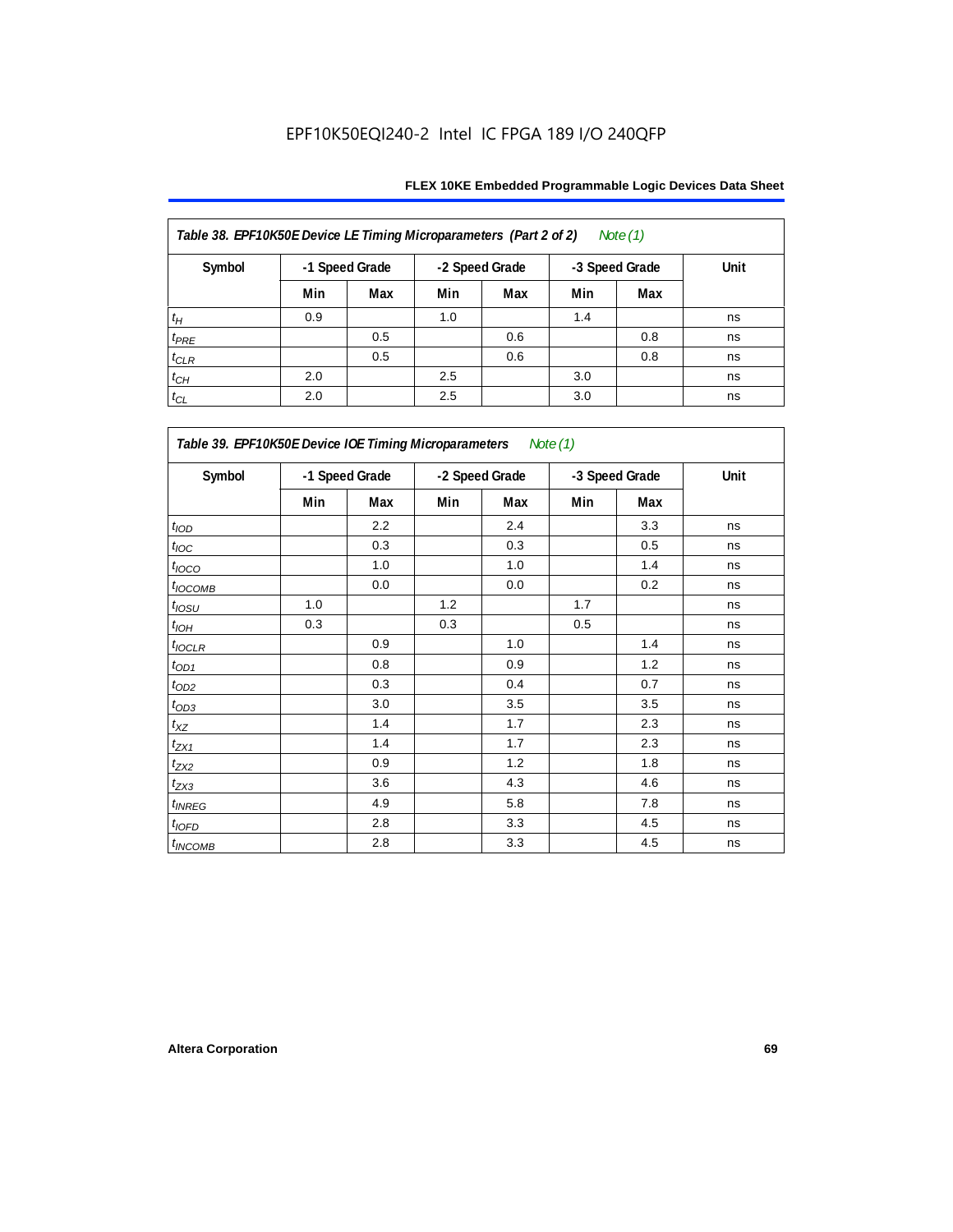EPF10K50EQI240-2 Intel IC FPGA 189 I/O 240QFP

| Table 38. EPF10K50E Device LE Timing Microparameters (Part 2 of 2) Note (1) | | | | | | | |
|---|---|---|---|---|---|---|---|
| Symbol | -1 Speed Grade | | -2 Speed Grade | | -3 Speed Grade | | Unit |
| | Min | Max | Min | Max | Min | Max | |
| $t_H$ | 0.9 | | 1.0 | | 1.4 | | ns |
| $t_{PRE}$ | | 0.5 | | 0.6 | | 0.8 | ns |
| $t_{CLR}$ | | 0.5 | | 0.6 | | 0.8 | ns |
| $t_{CH}$ | 2.0 | | 2.5 | | 3.0 | | ns |
| $t_{CL}$ | 2.0 | | 2.5 | | 3.0 | | ns |

| Table 39. EPF10K50E Device IOE Timing Microparameters Note (1) | | | | | | | |
|---|---|---|---|---|---|---|---|
| Symbol | -1 Speed Grade | | -2 Speed Grade | | -3 Speed Grade | | Unit |
| | Min | Max | Min | Max | Min | Max | |
| $t_{IOD}$ | | 2.2 | | 2.4 | | 3.3 | ns |
| $t_{IOC}$ | | 0.3 | | 0.3 | | 0.5 | ns |
| $t_{IOCO}$ | | 1.0 | | 1.0 | | 1.4 | ns |
| $t_{IOCOMB}$ | | 0.0 | | 0.0 | | 0.2 | ns |
| $t_{IOSU}$ | 1.0 | | 1.2 | | 1.7 | | ns |
| $t_{IOH}$ | 0.3 | | 0.3 | | 0.5 | | ns |
| $t_{IOCLR}$ | | 0.9 | | 1.0 | | 1.4 | ns |
| $t_{OD1}$ | | 0.8 | | 0.9 | | 1.2 | ns |
| $t_{OD2}$ | | 0.3 | | 0.4 | | 0.7 | ns |
| $t_{OD3}$ | | 3.0 | | 3.5 | | 3.5 | ns |
| $t_{XZ}$ | | 1.4 | | 1.7 | | 2.3 | ns |
| $t_{ZX1}$ | | 1.4 | | 1.7 | | 2.3 | ns |
| $t_{ZX2}$ | | 0.9 | | 1.2 | | 1.8 | ns |
| $t_{ZX3}$ | | 3.6 | | 4.3 | | 4.6 | ns |
| $t_{INREG}$ | | 4.9 | | 5.8 | | 7.8 | ns |
| $t_{IOFD}$ | | 2.8 | | 3.3 | | 4.5 | ns |
| $t_{INCOMB}$ | | 2.8 | | 3.3 | | 4.5 | ns |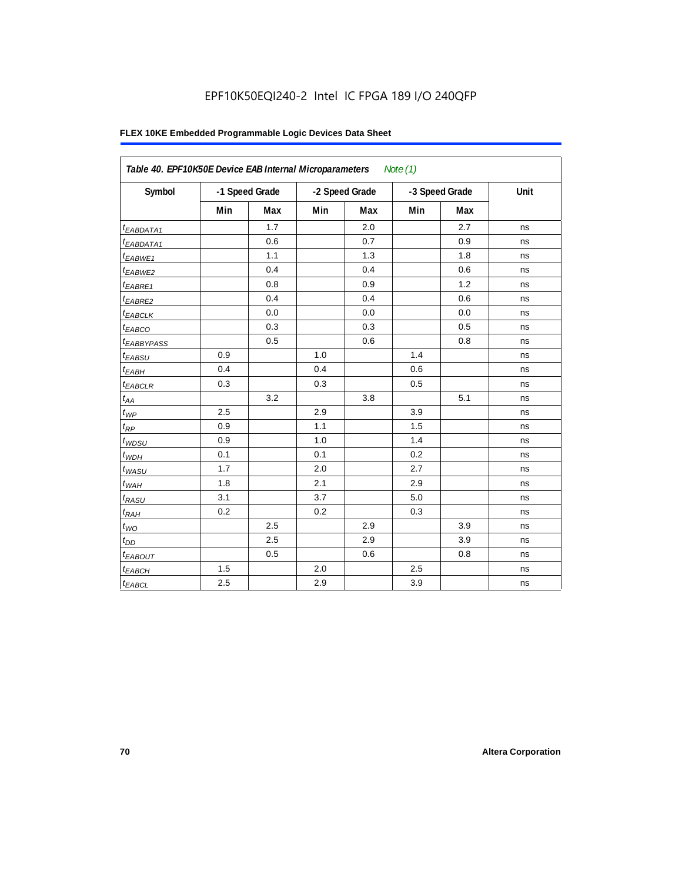EPF10K50EQI240-2 Intel IC FPGA 189 I/O 240QFP

**FLEX 10KE Embedded Programmable Logic Devices Data Sheet**

| *Table 40. EPF10K50E Device EAB Internal Microparameters* *Note (1)* | | | | | | | |
|---|---|---|---|---|---|---|---|
| Symbol | -1 Speed Grade | | -2 Speed Grade | | -3 Speed Grade | | Unit |
| | Min | Max | Min | Max | Min | Max | |
| $t_{EABDATA1}$ | | 1.7 | | 2.0 | | 2.7 | ns |
| $t_{EABDATA1}$ | | 0.6 | | 0.7 | | 0.9 | ns |
| $t_{EABWE1}$ | | 1.1 | | 1.3 | | 1.8 | ns |
| $t_{EABWE2}$ | | 0.4 | | 0.4 | | 0.6 | ns |
| $t_{EABRE1}$ | | 0.8 | | 0.9 | | 1.2 | ns |
| $t_{EABRE2}$ | | 0.4 | | 0.4 | | 0.6 | ns |
| $t_{EABCLK}$ | | 0.0 | | 0.0 | | 0.0 | ns |
| $t_{EABCO}$ | | 0.3 | | 0.3 | | 0.5 | ns |
| $t_{EABBYPASS}$ | | 0.5 | | 0.6 | | 0.8 | ns |
| $t_{EABSU}$ | 0.9 | | 1.0 | | 1.4 | | ns |
| $t_{EABH}$ | 0.4 | | 0.4 | | 0.6 | | ns |
| $t_{EABCLR}$ | 0.3 | | 0.3 | | 0.5 | | ns |
| $t_{AA}$ | | 3.2 | | 3.8 | | 5.1 | ns |
| $t_{WP}$ | 2.5 | | 2.9 | | 3.9 | | ns |
| $t_{RP}$ | 0.9 | | 1.1 | | 1.5 | | ns |
| $t_{WDSU}$ | 0.9 | | 1.0 | | 1.4 | | ns |
| $t_{WDH}$ | 0.1 | | 0.1 | | 0.2 | | ns |
| $t_{WASU}$ | 1.7 | | 2.0 | | 2.7 | | ns |
| $t_{WAH}$ | 1.8 | | 2.1 | | 2.9 | | ns |
| $t_{RASU}$ | 3.1 | | 3.7 | | 5.0 | | ns |
| $t_{RAH}$ | 0.2 | | 0.2 | | 0.3 | | ns |
| $t_{WO}$ | | 2.5 | | 2.9 | | 3.9 | ns |
| $t_{DD}$ | | 2.5 | | 2.9 | | 3.9 | ns |
| $t_{EABOUT}$ | | 0.5 | | 0.6 | | 0.8 | ns |
| $t_{EABCH}$ | 1.5 | | 2.0 | | 2.5 | | ns |
| $t_{EABCL}$ | 2.5 | | 2.9 | | 3.9 | | ns |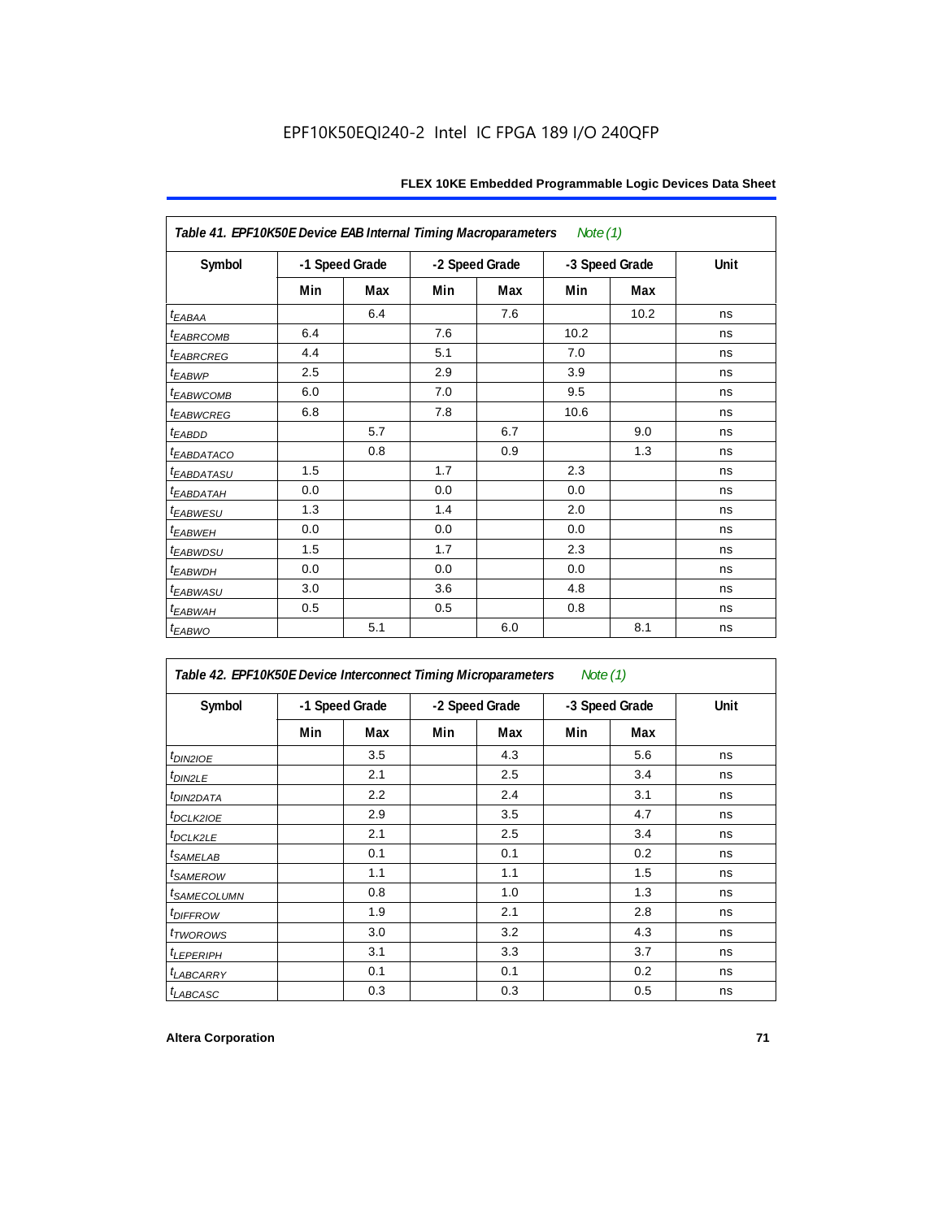EPF10K50EQI240-2 Intel IC FPGA 189 I/O 240QFP

| Table 41. EPF10K50E Device EAB Internal Timing Macroparameters *Note (1)* | | | | | | | |
|---|---|---|---|---|---|---|---|
| Symbol | -1 Speed Grade | | -2 Speed Grade | | -3 Speed Grade | | Unit |
| | Min | Max | Min | Max | Min | Max | |
| $t_{EABAA}$ | | 6.4 | | 7.6 | | 10.2 | ns |
| $t_{EABRCOMB}$ | 6.4 | | 7.6 | | 10.2 | | ns |
| $t_{EABRCREG}$ | 4.4 | | 5.1 | | 7.0 | | ns |
| $t_{EABWP}$ | 2.5 | | 2.9 | | 3.9 | | ns |
| $t_{EABWCOMB}$ | 6.0 | | 7.0 | | 9.5 | | ns |
| $t_{EABWCREG}$ | 6.8 | | 7.8 | | 10.6 | | ns |
| $t_{EABDD}$ | | 5.7 | | 6.7 | | 9.0 | ns |
| $t_{EABDATACO}$ | | 0.8 | | 0.9 | | 1.3 | ns |
| $t_{EABDATASU}$ | 1.5 | | 1.7 | | 2.3 | | ns |
| $t_{EABDATAH}$ | 0.0 | | 0.0 | | 0.0 | | ns |
| $t_{EABWESU}$ | 1.3 | | 1.4 | | 2.0 | | ns |
| $t_{EABWEH}$ | 0.0 | | 0.0 | | 0.0 | | ns |
| $t_{EABWDSU}$ | 1.5 | | 1.7 | | 2.3 | | ns |
| $t_{EABWDH}$ | 0.0 | | 0.0 | | 0.0 | | ns |
| $t_{EABWASU}$ | 3.0 | | 3.6 | | 4.8 | | ns |
| $t_{EABWAH}$ | 0.5 | | 0.5 | | 0.8 | | ns |
| $t_{EABWO}$ | | 5.1 | | 6.0 | | 8.1 | ns |

| Table 42. EPF10K50E Device Interconnect Timing Microparameters *Note (1)* | | | | | | | |
|---|---|---|---|---|---|---|---|
| Symbol | -1 Speed Grade | | -2 Speed Grade | | -3 Speed Grade | | Unit |
| | Min | Max | Min | Max | Min | Max | |
| $t_{DIN2IOE}$ | | 3.5 | | 4.3 | | 5.6 | ns |
| $t_{DIN2LE}$ | | 2.1 | | 2.5 | | 3.4 | ns |
| $t_{DIN2DATA}$ | | 2.2 | | 2.4 | | 3.1 | ns |
| $t_{DCLK2IOE}$ | | 2.9 | | 3.5 | | 4.7 | ns |
| $t_{DCLK2LE}$ | | 2.1 | | 2.5 | | 3.4 | ns |
| $t_{SAMELAB}$ | | 0.1 | | 0.1 | | 0.2 | ns |
| $t_{SAMEROW}$ | | 1.1 | | 1.1 | | 1.5 | ns |
| $t_{SAMECOLUMN}$ | | 0.8 | | 1.0 | | 1.3 | ns |
| $t_{DIFFROW}$ | | 1.9 | | 2.1 | | 2.8 | ns |
| $t_{TWOROWS}$ | | 3.0 | | 3.2 | | 4.3 | ns |
| $t_{LEPERIPH}$ | | 3.1 | | 3.3 | | 3.7 | ns |
| $t_{LABCARRY}$ | | 0.1 | | 0.1 | | 0.2 | ns |
| $t_{LABCASC}$ | | 0.3 | | 0.3 | | 0.5 | ns |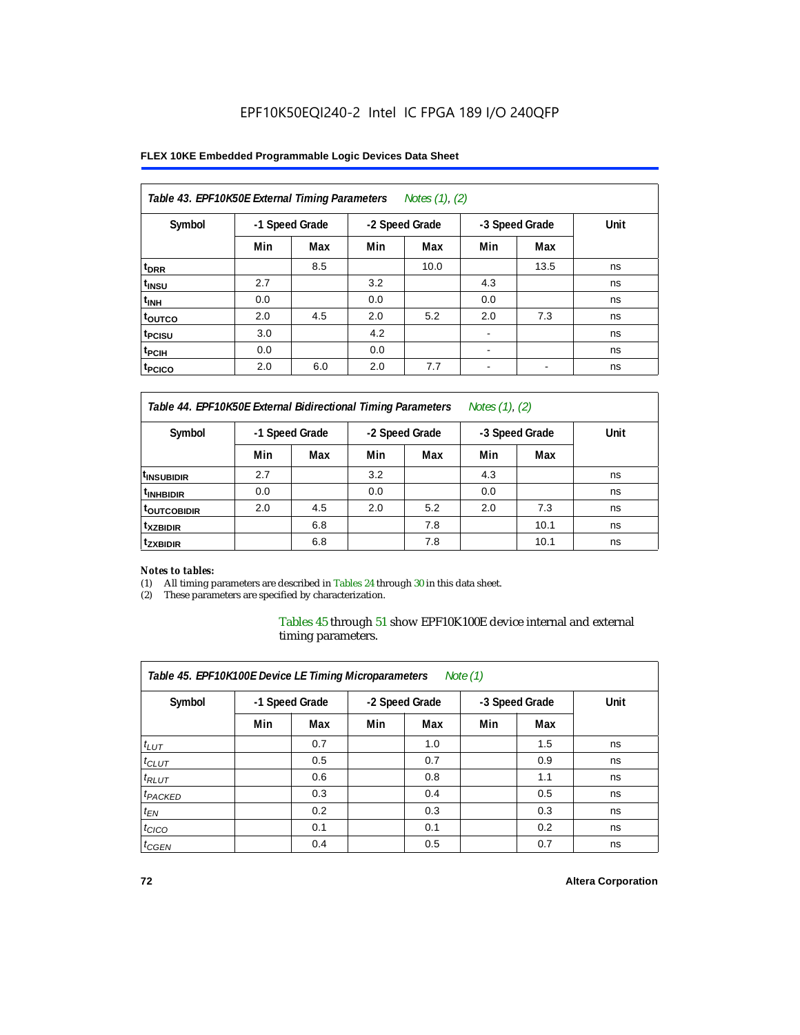EPF10K50EQI240-2 Intel IC FPGA 189 I/O 240QFP

| Table 43. EPF10K50E External Timing Parameters *Notes (1), (2)* | | | | | | | |
|---|---|---|---|---|---|---|---|
| Symbol | -1 Speed Grade | | -2 Speed Grade | | -3 Speed Grade | | Unit |
| | Min | Max | Min | Max | Min | Max | |
| $t_{DRR}$ | | 8.5 | | 10.0 | | 13.5 | ns |
| $t_{INSU}$ | 2.7 | | 3.2 | | 4.3 | | ns |
| $t_{INH}$ | 0.0 | | 0.0 | | 0.0 | | ns |
| $t_{OUTCO}$ | 2.0 | 4.5 | 2.0 | 5.2 | 2.0 | 7.3 | ns |
| $t_{PCISU}$ | 3.0 | | 4.2 | | - | | ns |
| $t_{PCIH}$ | 0.0 | | 0.0 | | - | | ns |
| $t_{PCICO}$ | 2.0 | 6.0 | 2.0 | 7.7 | - | - | ns |

| Table 44. EPF10K50E External Bidirectional Timing Parameters *Notes (1), (2)* | | | | | | | |
|---|---|---|---|---|---|---|---|
| Symbol | -1 Speed Grade | | -2 Speed Grade | | -3 Speed Grade | | Unit |
| | Min | Max | Min | Max | Min | Max | |
| $t_{INSUBIDIR}$ | 2.7 | | 3.2 | | 4.3 | | ns |
| $t_{INHBIDIR}$ | 0.0 | | 0.0 | | 0.0 | | ns |
| $t_{OUTCOBIDIR}$ | 2.0 | 4.5 | 2.0 | 5.2 | 2.0 | 7.3 | ns |
| $t_{XZBIDIR}$ | | 6.8 | | 7.8 | | 10.1 | ns |
| $t_{ZXBIDIR}$ | | 6.8 | | 7.8 | | 10.1 | ns |

*Notes to tables:*
(1) All timing parameters are described in Tables 24 through 30 in this data sheet.
(2) These parameters are specified by characterization.

Tables 45 through 51 show EPF10K100E device internal and external timing parameters.

| Table 45. EPF10K100E Device LE Timing Microparameters *Note (1)* | | | | | | | |
|---|---|---|---|---|---|---|---|
| Symbol | -1 Speed Grade | | -2 Speed Grade | | -3 Speed Grade | | Unit |
| | Min | Max | Min | Max | Min | Max | |
| $t_{LUT}$ | | 0.7 | | 1.0 | | 1.5 | ns |
| $t_{CLUT}$ | | 0.5 | | 0.7 | | 0.9 | ns |
| $t_{RLUT}$ | | 0.6 | | 0.8 | | 1.1 | ns |
| $t_{PACKED}$ | | 0.3 | | 0.4 | | 0.5 | ns |
| $t_{EN}$ | | 0.2 | | 0.3 | | 0.3 | ns |
| $t_{CICO}$ | | 0.1 | | 0.1 | | 0.2 | ns |
| $t_{CGEN}$ | | 0.4 | | 0.5 | | 0.7 | ns |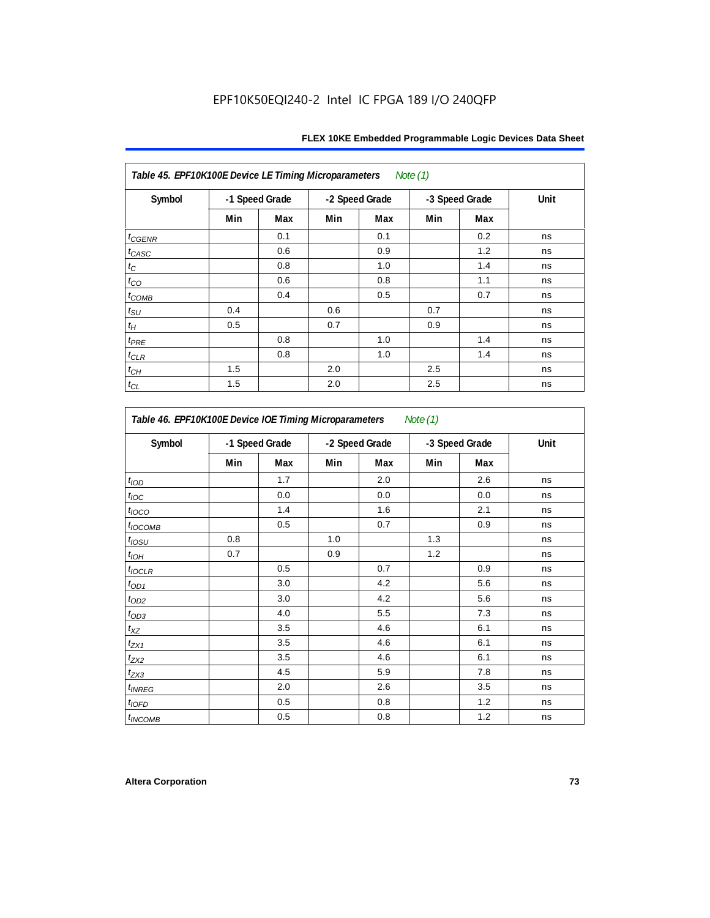**Table 45. EPF10K100E Device LE Timing Microparameters** *Note (1)*

| Symbol | -1 Speed Grade | | -2 Speed Grade | | -3 Speed Grade | | Unit |
|---|---|---|---|---|---|---|---|
| | Min | Max | Min | Max | Min | Max | |
| $t_{CGENR}$ | | 0.1 | | 0.1 | | 0.2 | ns |
| $t_{CASC}$ | | 0.6 | | 0.9 | | 1.2 | ns |
| $t_C$ | | 0.8 | | 1.0 | | 1.4 | ns |
| $t_{CO}$ | | 0.6 | | 0.8 | | 1.1 | ns |
| $t_{COMB}$ | | 0.4 | | 0.5 | | 0.7 | ns |
| $t_{SU}$ | 0.4 | | 0.6 | | 0.7 | | ns |
| $t_H$ | 0.5 | | 0.7 | | 0.9 | | ns |
| $t_{PRE}$ | | 0.8 | | 1.0 | | 1.4 | ns |
| $t_{CLR}$ | | 0.8 | | 1.0 | | 1.4 | ns |
| $t_{CH}$ | 1.5 | | 2.0 | | 2.5 | | ns |
| $t_{CL}$ | 1.5 | | 2.0 | | 2.5 | | ns |

**Table 46. EPF10K100E Device IOE Timing Microparameters** *Note (1)*

| Symbol | -1 Speed Grade | | -2 Speed Grade | | -3 Speed Grade | | Unit |
|---|---|---|---|---|---|---|---|
| | Min | Max | Min | Max | Min | Max | |
| $t_{IOD}$ | | 1.7 | | 2.0 | | 2.6 | ns |
| $t_{IOC}$ | | 0.0 | | 0.0 | | 0.0 | ns |
| $t_{IOCO}$ | | 1.4 | | 1.6 | | 2.1 | ns |
| $t_{IOCOMB}$ | | 0.5 | | 0.7 | | 0.9 | ns |
| $t_{IOSU}$ | 0.8 | | 1.0 | | 1.3 | | ns |
| $t_{IOH}$ | 0.7 | | 0.9 | | 1.2 | | ns |
| $t_{IOCLR}$ | | 0.5 | | 0.7 | | 0.9 | ns |
| $t_{OD1}$ | | 3.0 | | 4.2 | | 5.6 | ns |
| $t_{OD2}$ | | 3.0 | | 4.2 | | 5.6 | ns |
| $t_{OD3}$ | | 4.0 | | 5.5 | | 7.3 | ns |
| $t_{XZ}$ | | 3.5 | | 4.6 | | 6.1 | ns |
| $t_{ZX1}$ | | 3.5 | | 4.6 | | 6.1 | ns |
| $t_{ZX2}$ | | 3.5 | | 4.6 | | 6.1 | ns |
| $t_{ZX3}$ | | 4.5 | | 5.9 | | 7.8 | ns |
| $t_{INREG}$ | | 2.0 | | 2.6 | | 3.5 | ns |
| $t_{IOFD}$ | | 0.5 | | 0.8 | | 1.2 | ns |
| $t_{INCOMB}$ | | 0.5 | | 0.8 | | 1.2 | ns |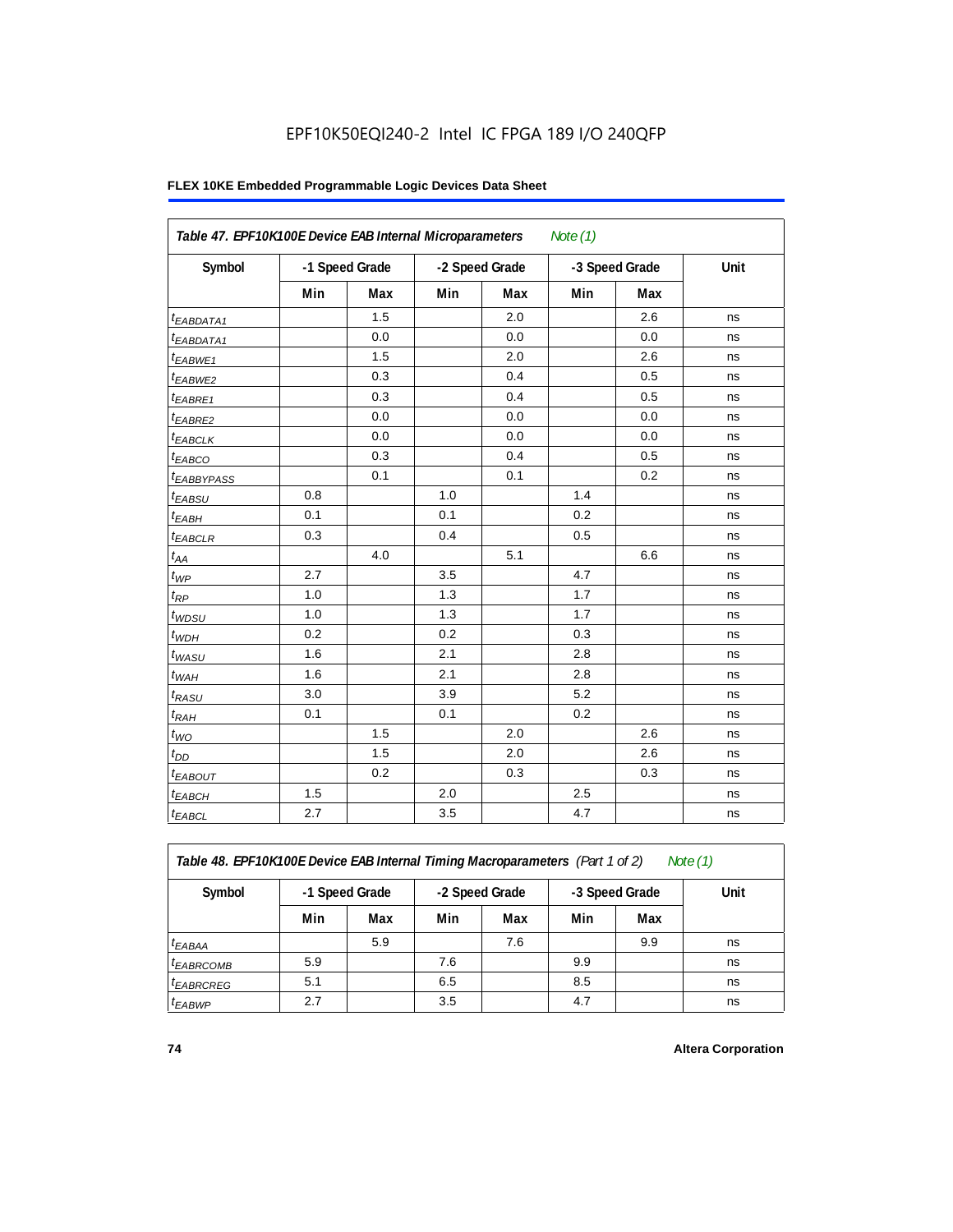EPF10K50EQI240-2 Intel IC FPGA 189 I/O 240QFP

**FLEX 10KE Embedded Programmable Logic Devices Data Sheet**

*Table 47. EPF10K100E Device EAB Internal Microparameters Note (1)*

| Symbol | -1 Speed Grade | | -2 Speed Grade | | -3 Speed Grade | | Unit |
|---|---|---|---|---|---|---|---|
| | Min | Max | Min | Max | Min | Max | |
| $t_{EABDATA1}$ | | 1.5 | | 2.0 | | 2.6 | ns |
| $t_{EABDATA1}$ | | 0.0 | | 0.0 | | 0.0 | ns |
| $t_{EABWE1}$ | | 1.5 | | 2.0 | | 2.6 | ns |
| $t_{EABWE2}$ | | 0.3 | | 0.4 | | 0.5 | ns |
| $t_{EABRE1}$ | | 0.3 | | 0.4 | | 0.5 | ns |
| $t_{EABRE2}$ | | 0.0 | | 0.0 | | 0.0 | ns |
| $t_{EABCLK}$ | | 0.0 | | 0.0 | | 0.0 | ns |
| $t_{EABCO}$ | | 0.3 | | 0.4 | | 0.5 | ns |
| $t_{EABBYPASS}$ | | 0.1 | | 0.1 | | 0.2 | ns |
| $t_{EABSU}$ | 0.8 | | 1.0 | | 1.4 | | ns |
| $t_{EABH}$ | 0.1 | | 0.1 | | 0.2 | | ns |
| $t_{EABCLR}$ | 0.3 | | 0.4 | | 0.5 | | ns |
| $t_{AA}$ | | 4.0 | | 5.1 | | 6.6 | ns |
| $t_{WP}$ | 2.7 | | 3.5 | | 4.7 | | ns |
| $t_{RP}$ | 1.0 | | 1.3 | | 1.7 | | ns |
| $t_{WDSU}$ | 1.0 | | 1.3 | | 1.7 | | ns |
| $t_{WDH}$ | 0.2 | | 0.2 | | 0.3 | | ns |
| $t_{WASU}$ | 1.6 | | 2.1 | | 2.8 | | ns |
| $t_{WAH}$ | 1.6 | | 2.1 | | 2.8 | | ns |
| $t_{RASU}$ | 3.0 | | 3.9 | | 5.2 | | ns |
| $t_{RAH}$ | 0.1 | | 0.1 | | 0.2 | | ns |
| $t_{WO}$ | | 1.5 | | 2.0 | | 2.6 | ns |
| $t_{DD}$ | | 1.5 | | 2.0 | | 2.6 | ns |
| $t_{EABOUT}$ | | 0.2 | | 0.3 | | 0.3 | ns |
| $t_{EABCH}$ | 1.5 | | 2.0 | | 2.5 | | ns |
| $t_{EABCL}$ | 2.7 | | 3.5 | | 4.7 | | ns |

*Table 48. EPF10K100E Device EAB Internal Timing Macroparameters (Part 1 of 2) Note (1)*

| Symbol | -1 Speed Grade | | -2 Speed Grade | | -3 Speed Grade | | Unit |
|---|---|---|---|---|---|---|---|
| | Min | Max | Min | Max | Min | Max | |
| $t_{EABAA}$ | | 5.9 | | 7.6 | | 9.9 | ns |
| $t_{EABRCOMB}$ | 5.9 | | 7.6 | | 9.9 | | ns |
| $t_{EABRCREG}$ | 5.1 | | 6.5 | | 8.5 | | ns |
| $t_{EABWP}$ | 2.7 | | 3.5 | | 4.7 | | ns |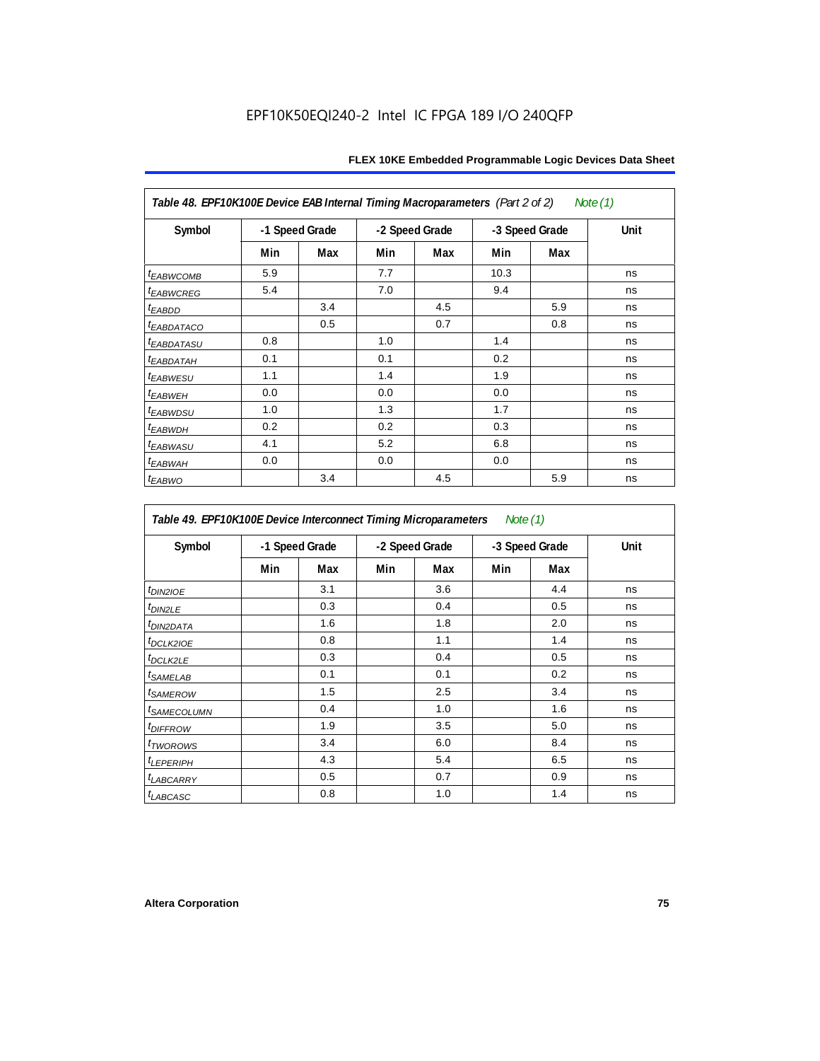EPF10K50EQI240-2 Intel IC FPGA 189 I/O 240QFP

**Table 48. EPF10K100E Device EAB Internal Timing Macroparameters** *(Part 2 of 2)* *Note (1)*

| Symbol | -1 Speed Grade | | -2 Speed Grade | | -3 Speed Grade | | Unit |
|---|---|---|---|---|---|---|---|
| | Min | Max | Min | Max | Min | Max | |
| $t_{EABWCOMB}$ | 5.9 | | 7.7 | | 10.3 | | ns |
| $t_{EABWCREG}$ | 5.4 | | 7.0 | | 9.4 | | ns |
| $t_{EABDD}$ | | 3.4 | | 4.5 | | 5.9 | ns |
| $t_{EABDATACO}$ | | 0.5 | | 0.7 | | 0.8 | ns |
| $t_{EABDATASU}$ | 0.8 | | 1.0 | | 1.4 | | ns |
| $t_{EABDATAH}$ | 0.1 | | 0.1 | | 0.2 | | ns |
| $t_{EABWESU}$ | 1.1 | | 1.4 | | 1.9 | | ns |
| $t_{EABWEH}$ | 0.0 | | 0.0 | | 0.0 | | ns |
| $t_{EABWDSU}$ | 1.0 | | 1.3 | | 1.7 | | ns |
| $t_{EABWDH}$ | 0.2 | | 0.2 | | 0.3 | | ns |
| $t_{EABWASU}$ | 4.1 | | 5.2 | | 6.8 | | ns |
| $t_{EABWAH}$ | 0.0 | | 0.0 | | 0.0 | | ns |
| $t_{EABWO}$ | | 3.4 | | 4.5 | | 5.9 | ns |

**Table 49. EPF10K100E Device Interconnect Timing Microparameters** *Note (1)*

| Symbol | -1 Speed Grade | | -2 Speed Grade | | -3 Speed Grade | | Unit |
|---|---|---|---|---|---|---|---|
| | Min | Max | Min | Max | Min | Max | |
| $t_{DIN2IOE}$ | | 3.1 | | 3.6 | | 4.4 | ns |
| $t_{DIN2LE}$ | | 0.3 | | 0.4 | | 0.5 | ns |
| $t_{DIN2DATA}$ | | 1.6 | | 1.8 | | 2.0 | ns |
| $t_{DCLK2IOE}$ | | 0.8 | | 1.1 | | 1.4 | ns |
| $t_{DCLK2LE}$ | | 0.3 | | 0.4 | | 0.5 | ns |
| $t_{SAMELAB}$ | | 0.1 | | 0.1 | | 0.2 | ns |
| $t_{SAMEROW}$ | | 1.5 | | 2.5 | | 3.4 | ns |
| $t_{SAMECOLUMN}$ | | 0.4 | | 1.0 | | 1.6 | ns |
| $t_{DIFFROW}$ | | 1.9 | | 3.5 | | 5.0 | ns |
| $t_{TWOROWS}$ | | 3.4 | | 6.0 | | 8.4 | ns |
| $t_{LEPERIPH}$ | | 4.3 | | 5.4 | | 6.5 | ns |
| $t_{LABCARRY}$ | | 0.5 | | 0.7 | | 0.9 | ns |
| $t_{LABCASC}$ | | 0.8 | | 1.0 | | 1.4 | ns |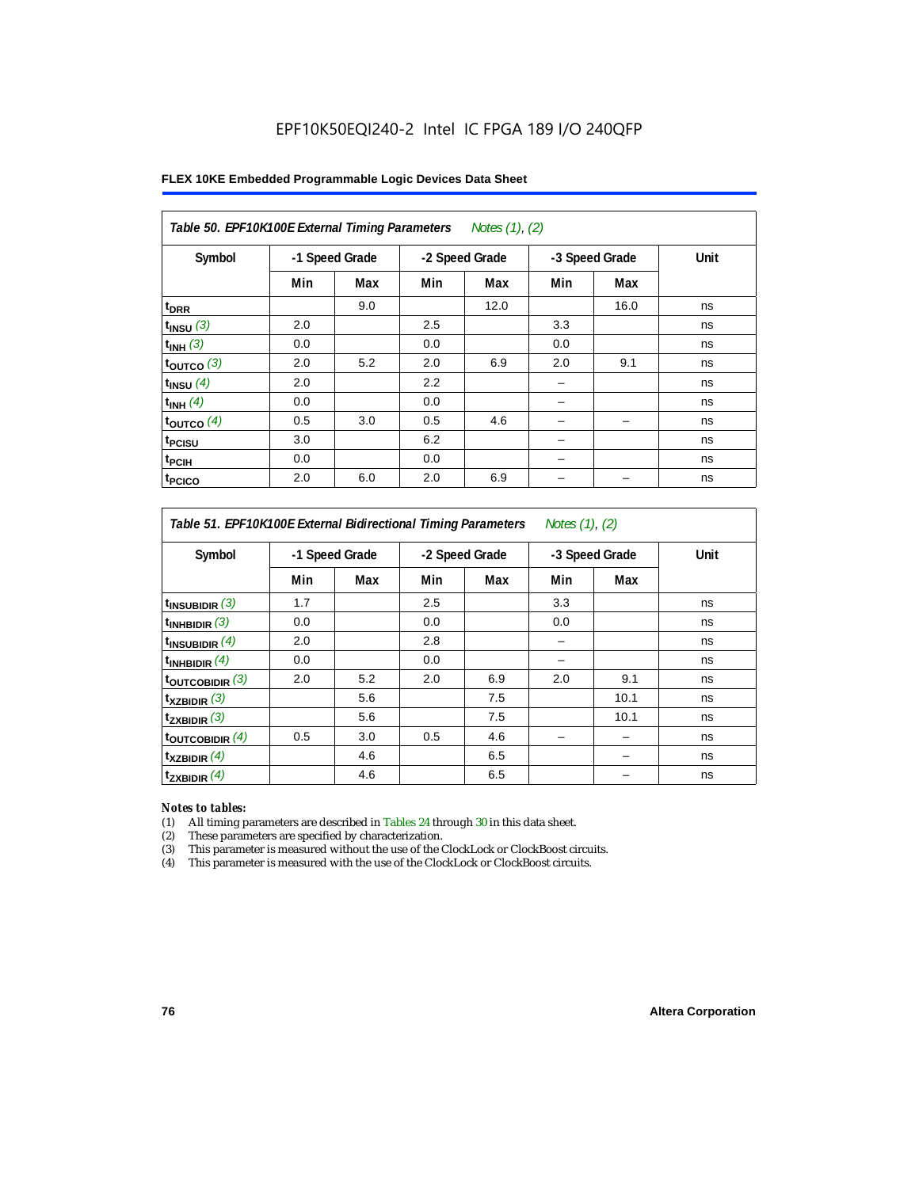EPF10K50EQI240-2 Intel IC FPGA 189 I/O 240QFP

**FLEX 10KE Embedded Programmable Logic Devices Data Sheet**

*Table 50. EPF10K100E External Timing Parameters* *Notes (1), (2)*

| Symbol | -1 Speed Grade | | -2 Speed Grade | | -3 Speed Grade | | Unit |
|---|---|---|---|---|---|---|---|
| | Min | Max | Min | Max | Min | Max | |
| $t_{DRR}$ | | 9.0 | | 12.0 | | 16.0 | ns |
| $t_{INSU}$ *(3)* | 2.0 | | 2.5 | | 3.3 | | ns |
| $t_{INH}$ *(3)* | 0.0 | | 0.0 | | 0.0 | | ns |
| $t_{OUTCO}$ *(3)* | 2.0 | 5.2 | 2.0 | 6.9 | 2.0 | 9.1 | ns |
| $t_{INSU}$ *(4)* | 2.0 | | 2.2 | | – | | ns |
| $t_{INH}$ *(4)* | 0.0 | | 0.0 | | – | | ns |
| $t_{OUTCO}$ *(4)* | 0.5 | 3.0 | 0.5 | 4.6 | – | – | ns |
| $t_{PCISU}$ | 3.0 | | 6.2 | | – | | ns |
| $t_{PCIH}$ | 0.0 | | 0.0 | | – | | ns |
| $t_{PCICO}$ | 2.0 | 6.0 | 2.0 | 6.9 | – | – | ns |

*Table 51. EPF10K100E External Bidirectional Timing Parameters* *Notes (1), (2)*

| Symbol | -1 Speed Grade | | -2 Speed Grade | | -3 Speed Grade | | Unit |
|---|---|---|---|---|---|---|---|
| | Min | Max | Min | Max | Min | Max | |
| $t_{INSUBIDIR}$ *(3)* | 1.7 | | 2.5 | | 3.3 | | ns |
| $t_{INHBIDIR}$ *(3)* | 0.0 | | 0.0 | | 0.0 | | ns |
| $t_{INSUBIDIR}$ *(4)* | 2.0 | | 2.8 | | – | | ns |
| $t_{INHBIDIR}$ *(4)* | 0.0 | | 0.0 | | – | | ns |
| $t_{OUTCOBIDIR}$ *(3)* | 2.0 | 5.2 | 2.0 | 6.9 | 2.0 | 9.1 | ns |
| $t_{XZBIDIR}$ *(3)* | | 5.6 | | 7.5 | | 10.1 | ns |
| $t_{ZXBIDIR}$ *(3)* | | 5.6 | | 7.5 | | 10.1 | ns |
| $t_{OUTCOBIDIR}$ *(4)* | 0.5 | 3.0 | 0.5 | 4.6 | – | – | ns |
| $t_{XZBIDIR}$ *(4)* | | 4.6 | | 6.5 | | – | ns |
| $t_{ZXBIDIR}$ *(4)* | | 4.6 | | 6.5 | | – | ns |

*Notes to tables:*

(1) All timing parameters are described in Tables 24 through 30 in this data sheet.
(2) These parameters are specified by characterization.
(3) This parameter is measured without the use of the ClockLock or ClockBoost circuits.
(4) This parameter is measured with the use of the ClockLock or ClockBoost circuits.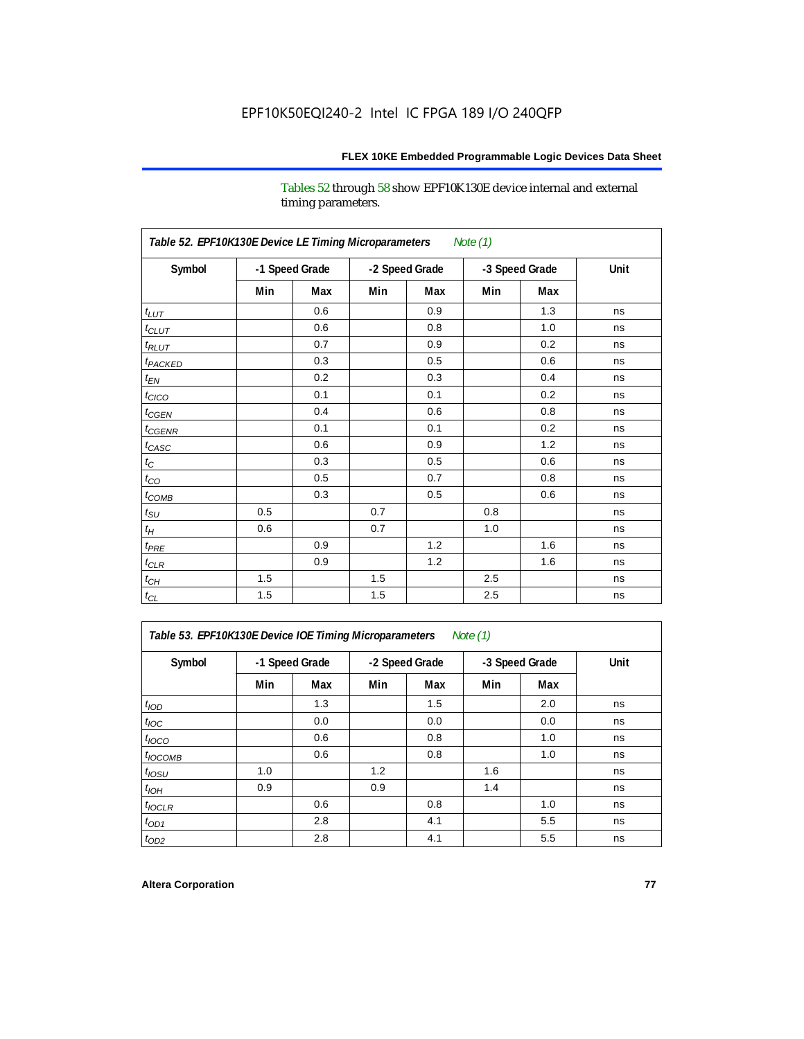Tables 52 through 58 show EPF10K130E device internal and external timing parameters.

| Table 52. EPF10K130E Device LE Timing Microparameters *Note (1)* | | | | | | | |
|---|---|---|---|---|---|---|---|
| Symbol | -1 Speed Grade | | -2 Speed Grade | | -3 Speed Grade | | Unit |
| | Min | Max | Min | Max | Min | Max | |
| $t_{LUT}$ | | 0.6 | | 0.9 | | 1.3 | ns |
| $t_{CLUT}$ | | 0.6 | | 0.8 | | 1.0 | ns |
| $t_{RLUT}$ | | 0.7 | | 0.9 | | 0.2 | ns |
| $t_{PACKED}$ | | 0.3 | | 0.5 | | 0.6 | ns |
| $t_{EN}$ | | 0.2 | | 0.3 | | 0.4 | ns |
| $t_{CICO}$ | | 0.1 | | 0.1 | | 0.2 | ns |
| $t_{CGEN}$ | | 0.4 | | 0.6 | | 0.8 | ns |
| $t_{CGENR}$ | | 0.1 | | 0.1 | | 0.2 | ns |
| $t_{CASC}$ | | 0.6 | | 0.9 | | 1.2 | ns |
| $t_{C}$ | | 0.3 | | 0.5 | | 0.6 | ns |
| $t_{CO}$ | | 0.5 | | 0.7 | | 0.8 | ns |
| $t_{COMB}$ | | 0.3 | | 0.5 | | 0.6 | ns |
| $t_{SU}$ | 0.5 | | 0.7 | | 0.8 | | ns |
| $t_{H}$ | 0.6 | | 0.7 | | 1.0 | | ns |
| $t_{PRE}$ | | 0.9 | | 1.2 | | 1.6 | ns |
| $t_{CLR}$ | | 0.9 | | 1.2 | | 1.6 | ns |
| $t_{CH}$ | 1.5 | | 1.5 | | 2.5 | | ns |
| $t_{CL}$ | 1.5 | | 1.5 | | 2.5 | | ns |

| Table 53. EPF10K130E Device IOE Timing Microparameters *Note (1)* | | | | | | | |
|---|---|---|---|---|---|---|---|
| Symbol | -1 Speed Grade | | -2 Speed Grade | | -3 Speed Grade | | Unit |
| | Min | Max | Min | Max | Min | Max | |
| $t_{IOD}$ | | 1.3 | | 1.5 | | 2.0 | ns |
| $t_{IOC}$ | | 0.0 | | 0.0 | | 0.0 | ns |
| $t_{IOCO}$ | | 0.6 | | 0.8 | | 1.0 | ns |
| $t_{IOCOMB}$ | | 0.6 | | 0.8 | | 1.0 | ns |
| $t_{IOSU}$ | 1.0 | | 1.2 | | 1.6 | | ns |
| $t_{IOH}$ | 0.9 | | 0.9 | | 1.4 | | ns |
| $t_{IOCLR}$ | | 0.6 | | 0.8 | | 1.0 | ns |
| $t_{OD1}$ | | 2.8 | | 4.1 | | 5.5 | ns |
| $t_{OD2}$ | | 2.8 | | 4.1 | | 5.5 | ns |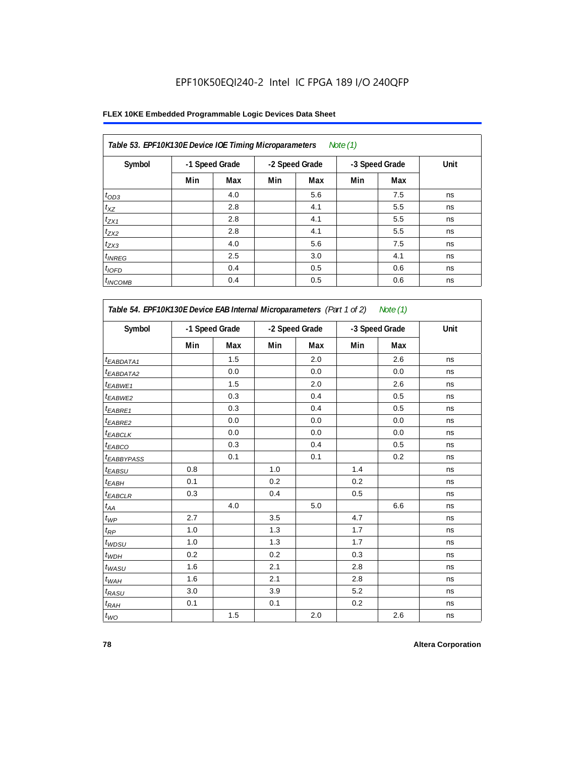EPF10K50EQI240-2 Intel IC FPGA 189 I/O 240QFP

**FLEX 10KE Embedded Programmable Logic Devices Data Sheet**

**Table 53. EPF10K130E Device IOE Timing Microparameters** *Note (1)*

| Symbol | -1 Speed Grade | | -2 Speed Grade | | -3 Speed Grade | | Unit |
|---|---|---|---|---|---|---|---|
| | Min | Max | Min | Max | Min | Max | |
| $t_{OD3}$ | | 4.0 | | 5.6 | | 7.5 | ns |
| $t_{XZ}$ | | 2.8 | | 4.1 | | 5.5 | ns |
| $t_{ZX1}$ | | 2.8 | | 4.1 | | 5.5 | ns |
| $t_{ZX2}$ | | 2.8 | | 4.1 | | 5.5 | ns |
| $t_{ZX3}$ | | 4.0 | | 5.6 | | 7.5 | ns |
| $t_{INREG}$ | | 2.5 | | 3.0 | | 4.1 | ns |
| $t_{IOFD}$ | | 0.4 | | 0.5 | | 0.6 | ns |
| $t_{INCOMB}$ | | 0.4 | | 0.5 | | 0.6 | ns |

**Table 54. EPF10K130E Device EAB Internal Microparameters** *(Part 1 of 2)* *Note (1)*

| Symbol | -1 Speed Grade | | -2 Speed Grade | | -3 Speed Grade | | Unit |
|---|---|---|---|---|---|---|---|
| | Min | Max | Min | Max | Min | Max | |
| $t_{EABDATA1}$ | | 1.5 | | 2.0 | | 2.6 | ns |
| $t_{EABDATA2}$ | | 0.0 | | 0.0 | | 0.0 | ns |
| $t_{EABWE1}$ | | 1.5 | | 2.0 | | 2.6 | ns |
| $t_{EABWE2}$ | | 0.3 | | 0.4 | | 0.5 | ns |
| $t_{EABRE1}$ | | 0.3 | | 0.4 | | 0.5 | ns |
| $t_{EABRE2}$ | | 0.0 | | 0.0 | | 0.0 | ns |
| $t_{EABCLK}$ | | 0.0 | | 0.0 | | 0.0 | ns |
| $t_{EABCO}$ | | 0.3 | | 0.4 | | 0.5 | ns |
| $t_{EABBYPASS}$ | | 0.1 | | 0.1 | | 0.2 | ns |
| $t_{EABSU}$ | 0.8 | | 1.0 | | 1.4 | | ns |
| $t_{EABH}$ | 0.1 | | 0.2 | | 0.2 | | ns |
| $t_{EABCLR}$ | 0.3 | | 0.4 | | 0.5 | | ns |
| $t_{AA}$ | | 4.0 | | 5.0 | | 6.6 | ns |
| $t_{WP}$ | 2.7 | | 3.5 | | 4.7 | | ns |
| $t_{RP}$ | 1.0 | | 1.3 | | 1.7 | | ns |
| $t_{WDSU}$ | 1.0 | | 1.3 | | 1.7 | | ns |
| $t_{WDH}$ | 0.2 | | 0.2 | | 0.3 | | ns |
| $t_{WASU}$ | 1.6 | | 2.1 | | 2.8 | | ns |
| $t_{WAH}$ | 1.6 | | 2.1 | | 2.8 | | ns |
| $t_{RASU}$ | 3.0 | | 3.9 | | 5.2 | | ns |
| $t_{RAH}$ | 0.1 | | 0.1 | | 0.2 | | ns |
| $t_{WO}$ | | 1.5 | | 2.0 | | 2.6 | ns |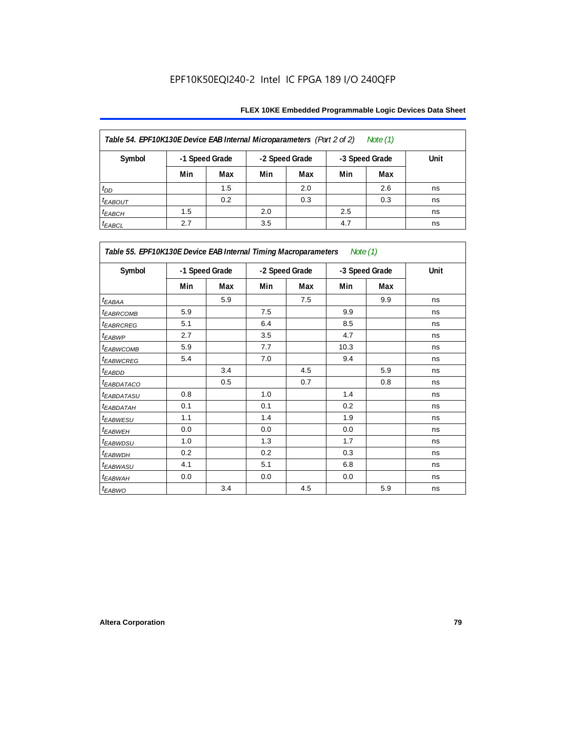**Table 54. EPF10K130E Device EAB Internal Microparameters** *(Part 2 of 2)* *Note (1)*

| Symbol | -1 Speed Grade | | -2 Speed Grade | | -3 Speed Grade | | Unit |
|---|---|---|---|---|---|---|---|
| | Min | Max | Min | Max | Min | Max | |
| $t_{DD}$ | | 1.5 | | 2.0 | | 2.6 | ns |
| $t_{EABOUT}$ | | 0.2 | | 0.3 | | 0.3 | ns |
| $t_{EABCH}$ | 1.5 | | 2.0 | | 2.5 | | ns |
| $t_{EABCL}$ | 2.7 | | 3.5 | | 4.7 | | ns |

**Table 55. EPF10K130E Device EAB Internal Timing Macroparameters** *Note (1)*

| Symbol | -1 Speed Grade | | -2 Speed Grade | | -3 Speed Grade | | Unit |
|---|---|---|---|---|---|---|---|
| | Min | Max | Min | Max | Min | Max | |
| $t_{EABAA}$ | | 5.9 | | 7.5 | | 9.9 | ns |
| $t_{EABRCOMB}$ | 5.9 | | 7.5 | | 9.9 | | ns |
| $t_{EABRCREG}$ | 5.1 | | 6.4 | | 8.5 | | ns |
| $t_{EABWP}$ | 2.7 | | 3.5 | | 4.7 | | ns |
| $t_{EABWCOMB}$ | 5.9 | | 7.7 | | 10.3 | | ns |
| $t_{EABWCREG}$ | 5.4 | | 7.0 | | 9.4 | | ns |
| $t_{EABDD}$ | | 3.4 | | 4.5 | | 5.9 | ns |
| $t_{EABDATACO}$ | | 0.5 | | 0.7 | | 0.8 | ns |
| $t_{EABDATASU}$ | 0.8 | | 1.0 | | 1.4 | | ns |
| $t_{EABDATAH}$ | 0.1 | | 0.1 | | 0.2 | | ns |
| $t_{EABWESU}$ | 1.1 | | 1.4 | | 1.9 | | ns |
| $t_{EABWEH}$ | 0.0 | | 0.0 | | 0.0 | | ns |
| $t_{EABWDSU}$ | 1.0 | | 1.3 | | 1.7 | | ns |
| $t_{EABWDH}$ | 0.2 | | 0.2 | | 0.3 | | ns |
| $t_{EABWASU}$ | 4.1 | | 5.1 | | 6.8 | | ns |
| $t_{EABWAH}$ | 0.0 | | 0.0 | | 0.0 | | ns |
| $t_{EABWO}$ | | 3.4 | | 4.5 | | 5.9 | ns |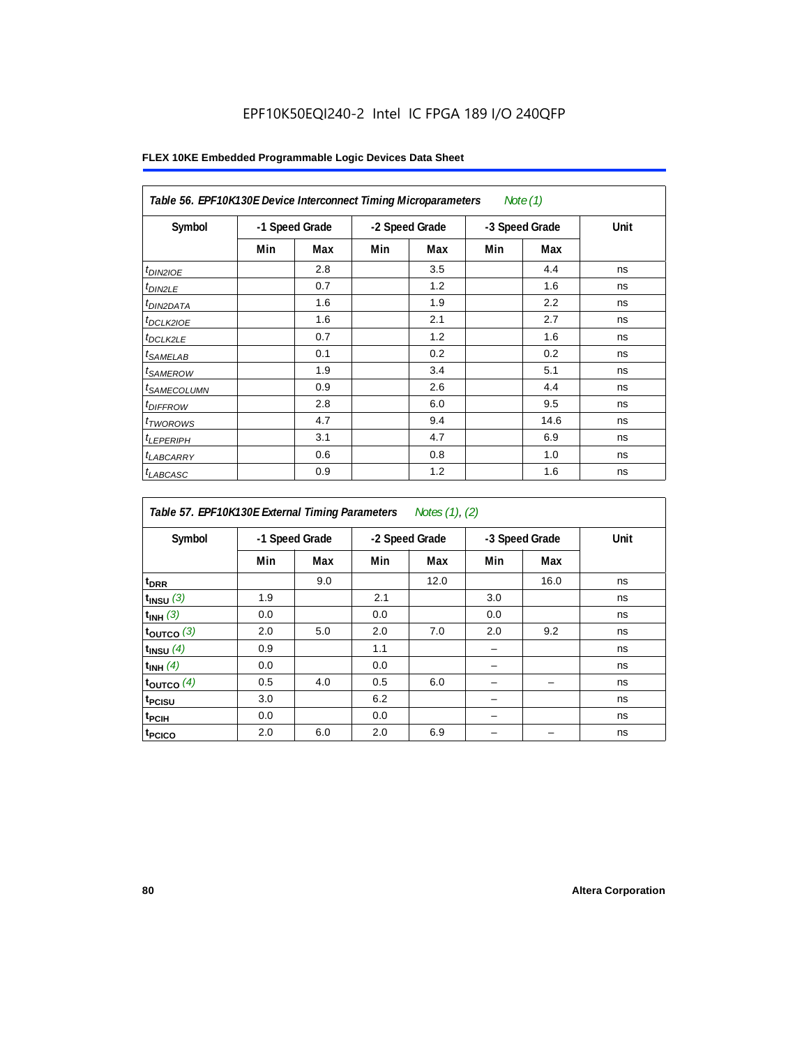EPF10K50EQI240-2 Intel IC FPGA 189 I/O 240QFP

**FLEX 10KE Embedded Programmable Logic Devices Data Sheet**

**Table 56. EPF10K130E Device Interconnect Timing Microparameters** *Note (1)*

| Symbol | -1 Speed Grade | | -2 Speed Grade | | -3 Speed Grade | | Unit |
|---|---|---|---|---|---|---|---|
| | Min | Max | Min | Max | Min | Max | |
| $t_{DIN2IOE}$ | | 2.8 | | 3.5 | | 4.4 | ns |
| $t_{DIN2LE}$ | | 0.7 | | 1.2 | | 1.6 | ns |
| $t_{DIN2DATA}$ | | 1.6 | | 1.9 | | 2.2 | ns |
| $t_{DCLK2IOE}$ | | 1.6 | | 2.1 | | 2.7 | ns |
| $t_{DCLK2LE}$ | | 0.7 | | 1.2 | | 1.6 | ns |
| $t_{SAMELAB}$ | | 0.1 | | 0.2 | | 0.2 | ns |
| $t_{SAMEROW}$ | | 1.9 | | 3.4 | | 5.1 | ns |
| $t_{SAMECOLUMN}$ | | 0.9 | | 2.6 | | 4.4 | ns |
| $t_{DIFFROW}$ | | 2.8 | | 6.0 | | 9.5 | ns |
| $t_{TWOROWS}$ | | 4.7 | | 9.4 | | 14.6 | ns |
| $t_{LEPERIPH}$ | | 3.1 | | 4.7 | | 6.9 | ns |
| $t_{LABCARRY}$ | | 0.6 | | 0.8 | | 1.0 | ns |
| $t_{LABCASC}$ | | 0.9 | | 1.2 | | 1.6 | ns |

**Table 57. EPF10K130E External Timing Parameters** *Notes (1), (2)*

| Symbol | -1 Speed Grade | | -2 Speed Grade | | -3 Speed Grade | | Unit |
|---|---|---|---|---|---|---|---|
| | Min | Max | Min | Max | Min | Max | |
| $t_{DRR}$ | | 9.0 | | 12.0 | | 16.0 | ns |
| $t_{INSU}$ *(3)* | 1.9 | | 2.1 | | 3.0 | | ns |
| $t_{INH}$ *(3)* | 0.0 | | 0.0 | | 0.0 | | ns |
| $t_{OUTCO}$ *(3)* | 2.0 | 5.0 | 2.0 | 7.0 | 2.0 | 9.2 | ns |
| $t_{INSU}$ *(4)* | 0.9 | | 1.1 | | – | | ns |
| $t_{INH}$ *(4)* | 0.0 | | 0.0 | | – | | ns |
| $t_{OUTCO}$ *(4)* | 0.5 | 4.0 | 0.5 | 6.0 | – | – | ns |
| $t_{PCISU}$ | 3.0 | | 6.2 | | – | | ns |
| $t_{PCIH}$ | 0.0 | | 0.0 | | – | | ns |
| $t_{PCICO}$ | 2.0 | 6.0 | 2.0 | 6.9 | – | – | ns |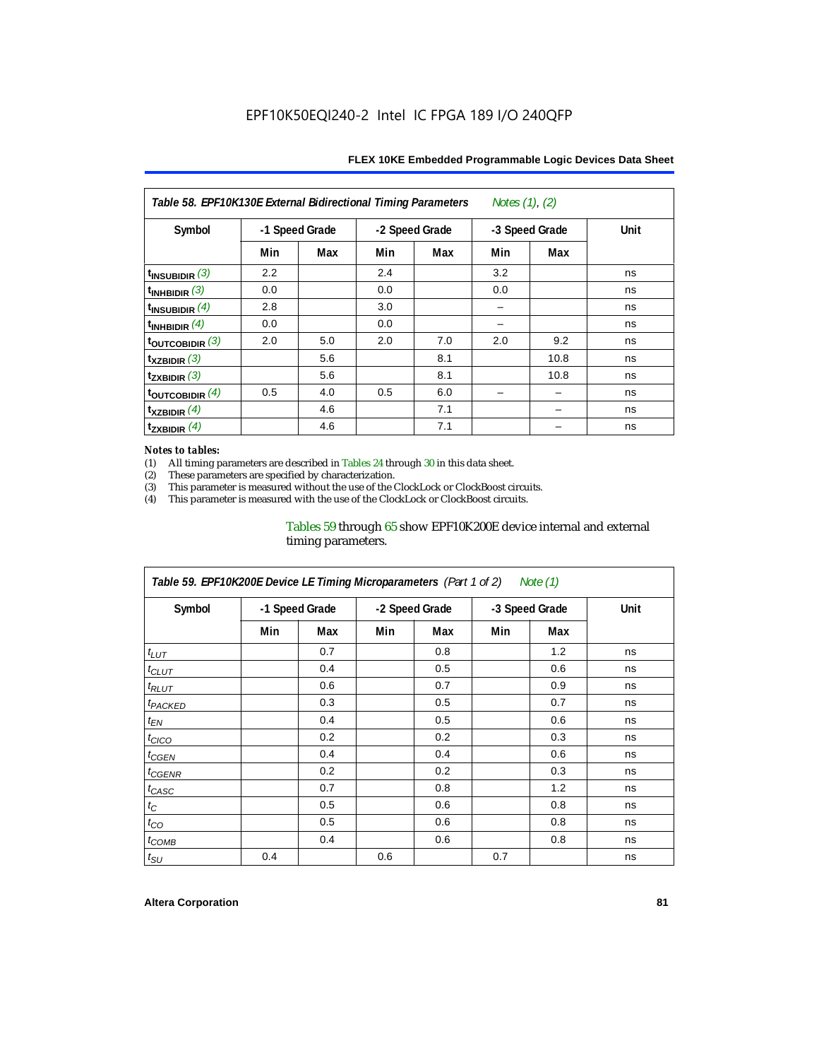**Table 58. EPF10K130E External Bidirectional Timing Parameters** *Notes (1), (2)*

| Symbol | -1 Speed Grade | | -2 Speed Grade | | -3 Speed Grade | | Unit |
|---|---|---|---|---|---|---|---|
| | Min | Max | Min | Max | Min | Max | |
| $t_{INSUBIDIR}$ (3) | 2.2 | | 2.4 | | 3.2 | | ns |
| $t_{INHBIDIR}$ (3) | 0.0 | | 0.0 | | 0.0 | | ns |
| $t_{INSUBIDIR}$ (4) | 2.8 | | 3.0 | | – | | ns |
| $t_{INHBIDIR}$ (4) | 0.0 | | 0.0 | | – | | ns |
| $t_{OUTCOBIDIR}$ (3) | 2.0 | 5.0 | 2.0 | 7.0 | 2.0 | 9.2 | ns |
| $t_{XZBIDIR}$ (3) | | 5.6 | | 8.1 | | 10.8 | ns |
| $t_{ZXBIDIR}$ (3) | | 5.6 | | 8.1 | | 10.8 | ns |
| $t_{OUTCOBIDIR}$ (4) | 0.5 | 4.0 | 0.5 | 6.0 | – | – | ns |
| $t_{XZBIDIR}$ (4) | | 4.6 | | 7.1 | | – | ns |
| $t_{ZXBIDIR}$ (4) | | 4.6 | | 7.1 | | – | ns |

*Notes to tables:*

(1) All timing parameters are described in Tables 24 through 30 in this data sheet.
(2) These parameters are specified by characterization.
(3) This parameter is measured without the use of the ClockLock or ClockBoost circuits.
(4) This parameter is measured with the use of the ClockLock or ClockBoost circuits.

Tables 59 through 65 show EPF10K200E device internal and external timing parameters.

**Table 59. EPF10K200E Device LE Timing Microparameters** *(Part 1 of 2)* *Note (1)*

| Symbol | -1 Speed Grade | | -2 Speed Grade | | -3 Speed Grade | | Unit |
|---|---|---|---|---|---|---|---|
| | Min | Max | Min | Max | Min | Max | |
| $t_{LUT}$ | | 0.7 | | 0.8 | | 1.2 | ns |
| $t_{CLUT}$ | | 0.4 | | 0.5 | | 0.6 | ns |
| $t_{RLUT}$ | | 0.6 | | 0.7 | | 0.9 | ns |
| $t_{PACKED}$ | | 0.3 | | 0.5 | | 0.7 | ns |
| $t_{EN}$ | | 0.4 | | 0.5 | | 0.6 | ns |
| $t_{CICO}$ | | 0.2 | | 0.2 | | 0.3 | ns |
| $t_{CGEN}$ | | 0.4 | | 0.4 | | 0.6 | ns |
| $t_{CGENR}$ | | 0.2 | | 0.2 | | 0.3 | ns |
| $t_{CASC}$ | | 0.7 | | 0.8 | | 1.2 | ns |
| $t_C$ | | 0.5 | | 0.6 | | 0.8 | ns |
| $t_{CO}$ | | 0.5 | | 0.6 | | 0.8 | ns |
| $t_{COMB}$ | | 0.4 | | 0.6 | | 0.8 | ns |
| $t_{SU}$ | 0.4 | | 0.6 | | 0.7 | | ns |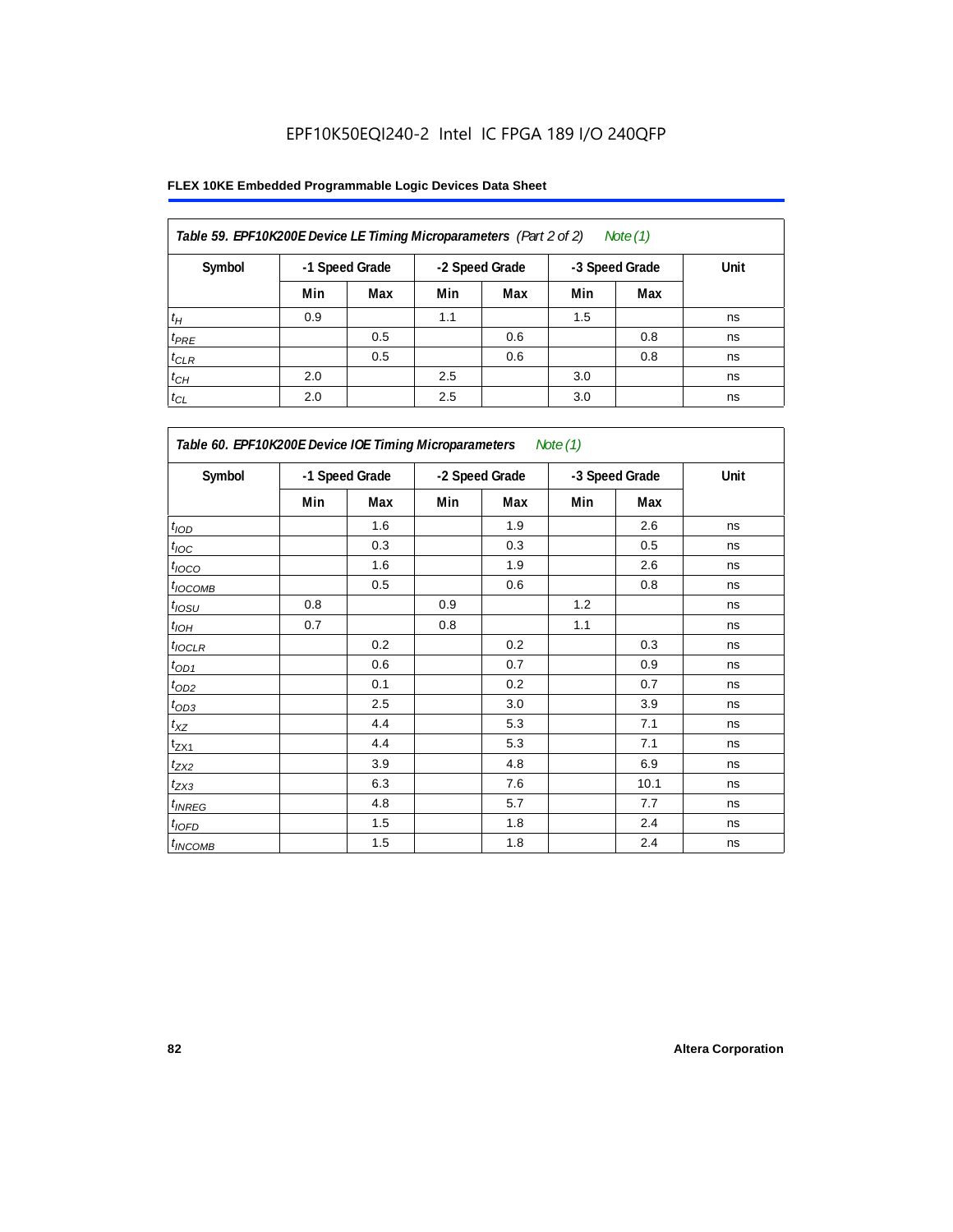EPF10K50EQI240-2 Intel IC FPGA 189 I/O 240QFP

### FLEX 10KE Embedded Programmable Logic Devices Data Sheet

| *Table 59. EPF10K200E Device LE Timing Microparameters (Part 2 of 2) Note (1)* | | | | | | | |
|---|---|---|---|---|---|---|---|
| **Symbol** | **-1 Speed Grade** | | **-2 Speed Grade** | | **-3 Speed Grade** | | **Unit** |
| | **Min** | **Max** | **Min** | **Max** | **Min** | **Max** | |
| $t_H$ | 0.9 | | 1.1 | | 1.5 | | ns |
| $t_{PRE}$ | | 0.5 | | 0.6 | | 0.8 | ns |
| $t_{CLR}$ | | 0.5 | | 0.6 | | 0.8 | ns |
| $t_{CH}$ | 2.0 | | 2.5 | | 3.0 | | ns |
| $t_{CL}$ | 2.0 | | 2.5 | | 3.0 | | ns |

| *Table 60. EPF10K200E Device IOE Timing Microparameters Note (1)* | | | | | | | |
|---|---|---|---|---|---|---|---|
| **Symbol** | **-1 Speed Grade** | | **-2 Speed Grade** | | **-3 Speed Grade** | | **Unit** |
| | **Min** | **Max** | **Min** | **Max** | **Min** | **Max** | |
| $t_{IOD}$ | | 1.6 | | 1.9 | | 2.6 | ns |
| $t_{IOC}$ | | 0.3 | | 0.3 | | 0.5 | ns |
| $t_{IOCO}$ | | 1.6 | | 1.9 | | 2.6 | ns |
| $t_{IOCOMB}$ | | 0.5 | | 0.6 | | 0.8 | ns |
| $t_{IOSU}$ | 0.8 | | 0.9 | | 1.2 | | ns |
| $t_{IOH}$ | 0.7 | | 0.8 | | 1.1 | | ns |
| $t_{IOCLR}$ | | 0.2 | | 0.2 | | 0.3 | ns |
| $t_{OD1}$ | | 0.6 | | 0.7 | | 0.9 | ns |
| $t_{OD2}$ | | 0.1 | | 0.2 | | 0.7 | ns |
| $t_{OD3}$ | | 2.5 | | 3.0 | | 3.9 | ns |
| $t_{XZ}$ | | 4.4 | | 5.3 | | 7.1 | ns |
| $t_{ZX1}$ | | 4.4 | | 5.3 | | 7.1 | ns |
| $t_{ZX2}$ | | 3.9 | | 4.8 | | 6.9 | ns |
| $t_{ZX3}$ | | 6.3 | | 7.6 | | 10.1 | ns |
| $t_{INREG}$ | | 4.8 | | 5.7 | | 7.7 | ns |
| $t_{IOFD}$ | | 1.5 | | 1.8 | | 2.4 | ns |
| $t_{INCOMB}$ | | 1.5 | | 1.8 | | 2.4 | ns |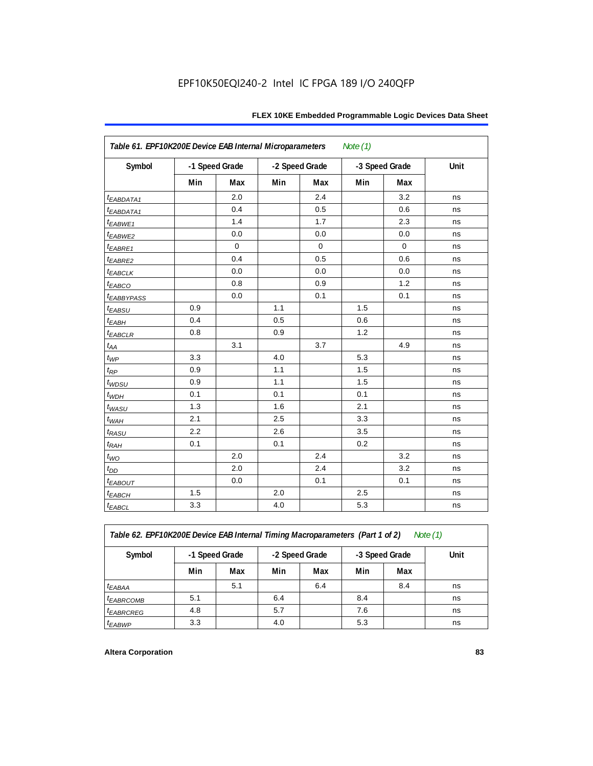**Table 61. EPF10K200E Device EAB Internal Microparameters** *Note (1)*

| Symbol | -1 Speed Grade | | -2 Speed Grade | | -3 Speed Grade | | Unit |
|---|---|---|---|---|---|---|---|
| | Min | Max | Min | Max | Min | Max | |
| $t_{EABDATA1}$ | | 2.0 | | 2.4 | | 3.2 | ns |
| $t_{EABDATA1}$ | | 0.4 | | 0.5 | | 0.6 | ns |
| $t_{EABWE1}$ | | 1.4 | | 1.7 | | 2.3 | ns |
| $t_{EABWE2}$ | | 0.0 | | 0.0 | | 0.0 | ns |
| $t_{EABRE1}$ | | 0 | | 0 | | 0 | ns |
| $t_{EABRE2}$ | | 0.4 | | 0.5 | | 0.6 | ns |
| $t_{EABCLK}$ | | 0.0 | | 0.0 | | 0.0 | ns |
| $t_{EABCO}$ | | 0.8 | | 0.9 | | 1.2 | ns |
| $t_{EABBYPASS}$ | | 0.0 | | 0.1 | | 0.1 | ns |
| $t_{EABSU}$ | 0.9 | | 1.1 | | 1.5 | | ns |
| $t_{EABH}$ | 0.4 | | 0.5 | | 0.6 | | ns |
| $t_{EABCLR}$ | 0.8 | | 0.9 | | 1.2 | | ns |
| $t_{AA}$ | | 3.1 | | 3.7 | | 4.9 | ns |
| $t_{WP}$ | 3.3 | | 4.0 | | 5.3 | | ns |
| $t_{RP}$ | 0.9 | | 1.1 | | 1.5 | | ns |
| $t_{WDSU}$ | 0.9 | | 1.1 | | 1.5 | | ns |
| $t_{WDH}$ | 0.1 | | 0.1 | | 0.1 | | ns |
| $t_{WASU}$ | 1.3 | | 1.6 | | 2.1 | | ns |
| $t_{WAH}$ | 2.1 | | 2.5 | | 3.3 | | ns |
| $t_{RASU}$ | 2.2 | | 2.6 | | 3.5 | | ns |
| $t_{RAH}$ | 0.1 | | 0.1 | | 0.2 | | ns |
| $t_{WO}$ | | 2.0 | | 2.4 | | 3.2 | ns |
| $t_{DD}$ | | 2.0 | | 2.4 | | 3.2 | ns |
| $t_{EABOUT}$ | | 0.0 | | 0.1 | | 0.1 | ns |
| $t_{EABCH}$ | 1.5 | | 2.0 | | 2.5 | | ns |
| $t_{EABCL}$ | 3.3 | | 4.0 | | 5.3 | | ns |

**Table 62. EPF10K200E Device EAB Internal Timing Macroparameters (Part 1 of 2)** *Note (1)*

| Symbol | -1 Speed Grade | | -2 Speed Grade | | -3 Speed Grade | | Unit |
|---|---|---|---|---|---|---|---|
| | Min | Max | Min | Max | Min | Max | |
| $t_{EABAA}$ | | 5.1 | | 6.4 | | 8.4 | ns |
| $t_{EABRCOMB}$ | 5.1 | | 6.4 | | 8.4 | | ns |
| $t_{EABRCREG}$ | 4.8 | | 5.7 | | 7.6 | | ns |
| $t_{EABWP}$ | 3.3 | | 4.0 | | 5.3 | | ns |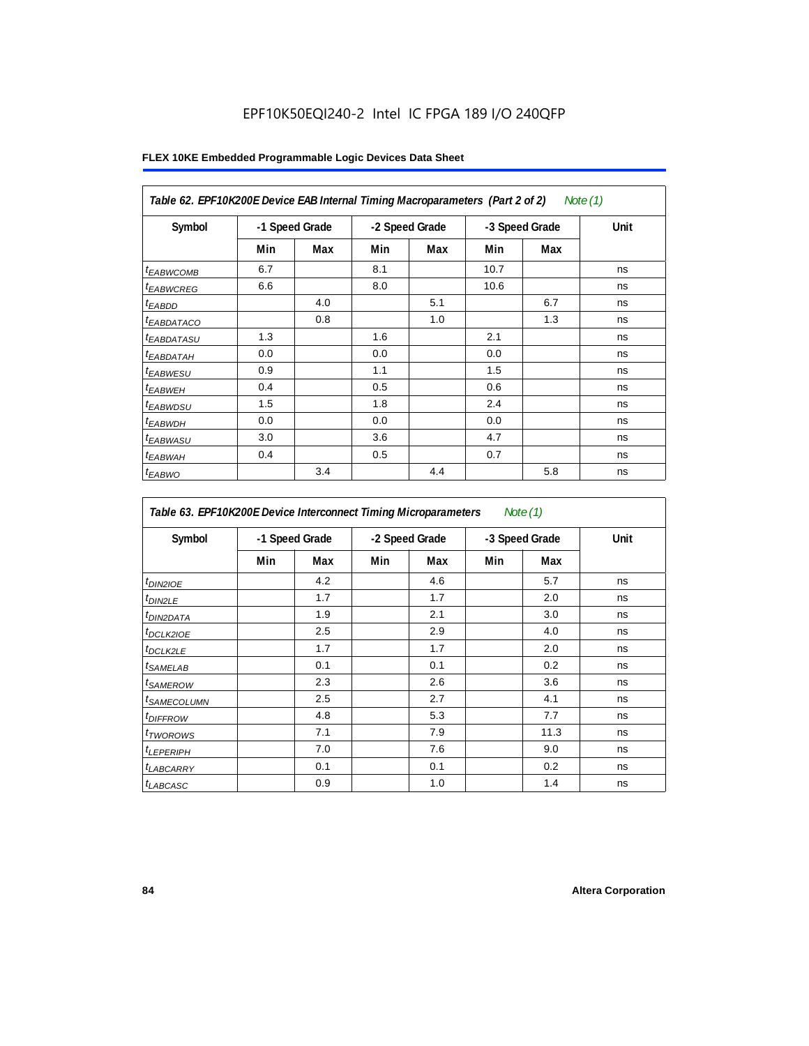EPF10K50EQI240-2 Intel IC FPGA 189 I/O 240QFP

**FLEX 10KE Embedded Programmable Logic Devices Data Sheet**

*Table 62. EPF10K200E Device EAB Internal Timing Macroparameters (Part 2 of 2) Note (1)*

| Symbol | -1 Speed Grade | | -2 Speed Grade | | -3 Speed Grade | | Unit |
|---|---|---|---|---|---|---|---|
| | Min | Max | Min | Max | Min | Max | |
| $t_{EABWCOMB}$ | 6.7 | | 8.1 | | 10.7 | | ns |
| $t_{EABWCREG}$ | 6.6 | | 8.0 | | 10.6 | | ns |
| $t_{EABDD}$ | | 4.0 | | 5.1 | | 6.7 | ns |
| $t_{EABDATACO}$ | | 0.8 | | 1.0 | | 1.3 | ns |
| $t_{EABDATASU}$ | 1.3 | | 1.6 | | 2.1 | | ns |
| $t_{EABDATAH}$ | 0.0 | | 0.0 | | 0.0 | | ns |
| $t_{EABWESU}$ | 0.9 | | 1.1 | | 1.5 | | ns |
| $t_{EABWEH}$ | 0.4 | | 0.5 | | 0.6 | | ns |
| $t_{EABWDSU}$ | 1.5 | | 1.8 | | 2.4 | | ns |
| $t_{EABWDH}$ | 0.0 | | 0.0 | | 0.0 | | ns |
| $t_{EABWASU}$ | 3.0 | | 3.6 | | 4.7 | | ns |
| $t_{EABWAH}$ | 0.4 | | 0.5 | | 0.7 | | ns |
| $t_{EABWO}$ | | 3.4 | | 4.4 | | 5.8 | ns |

*Table 63. EPF10K200E Device Interconnect Timing Microparameters Note (1)*

| Symbol | -1 Speed Grade | | -2 Speed Grade | | -3 Speed Grade | | Unit |
|---|---|---|---|---|---|---|---|
| | Min | Max | Min | Max | Min | Max | |
| $t_{DIN2IOE}$ | | 4.2 | | 4.6 | | 5.7 | ns |
| $t_{DIN2LE}$ | | 1.7 | | 1.7 | | 2.0 | ns |
| $t_{DIN2DATA}$ | | 1.9 | | 2.1 | | 3.0 | ns |
| $t_{DCLK2IOE}$ | | 2.5 | | 2.9 | | 4.0 | ns |
| $t_{DCLK2LE}$ | | 1.7 | | 1.7 | | 2.0 | ns |
| $t_{SAMELAB}$ | | 0.1 | | 0.1 | | 0.2 | ns |
| $t_{SAMEROW}$ | | 2.3 | | 2.6 | | 3.6 | ns |
| $t_{SAMECOLUMN}$ | | 2.5 | | 2.7 | | 4.1 | ns |
| $t_{DIFFROW}$ | | 4.8 | | 5.3 | | 7.7 | ns |
| $t_{TWOROWS}$ | | 7.1 | | 7.9 | | 11.3 | ns |
| $t_{LEPERIPH}$ | | 7.0 | | 7.6 | | 9.0 | ns |
| $t_{LABCARRY}$ | | 0.1 | | 0.1 | | 0.2 | ns |
| $t_{LABCASC}$ | | 0.9 | | 1.0 | | 1.4 | ns |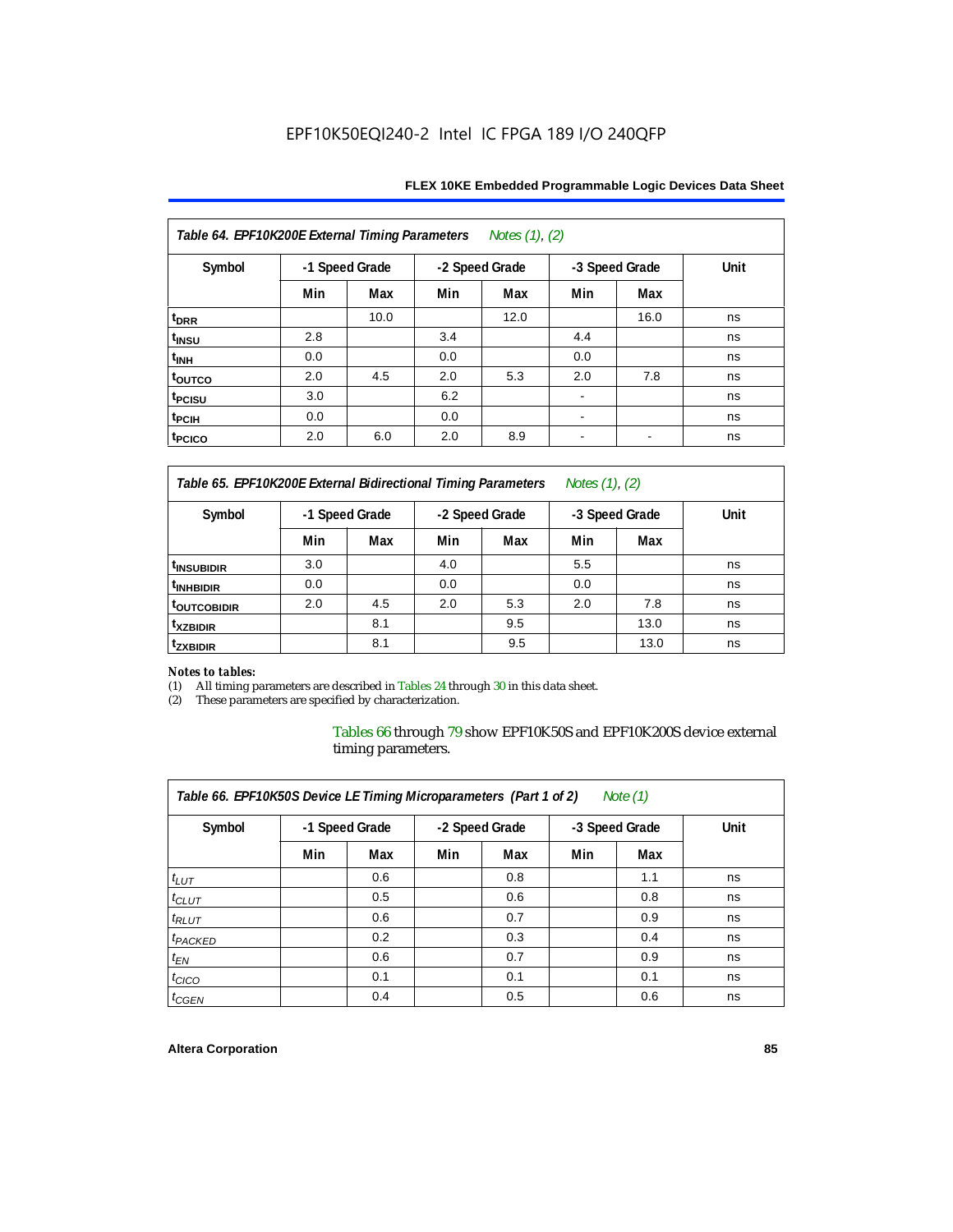**Table 64. EPF10K200E External Timing Parameters** *Notes (1), (2)*

| Symbol | -1 Speed Grade | | -2 Speed Grade | | -3 Speed Grade | | Unit |
|---|---|---|---|---|---|---|---|
| | Min | Max | Min | Max | Min | Max | |
| $t_{DRR}$ | | 10.0 | | 12.0 | | 16.0 | ns |
| $t_{INSU}$ | 2.8 | | 3.4 | | 4.4 | | ns |
| $t_{INH}$ | 0.0 | | 0.0 | | 0.0 | | ns |
| $t_{OUTCO}$ | 2.0 | 4.5 | 2.0 | 5.3 | 2.0 | 7.8 | ns |
| $t_{PCISU}$ | 3.0 | | 6.2 | | - | | ns |
| $t_{PCIH}$ | 0.0 | | 0.0 | | - | | ns |
| $t_{PCICO}$ | 2.0 | 6.0 | 2.0 | 8.9 | - | - | ns |

**Table 65. EPF10K200E External Bidirectional Timing Parameters** *Notes (1), (2)*

| Symbol | -1 Speed Grade | | -2 Speed Grade | | -3 Speed Grade | | Unit |
|---|---|---|---|---|---|---|---|
| | Min | Max | Min | Max | Min | Max | |
| $t_{INSUBIDIR}$ | 3.0 | | 4.0 | | 5.5 | | ns |
| $t_{INHBIDIR}$ | 0.0 | | 0.0 | | 0.0 | | ns |
| $t_{OUTCOBIDIR}$ | 2.0 | 4.5 | 2.0 | 5.3 | 2.0 | 7.8 | ns |
| $t_{XZBIDIR}$ | | 8.1 | | 9.5 | | 13.0 | ns |
| $t_{ZXBIDIR}$ | | 8.1 | | 9.5 | | 13.0 | ns |

*Notes to tables:*

(1) All timing parameters are described in Tables 24 through 30 in this data sheet.

(2) These parameters are specified by characterization.

Tables 66 through 79 show EPF10K50S and EPF10K200S device external timing parameters.

**Table 66. EPF10K50S Device LE Timing Microparameters (Part 1 of 2)** *Note (1)*

| Symbol | -1 Speed Grade | | -2 Speed Grade | | -3 Speed Grade | | Unit |
|---|---|---|---|---|---|---|---|
| | Min | Max | Min | Max | Min | Max | |
| $t_{LUT}$ | | 0.6 | | 0.8 | | 1.1 | ns |
| $t_{CLUT}$ | | 0.5 | | 0.6 | | 0.8 | ns |
| $t_{RLUT}$ | | 0.6 | | 0.7 | | 0.9 | ns |
| $t_{PACKED}$ | | 0.2 | | 0.3 | | 0.4 | ns |
| $t_{EN}$ | | 0.6 | | 0.7 | | 0.9 | ns |
| $t_{CICO}$ | | 0.1 | | 0.1 | | 0.1 | ns |
| $t_{CGEN}$ | | 0.4 | | 0.5 | | 0.6 | ns |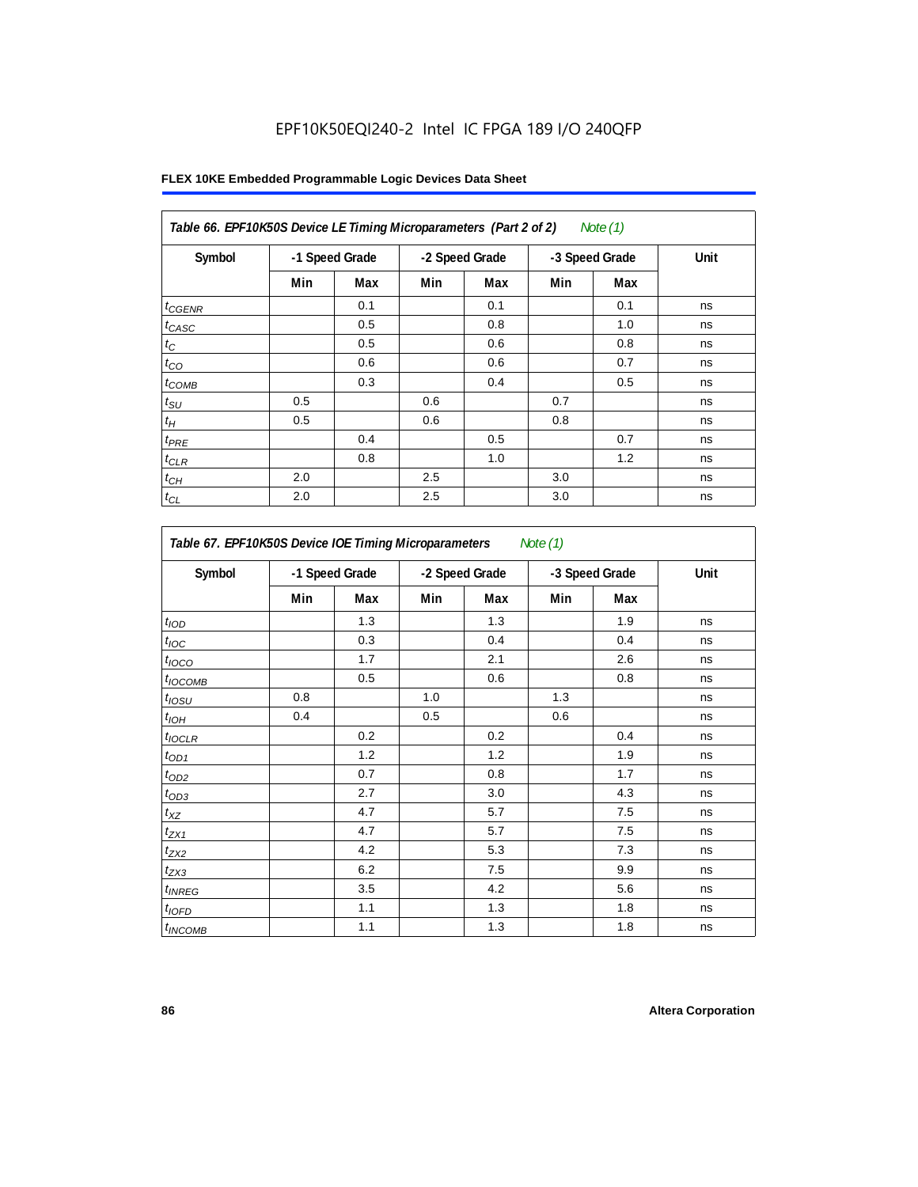EPF10K50EQI240-2 Intel IC FPGA 189 I/O 240QFP

**FLEX 10KE Embedded Programmable Logic Devices Data Sheet**

*Table 66. EPF10K50S Device LE Timing Microparameters (Part 2 of 2) Note (1)*

| Symbol | -1 Speed Grade | | -2 Speed Grade | | -3 Speed Grade | | Unit |
|---|---|---|---|---|---|---|---|
| | Min | Max | Min | Max | Min | Max | |
| $t_{CGENR}$ | | 0.1 | | 0.1 | | 0.1 | ns |
| $t_{CASC}$ | | 0.5 | | 0.8 | | 1.0 | ns |
| $t_C$ | | 0.5 | | 0.6 | | 0.8 | ns |
| $t_{CO}$ | | 0.6 | | 0.6 | | 0.7 | ns |
| $t_{COMB}$ | | 0.3 | | 0.4 | | 0.5 | ns |
| $t_{SU}$ | 0.5 | | 0.6 | | 0.7 | | ns |
| $t_H$ | 0.5 | | 0.6 | | 0.8 | | ns |
| $t_{PRE}$ | | 0.4 | | 0.5 | | 0.7 | ns |
| $t_{CLR}$ | | 0.8 | | 1.0 | | 1.2 | ns |
| $t_{CH}$ | 2.0 | | 2.5 | | 3.0 | | ns |
| $t_{CL}$ | 2.0 | | 2.5 | | 3.0 | | ns |

*Table 67. EPF10K50S Device IOE Timing Microparameters Note (1)*

| Symbol | -1 Speed Grade | | -2 Speed Grade | | -3 Speed Grade | | Unit |
|---|---|---|---|---|---|---|---|
| | Min | Max | Min | Max | Min | Max | |
| $t_{IOD}$ | | 1.3 | | 1.3 | | 1.9 | ns |
| $t_{IOC}$ | | 0.3 | | 0.4 | | 0.4 | ns |
| $t_{IOCO}$ | | 1.7 | | 2.1 | | 2.6 | ns |
| $t_{IOCOMB}$ | | 0.5 | | 0.6 | | 0.8 | ns |
| $t_{IOSU}$ | 0.8 | | 1.0 | | 1.3 | | ns |
| $t_{IOH}$ | 0.4 | | 0.5 | | 0.6 | | ns |
| $t_{IOCLR}$ | | 0.2 | | 0.2 | | 0.4 | ns |
| $t_{OD1}$ | | 1.2 | | 1.2 | | 1.9 | ns |
| $t_{OD2}$ | | 0.7 | | 0.8 | | 1.7 | ns |
| $t_{OD3}$ | | 2.7 | | 3.0 | | 4.3 | ns |
| $t_{XZ}$ | | 4.7 | | 5.7 | | 7.5 | ns |
| $t_{ZX1}$ | | 4.7 | | 5.7 | | 7.5 | ns |
| $t_{ZX2}$ | | 4.2 | | 5.3 | | 7.3 | ns |
| $t_{ZX3}$ | | 6.2 | | 7.5 | | 9.9 | ns |
| $t_{INREG}$ | | 3.5 | | 4.2 | | 5.6 | ns |
| $t_{IOFD}$ | | 1.1 | | 1.3 | | 1.8 | ns |
| $t_{INCOMB}$ | | 1.1 | | 1.3 | | 1.8 | ns |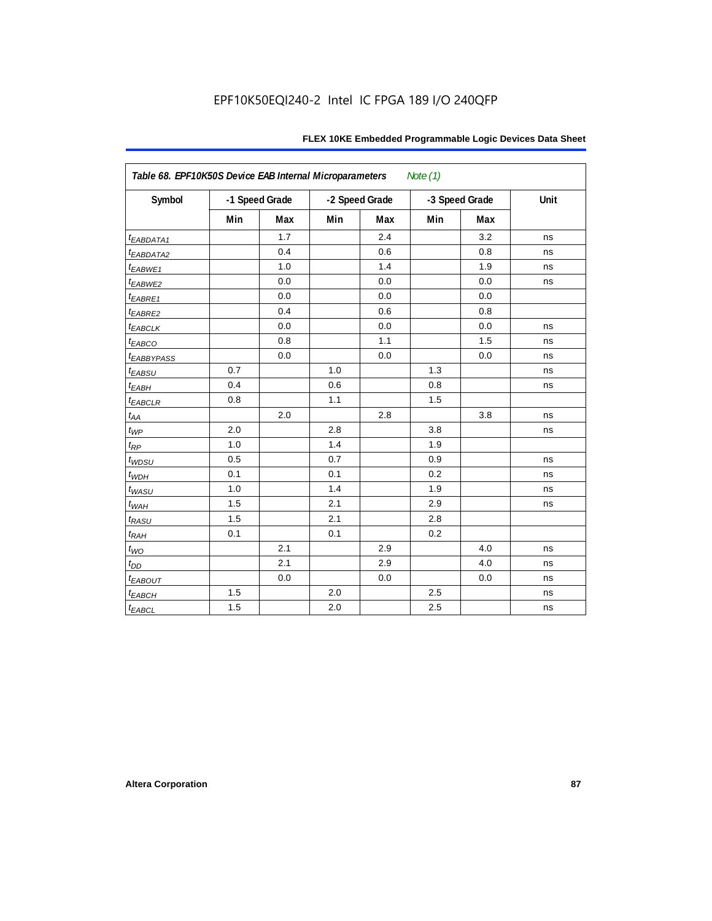EPF10K50EQI240-2 Intel IC FPGA 189 I/O 240QFP

| Table 68. EPF10K50S Device EAB Internal Microparameters *Note (1)* | | | | | | | |
|---|---|---|---|---|---|---|---|
| Symbol | -1 Speed Grade | | -2 Speed Grade | | -3 Speed Grade | | Unit |
| | Min | Max | Min | Max | Min | Max | |
| $t_{EABDATA1}$ | | 1.7 | | 2.4 | | 3.2 | ns |
| $t_{EABDATA2}$ | | 0.4 | | 0.6 | | 0.8 | ns |
| $t_{EABWE1}$ | | 1.0 | | 1.4 | | 1.9 | ns |
| $t_{EABWE2}$ | | 0.0 | | 0.0 | | 0.0 | ns |
| $t_{EABRE1}$ | | 0.0 | | 0.0 | | 0.0 | |
| $t_{EABRE2}$ | | 0.4 | | 0.6 | | 0.8 | |
| $t_{EABCLK}$ | | 0.0 | | 0.0 | | 0.0 | ns |
| $t_{EABCO}$ | | 0.8 | | 1.1 | | 1.5 | ns |
| $t_{EABBYPASS}$ | | 0.0 | | 0.0 | | 0.0 | ns |
| $t_{EABSU}$ | 0.7 | | 1.0 | | 1.3 | | ns |
| $t_{EABH}$ | 0.4 | | 0.6 | | 0.8 | | ns |
| $t_{EABCLR}$ | 0.8 | | 1.1 | | 1.5 | | |
| $t_{AA}$ | | 2.0 | | 2.8 | | 3.8 | ns |
| $t_{WP}$ | 2.0 | | 2.8 | | 3.8 | | ns |
| $t_{RP}$ | 1.0 | | 1.4 | | 1.9 | | |
| $t_{WDSU}$ | 0.5 | | 0.7 | | 0.9 | | ns |
| $t_{WDH}$ | 0.1 | | 0.1 | | 0.2 | | ns |
| $t_{WASU}$ | 1.0 | | 1.4 | | 1.9 | | ns |
| $t_{WAH}$ | 1.5 | | 2.1 | | 2.9 | | ns |
| $t_{RASU}$ | 1.5 | | 2.1 | | 2.8 | | |
| $t_{RAH}$ | 0.1 | | 0.1 | | 0.2 | | |
| $t_{WO}$ | | 2.1 | | 2.9 | | 4.0 | ns |
| $t_{DD}$ | | 2.1 | | 2.9 | | 4.0 | ns |
| $t_{EABOUT}$ | | 0.0 | | 0.0 | | 0.0 | ns |
| $t_{EABCH}$ | 1.5 | | 2.0 | | 2.5 | | ns |
| $t_{EABCL}$ | 1.5 | | 2.0 | | 2.5 | | ns |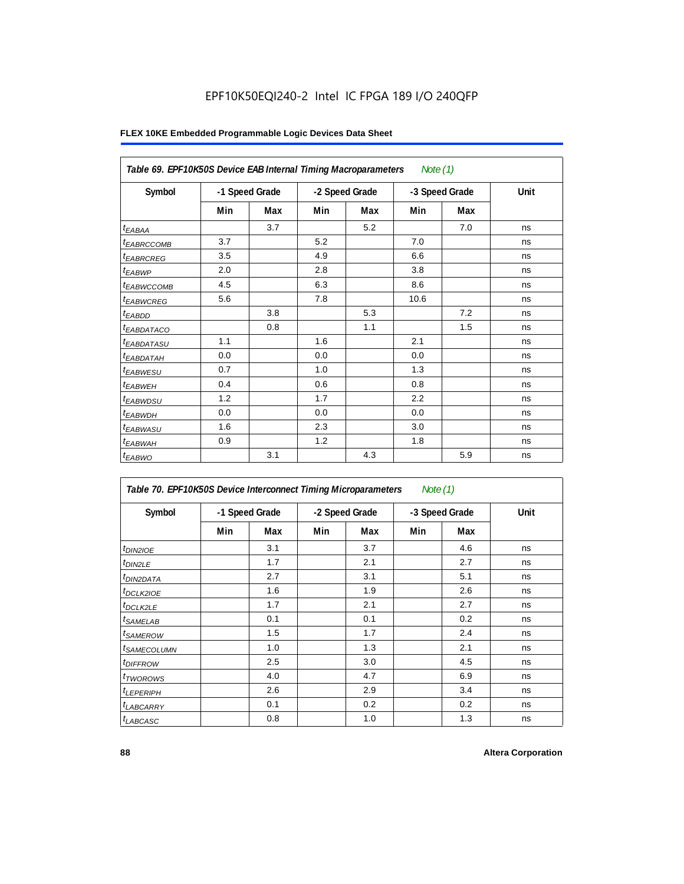EPF10K50EQI240-2 Intel IC FPGA 189 I/O 240QFP

**FLEX 10KE Embedded Programmable Logic Devices Data Sheet**

| *Table 69. EPF10K50S Device EAB Internal Timing Macroparameters Note (1)* | | | | | | | |
|---|---|---|---|---|---|---|---|
| **Symbol** | **-1 Speed Grade** | | **-2 Speed Grade** | | **-3 Speed Grade** | | **Unit** |
| | **Min** | **Max** | **Min** | **Max** | **Min** | **Max** | |
| $t_{EABAA}$ | | 3.7 | | 5.2 | | 7.0 | ns |
| $t_{EABRCCOMB}$ | 3.7 | | 5.2 | | 7.0 | | ns |
| $t_{EABRCREG}$ | 3.5 | | 4.9 | | 6.6 | | ns |
| $t_{EABWP}$ | 2.0 | | 2.8 | | 3.8 | | ns |
| $t_{EABWCCOMB}$ | 4.5 | | 6.3 | | 8.6 | | ns |
| $t_{EABWCREG}$ | 5.6 | | 7.8 | | 10.6 | | ns |
| $t_{EABDD}$ | | 3.8 | | 5.3 | | 7.2 | ns |
| $t_{EABDATACO}$ | | 0.8 | | 1.1 | | 1.5 | ns |
| $t_{EABDATASU}$ | 1.1 | | 1.6 | | 2.1 | | ns |
| $t_{EABDATAH}$ | 0.0 | | 0.0 | | 0.0 | | ns |
| $t_{EABWESU}$ | 0.7 | | 1.0 | | 1.3 | | ns |
| $t_{EABWEH}$ | 0.4 | | 0.6 | | 0.8 | | ns |
| $t_{EABWDSU}$ | 1.2 | | 1.7 | | 2.2 | | ns |
| $t_{EABWDH}$ | 0.0 | | 0.0 | | 0.0 | | ns |
| $t_{EABWASU}$ | 1.6 | | 2.3 | | 3.0 | | ns |
| $t_{EABWAH}$ | 0.9 | | 1.2 | | 1.8 | | ns |
| $t_{EABWO}$ | | 3.1 | | 4.3 | | 5.9 | ns |

| *Table 70. EPF10K50S Device Interconnect Timing Microparameters Note (1)* | | | | | | | |
|---|---|---|---|---|---|---|---|
| **Symbol** | **-1 Speed Grade** | | **-2 Speed Grade** | | **-3 Speed Grade** | | **Unit** |
| | **Min** | **Max** | **Min** | **Max** | **Min** | **Max** | |
| $t_{DIN2IOE}$ | | 3.1 | | 3.7 | | 4.6 | ns |
| $t_{DIN2LE}$ | | 1.7 | | 2.1 | | 2.7 | ns |
| $t_{DIN2DATA}$ | | 2.7 | | 3.1 | | 5.1 | ns |
| $t_{DCLK2IOE}$ | | 1.6 | | 1.9 | | 2.6 | ns |
| $t_{DCLK2LE}$ | | 1.7 | | 2.1 | | 2.7 | ns |
| $t_{SAMELAB}$ | | 0.1 | | 0.1 | | 0.2 | ns |
| $t_{SAMEROW}$ | | 1.5 | | 1.7 | | 2.4 | ns |
| $t_{SAMECOLUMN}$ | | 1.0 | | 1.3 | | 2.1 | ns |
| $t_{DIFFROW}$ | | 2.5 | | 3.0 | | 4.5 | ns |
| $t_{TWOROWS}$ | | 4.0 | | 4.7 | | 6.9 | ns |
| $t_{LEPERIPH}$ | | 2.6 | | 2.9 | | 3.4 | ns |
| $t_{LABCARRY}$ | | 0.1 | | 0.2 | | 0.2 | ns |
| $t_{LABCASC}$ | | 0.8 | | 1.0 | | 1.3 | ns |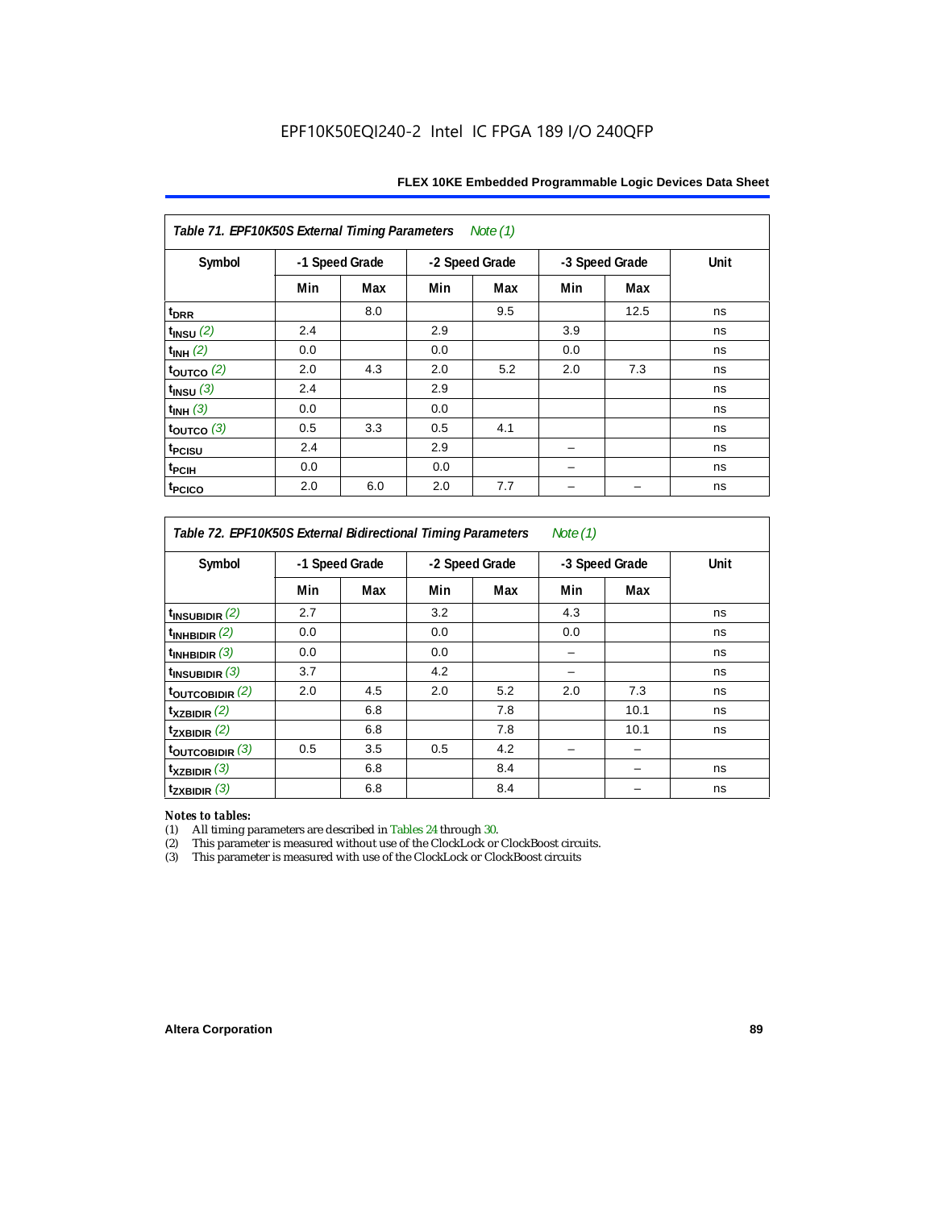EPF10K50EQI240-2 Intel IC FPGA 189 I/O 240QFP

| *Table 71. EPF10K50S External Timing Parameters Note (1)* | | | | | | | |
|---|---|---|---|---|---|---|---|
| Symbol | -1 Speed Grade | | -2 Speed Grade | | -3 Speed Grade | | Unit |
| | Min | Max | Min | Max | Min | Max | |
| $t_{DRR}$ | | 8.0 | | 9.5 | | 12.5 | ns |
| $t_{INSU}$ (2) | 2.4 | | 2.9 | | 3.9 | | ns |
| $t_{INH}$ (2) | 0.0 | | 0.0 | | 0.0 | | ns |
| $t_{OUTCO}$ (2) | 2.0 | 4.3 | 2.0 | 5.2 | 2.0 | 7.3 | ns |
| $t_{INSU}$ (3) | 2.4 | | 2.9 | | | | ns |
| $t_{INH}$ (3) | 0.0 | | 0.0 | | | | ns |
| $t_{OUTCO}$ (3) | 0.5 | 3.3 | 0.5 | 4.1 | | | ns |
| $t_{PCISU}$ | 2.4 | | 2.9 | | – | | ns |
| $t_{PCIH}$ | 0.0 | | 0.0 | | – | | ns |
| $t_{PCICO}$ | 2.0 | 6.0 | 2.0 | 7.7 | – | – | ns |

| *Table 72. EPF10K50S External Bidirectional Timing Parameters Note (1)* | | | | | | | |
|---|---|---|---|---|---|---|---|
| Symbol | -1 Speed Grade | | -2 Speed Grade | | -3 Speed Grade | | Unit |
| | Min | Max | Min | Max | Min | Max | |
| $t_{INSUBIDIR}$ (2) | 2.7 | | 3.2 | | 4.3 | | ns |
| $t_{INHBIDIR}$ (2) | 0.0 | | 0.0 | | 0.0 | | ns |
| $t_{INHBIDIR}$ (3) | 0.0 | | 0.0 | | – | | ns |
| $t_{INSUBIDIR}$ (3) | 3.7 | | 4.2 | | – | | ns |
| $t_{OUTCOBIDIR}$ (2) | 2.0 | 4.5 | 2.0 | 5.2 | 2.0 | 7.3 | ns |
| $t_{XZBIDIR}$ (2) | | 6.8 | | 7.8 | | 10.1 | ns |
| $t_{ZXBIDIR}$ (2) | | 6.8 | | 7.8 | | 10.1 | ns |
| $t_{OUTCOBIDIR}$ (3) | 0.5 | 3.5 | 0.5 | 4.2 | – | – | |
| $t_{XZBIDIR}$ (3) | | 6.8 | | 8.4 | | – | ns |
| $t_{ZXBIDIR}$ (3) | | 6.8 | | 8.4 | | – | ns |

*Notes to tables:*

(1) All timing parameters are described in Tables 24 through 30.
(2) This parameter is measured without use of the ClockLock or ClockBoost circuits.
(3) This parameter is measured with use of the ClockLock or ClockBoost circuits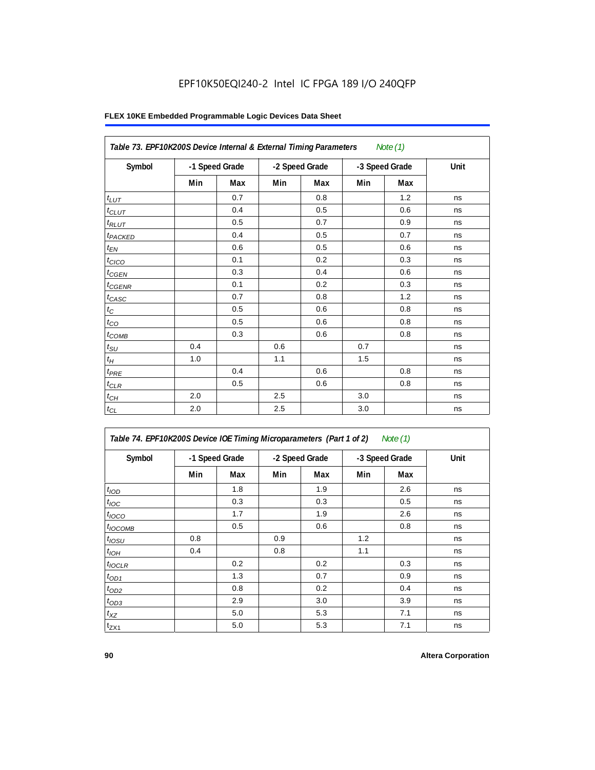EPF10K50EQI240-2 Intel IC FPGA 189 I/O 240QFP

**FLEX 10KE Embedded Programmable Logic Devices Data Sheet**

| *Table 73. EPF10K200S Device Internal & External Timing Parameters* *Note (1)* | | | | | | | |
|---|---|---|---|---|---|---|---|
| Symbol | -1 Speed Grade | | -2 Speed Grade | | -3 Speed Grade | | Unit |
| | Min | Max | Min | Max | Min | Max | |
| $t_{LUT}$ | | 0.7 | | 0.8 | | 1.2 | ns |
| $t_{CLUT}$ | | 0.4 | | 0.5 | | 0.6 | ns |
| $t_{RLUT}$ | | 0.5 | | 0.7 | | 0.9 | ns |
| $t_{PACKED}$ | | 0.4 | | 0.5 | | 0.7 | ns |
| $t_{EN}$ | | 0.6 | | 0.5 | | 0.6 | ns |
| $t_{CICO}$ | | 0.1 | | 0.2 | | 0.3 | ns |
| $t_{CGEN}$ | | 0.3 | | 0.4 | | 0.6 | ns |
| $t_{CGENR}$ | | 0.1 | | 0.2 | | 0.3 | ns |
| $t_{CASC}$ | | 0.7 | | 0.8 | | 1.2 | ns |
| $t_{C}$ | | 0.5 | | 0.6 | | 0.8 | ns |
| $t_{CO}$ | | 0.5 | | 0.6 | | 0.8 | ns |
| $t_{COMB}$ | | 0.3 | | 0.6 | | 0.8 | ns |
| $t_{SU}$ | 0.4 | | 0.6 | | 0.7 | | ns |
| $t_{H}$ | 1.0 | | 1.1 | | 1.5 | | ns |
| $t_{PRE}$ | | 0.4 | | 0.6 | | 0.8 | ns |
| $t_{CLR}$ | | 0.5 | | 0.6 | | 0.8 | ns |
| $t_{CH}$ | 2.0 | | 2.5 | | 3.0 | | ns |
| $t_{CL}$ | 2.0 | | 2.5 | | 3.0 | | ns |

| *Table 74. EPF10K200S Device IOE Timing Microparameters (Part 1 of 2)* *Note (1)* | | | | | | | |
|---|---|---|---|---|---|---|---|
| Symbol | -1 Speed Grade | | -2 Speed Grade | | -3 Speed Grade | | Unit |
| | Min | Max | Min | Max | Min | Max | |
| $t_{IOD}$ | | 1.8 | | 1.9 | | 2.6 | ns |
| $t_{IOC}$ | | 0.3 | | 0.3 | | 0.5 | ns |
| $t_{IOCO}$ | | 1.7 | | 1.9 | | 2.6 | ns |
| $t_{IOCOMB}$ | | 0.5 | | 0.6 | | 0.8 | ns |
| $t_{IOSU}$ | 0.8 | | 0.9 | | 1.2 | | ns |
| $t_{IOH}$ | 0.4 | | 0.8 | | 1.1 | | ns |
| $t_{IOCLR}$ | | 0.2 | | 0.2 | | 0.3 | ns |
| $t_{OD1}$ | | 1.3 | | 0.7 | | 0.9 | ns |
| $t_{OD2}$ | | 0.8 | | 0.2 | | 0.4 | ns |
| $t_{OD3}$ | | 2.9 | | 3.0 | | 3.9 | ns |
| $t_{XZ}$ | | 5.0 | | 5.3 | | 7.1 | ns |
| $t_{ZX1}$ | | 5.0 | | 5.3 | | 7.1 | ns |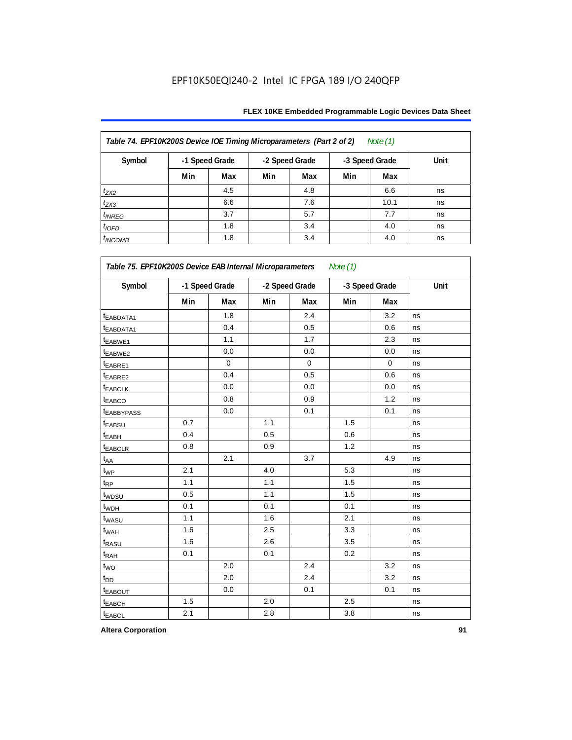EPF10K50EQI240-2 Intel IC FPGA 189 I/O 240QFP

| Table 74. EPF10K200S Device IOE Timing Microparameters (Part 2 of 2) Note (1) | | | | | | | |
|---|---|---|---|---|---|---|---|
| Symbol | -1 Speed Grade | | -2 Speed Grade | | -3 Speed Grade | | Unit |
| | Min | Max | Min | Max | Min | Max | |
| $t_{ZX2}$ | | 4.5 | | 4.8 | | 6.6 | ns |
| $t_{ZX3}$ | | 6.6 | | 7.6 | | 10.1 | ns |
| $t_{INREG}$ | | 3.7 | | 5.7 | | 7.7 | ns |
| $t_{IOFD}$ | | 1.8 | | 3.4 | | 4.0 | ns |
| $t_{INCOMB}$ | | 1.8 | | 3.4 | | 4.0 | ns |

| Table 75. EPF10K200S Device EAB Internal Microparameters Note (1) | | | | | | | |
|---|---|---|---|---|---|---|---|
| Symbol | -1 Speed Grade | | -2 Speed Grade | | -3 Speed Grade | | Unit |
| | Min | Max | Min | Max | Min | Max | |
| $t_{EABDATA1}$ | | 1.8 | | 2.4 | | 3.2 | ns |
| $t_{EABDATA1}$ | | 0.4 | | 0.5 | | 0.6 | ns |
| $t_{EABWE1}$ | | 1.1 | | 1.7 | | 2.3 | ns |
| $t_{EABWE2}$ | | 0.0 | | 0.0 | | 0.0 | ns |
| $t_{EABRE1}$ | | 0 | | 0 | | 0 | ns |
| $t_{EABRE2}$ | | 0.4 | | 0.5 | | 0.6 | ns |
| $t_{EABCLK}$ | | 0.0 | | 0.0 | | 0.0 | ns |
| $t_{EABCO}$ | | 0.8 | | 0.9 | | 1.2 | ns |
| $t_{EABBYPASS}$ | | 0.0 | | 0.1 | | 0.1 | ns |
| $t_{EABSU}$ | 0.7 | | 1.1 | | 1.5 | | ns |
| $t_{EABH}$ | 0.4 | | 0.5 | | 0.6 | | ns |
| $t_{EABCLR}$ | 0.8 | | 0.9 | | 1.2 | | ns |
| $t_{AA}$ | | 2.1 | | 3.7 | | 4.9 | ns |
| $t_{WP}$ | 2.1 | | 4.0 | | 5.3 | | ns |
| $t_{RP}$ | 1.1 | | 1.1 | | 1.5 | | ns |
| $t_{WDSU}$ | 0.5 | | 1.1 | | 1.5 | | ns |
| $t_{WDH}$ | 0.1 | | 0.1 | | 0.1 | | ns |
| $t_{WASU}$ | 1.1 | | 1.6 | | 2.1 | | ns |
| $t_{WAH}$ | 1.6 | | 2.5 | | 3.3 | | ns |
| $t_{RASU}$ | 1.6 | | 2.6 | | 3.5 | | ns |
| $t_{RAH}$ | 0.1 | | 0.1 | | 0.2 | | ns |
| $t_{WO}$ | | 2.0 | | 2.4 | | 3.2 | ns |
| $t_{DD}$ | | 2.0 | | 2.4 | | 3.2 | ns |
| $t_{EABOUT}$ | | 0.0 | | 0.1 | | 0.1 | ns |
| $t_{EABCH}$ | 1.5 | | 2.0 | | 2.5 | | ns |
| $t_{EABCL}$ | 2.1 | | 2.8 | | 3.8 | | ns |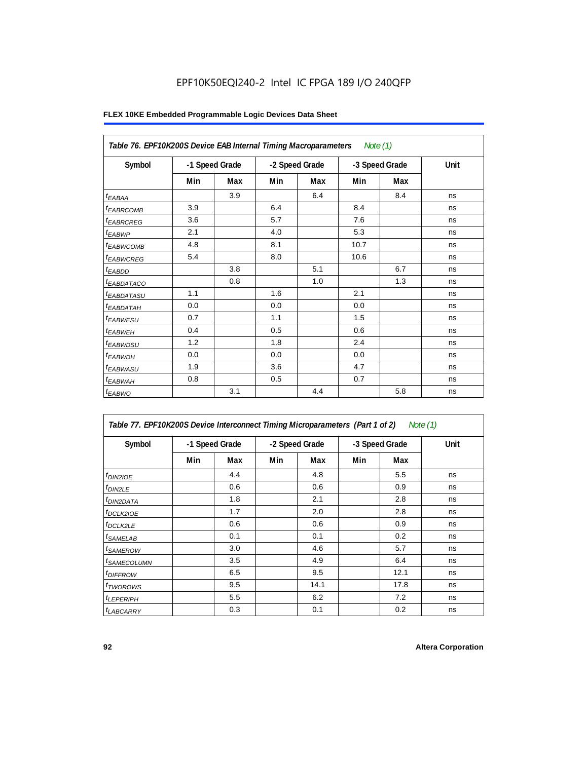EPF10K50EQI240-2 Intel IC FPGA 189 I/O 240QFP

**FLEX 10KE Embedded Programmable Logic Devices Data Sheet**

*Table 76. EPF10K200S Device EAB Internal Timing Macroparameters* *Note (1)*

| Symbol | -1 Speed Grade | | -2 Speed Grade | | -3 Speed Grade | | Unit |
|---|---|---|---|---|---|---|---|
| | Min | Max | Min | Max | Min | Max | |
| $t_{EABAA}$ | | 3.9 | | 6.4 | | 8.4 | ns |
| $t_{EABRCOMB}$ | 3.9 | | 6.4 | | 8.4 | | ns |
| $t_{EABRCREG}$ | 3.6 | | 5.7 | | 7.6 | | ns |
| $t_{EABWP}$ | 2.1 | | 4.0 | | 5.3 | | ns |
| $t_{EABWCOMB}$ | 4.8 | | 8.1 | | 10.7 | | ns |
| $t_{EABWCREG}$ | 5.4 | | 8.0 | | 10.6 | | ns |
| $t_{EABDD}$ | | 3.8 | | 5.1 | | 6.7 | ns |
| $t_{EABDATACO}$ | | 0.8 | | 1.0 | | 1.3 | ns |
| $t_{EABDATASU}$ | 1.1 | | 1.6 | | 2.1 | | ns |
| $t_{EABDATAH}$ | 0.0 | | 0.0 | | 0.0 | | ns |
| $t_{EABWESU}$ | 0.7 | | 1.1 | | 1.5 | | ns |
| $t_{EABWEH}$ | 0.4 | | 0.5 | | 0.6 | | ns |
| $t_{EABWDSU}$ | 1.2 | | 1.8 | | 2.4 | | ns |
| $t_{EABWDH}$ | 0.0 | | 0.0 | | 0.0 | | ns |
| $t_{EABWASU}$ | 1.9 | | 3.6 | | 4.7 | | ns |
| $t_{EABWAH}$ | 0.8 | | 0.5 | | 0.7 | | ns |
| $t_{EABWO}$ | | 3.1 | | 4.4 | | 5.8 | ns |

*Table 77. EPF10K200S Device Interconnect Timing Microparameters (Part 1 of 2)* *Note (1)*

| Symbol | -1 Speed Grade | | -2 Speed Grade | | -3 Speed Grade | | Unit |
|---|---|---|---|---|---|---|---|
| | Min | Max | Min | Max | Min | Max | |
| $t_{DIN2IOE}$ | | 4.4 | | 4.8 | | 5.5 | ns |
| $t_{DIN2LE}$ | | 0.6 | | 0.6 | | 0.9 | ns |
| $t_{DIN2DATA}$ | | 1.8 | | 2.1 | | 2.8 | ns |
| $t_{DCLK2IOE}$ | | 1.7 | | 2.0 | | 2.8 | ns |
| $t_{DCLK2LE}$ | | 0.6 | | 0.6 | | 0.9 | ns |
| $t_{SAMELAB}$ | | 0.1 | | 0.1 | | 0.2 | ns |
| $t_{SAMEROW}$ | | 3.0 | | 4.6 | | 5.7 | ns |
| $t_{SAMECOLUMN}$ | | 3.5 | | 4.9 | | 6.4 | ns |
| $t_{DIFFROW}$ | | 6.5 | | 9.5 | | 12.1 | ns |
| $t_{TWOROWS}$ | | 9.5 | | 14.1 | | 17.8 | ns |
| $t_{LEPERIPH}$ | | 5.5 | | 6.2 | | 7.2 | ns |
| $t_{LABCARRY}$ | | 0.3 | | 0.1 | | 0.2 | ns |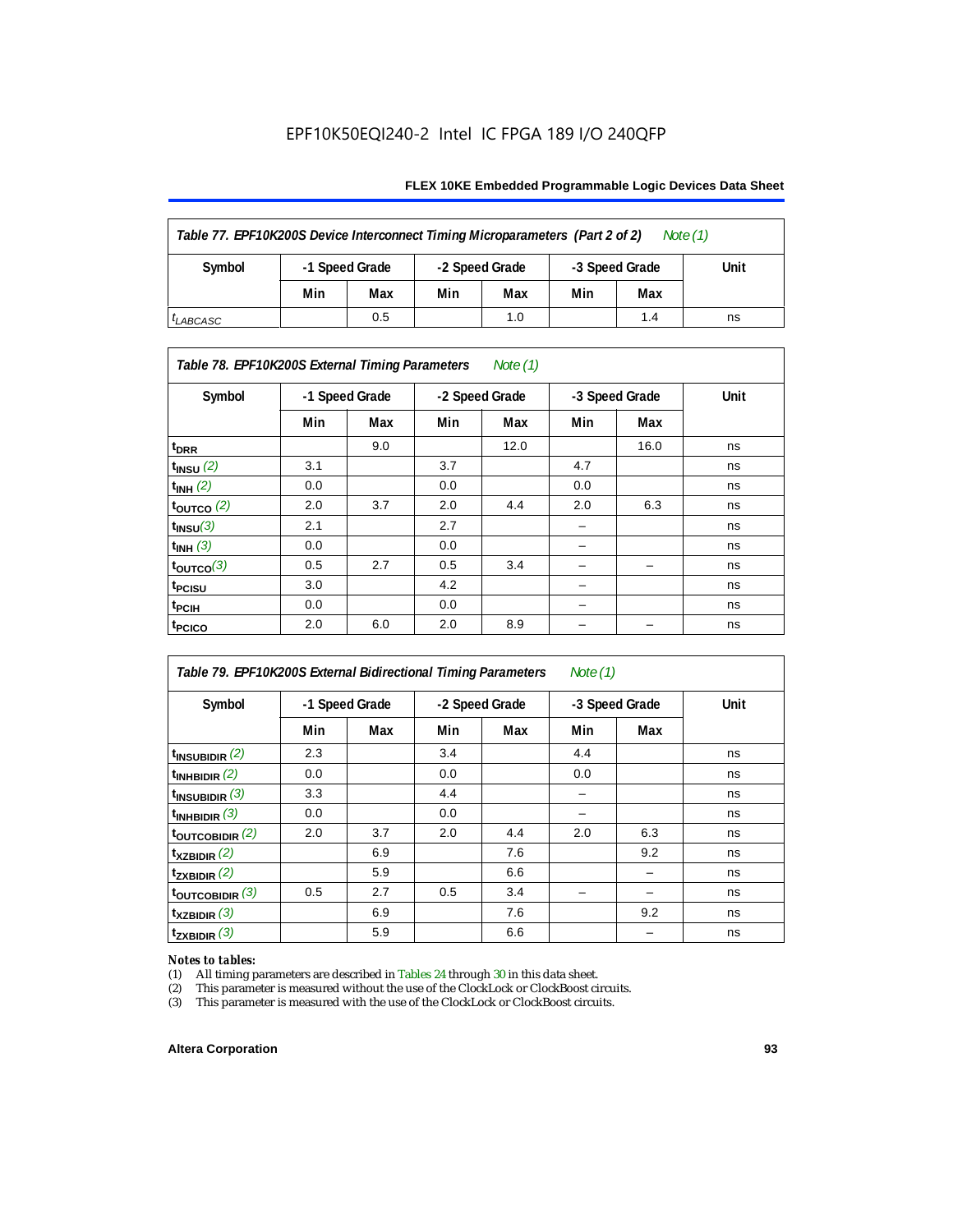EPF10K50EQI240-2 Intel IC FPGA 189 I/O 240QFP

| *Table 77. EPF10K200S Device Interconnect Timing Microparameters (Part 2 of 2) Note (1)* | | | | | | | |
|---|---|---|---|---|---|---|---|
| **Symbol** | **-1 Speed Grade** | | **-2 Speed Grade** | | **-3 Speed Grade** | | **Unit** |
| | **Min** | **Max** | **Min** | **Max** | **Min** | **Max** | |
| $t_{LABCASC}$ | | 0.5 | | 1.0 | | 1.4 | ns |

| *Table 78. EPF10K200S External Timing Parameters Note (1)* | | | | | | | |
|---|---|---|---|---|---|---|---|
| **Symbol** | **-1 Speed Grade** | | **-2 Speed Grade** | | **-3 Speed Grade** | | **Unit** |
| | **Min** | **Max** | **Min** | **Max** | **Min** | **Max** | |
| $t_{DRR}$ | | 9.0 | | 12.0 | | 16.0 | ns |
| $t_{INSU}$ (2) | 3.1 | | 3.7 | | 4.7 | | ns |
| $t_{INH}$ (2) | 0.0 | | 0.0 | | 0.0 | | ns |
| $t_{OUTCO}$ (2) | 2.0 | 3.7 | 2.0 | 4.4 | 2.0 | 6.3 | ns |
| $t_{INSU}$ (3) | 2.1 | | 2.7 | | – | | ns |
| $t_{INH}$ (3) | 0.0 | | 0.0 | | – | | ns |
| $t_{OUTCO}$ (3) | 0.5 | 2.7 | 0.5 | 3.4 | – | – | ns |
| $t_{PCISU}$ | 3.0 | | 4.2 | | – | | ns |
| $t_{PCIH}$ | 0.0 | | 0.0 | | – | | ns |
| $t_{PCICO}$ | 2.0 | 6.0 | 2.0 | 8.9 | – | – | ns |

| *Table 79. EPF10K200S External Bidirectional Timing Parameters Note (1)* | | | | | | | |
|---|---|---|---|---|---|---|---|
| **Symbol** | **-1 Speed Grade** | | **-2 Speed Grade** | | **-3 Speed Grade** | | **Unit** |
| | **Min** | **Max** | **Min** | **Max** | **Min** | **Max** | |
| $t_{INSUBIDIR}$ (2) | 2.3 | | 3.4 | | 4.4 | | ns |
| $t_{INHBIDIR}$ (2) | 0.0 | | 0.0 | | 0.0 | | ns |
| $t_{INSUBIDIR}$ (3) | 3.3 | | 4.4 | | – | | ns |
| $t_{INHBIDIR}$ (3) | 0.0 | | 0.0 | | – | | ns |
| $t_{OUTCOBIDIR}$ (2) | 2.0 | 3.7 | 2.0 | 4.4 | 2.0 | 6.3 | ns |
| $t_{XZBIDIR}$ (2) | | 6.9 | | 7.6 | | 9.2 | ns |
| $t_{ZXBIDIR}$ (2) | | 5.9 | | 6.6 | | – | ns |
| $t_{OUTCOBIDIR}$ (3) | 0.5 | 2.7 | 0.5 | 3.4 | – | – | ns |
| $t_{XZBIDIR}$ (3) | | 6.9 | | 7.6 | | 9.2 | ns |
| $t_{ZXBIDIR}$ (3) | | 5.9 | | 6.6 | | – | ns |

*Notes to tables:*

(1) All timing parameters are described in Tables 24 through 30 in this data sheet.
(2) This parameter is measured without the use of the ClockLock or ClockBoost circuits.
(3) This parameter is measured with the use of the ClockLock or ClockBoost circuits.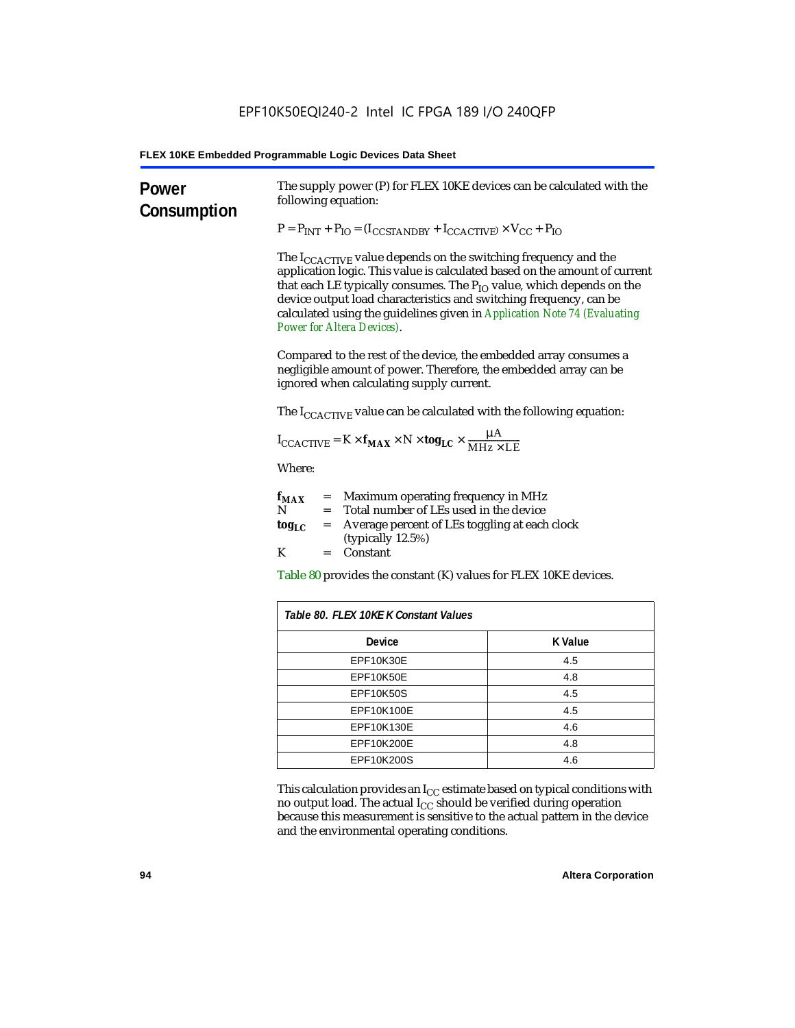## Power Consumption

The supply power (P) for FLEX 10KE devices can be calculated with the following equation:

$$P = P_{INT} + P_{IO} = (I_{CCSTANDBY} + I_{CCACTIVE}) \times V_{CC} + P_{IO}$$

The $I_{CCACTIVE}$ value depends on the switching frequency and the application logic. This value is calculated based on the amount of current that each LE typically consumes. The $P_{IO}$ value, which depends on the device output load characteristics and switching frequency, can be calculated using the guidelines given in *Application Note 74 (Evaluating Power for Altera Devices)*.

Compared to the rest of the device, the embedded array consumes a negligible amount of power. Therefore, the embedded array can be ignored when calculating supply current.

The $I_{CCACTIVE}$ value can be calculated with the following equation:

$$I_{CCACTIVE} = K \times \mathbf{f_{MAX}} \times N \times \mathbf{tog_{LC}} \times \frac{\mu A}{MHz \times LE}$$

Where:

$\mathbf{f_{MAX}}$ = Maximum operating frequency in MHz
$N$ = Total number of LEs used in the device
$\mathbf{tog_{LC}}$ = Average percent of LEs toggling at each clock (typically 12.5%)
$K$ = Constant

Table 80 provides the constant (K) values for FLEX 10KE devices.

*Table 80. FLEX 10KE K Constant Values*

| Device | K Value |
|---|---|
| EPF10K30E | 4.5 |
| EPF10K50E | 4.8 |
| EPF10K50S | 4.5 |
| EPF10K100E | 4.5 |
| EPF10K130E | 4.6 |
| EPF10K200E | 4.8 |
| EPF10K200S | 4.6 |

This calculation provides an $I_{CC}$ estimate based on typical conditions with no output load. The actual $I_{CC}$ should be verified during operation because this measurement is sensitive to the actual pattern in the device and the environmental operating conditions.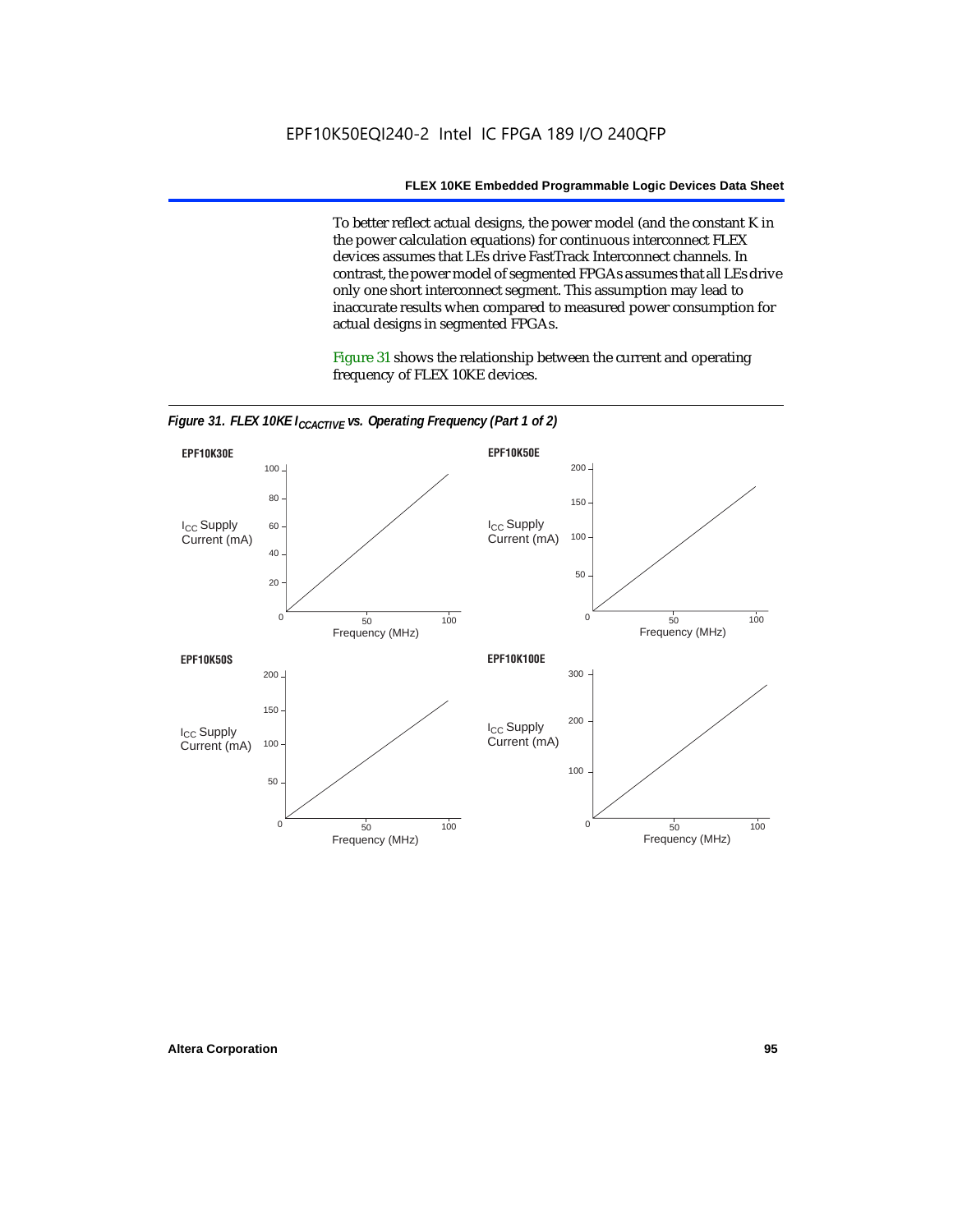To better reflect actual designs, the power model (and the constant K in the power calculation equations) for continuous interconnect FLEX devices assumes that LEs drive FastTrack Interconnect channels. In contrast, the power model of segmented FPGAs assumes that all LEs drive only one short interconnect segment. This assumption may lead to inaccurate results when compared to measured power consumption for actual designs in segmented FPGAs.

Figure 31 shows the relationship between the current and operating frequency of FLEX 10KE devices.

*Figure 31. FLEX 10KE $I_{CCACTIVE}$ vs. Operating Frequency (Part 1 of 2)*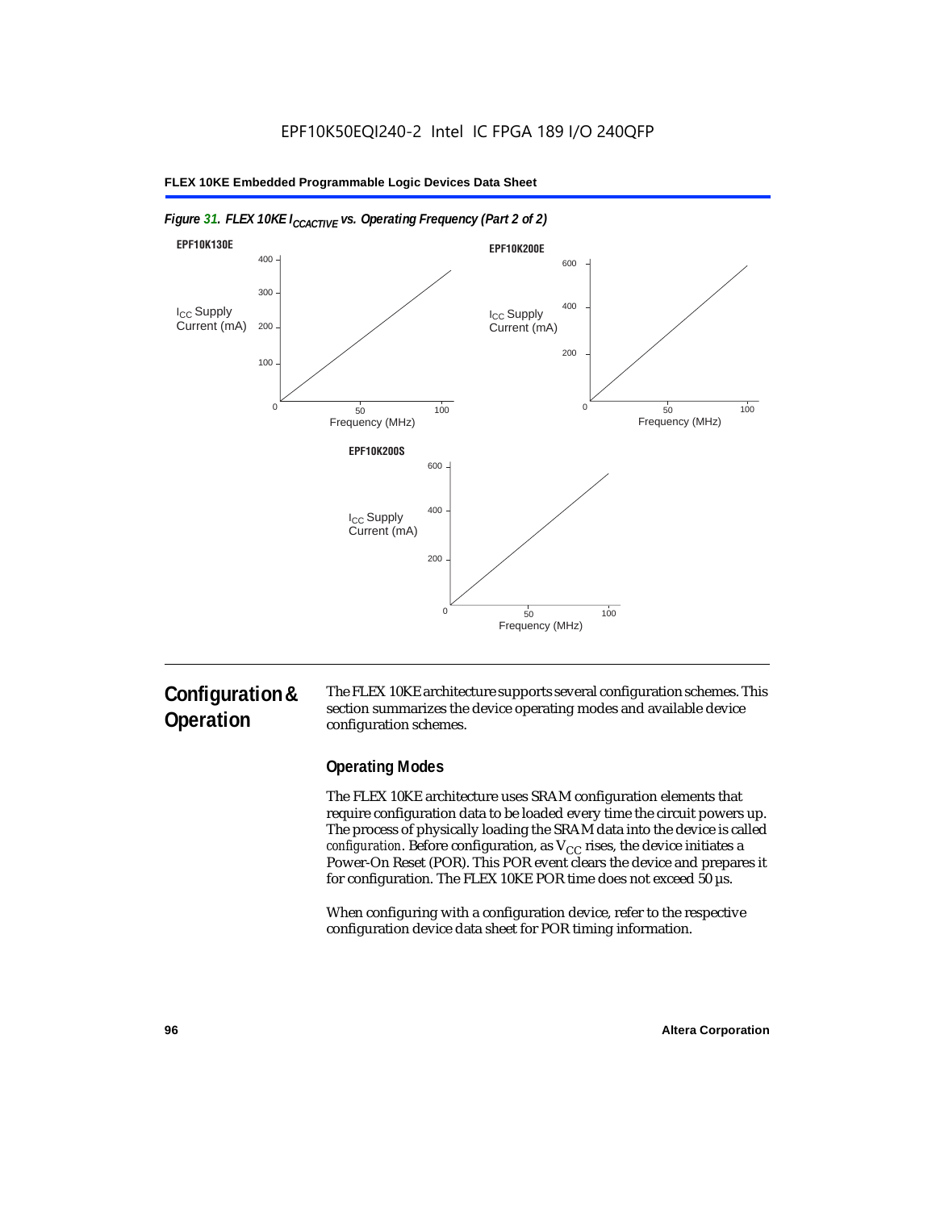*Figure 31. FLEX 10KE $I_{CCACTIVE}$ vs. Operating Frequency (Part 2 of 2)*

## Configuration & Operation

The FLEX 10KE architecture supports several configuration schemes. This section summarizes the device operating modes and available device configuration schemes.

### Operating Modes

The FLEX 10KE architecture uses SRAM configuration elements that require configuration data to be loaded every time the circuit powers up. The process of physically loading the SRAM data into the device is called *configuration*. Before configuration, as $V_{CC}$ rises, the device initiates a Power-On Reset (POR). This POR event clears the device and prepares it for configuration. The FLEX 10KE POR time does not exceed 50 µs.

When configuring with a configuration device, refer to the respective configuration device data sheet for POR timing information.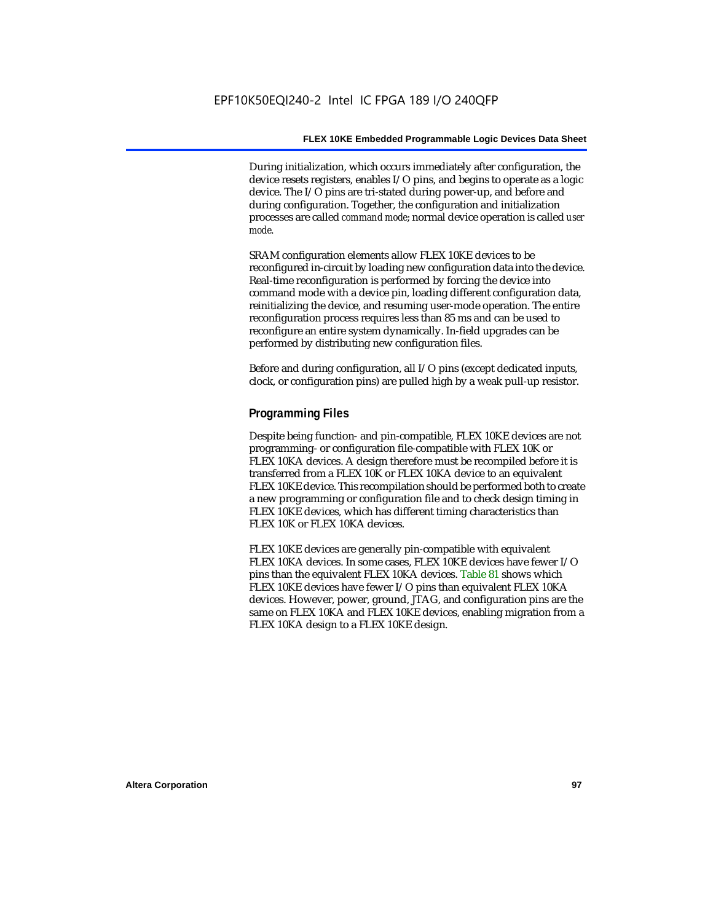During initialization, which occurs immediately after configuration, the device resets registers, enables I/O pins, and begins to operate as a logic device. The I/O pins are tri-stated during power-up, and before and during configuration. Together, the configuration and initialization processes are called *command mode*; normal device operation is called *user mode*.

SRAM configuration elements allow FLEX 10KE devices to be reconfigured in-circuit by loading new configuration data into the device. Real-time reconfiguration is performed by forcing the device into command mode with a device pin, loading different configuration data, reinitializing the device, and resuming user-mode operation. The entire reconfiguration process requires less than 85 ms and can be used to reconfigure an entire system dynamically. In-field upgrades can be performed by distributing new configuration files.

Before and during configuration, all I/O pins (except dedicated inputs, clock, or configuration pins) are pulled high by a weak pull-up resistor.

## Programming Files

Despite being function- and pin-compatible, FLEX 10KE devices are not programming- or configuration file-compatible with FLEX 10K or FLEX 10KA devices. A design therefore must be recompiled before it is transferred from a FLEX 10K or FLEX 10KA device to an equivalent FLEX 10KE device. This recompilation should be performed both to create a new programming or configuration file and to check design timing in FLEX 10KE devices, which has different timing characteristics than FLEX 10K or FLEX 10KA devices.

FLEX 10KE devices are generally pin-compatible with equivalent FLEX 10KA devices. In some cases, FLEX 10KE devices have fewer I/O pins than the equivalent FLEX 10KA devices. Table 81 shows which FLEX 10KE devices have fewer I/O pins than equivalent FLEX 10KA devices. However, power, ground, JTAG, and configuration pins are the same on FLEX 10KA and FLEX 10KE devices, enabling migration from a FLEX 10KA design to a FLEX 10KE design.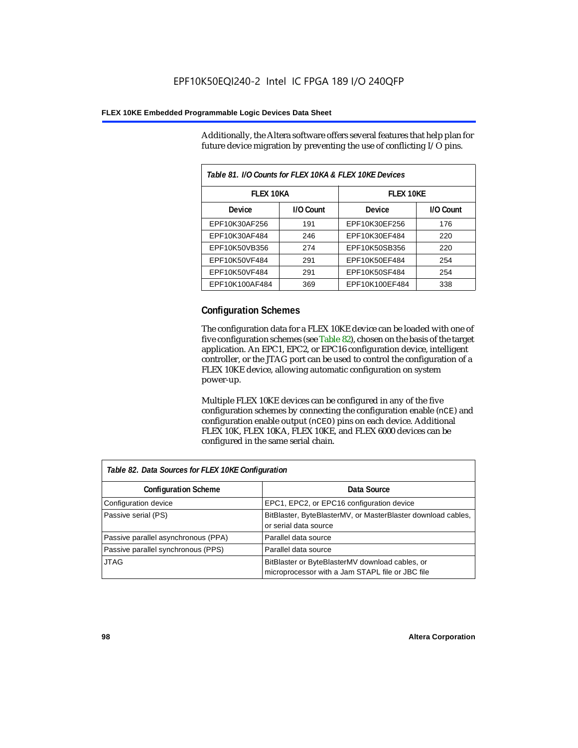Additionally, the Altera software offers several features that help plan for future device migration by preventing the use of conflicting I/O pins.

*Table 81. I/O Counts for FLEX 10KA & FLEX 10KE Devices*

| FLEX 10KA | | FLEX 10KE | |
|---|---|---|---|
| **Device** | **I/O Count** | **Device** | **I/O Count** |
| EPF10K30AF256 | 191 | EPF10K30EF256 | 176 |
| EPF10K30AF484 | 246 | EPF10K30EF484 | 220 |
| EPF10K50VB356 | 274 | EPF10K50SB356 | 220 |
| EPF10K50VF484 | 291 | EPF10K50EF484 | 254 |
| EPF10K50VF484 | 291 | EPF10K50SF484 | 254 |
| EPF10K100AF484 | 369 | EPF10K100EF484 | 338 |

## Configuration Schemes

The configuration data for a FLEX 10KE device can be loaded with one of five configuration schemes (see Table 82), chosen on the basis of the target application. An EPC1, EPC2, or EPC16 configuration device, intelligent controller, or the JTAG port can be used to control the configuration of a FLEX 10KE device, allowing automatic configuration on system power-up.

Multiple FLEX 10KE devices can be configured in any of the five configuration schemes by connecting the configuration enable (`nCE`) and configuration enable output (`nCEO`) pins on each device. Additional FLEX 10K, FLEX 10KA, FLEX 10KE, and FLEX 6000 devices can be configured in the same serial chain.

*Table 82. Data Sources for FLEX 10KE Configuration*

| Configuration Scheme | Data Source |
|---|---|
| Configuration device | EPC1, EPC2, or EPC16 configuration device |
| Passive serial (PS) | BitBlaster, ByteBlasterMV, or MasterBlaster download cables, or serial data source |
| Passive parallel asynchronous (PPA) | Parallel data source |
| Passive parallel synchronous (PPS) | Parallel data source |
| JTAG | BitBlaster or ByteBlasterMV download cables, or microprocessor with a Jam STAPL file or JBC file |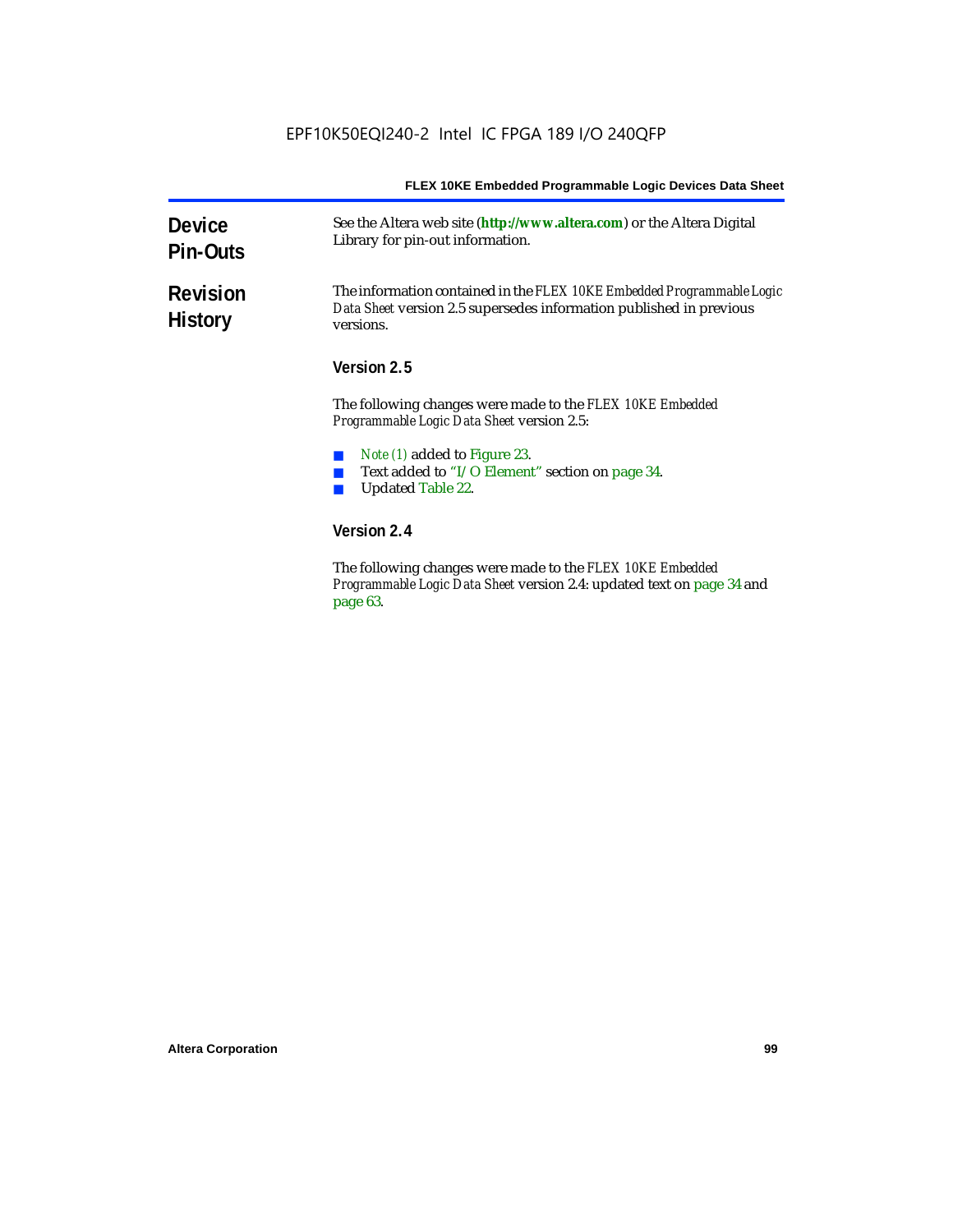## Device Pin-Outs

See the Altera web site (**http://www.altera.com**) or the Altera Digital Library for pin-out information.

## Revision History

The information contained in the *FLEX 10KE Embedded Programmable Logic Data Sheet* version 2.5 supersedes information published in previous versions.

### Version 2.5

The following changes were made to the *FLEX 10KE Embedded Programmable Logic Data Sheet* version 2.5:

- *Note (1)* added to Figure 23.
- Text added to "I/O Element" section on page 34.
- Updated Table 22.

### Version 2.4

The following changes were made to the *FLEX 10KE Embedded Programmable Logic Data Sheet* version 2.4: updated text on page 34 and page 63.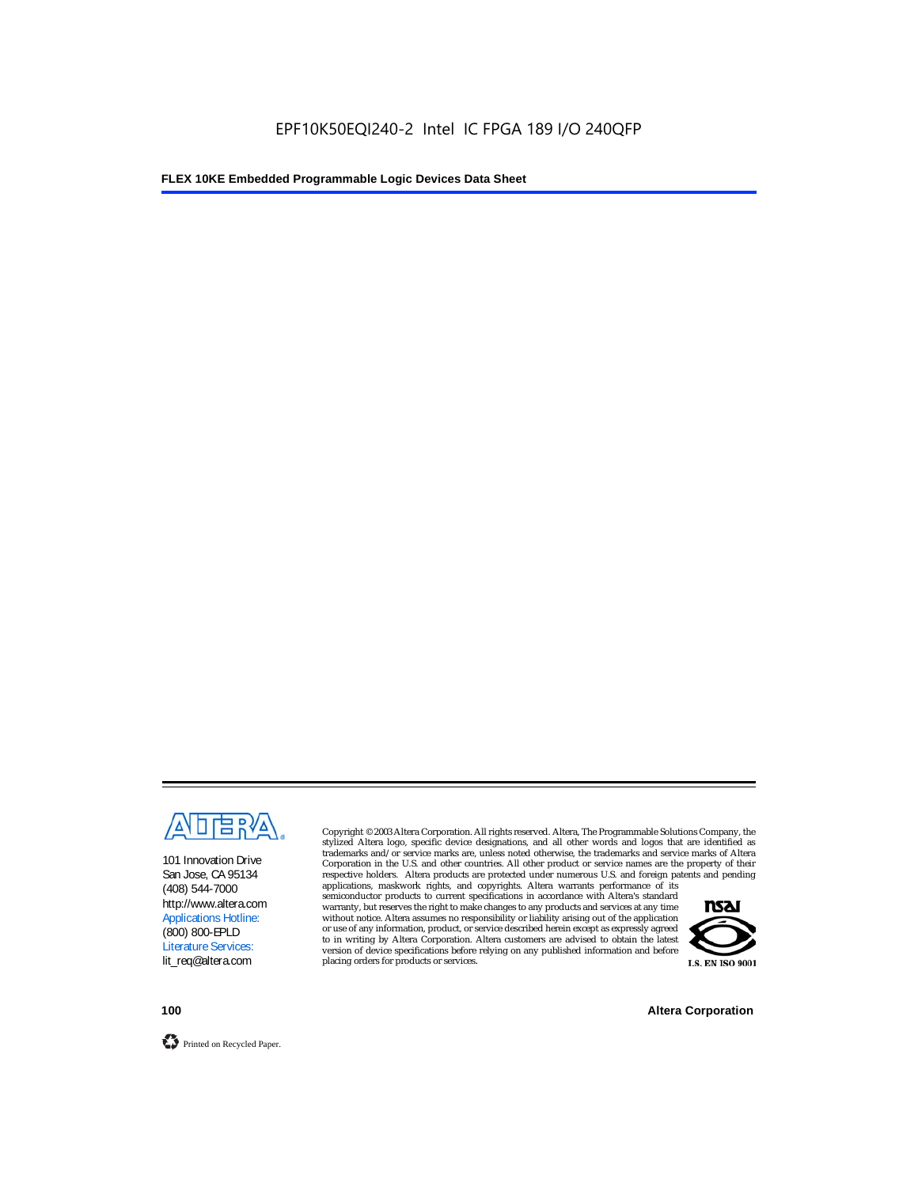101 Innovation Drive
San Jose, CA 95134
(408) 544-7000
http://www.altera.com
Applications Hotline:
(800) 800-EPLD
Literature Services:
lit_req@altera.com

Copyright © 2003 Altera Corporation. All rights reserved. Altera, The Programmable Solutions Company, the stylized Altera logo, specific device designations, and all other words and logos that are identified as trademarks and/or service marks are, unless noted otherwise, the trademarks and service marks of Altera Corporation in the U.S. and other countries. All other product or service names are the property of their respective holders. Altera products are protected under numerous U.S. and foreign patents and pending applications, maskwork rights, and copyrights. Altera warrants performance of its semiconductor products to current specifications in accordance with Altera's standard warranty, but reserves the right to make changes to any products and services at any time without notice. Altera assumes no responsibility or liability arising out of the application or use of any information, product, or service described herein except as expressly agreed to in writing by Altera Corporation. Altera customers are advised to obtain the latest version of device specifications before relying on any published information and before placing orders for products or services.

I.S. EN ISO 9001

Printed on Recycled Paper.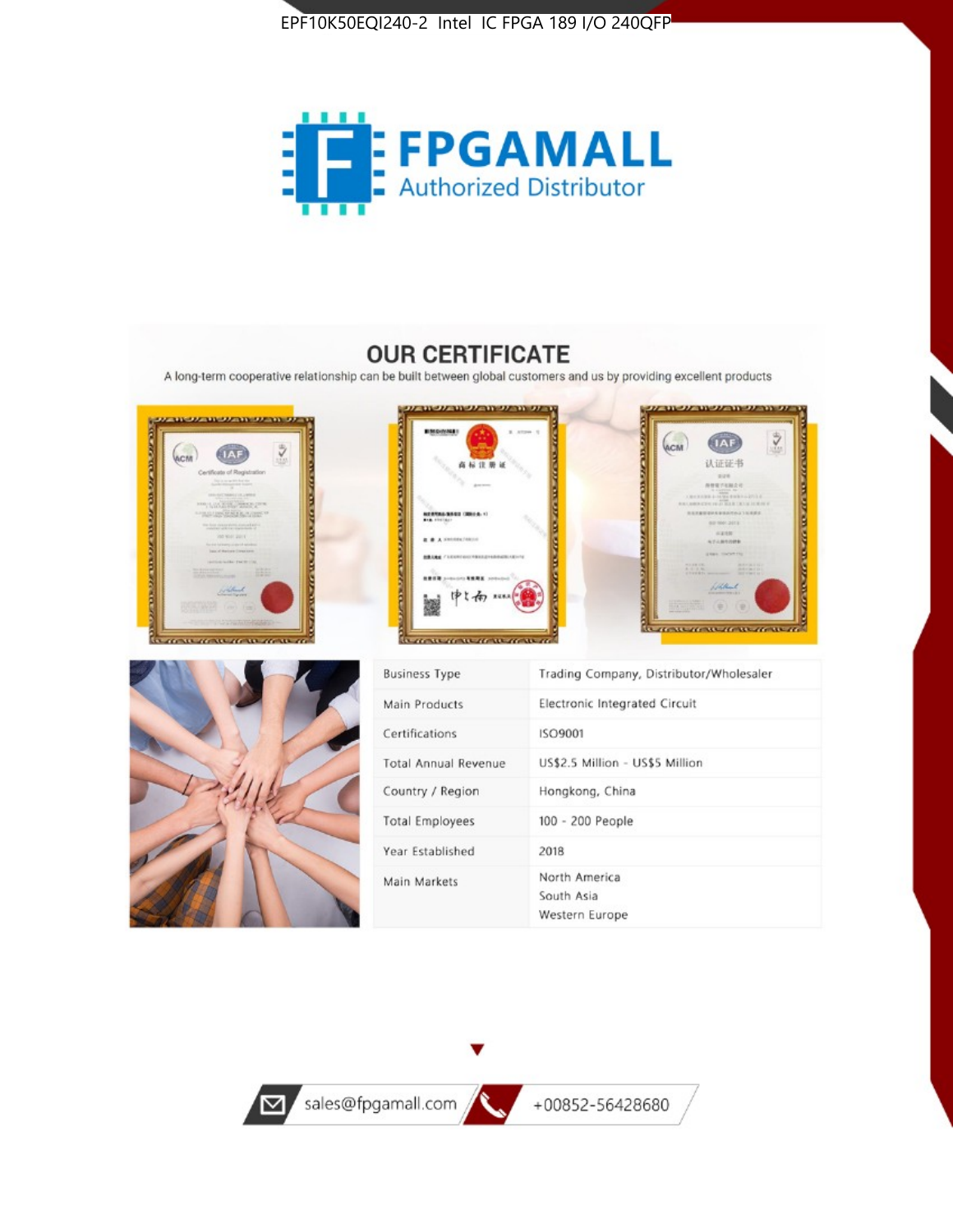FPGAMALL
Authorized Distributor

## OUR CERTIFICATE

A long-term cooperative relationship can be built between global customers and us by providing excellent products

| | |
|---|---|
| Business Type | Trading Company, Distributor/Wholesaler |
| Main Products | Electronic Integrated Circuit |
| Certifications | ISO9001 |
| Total Annual Revenue | US$2.5 Million - US$5 Million |
| Country / Region | Hongkong, China |
| Total Employees | 100 - 200 People |
| Year Established | 2018 |
| Main Markets | North America<br>South Asia<br>Western Europe |

sales@fpgamall.com

+00852-56428680